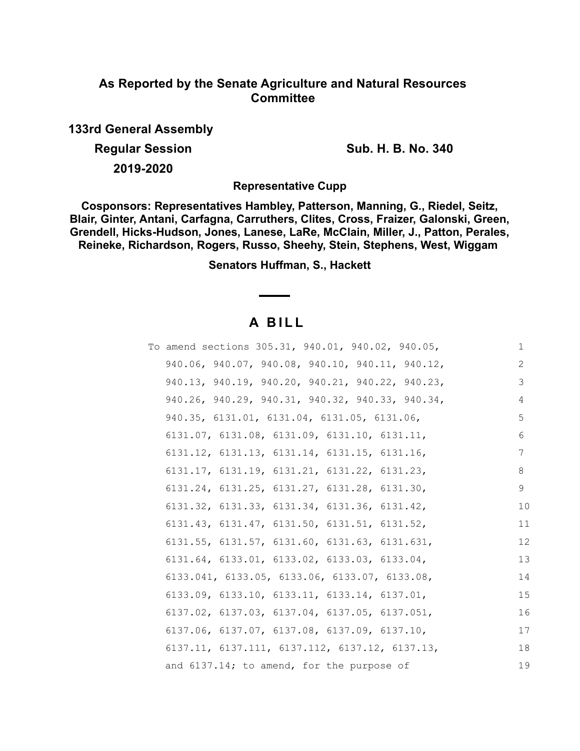**As Reported by the Senate Agriculture and Natural Resources Committee**

**133rd General Assembly**

**Regular Session**

**2019-2020**

**Sub. H. B. No. 340**

**Representative Cupp**

**Cosponsors: Representatives Hambley, Patterson, Manning, G., Riedel, Seitz, Blair, Ginter, Antani, Carfagna, Carruthers, Clites, Cross, Fraizer, Galonski, Green, Grendell, Hicks-Hudson, Jones, Lanese, LaRe, McClain, Miller, J., Patton, Perales, Reineke, Richardson, Rogers, Russo, Sheehy, Stein, Stephens, West, Wiggam**

**Senators Huffman, S., Hackett**

# A BILL

To amend sections 305.31, 940.01, 940.02, 940.05, 940.06, 940.07, 940.08, 940.10, 940.11, 940.12, 940.13, 940.19, 940.20, 940.21, 940.22, 940.23, 940.26, 940.29, 940.31, 940.32, 940.33, 940.34, 940.35, 6131.01, 6131.04, 6131.05, 6131.06, 6131.07, 6131.08, 6131.09, 6131.10, 6131.11, 6131.12, 6131.13, 6131.14, 6131.15, 6131.16, 6131.17, 6131.19, 6131.21, 6131.22, 6131.23, 6131.24, 6131.25, 6131.27, 6131.28, 6131.30, 6131.32, 6131.33, 6131.34, 6131.36, 6131.42, 6131.43, 6131.47, 6131.50, 6131.51, 6131.52, 6131.55, 6131.57, 6131.60, 6131.63, 6131.631, 6131.64, 6133.01, 6133.02, 6133.03, 6133.04, 6133.041, 6133.05, 6133.06, 6133.07, 6133.08, 6133.09, 6133.10, 6133.11, 6133.14, 6137.01, 6137.02, 6137.03, 6137.04, 6137.05, 6137.051, 6137.06, 6137.07, 6137.08, 6137.09, 6137.10, 6137.11, 6137.111, 6137.112, 6137.12, 6137.13, and 6137.14; to amend, for the purpose of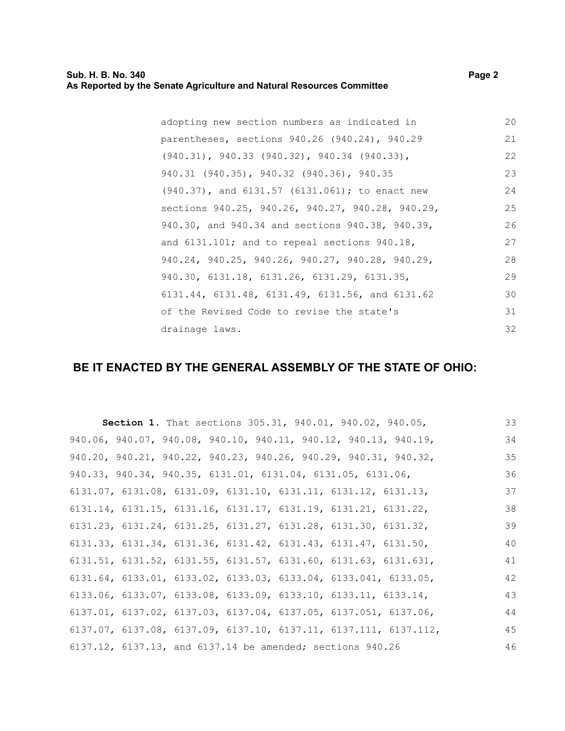adopting new section numbers as indicated in parentheses, sections 940.26 (940.24), 940.29 (940.31), 940.33 (940.32), 940.34 (940.33), 940.31 (940.35), 940.32 (940.36), 940.35 (940.37), and 6131.57 (6131.061); to enact new sections 940.25, 940.26, 940.27, 940.28, 940.29, 940.30, and 940.34 and sections 940.38, 940.39, and 6131.101; and to repeal sections 940.18, 940.24, 940.25, 940.26, 940.27, 940.28, 940.29, 940.30, 6131.18, 6131.26, 6131.29, 6131.35, 6131.44, 6131.48, 6131.49, 6131.56, and 6131.62 of the Revised Code to revise the state's drainage laws.

## BE IT ENACTED BY THE GENERAL ASSEMBLY OF THE STATE OF OHIO:

**Section 1.** That sections 305.31, 940.01, 940.02, 940.05, 940.06, 940.07, 940.08, 940.10, 940.11, 940.12, 940.13, 940.19, 940.20, 940.21, 940.22, 940.23, 940.26, 940.29, 940.31, 940.32, 940.33, 940.34, 940.35, 6131.01, 6131.04, 6131.05, 6131.06, 6131.07, 6131.08, 6131.09, 6131.10, 6131.11, 6131.12, 6131.13, 6131.14, 6131.15, 6131.16, 6131.17, 6131.19, 6131.21, 6131.22, 6131.23, 6131.24, 6131.25, 6131.27, 6131.28, 6131.30, 6131.32, 6131.33, 6131.34, 6131.36, 6131.42, 6131.43, 6131.47, 6131.50, 6131.51, 6131.52, 6131.55, 6131.57, 6131.60, 6131.63, 6131.631, 6131.64, 6133.01, 6133.02, 6133.03, 6133.04, 6133.041, 6133.05, 6133.06, 6133.07, 6133.08, 6133.09, 6133.10, 6133.11, 6133.14, 6137.01, 6137.02, 6137.03, 6137.04, 6137.05, 6137.051, 6137.06, 6137.07, 6137.08, 6137.09, 6137.10, 6137.11, 6137.111, 6137.112, 6137.12, 6137.13, and 6137.14 be amended; sections 940.26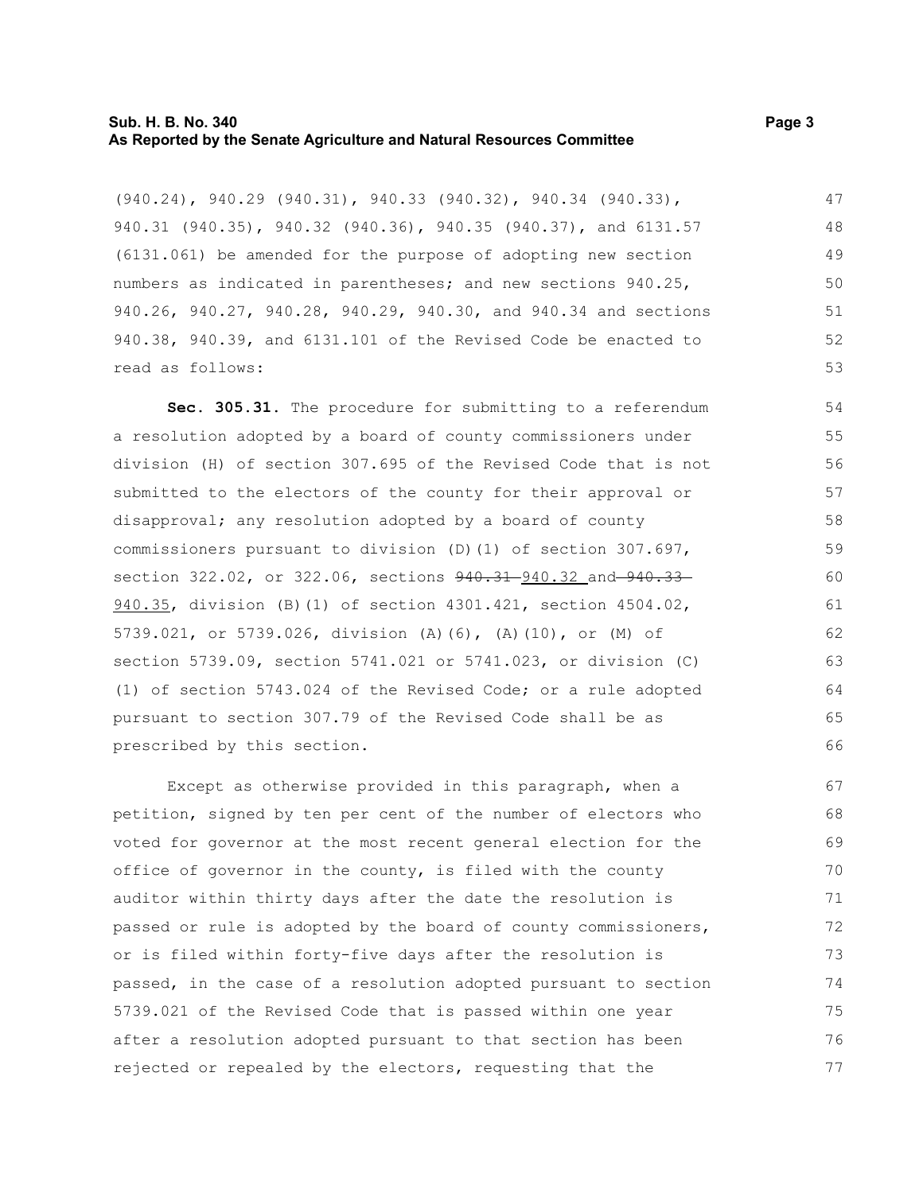(940.24), 940.29 (940.31), 940.33 (940.32), 940.34 (940.33), 940.31 (940.35), 940.32 (940.36), 940.35 (940.37), and 6131.57 (6131.061) be amended for the purpose of adopting new section numbers as indicated in parentheses; and new sections 940.25, 940.26, 940.27, 940.28, 940.29, 940.30, and 940.34 and sections 940.38, 940.39, and 6131.101 of the Revised Code be enacted to read as follows:

**Sec. 305.31.** The procedure for submitting to a referendum a resolution adopted by a board of county commissioners under division (H) of section 307.695 of the Revised Code that is not submitted to the electors of the county for their approval or disapproval; any resolution adopted by a board of county commissioners pursuant to division (D)(1) of section 307.697, section 322.02, or 322.06, sections ~~940.31~~ 940.32 and ~~940.33~~ 940.35, division (B)(1) of section 4301.421, section 4504.02, 5739.021, or 5739.026, division (A)(6), (A)(10), or (M) of section 5739.09, section 5741.021 or 5741.023, or division (C)(1) of section 5743.024 of the Revised Code; or a rule adopted pursuant to section 307.79 of the Revised Code shall be as prescribed by this section.

Except as otherwise provided in this paragraph, when a petition, signed by ten per cent of the number of electors who voted for governor at the most recent general election for the office of governor in the county, is filed with the county auditor within thirty days after the date the resolution is passed or rule is adopted by the board of county commissioners, or is filed within forty-five days after the resolution is passed, in the case of a resolution adopted pursuant to section 5739.021 of the Revised Code that is passed within one year after a resolution adopted pursuant to that section has been rejected or repealed by the electors, requesting that the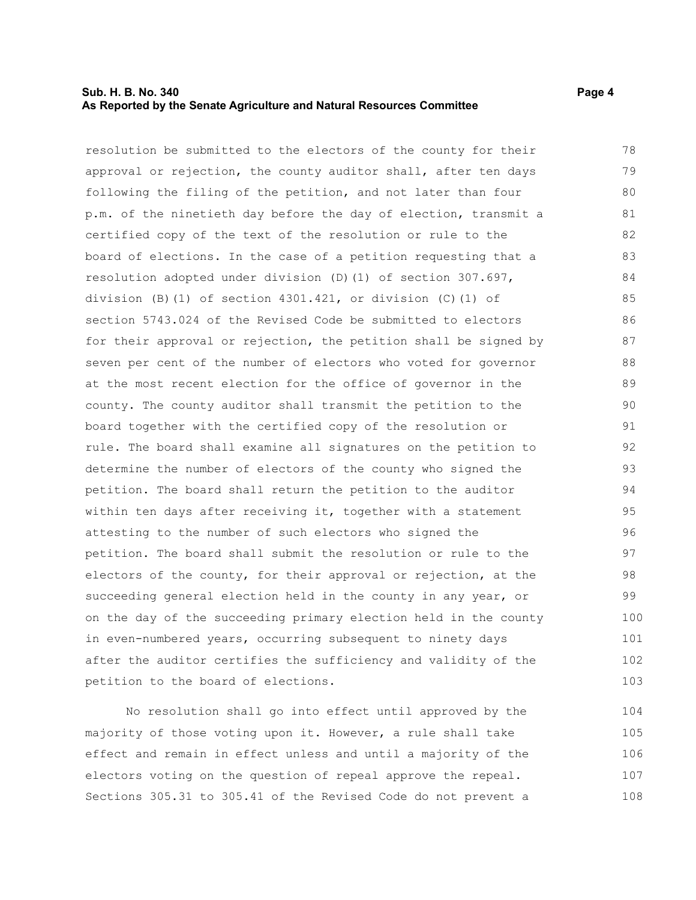resolution be submitted to the electors of the county for their approval or rejection, the county auditor shall, after ten days following the filing of the petition, and not later than four p.m. of the ninetieth day before the day of election, transmit a certified copy of the text of the resolution or rule to the board of elections. In the case of a petition requesting that a resolution adopted under division (D)(1) of section 307.697, division (B)(1) of section 4301.421, or division (C)(1) of section 5743.024 of the Revised Code be submitted to electors for their approval or rejection, the petition shall be signed by seven per cent of the number of electors who voted for governor at the most recent election for the office of governor in the county. The county auditor shall transmit the petition to the board together with the certified copy of the resolution or rule. The board shall examine all signatures on the petition to determine the number of electors of the county who signed the petition. The board shall return the petition to the auditor within ten days after receiving it, together with a statement attesting to the number of such electors who signed the petition. The board shall submit the resolution or rule to the electors of the county, for their approval or rejection, at the succeeding general election held in the county in any year, or on the day of the succeeding primary election held in the county in even-numbered years, occurring subsequent to ninety days after the auditor certifies the sufficiency and validity of the petition to the board of elections.

No resolution shall go into effect until approved by the majority of those voting upon it. However, a rule shall take effect and remain in effect unless and until a majority of the electors voting on the question of repeal approve the repeal. Sections 305.31 to 305.41 of the Revised Code do not prevent a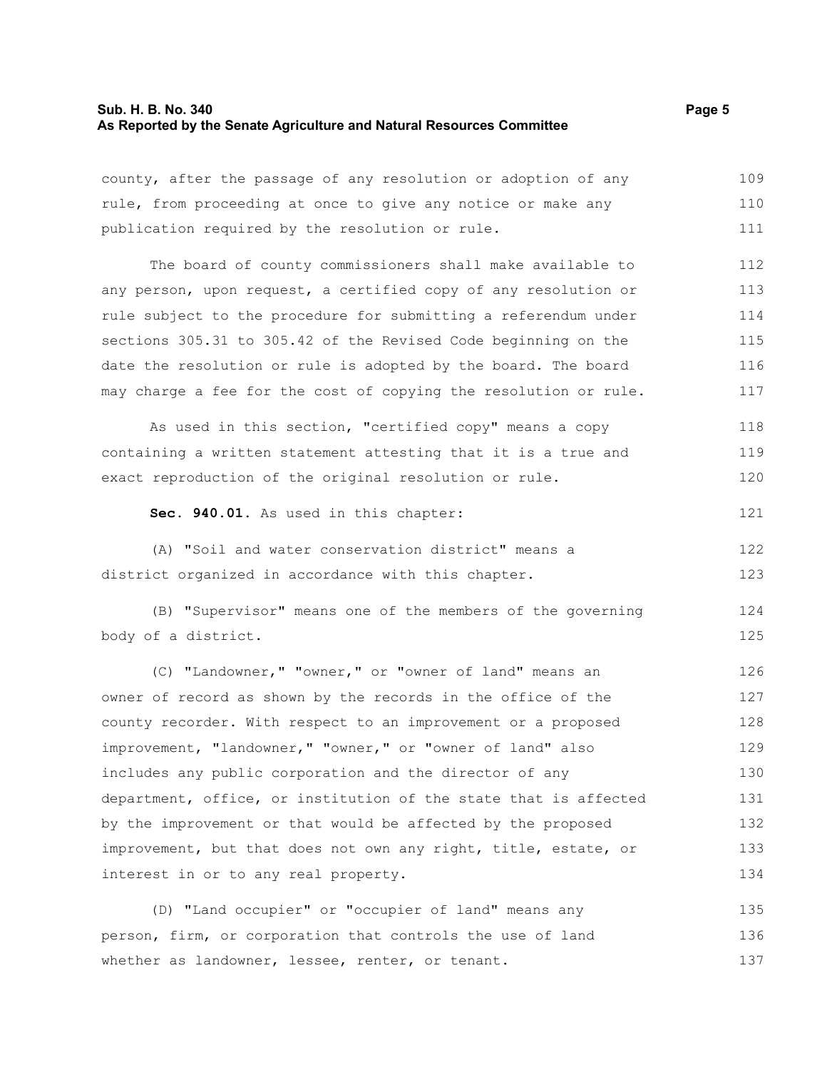county, after the passage of any resolution or adoption of any rule, from proceeding at once to give any notice or make any publication required by the resolution or rule.

The board of county commissioners shall make available to any person, upon request, a certified copy of any resolution or rule subject to the procedure for submitting a referendum under sections 305.31 to 305.42 of the Revised Code beginning on the date the resolution or rule is adopted by the board. The board may charge a fee for the cost of copying the resolution or rule.

As used in this section, "certified copy" means a copy containing a written statement attesting that it is a true and exact reproduction of the original resolution or rule.

**Sec. 940.01.** As used in this chapter:

(A) "Soil and water conservation district" means a district organized in accordance with this chapter.

(B) "Supervisor" means one of the members of the governing body of a district.

(C) "Landowner," "owner," or "owner of land" means an owner of record as shown by the records in the office of the county recorder. With respect to an improvement or a proposed improvement, "landowner," "owner," or "owner of land" also includes any public corporation and the director of any department, office, or institution of the state that is affected by the improvement or that would be affected by the proposed improvement, but that does not own any right, title, estate, or interest in or to any real property.

(D) "Land occupier" or "occupier of land" means any person, firm, or corporation that controls the use of land whether as landowner, lessee, renter, or tenant.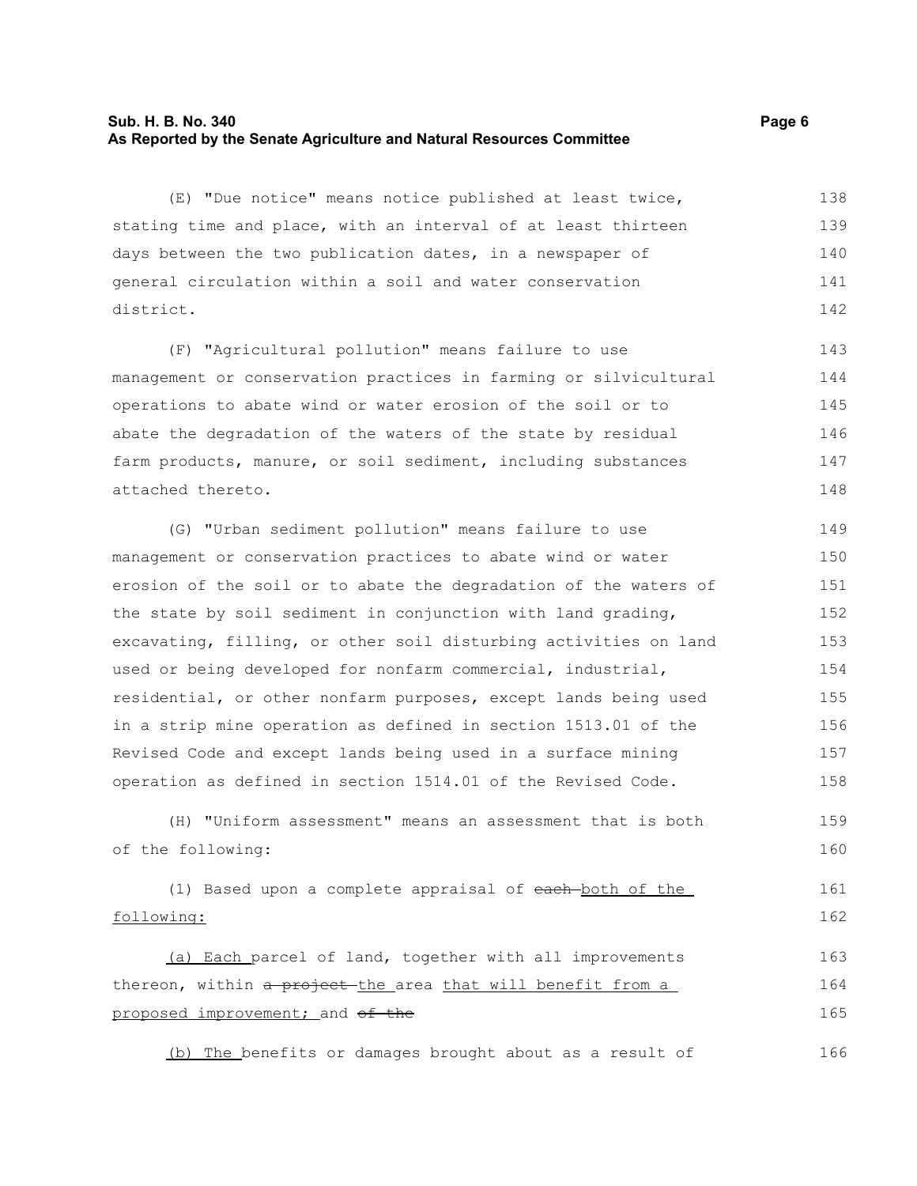(E) "Due notice" means notice published at least twice, stating time and place, with an interval of at least thirteen days between the two publication dates, in a newspaper of general circulation within a soil and water conservation district.

(F) "Agricultural pollution" means failure to use management or conservation practices in farming or silvicultural operations to abate wind or water erosion of the soil or to abate the degradation of the waters of the state by residual farm products, manure, or soil sediment, including substances attached thereto.

(G) "Urban sediment pollution" means failure to use management or conservation practices to abate wind or water erosion of the soil or to abate the degradation of the waters of the state by soil sediment in conjunction with land grading, excavating, filling, or other soil disturbing activities on land used or being developed for nonfarm commercial, industrial, residential, or other nonfarm purposes, except lands being used in a strip mine operation as defined in section 1513.01 of the Revised Code and except lands being used in a surface mining operation as defined in section 1514.01 of the Revised Code.

(H) "Uniform assessment" means an assessment that is both of the following:

(1) Based upon a complete appraisal of ~~each~~ <u>both of the following:</u>

<u>(a) Each</u> parcel of land, together with all improvements thereon, within ~~a project~~ <u>the</u> area <u>that will benefit from a proposed improvement;</u> and ~~of the~~

<u>(b) The</u> benefits or damages brought about as a result of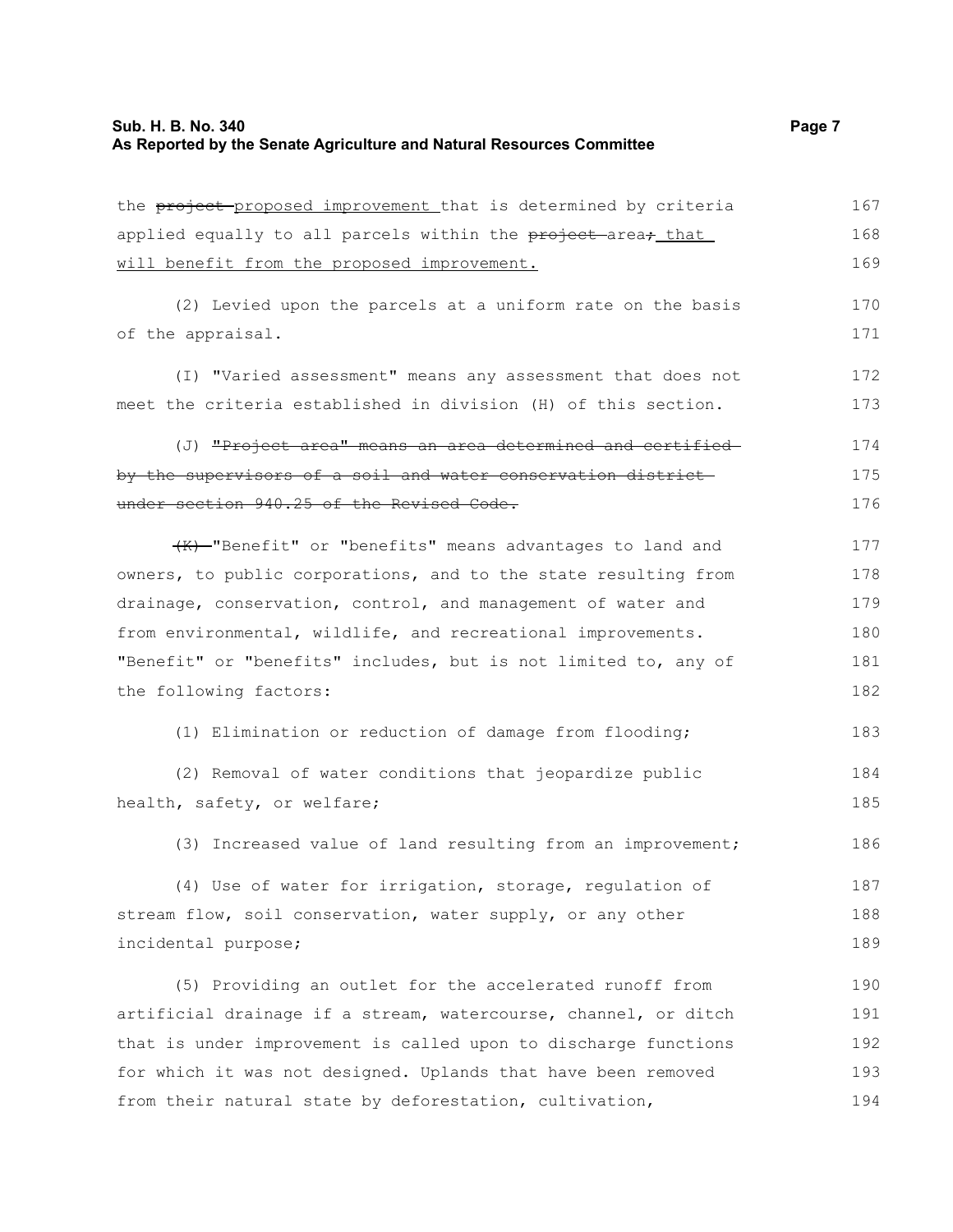the ~~project~~ proposed improvement that is determined by criteria applied equally to all parcels within the ~~project~~ area~~;~~ that will benefit from the proposed improvement.

(2) Levied upon the parcels at a uniform rate on the basis of the appraisal.

(I) "Varied assessment" means any assessment that does not meet the criteria established in division (H) of this section.

(J) ~~"Project area" means an area determined and certified by the supervisors of a soil and water conservation district under section 940.25 of the Revised Code.~~

~~(K)~~ "Benefit" or "benefits" means advantages to land and owners, to public corporations, and to the state resulting from drainage, conservation, control, and management of water and from environmental, wildlife, and recreational improvements. "Benefit" or "benefits" includes, but is not limited to, any of the following factors:

(1) Elimination or reduction of damage from flooding;

(2) Removal of water conditions that jeopardize public health, safety, or welfare;

(3) Increased value of land resulting from an improvement;

(4) Use of water for irrigation, storage, regulation of stream flow, soil conservation, water supply, or any other incidental purpose;

(5) Providing an outlet for the accelerated runoff from artificial drainage if a stream, watercourse, channel, or ditch that is under improvement is called upon to discharge functions for which it was not designed. Uplands that have been removed from their natural state by deforestation, cultivation,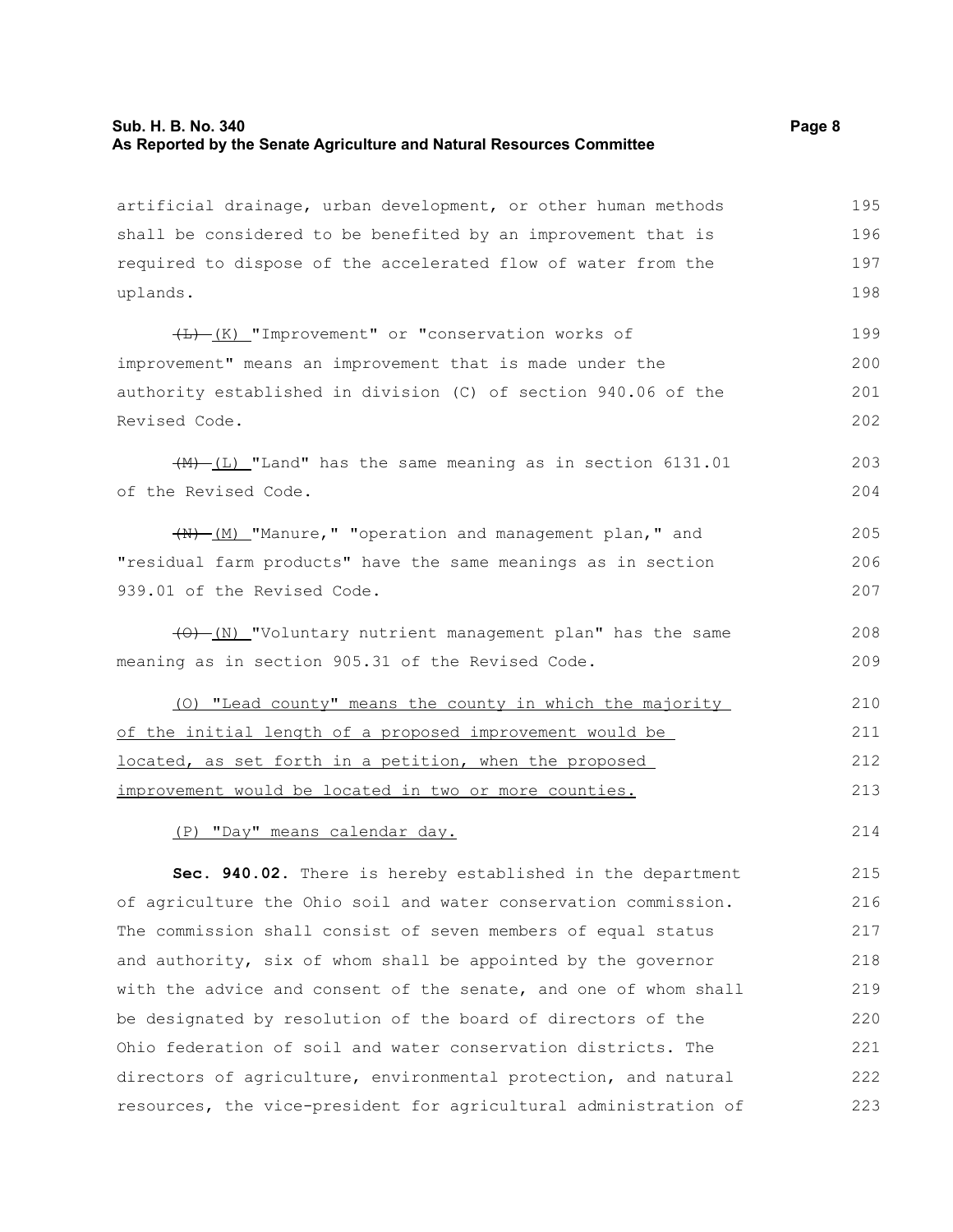artificial drainage, urban development, or other human methods shall be considered to be benefited by an improvement that is required to dispose of the accelerated flow of water from the uplands.

~~(L)~~ (K) "Improvement" or "conservation works of improvement" means an improvement that is made under the authority established in division (C) of section 940.06 of the Revised Code.

~~(M)~~ (L) "Land" has the same meaning as in section 6131.01 of the Revised Code.

~~(N)~~ (M) "Manure," "operation and management plan," and "residual farm products" have the same meanings as in section 939.01 of the Revised Code.

~~(O)~~ (N) "Voluntary nutrient management plan" has the same meaning as in section 905.31 of the Revised Code.

(O) "Lead county" means the county in which the majority of the initial length of a proposed improvement would be located, as set forth in a petition, when the proposed improvement would be located in two or more counties.

(P) "Day" means calendar day.

**Sec. 940.02.** There is hereby established in the department of agriculture the Ohio soil and water conservation commission. The commission shall consist of seven members of equal status and authority, six of whom shall be appointed by the governor with the advice and consent of the senate, and one of whom shall be designated by resolution of the board of directors of the Ohio federation of soil and water conservation districts. The directors of agriculture, environmental protection, and natural resources, the vice-president for agricultural administration of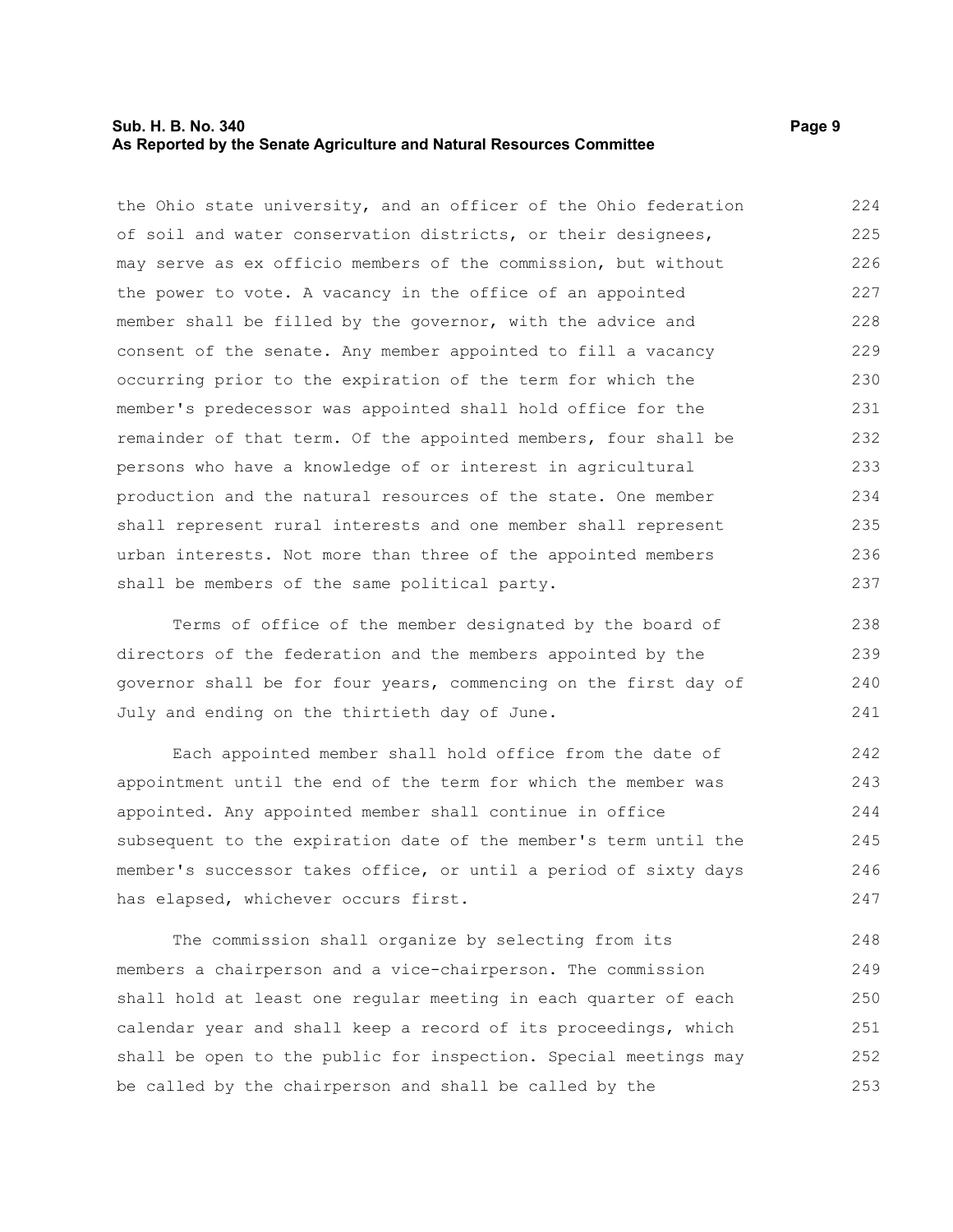the Ohio state university, and an officer of the Ohio federation of soil and water conservation districts, or their designees, may serve as ex officio members of the commission, but without the power to vote. A vacancy in the office of an appointed member shall be filled by the governor, with the advice and consent of the senate. Any member appointed to fill a vacancy occurring prior to the expiration of the term for which the member's predecessor was appointed shall hold office for the remainder of that term. Of the appointed members, four shall be persons who have a knowledge of or interest in agricultural production and the natural resources of the state. One member shall represent rural interests and one member shall represent urban interests. Not more than three of the appointed members shall be members of the same political party.

Terms of office of the member designated by the board of directors of the federation and the members appointed by the governor shall be for four years, commencing on the first day of July and ending on the thirtieth day of June.

Each appointed member shall hold office from the date of appointment until the end of the term for which the member was appointed. Any appointed member shall continue in office subsequent to the expiration date of the member's term until the member's successor takes office, or until a period of sixty days has elapsed, whichever occurs first.

The commission shall organize by selecting from its members a chairperson and a vice-chairperson. The commission shall hold at least one regular meeting in each quarter of each calendar year and shall keep a record of its proceedings, which shall be open to the public for inspection. Special meetings may be called by the chairperson and shall be called by the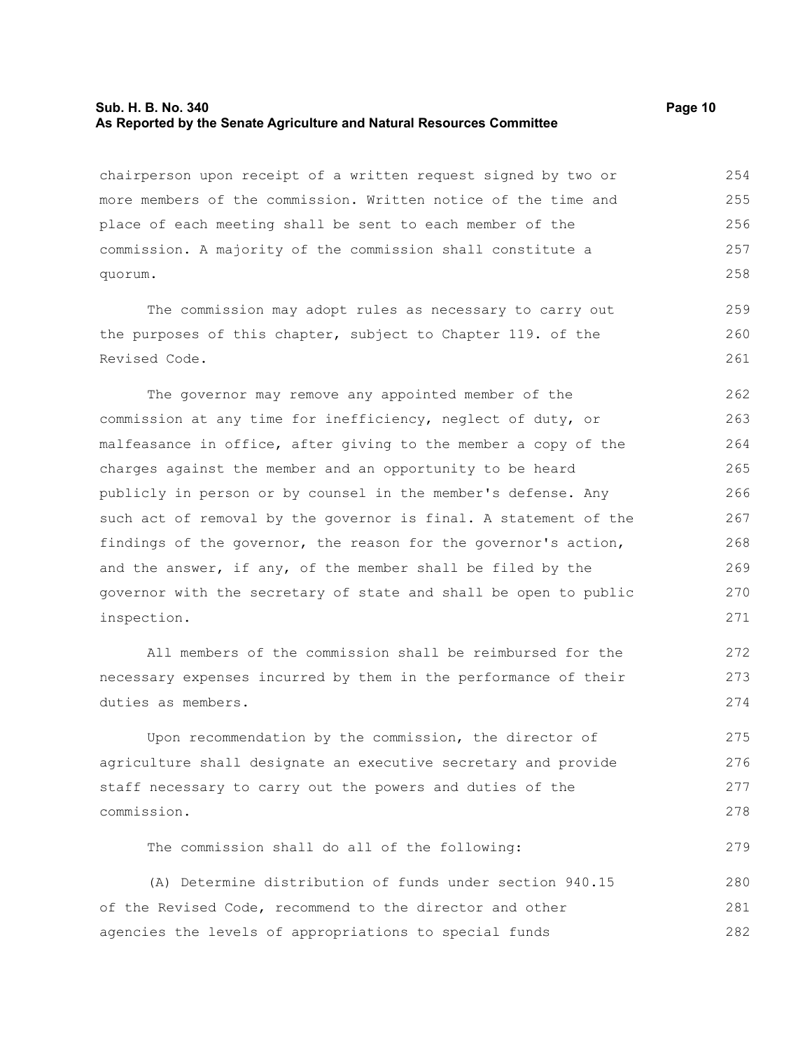chairperson upon receipt of a written request signed by two or more members of the commission. Written notice of the time and place of each meeting shall be sent to each member of the commission. A majority of the commission shall constitute a quorum.

The commission may adopt rules as necessary to carry out the purposes of this chapter, subject to Chapter 119. of the Revised Code.

The governor may remove any appointed member of the commission at any time for inefficiency, neglect of duty, or malfeasance in office, after giving to the member a copy of the charges against the member and an opportunity to be heard publicly in person or by counsel in the member's defense. Any such act of removal by the governor is final. A statement of the findings of the governor, the reason for the governor's action, and the answer, if any, of the member shall be filed by the governor with the secretary of state and shall be open to public inspection.

All members of the commission shall be reimbursed for the necessary expenses incurred by them in the performance of their duties as members.

Upon recommendation by the commission, the director of agriculture shall designate an executive secretary and provide staff necessary to carry out the powers and duties of the commission.

The commission shall do all of the following:

(A) Determine distribution of funds under section 940.15 of the Revised Code, recommend to the director and other agencies the levels of appropriations to special funds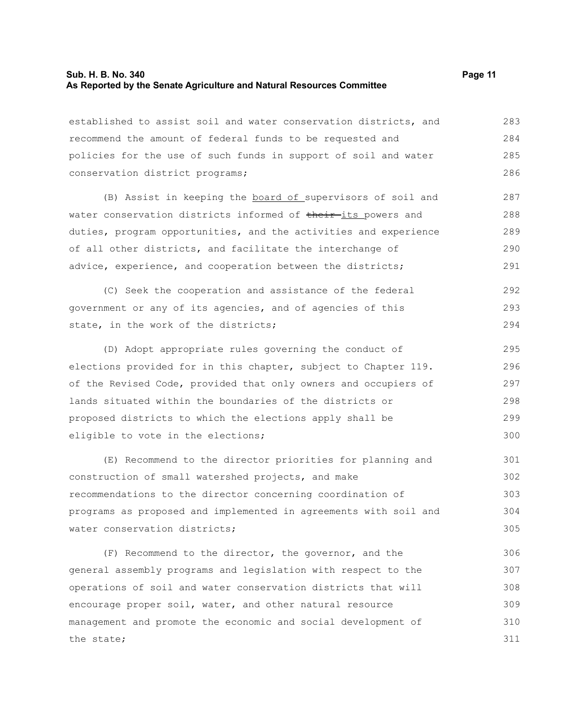established to assist soil and water conservation districts, and recommend the amount of federal funds to be requested and policies for the use of such funds in support of soil and water conservation district programs;

(B) Assist in keeping the board of supervisors of soil and water conservation districts informed of ~~their~~ its powers and duties, program opportunities, and the activities and experience of all other districts, and facilitate the interchange of advice, experience, and cooperation between the districts;

(C) Seek the cooperation and assistance of the federal government or any of its agencies, and of agencies of this state, in the work of the districts;

(D) Adopt appropriate rules governing the conduct of elections provided for in this chapter, subject to Chapter 119. of the Revised Code, provided that only owners and occupiers of lands situated within the boundaries of the districts or proposed districts to which the elections apply shall be eligible to vote in the elections;

(E) Recommend to the director priorities for planning and construction of small watershed projects, and make recommendations to the director concerning coordination of programs as proposed and implemented in agreements with soil and water conservation districts;

(F) Recommend to the director, the governor, and the general assembly programs and legislation with respect to the operations of soil and water conservation districts that will encourage proper soil, water, and other natural resource management and promote the economic and social development of the state;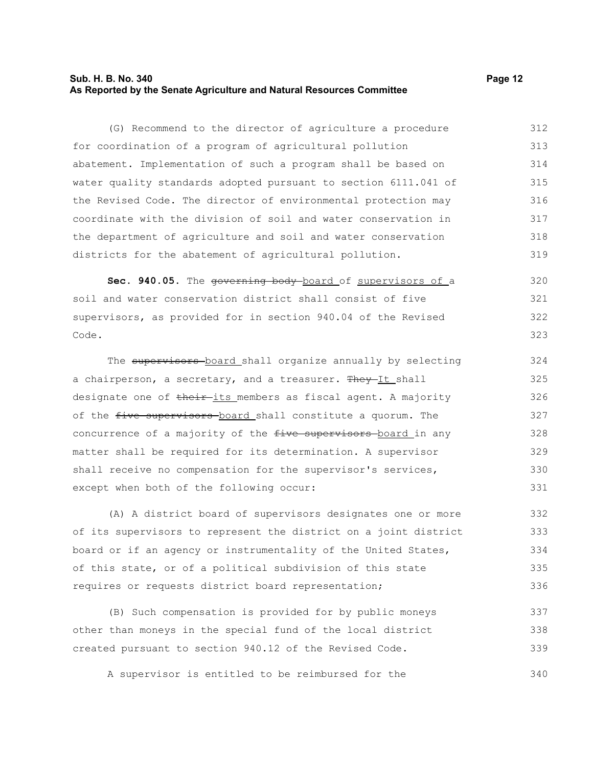(G) Recommend to the director of agriculture a procedure for coordination of a program of agricultural pollution abatement. Implementation of such a program shall be based on water quality standards adopted pursuant to section 6111.041 of the Revised Code. The director of environmental protection may coordinate with the division of soil and water conservation in the department of agriculture and soil and water conservation districts for the abatement of agricultural pollution.

**Sec. 940.05.** The ~~governing body~~ <u>board</u> of <u>supervisors of</u> a soil and water conservation district shall consist of five supervisors, as provided for in section 940.04 of the Revised Code.

The ~~supervisors~~ <u>board</u> shall organize annually by selecting a chairperson, a secretary, and a treasurer. ~~They~~ <u>It</u> shall designate one of ~~their~~ <u>its</u> members as fiscal agent. A majority of the ~~five supervisors~~ <u>board</u> shall constitute a quorum. The concurrence of a majority of the ~~five supervisors~~ <u>board</u> in any matter shall be required for its determination. A supervisor shall receive no compensation for the supervisor's services, except when both of the following occur:

(A) A district board of supervisors designates one or more of its supervisors to represent the district on a joint district board or if an agency or instrumentality of the United States, of this state, or of a political subdivision of this state requires or requests district board representation;

(B) Such compensation is provided for by public moneys other than moneys in the special fund of the local district created pursuant to section 940.12 of the Revised Code.

A supervisor is entitled to be reimbursed for the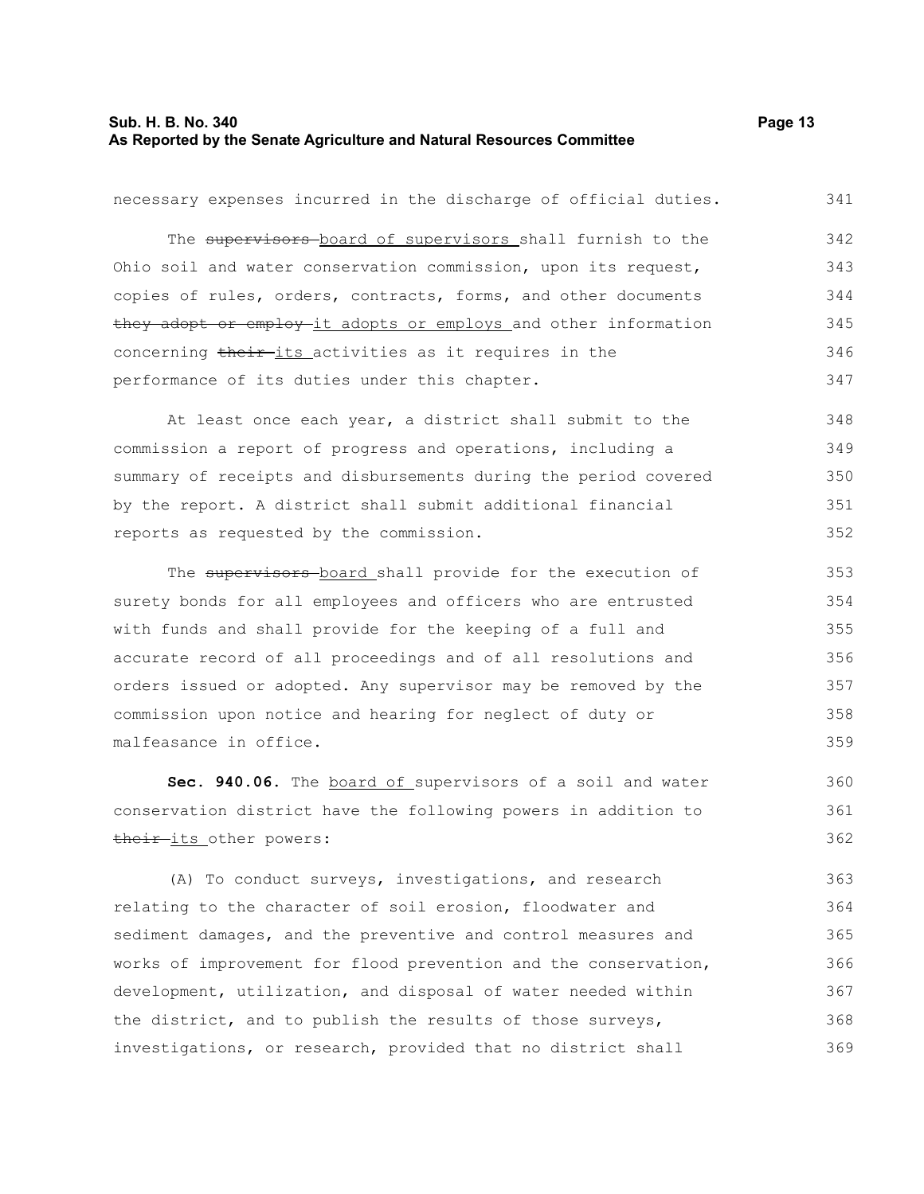necessary expenses incurred in the discharge of official duties.

The ~~supervisors~~ board of supervisors shall furnish to the Ohio soil and water conservation commission, upon its request, copies of rules, orders, contracts, forms, and other documents ~~they adopt or employ~~ it adopts or employs and other information concerning ~~their~~ its activities as it requires in the performance of its duties under this chapter.

At least once each year, a district shall submit to the commission a report of progress and operations, including a summary of receipts and disbursements during the period covered by the report. A district shall submit additional financial reports as requested by the commission.

The ~~supervisors~~ board shall provide for the execution of surety bonds for all employees and officers who are entrusted with funds and shall provide for the keeping of a full and accurate record of all proceedings and of all resolutions and orders issued or adopted. Any supervisor may be removed by the commission upon notice and hearing for neglect of duty or malfeasance in office.

**Sec. 940.06.** The board of supervisors of a soil and water conservation district have the following powers in addition to ~~their~~ its other powers:

(A) To conduct surveys, investigations, and research relating to the character of soil erosion, floodwater and sediment damages, and the preventive and control measures and works of improvement for flood prevention and the conservation, development, utilization, and disposal of water needed within the district, and to publish the results of those surveys, investigations, or research, provided that no district shall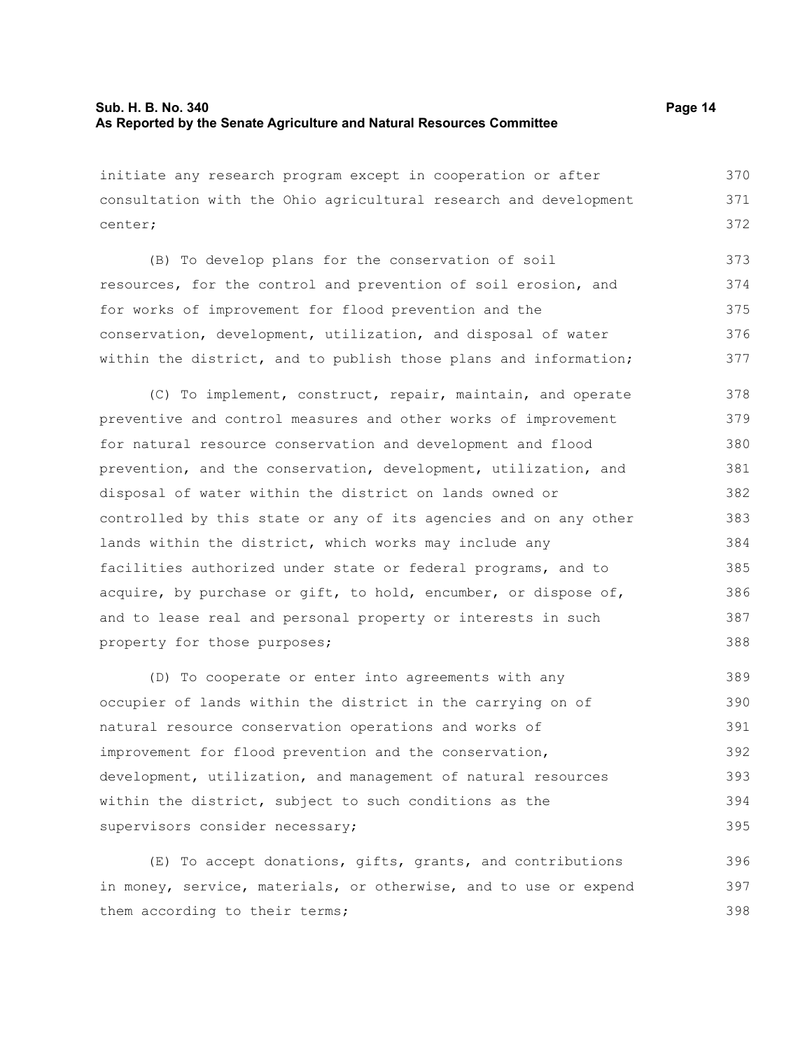initiate any research program except in cooperation or after consultation with the Ohio agricultural research and development center;

(B) To develop plans for the conservation of soil resources, for the control and prevention of soil erosion, and for works of improvement for flood prevention and the conservation, development, utilization, and disposal of water within the district, and to publish those plans and information;

(C) To implement, construct, repair, maintain, and operate preventive and control measures and other works of improvement for natural resource conservation and development and flood prevention, and the conservation, development, utilization, and disposal of water within the district on lands owned or controlled by this state or any of its agencies and on any other lands within the district, which works may include any facilities authorized under state or federal programs, and to acquire, by purchase or gift, to hold, encumber, or dispose of, and to lease real and personal property or interests in such property for those purposes;

(D) To cooperate or enter into agreements with any occupier of lands within the district in the carrying on of natural resource conservation operations and works of improvement for flood prevention and the conservation, development, utilization, and management of natural resources within the district, subject to such conditions as the supervisors consider necessary;

(E) To accept donations, gifts, grants, and contributions in money, service, materials, or otherwise, and to use or expend them according to their terms;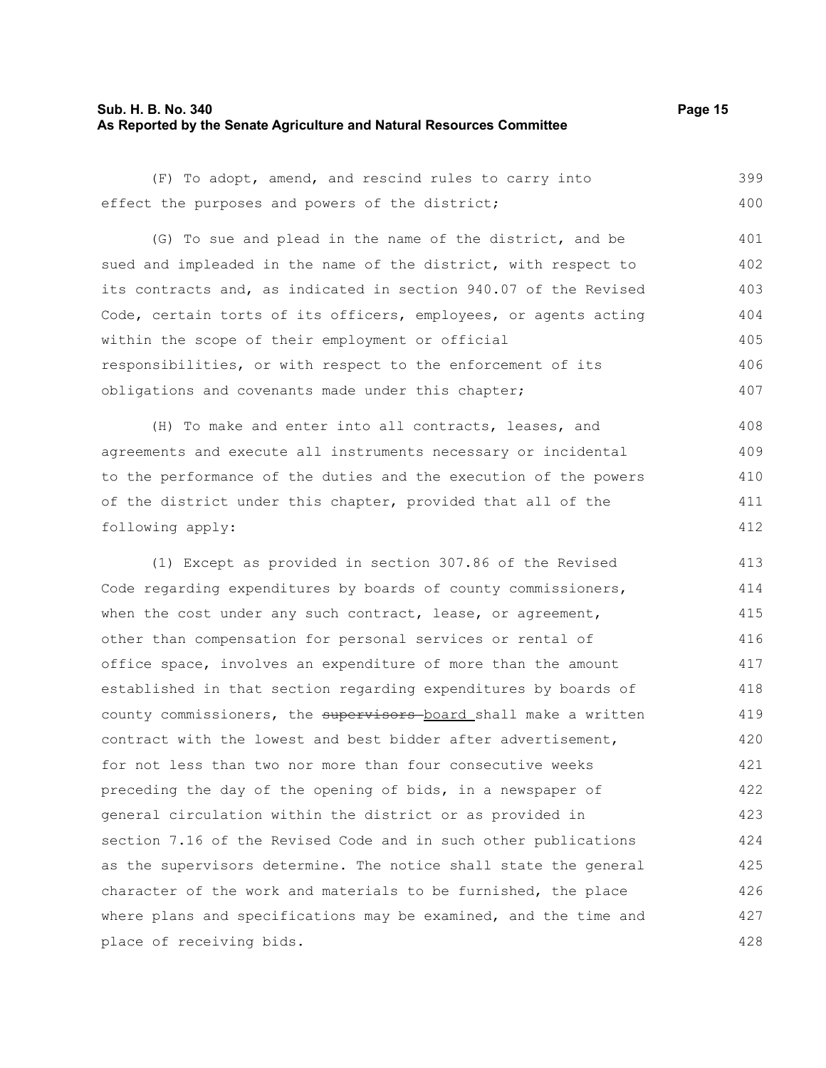(F) To adopt, amend, and rescind rules to carry into effect the purposes and powers of the district;

(G) To sue and plead in the name of the district, and be sued and impleaded in the name of the district, with respect to its contracts and, as indicated in section 940.07 of the Revised Code, certain torts of its officers, employees, or agents acting within the scope of their employment or official responsibilities, or with respect to the enforcement of its obligations and covenants made under this chapter;

(H) To make and enter into all contracts, leases, and agreements and execute all instruments necessary or incidental to the performance of the duties and the execution of the powers of the district under this chapter, provided that all of the following apply:

(1) Except as provided in section 307.86 of the Revised Code regarding expenditures by boards of county commissioners, when the cost under any such contract, lease, or agreement, other than compensation for personal services or rental of office space, involves an expenditure of more than the amount established in that section regarding expenditures by boards of county commissioners, the ~~supervisors~~ board shall make a written contract with the lowest and best bidder after advertisement, for not less than two nor more than four consecutive weeks preceding the day of the opening of bids, in a newspaper of general circulation within the district or as provided in section 7.16 of the Revised Code and in such other publications as the supervisors determine. The notice shall state the general character of the work and materials to be furnished, the place where plans and specifications may be examined, and the time and place of receiving bids.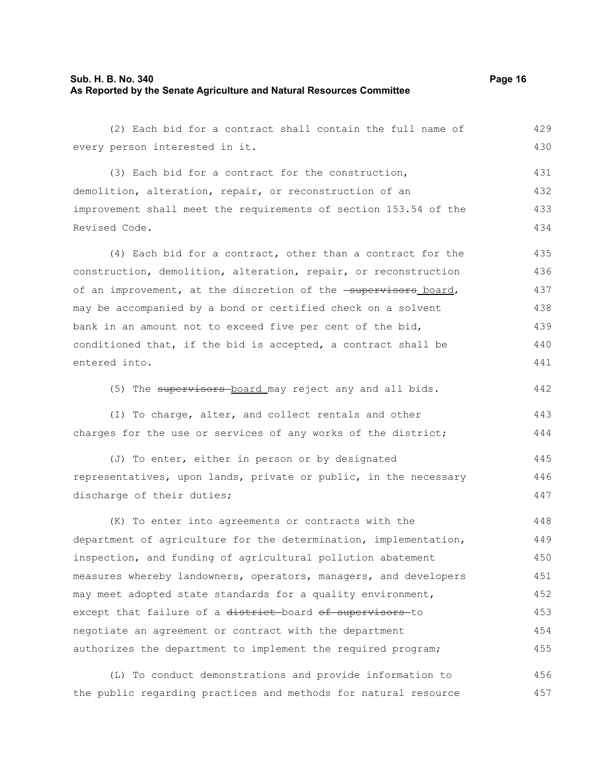(2) Each bid for a contract shall contain the full name of every person interested in it.

(3) Each bid for a contract for the construction, demolition, alteration, repair, or reconstruction of an improvement shall meet the requirements of section 153.54 of the Revised Code.

(4) Each bid for a contract, other than a contract for the construction, demolition, alteration, repair, or reconstruction of an improvement, at the discretion of the ~~supervisors~~ board, may be accompanied by a bond or certified check on a solvent bank in an amount not to exceed five per cent of the bid, conditioned that, if the bid is accepted, a contract shall be entered into.

(5) The ~~supervisors~~ board may reject any and all bids.

(I) To charge, alter, and collect rentals and other charges for the use or services of any works of the district;

(J) To enter, either in person or by designated representatives, upon lands, private or public, in the necessary discharge of their duties;

(K) To enter into agreements or contracts with the department of agriculture for the determination, implementation, inspection, and funding of agricultural pollution abatement measures whereby landowners, operators, managers, and developers may meet adopted state standards for a quality environment, except that failure of a ~~district~~ board ~~of supervisors~~ to negotiate an agreement or contract with the department authorizes the department to implement the required program;

(L) To conduct demonstrations and provide information to the public regarding practices and methods for natural resource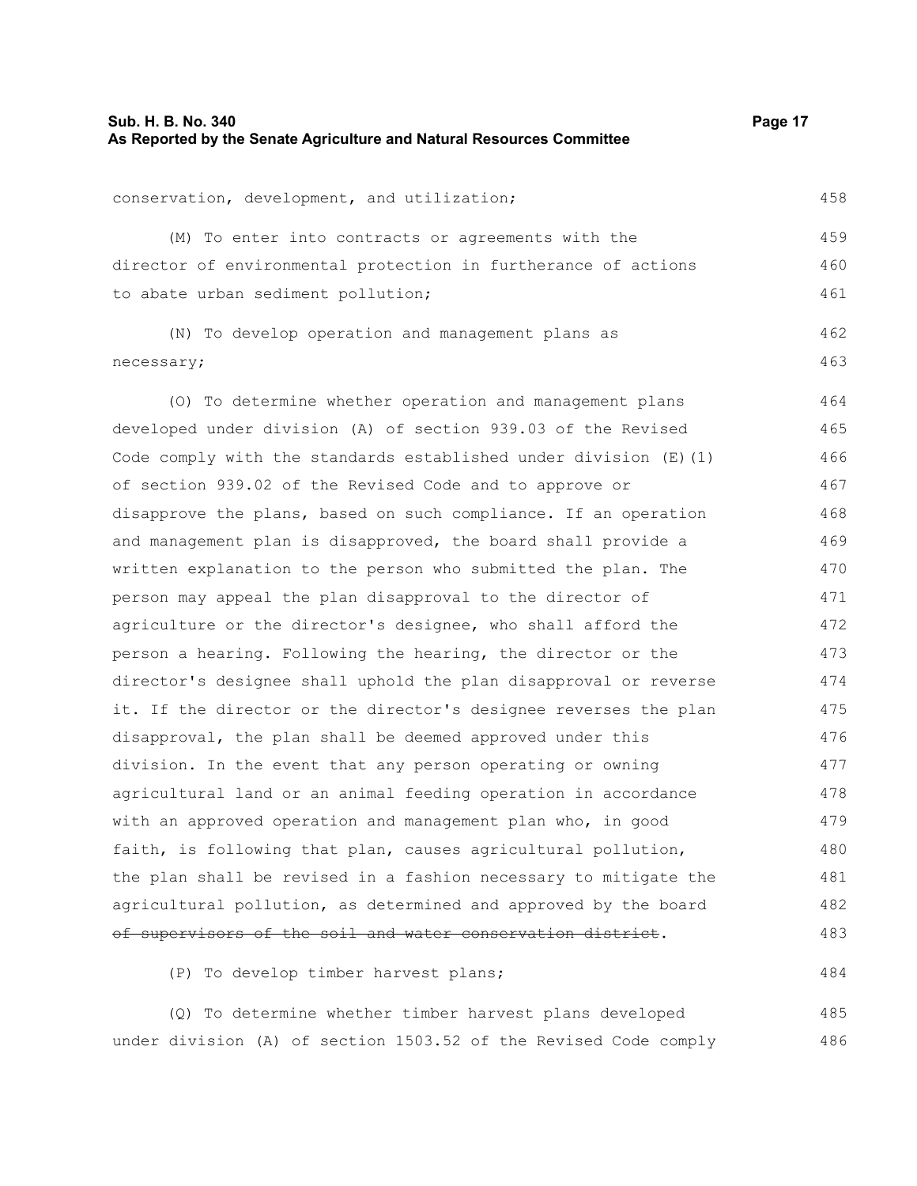conservation, development, and utilization;

(M) To enter into contracts or agreements with the director of environmental protection in furtherance of actions to abate urban sediment pollution;

(N) To develop operation and management plans as necessary;

(O) To determine whether operation and management plans developed under division (A) of section 939.03 of the Revised Code comply with the standards established under division (E)(1) of section 939.02 of the Revised Code and to approve or disapprove the plans, based on such compliance. If an operation and management plan is disapproved, the board shall provide a written explanation to the person who submitted the plan. The person may appeal the plan disapproval to the director of agriculture or the director's designee, who shall afford the person a hearing. Following the hearing, the director or the director's designee shall uphold the plan disapproval or reverse it. If the director or the director's designee reverses the plan disapproval, the plan shall be deemed approved under this division. In the event that any person operating or owning agricultural land or an animal feeding operation in accordance with an approved operation and management plan who, in good faith, is following that plan, causes agricultural pollution, the plan shall be revised in a fashion necessary to mitigate the agricultural pollution, as determined and approved by the board ~~of supervisors of the soil and water conservation district~~.

(P) To develop timber harvest plans;

(Q) To determine whether timber harvest plans developed under division (A) of section 1503.52 of the Revised Code comply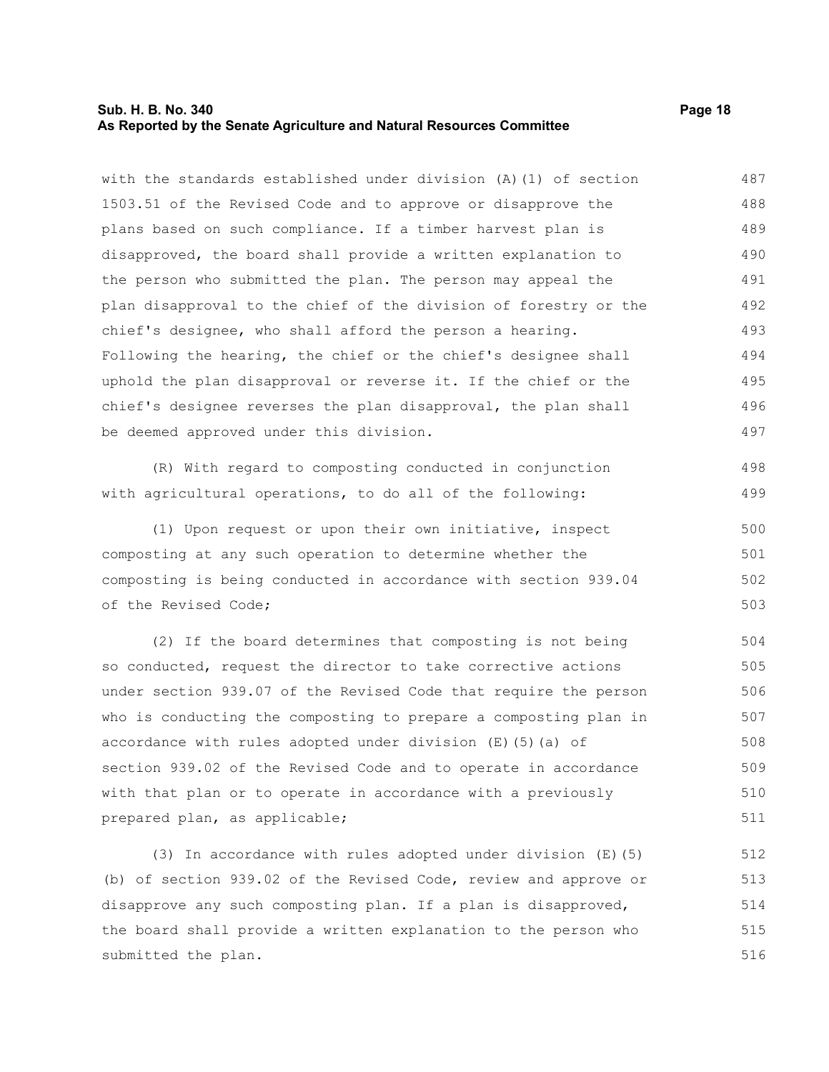with the standards established under division (A)(1) of section 1503.51 of the Revised Code and to approve or disapprove the plans based on such compliance. If a timber harvest plan is disapproved, the board shall provide a written explanation to the person who submitted the plan. The person may appeal the plan disapproval to the chief of the division of forestry or the chief's designee, who shall afford the person a hearing. Following the hearing, the chief or the chief's designee shall uphold the plan disapproval or reverse it. If the chief or the chief's designee reverses the plan disapproval, the plan shall be deemed approved under this division.

(R) With regard to composting conducted in conjunction with agricultural operations, to do all of the following:

(1) Upon request or upon their own initiative, inspect composting at any such operation to determine whether the composting is being conducted in accordance with section 939.04 of the Revised Code;

(2) If the board determines that composting is not being so conducted, request the director to take corrective actions under section 939.07 of the Revised Code that require the person who is conducting the composting to prepare a composting plan in accordance with rules adopted under division (E)(5)(a) of section 939.02 of the Revised Code and to operate in accordance with that plan or to operate in accordance with a previously prepared plan, as applicable;

(3) In accordance with rules adopted under division (E)(5)(b) of section 939.02 of the Revised Code, review and approve or disapprove any such composting plan. If a plan is disapproved, the board shall provide a written explanation to the person who submitted the plan.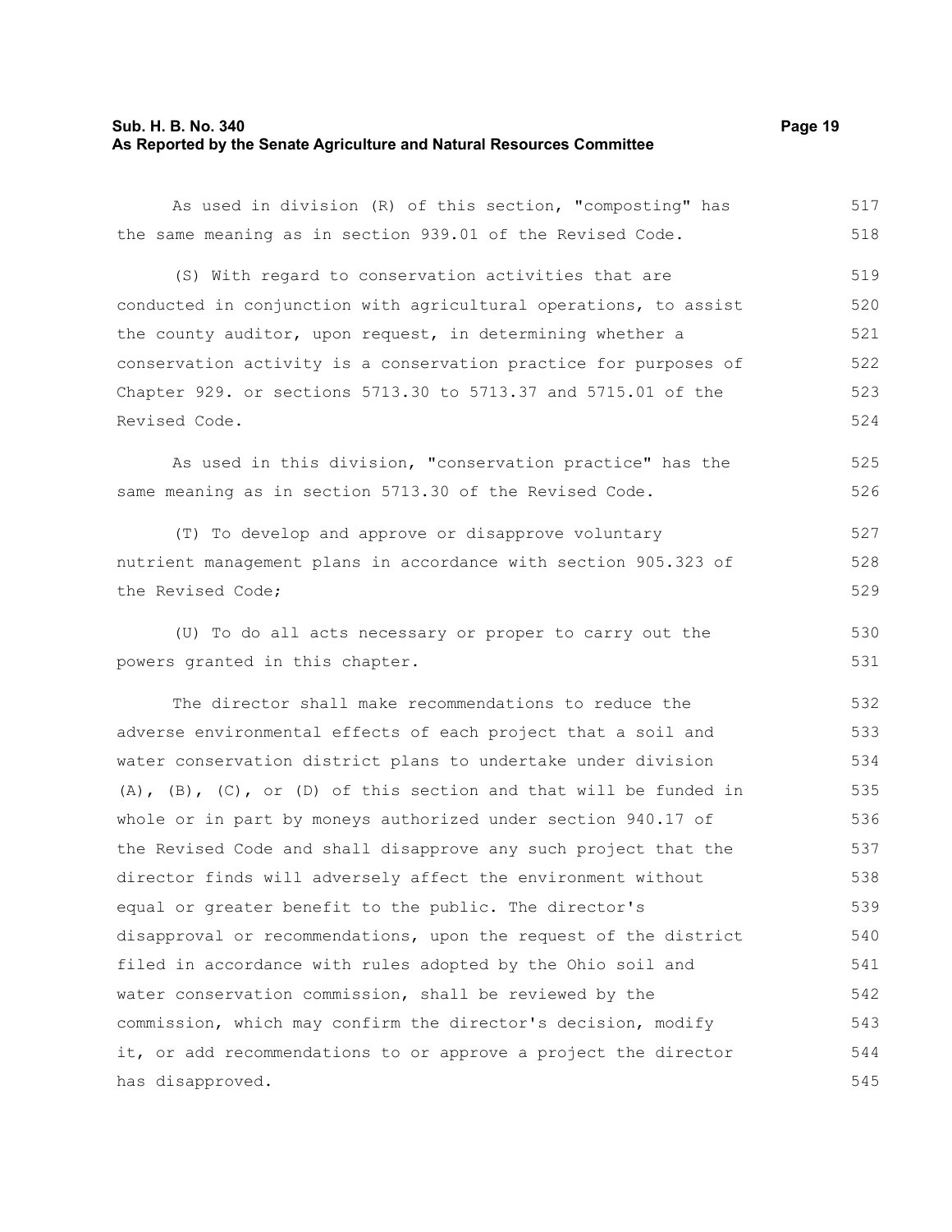As used in division (R) of this section, "composting" has the same meaning as in section 939.01 of the Revised Code.

(S) With regard to conservation activities that are conducted in conjunction with agricultural operations, to assist the county auditor, upon request, in determining whether a conservation activity is a conservation practice for purposes of Chapter 929. or sections 5713.30 to 5713.37 and 5715.01 of the Revised Code.

As used in this division, "conservation practice" has the same meaning as in section 5713.30 of the Revised Code.

(T) To develop and approve or disapprove voluntary nutrient management plans in accordance with section 905.323 of the Revised Code;

(U) To do all acts necessary or proper to carry out the powers granted in this chapter.

The director shall make recommendations to reduce the adverse environmental effects of each project that a soil and water conservation district plans to undertake under division (A), (B), (C), or (D) of this section and that will be funded in whole or in part by moneys authorized under section 940.17 of the Revised Code and shall disapprove any such project that the director finds will adversely affect the environment without equal or greater benefit to the public. The director's disapproval or recommendations, upon the request of the district filed in accordance with rules adopted by the Ohio soil and water conservation commission, shall be reviewed by the commission, which may confirm the director's decision, modify it, or add recommendations to or approve a project the director has disapproved.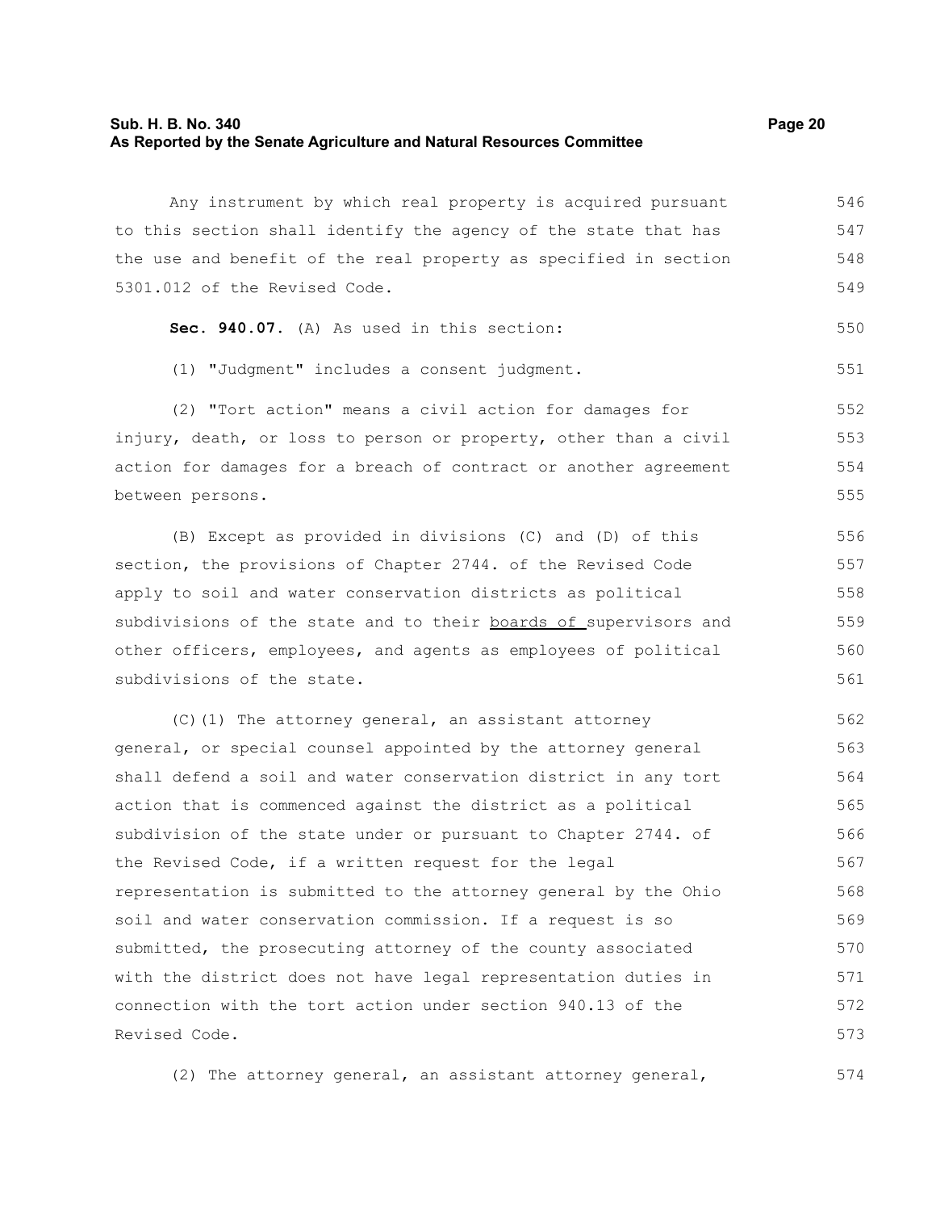Any instrument by which real property is acquired pursuant to this section shall identify the agency of the state that has the use and benefit of the real property as specified in section 5301.012 of the Revised Code.

**Sec. 940.07.** (A) As used in this section:

(1) "Judgment" includes a consent judgment.

(2) "Tort action" means a civil action for damages for injury, death, or loss to person or property, other than a civil action for damages for a breach of contract or another agreement between persons.

(B) Except as provided in divisions (C) and (D) of this section, the provisions of Chapter 2744. of the Revised Code apply to soil and water conservation districts as political subdivisions of the state and to their boards of supervisors and other officers, employees, and agents as employees of political subdivisions of the state.

(C)(1) The attorney general, an assistant attorney general, or special counsel appointed by the attorney general shall defend a soil and water conservation district in any tort action that is commenced against the district as a political subdivision of the state under or pursuant to Chapter 2744. of the Revised Code, if a written request for the legal representation is submitted to the attorney general by the Ohio soil and water conservation commission. If a request is so submitted, the prosecuting attorney of the county associated with the district does not have legal representation duties in connection with the tort action under section 940.13 of the Revised Code.

(2) The attorney general, an assistant attorney general,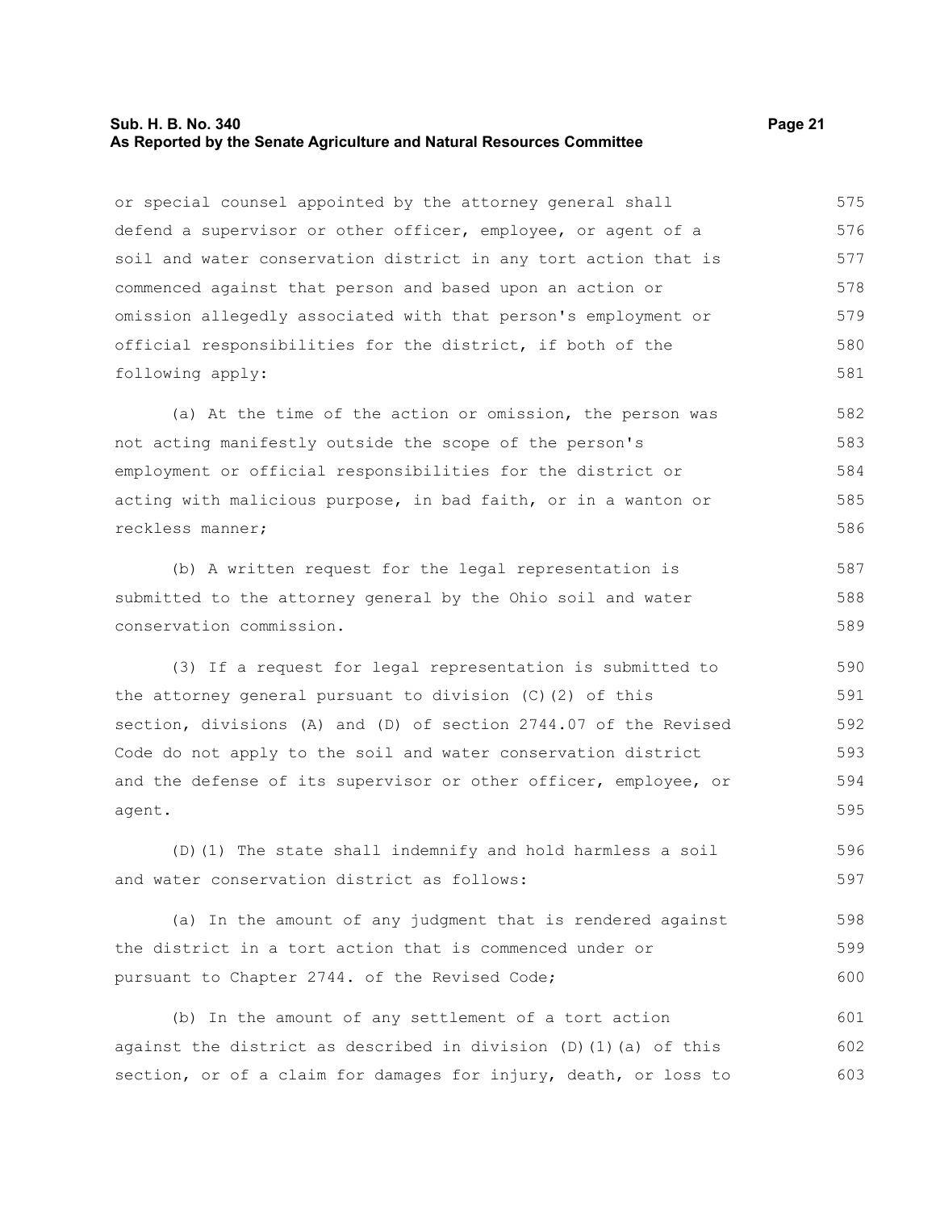or special counsel appointed by the attorney general shall defend a supervisor or other officer, employee, or agent of a soil and water conservation district in any tort action that is commenced against that person and based upon an action or omission allegedly associated with that person's employment or official responsibilities for the district, if both of the following apply:

(a) At the time of the action or omission, the person was not acting manifestly outside the scope of the person's employment or official responsibilities for the district or acting with malicious purpose, in bad faith, or in a wanton or reckless manner;

(b) A written request for the legal representation is submitted to the attorney general by the Ohio soil and water conservation commission.

(3) If a request for legal representation is submitted to the attorney general pursuant to division (C)(2) of this section, divisions (A) and (D) of section 2744.07 of the Revised Code do not apply to the soil and water conservation district and the defense of its supervisor or other officer, employee, or agent.

(D)(1) The state shall indemnify and hold harmless a soil and water conservation district as follows:

(a) In the amount of any judgment that is rendered against the district in a tort action that is commenced under or pursuant to Chapter 2744. of the Revised Code;

(b) In the amount of any settlement of a tort action against the district as described in division (D)(1)(a) of this section, or of a claim for damages for injury, death, or loss to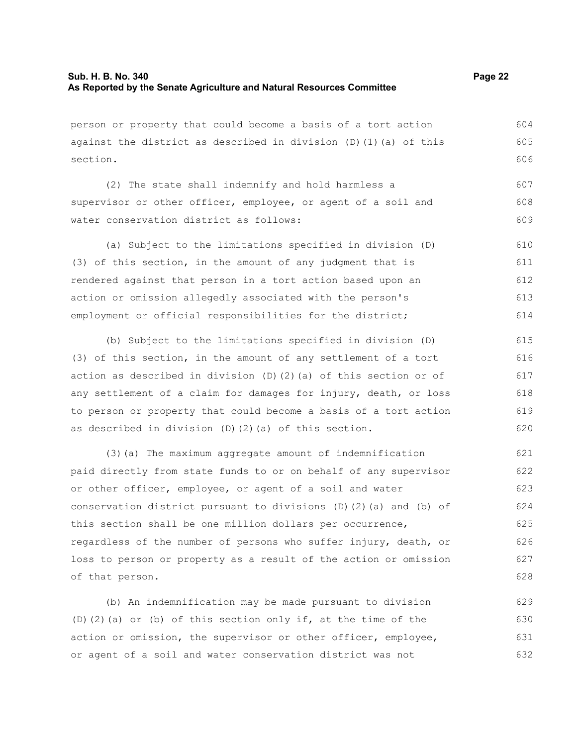person or property that could become a basis of a tort action against the district as described in division (D)(1)(a) of this section.

(2) The state shall indemnify and hold harmless a supervisor or other officer, employee, or agent of a soil and water conservation district as follows:

(a) Subject to the limitations specified in division (D)(3) of this section, in the amount of any judgment that is rendered against that person in a tort action based upon an action or omission allegedly associated with the person's employment or official responsibilities for the district;

(b) Subject to the limitations specified in division (D)(3) of this section, in the amount of any settlement of a tort action as described in division (D)(2)(a) of this section or of any settlement of a claim for damages for injury, death, or loss to person or property that could become a basis of a tort action as described in division (D)(2)(a) of this section.

(3)(a) The maximum aggregate amount of indemnification paid directly from state funds to or on behalf of any supervisor or other officer, employee, or agent of a soil and water conservation district pursuant to divisions (D)(2)(a) and (b) of this section shall be one million dollars per occurrence, regardless of the number of persons who suffer injury, death, or loss to person or property as a result of the action or omission of that person.

(b) An indemnification may be made pursuant to division (D)(2)(a) or (b) of this section only if, at the time of the action or omission, the supervisor or other officer, employee, or agent of a soil and water conservation district was not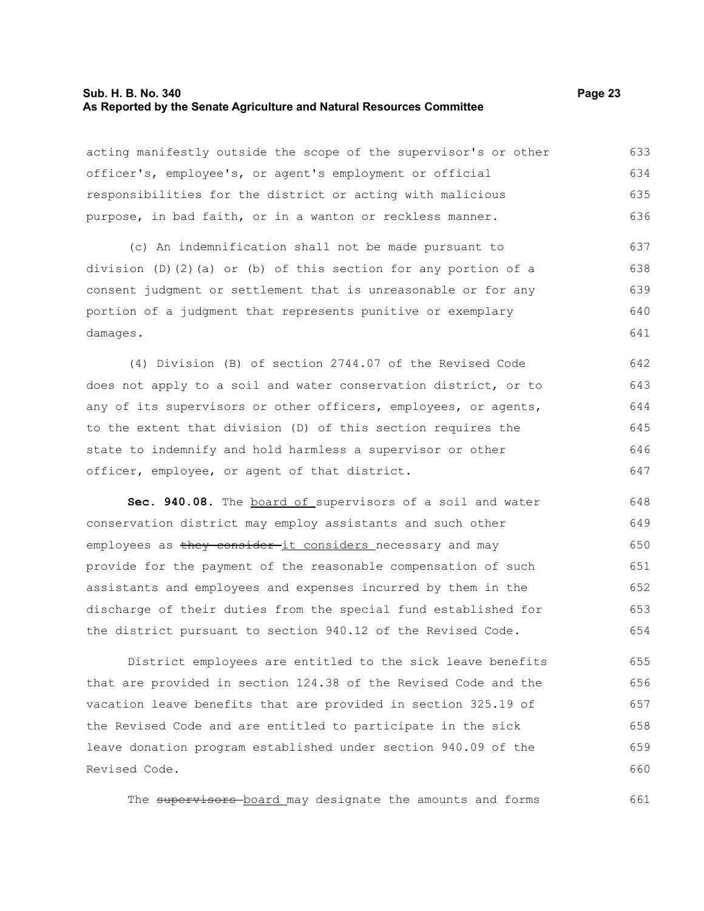acting manifestly outside the scope of the supervisor's or other officer's, employee's, or agent's employment or official responsibilities for the district or acting with malicious purpose, in bad faith, or in a wanton or reckless manner.

(c) An indemnification shall not be made pursuant to division (D)(2)(a) or (b) of this section for any portion of a consent judgment or settlement that is unreasonable or for any portion of a judgment that represents punitive or exemplary damages.

(4) Division (B) of section 2744.07 of the Revised Code does not apply to a soil and water conservation district, or to any of its supervisors or other officers, employees, or agents, to the extent that division (D) of this section requires the state to indemnify and hold harmless a supervisor or other officer, employee, or agent of that district.

**Sec. 940.08.** The <u>board of</u> supervisors of a soil and water conservation district may employ assistants and such other employees as ~~they consider~~ <u>it considers</u> necessary and may provide for the payment of the reasonable compensation of such assistants and employees and expenses incurred by them in the discharge of their duties from the special fund established for the district pursuant to section 940.12 of the Revised Code.

District employees are entitled to the sick leave benefits that are provided in section 124.38 of the Revised Code and the vacation leave benefits that are provided in section 325.19 of the Revised Code and are entitled to participate in the sick leave donation program established under section 940.09 of the Revised Code.

The ~~supervisors~~ <u>board</u> may designate the amounts and forms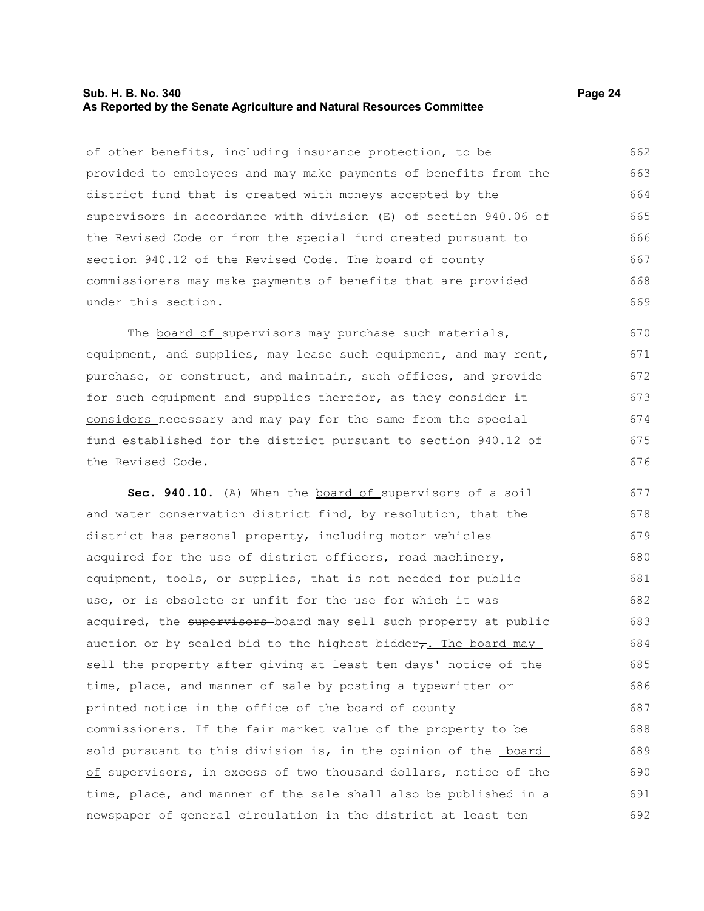of other benefits, including insurance protection, to be provided to employees and may make payments of benefits from the district fund that is created with moneys accepted by the supervisors in accordance with division (E) of section 940.06 of the Revised Code or from the special fund created pursuant to section 940.12 of the Revised Code. The board of county commissioners may make payments of benefits that are provided under this section.

The board of supervisors may purchase such materials, equipment, and supplies, may lease such equipment, and may rent, purchase, or construct, and maintain, such offices, and provide for such equipment and supplies therefor, as ~~they consider~~ it considers necessary and may pay for the same from the special fund established for the district pursuant to section 940.12 of the Revised Code.

**Sec. 940.10.** (A) When the board of supervisors of a soil and water conservation district find, by resolution, that the district has personal property, including motor vehicles acquired for the use of district officers, road machinery, equipment, tools, or supplies, that is not needed for public use, or is obsolete or unfit for the use for which it was acquired, the ~~supervisors~~ board may sell such property at public auction or by sealed bid to the highest bidder~~,~~. The board may sell the property after giving at least ten days' notice of the time, place, and manner of sale by posting a typewritten or printed notice in the office of the board of county commissioners. If the fair market value of the property to be sold pursuant to this division is, in the opinion of the board of supervisors, in excess of two thousand dollars, notice of the time, place, and manner of the sale shall also be published in a newspaper of general circulation in the district at least ten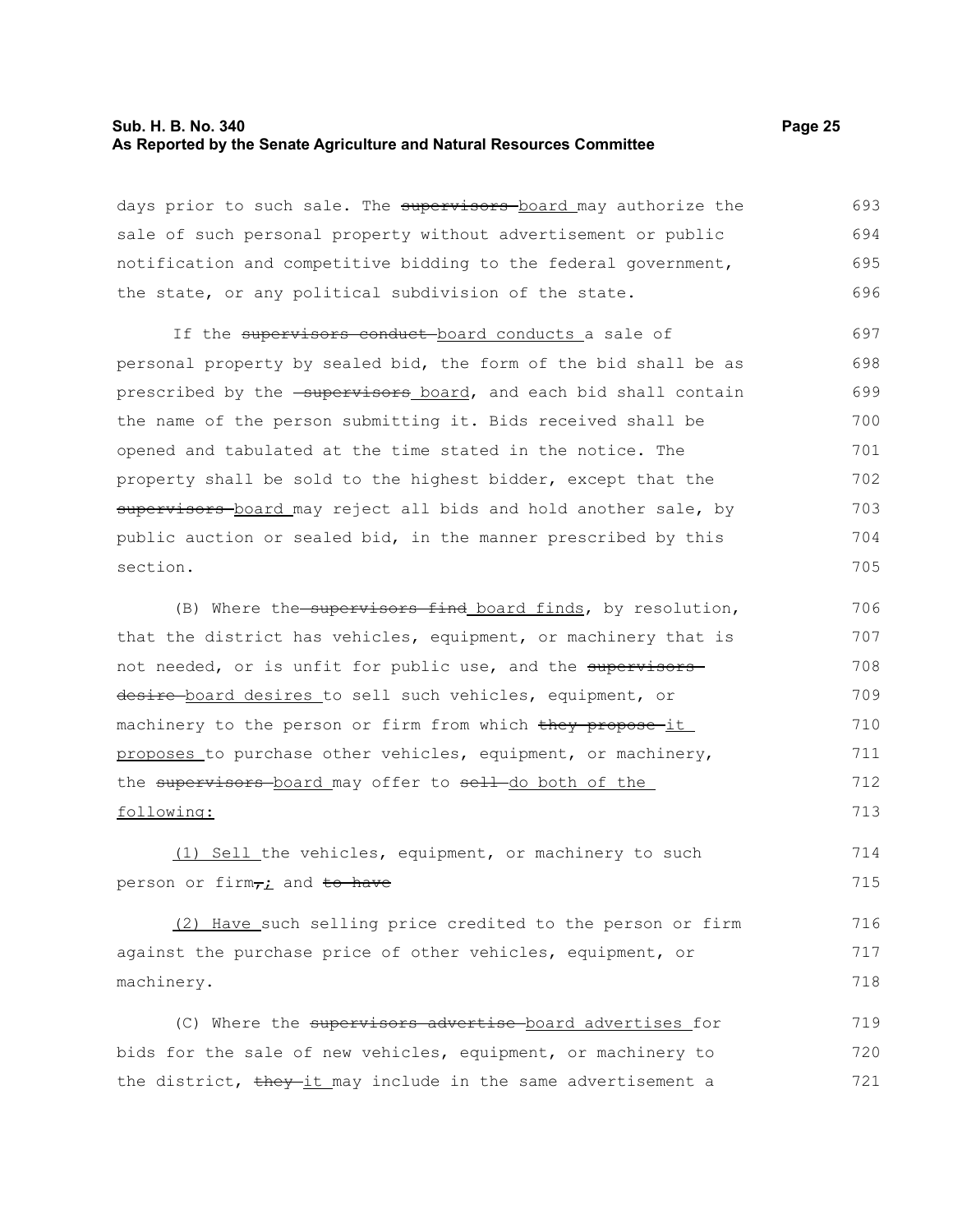days prior to such sale. The ~~supervisors~~ board may authorize the sale of such personal property without advertisement or public notification and competitive bidding to the federal government, the state, or any political subdivision of the state.

If the ~~supervisors conduct~~ board conducts a sale of personal property by sealed bid, the form of the bid shall be as prescribed by the ~~supervisors~~ board, and each bid shall contain the name of the person submitting it. Bids received shall be opened and tabulated at the time stated in the notice. The property shall be sold to the highest bidder, except that the ~~supervisors~~ board may reject all bids and hold another sale, by public auction or sealed bid, in the manner prescribed by this section.

(B) Where the ~~supervisors find~~ board finds, by resolution, that the district has vehicles, equipment, or machinery that is not needed, or is unfit for public use, and the ~~supervisors desire~~ board desires to sell such vehicles, equipment, or machinery to the person or firm from which ~~they propose~~ it proposes to purchase other vehicles, equipment, or machinery, the ~~supervisors~~ board may offer to ~~sell~~ do both of the following:

(1) Sell the vehicles, equipment, or machinery to such person or firm~~,~~; and ~~to have~~

(2) Have such selling price credited to the person or firm against the purchase price of other vehicles, equipment, or machinery.

(C) Where the ~~supervisors advertise~~ board advertises for bids for the sale of new vehicles, equipment, or machinery to the district, ~~they~~ it may include in the same advertisement a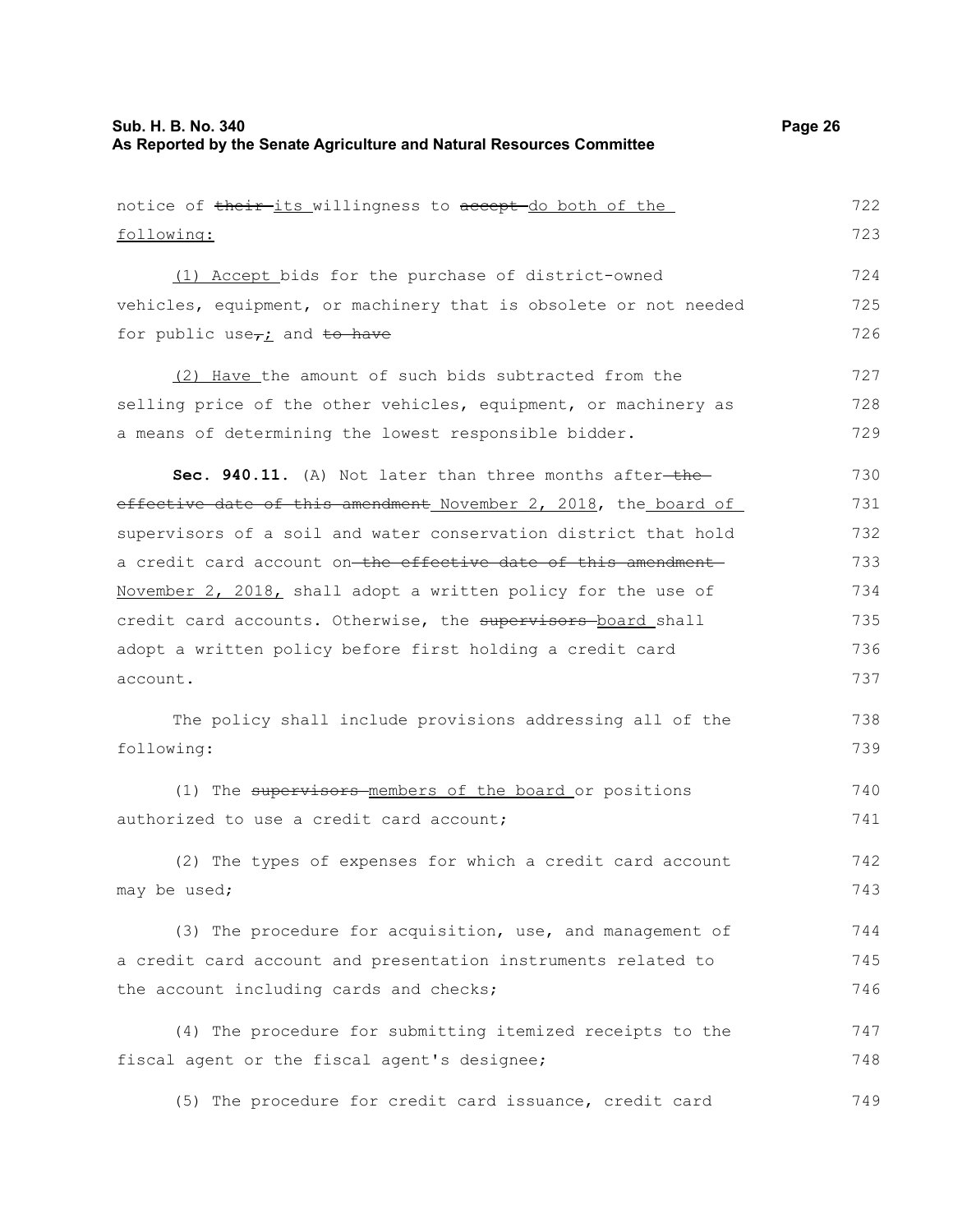notice of ~~their~~ its willingness to ~~accept~~ do both of the following:

(1) Accept bids for the purchase of district-owned vehicles, equipment, or machinery that is obsolete or not needed for public use~~,~~; and ~~to have~~

(2) Have the amount of such bids subtracted from the selling price of the other vehicles, equipment, or machinery as a means of determining the lowest responsible bidder.

**Sec. 940.11.** (A) Not later than three months after ~~the effective date of this amendment~~ November 2, 2018, the board of supervisors of a soil and water conservation district that hold a credit card account on ~~the effective date of this amendment~~ November 2, 2018, shall adopt a written policy for the use of credit card accounts. Otherwise, the ~~supervisors~~ board shall adopt a written policy before first holding a credit card account.

The policy shall include provisions addressing all of the following:

(1) The ~~supervisors~~ members of the board or positions authorized to use a credit card account;

(2) The types of expenses for which a credit card account may be used;

(3) The procedure for acquisition, use, and management of a credit card account and presentation instruments related to the account including cards and checks;

(4) The procedure for submitting itemized receipts to the fiscal agent or the fiscal agent's designee;

(5) The procedure for credit card issuance, credit card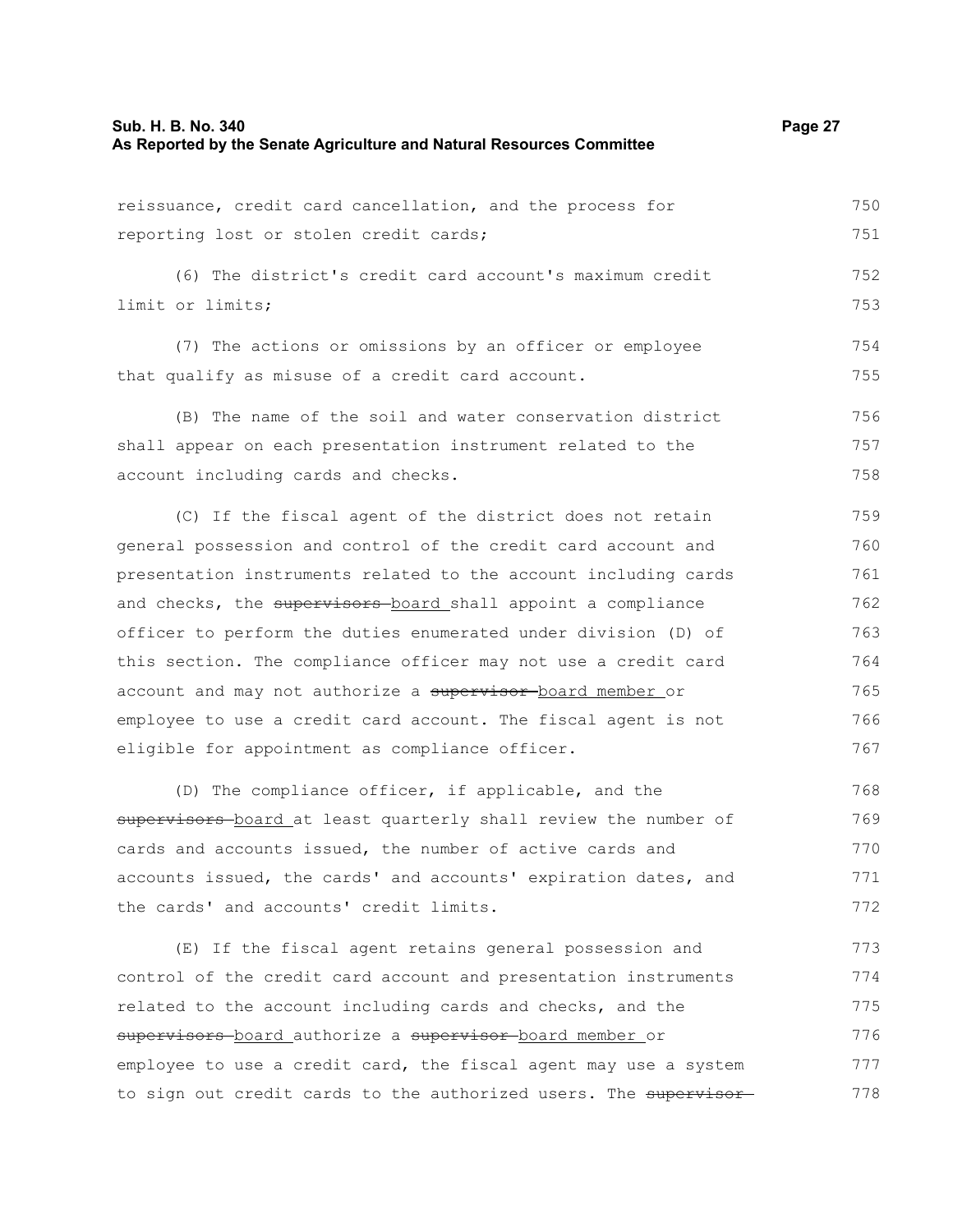reissuance, credit card cancellation, and the process for reporting lost or stolen credit cards;

(6) The district's credit card account's maximum credit limit or limits;

(7) The actions or omissions by an officer or employee that qualify as misuse of a credit card account.

(B) The name of the soil and water conservation district shall appear on each presentation instrument related to the account including cards and checks.

(C) If the fiscal agent of the district does not retain general possession and control of the credit card account and presentation instruments related to the account including cards and checks, the ~~supervisors~~ board shall appoint a compliance officer to perform the duties enumerated under division (D) of this section. The compliance officer may not use a credit card account and may not authorize a ~~supervisor~~ board member or employee to use a credit card account. The fiscal agent is not eligible for appointment as compliance officer.

(D) The compliance officer, if applicable, and the ~~supervisors~~ board at least quarterly shall review the number of cards and accounts issued, the number of active cards and accounts issued, the cards' and accounts' expiration dates, and the cards' and accounts' credit limits.

(E) If the fiscal agent retains general possession and control of the credit card account and presentation instruments related to the account including cards and checks, and the ~~supervisors~~ board authorize a ~~supervisor~~ board member or employee to use a credit card, the fiscal agent may use a system to sign out credit cards to the authorized users. The ~~supervisor~~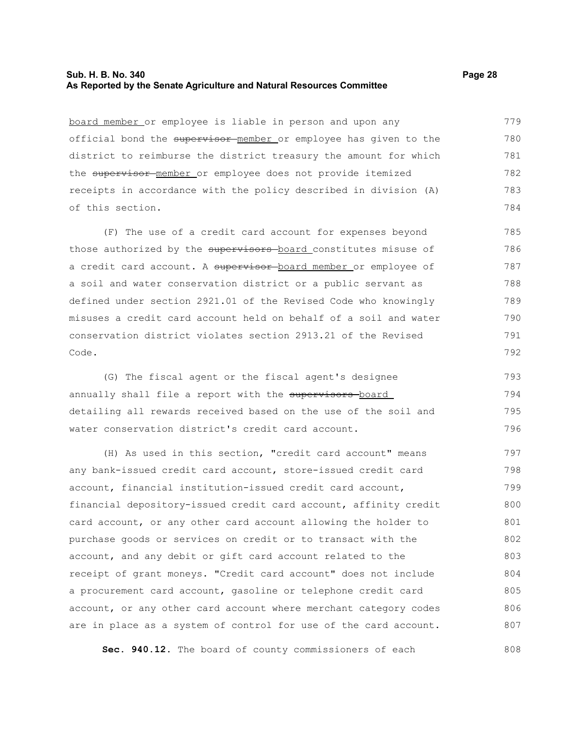board member or employee is liable in person and upon any official bond the ~~supervisor~~ member or employee has given to the district to reimburse the district treasury the amount for which the ~~supervisor~~ member or employee does not provide itemized receipts in accordance with the policy described in division (A) of this section.

(F) The use of a credit card account for expenses beyond those authorized by the ~~supervisors~~ board constitutes misuse of a credit card account. A ~~supervisor~~ board member or employee of a soil and water conservation district or a public servant as defined under section 2921.01 of the Revised Code who knowingly misuses a credit card account held on behalf of a soil and water conservation district violates section 2913.21 of the Revised Code.

(G) The fiscal agent or the fiscal agent's designee annually shall file a report with the ~~supervisors~~ board detailing all rewards received based on the use of the soil and water conservation district's credit card account.

(H) As used in this section, "credit card account" means any bank-issued credit card account, store-issued credit card account, financial institution-issued credit card account, financial depository-issued credit card account, affinity credit card account, or any other card account allowing the holder to purchase goods or services on credit or to transact with the account, and any debit or gift card account related to the receipt of grant moneys. "Credit card account" does not include a procurement card account, gasoline or telephone credit card account, or any other card account where merchant category codes are in place as a system of control for use of the card account.

**Sec. 940.12.** The board of county commissioners of each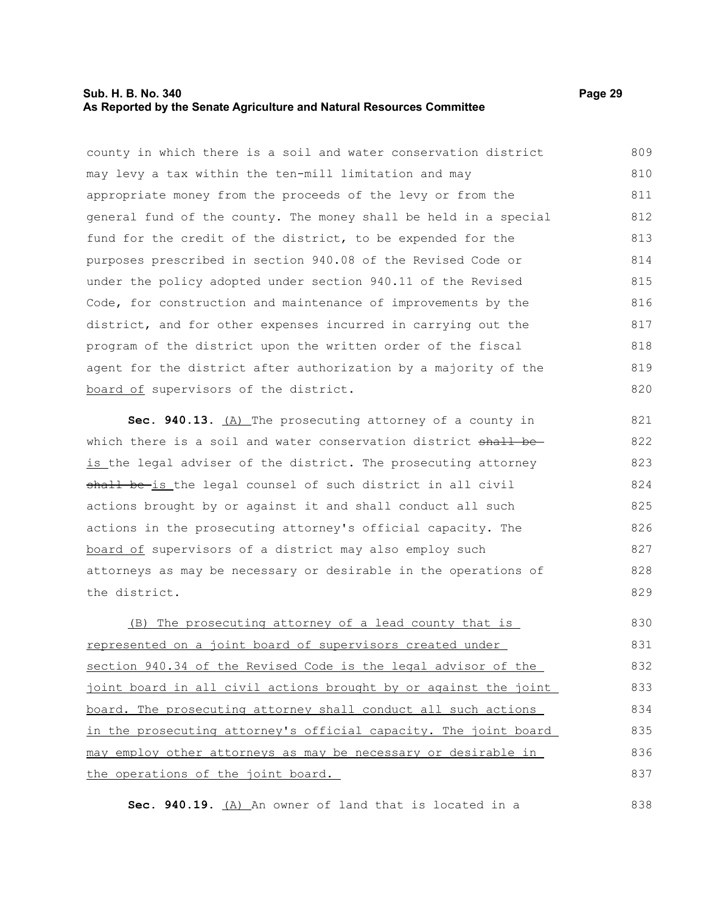county in which there is a soil and water conservation district may levy a tax within the ten-mill limitation and may appropriate money from the proceeds of the levy or from the general fund of the county. The money shall be held in a special fund for the credit of the district, to be expended for the purposes prescribed in section 940.08 of the Revised Code or under the policy adopted under section 940.11 of the Revised Code, for construction and maintenance of improvements by the district, and for other expenses incurred in carrying out the program of the district upon the written order of the fiscal agent for the district after authorization by a majority of the board of supervisors of the district.

**Sec. 940.13.** (A) The prosecuting attorney of a county in which there is a soil and water conservation district ~~shall be~~ is the legal adviser of the district. The prosecuting attorney ~~shall be~~ is the legal counsel of such district in all civil actions brought by or against it and shall conduct all such actions in the prosecuting attorney's official capacity. The board of supervisors of a district may also employ such attorneys as may be necessary or desirable in the operations of the district.

(B) The prosecuting attorney of a lead county that is represented on a joint board of supervisors created under section 940.34 of the Revised Code is the legal advisor of the joint board in all civil actions brought by or against the joint board. The prosecuting attorney shall conduct all such actions in the prosecuting attorney's official capacity. The joint board may employ other attorneys as may be necessary or desirable in the operations of the joint board.

**Sec. 940.19.** (A) An owner of land that is located in a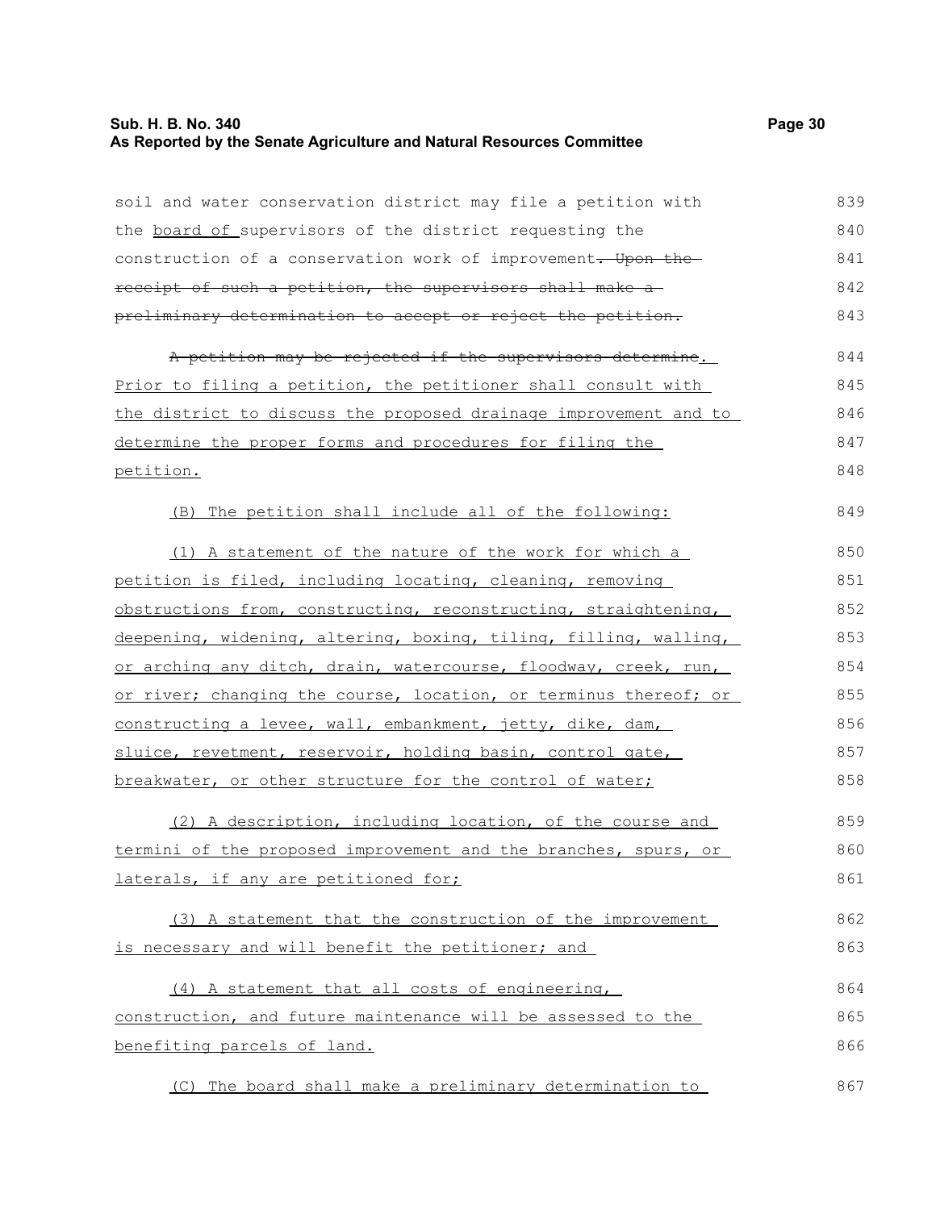soil and water conservation district may file a petition with the board of supervisors of the district requesting the construction of a conservation work of improvement. Upon the receipt of such a petition, the supervisors shall make a preliminary determination to accept or reject the petition.

A petition may be rejected if the supervisors determine. Prior to filing a petition, the petitioner shall consult with the district to discuss the proposed drainage improvement and to determine the proper forms and procedures for filing the petition.

(B) The petition shall include all of the following:

(1) A statement of the nature of the work for which a petition is filed, including locating, cleaning, removing obstructions from, constructing, reconstructing, straightening, deepening, widening, altering, boxing, tiling, filling, walling, or arching any ditch, drain, watercourse, floodway, creek, run, or river; changing the course, location, or terminus thereof; or constructing a levee, wall, embankment, jetty, dike, dam, sluice, revetment, reservoir, holding basin, control gate, breakwater, or other structure for the control of water;

(2) A description, including location, of the course and termini of the proposed improvement and the branches, spurs, or laterals, if any are petitioned for;

(3) A statement that the construction of the improvement is necessary and will benefit the petitioner; and

(4) A statement that all costs of engineering, construction, and future maintenance will be assessed to the benefiting parcels of land.

(C) The board shall make a preliminary determination to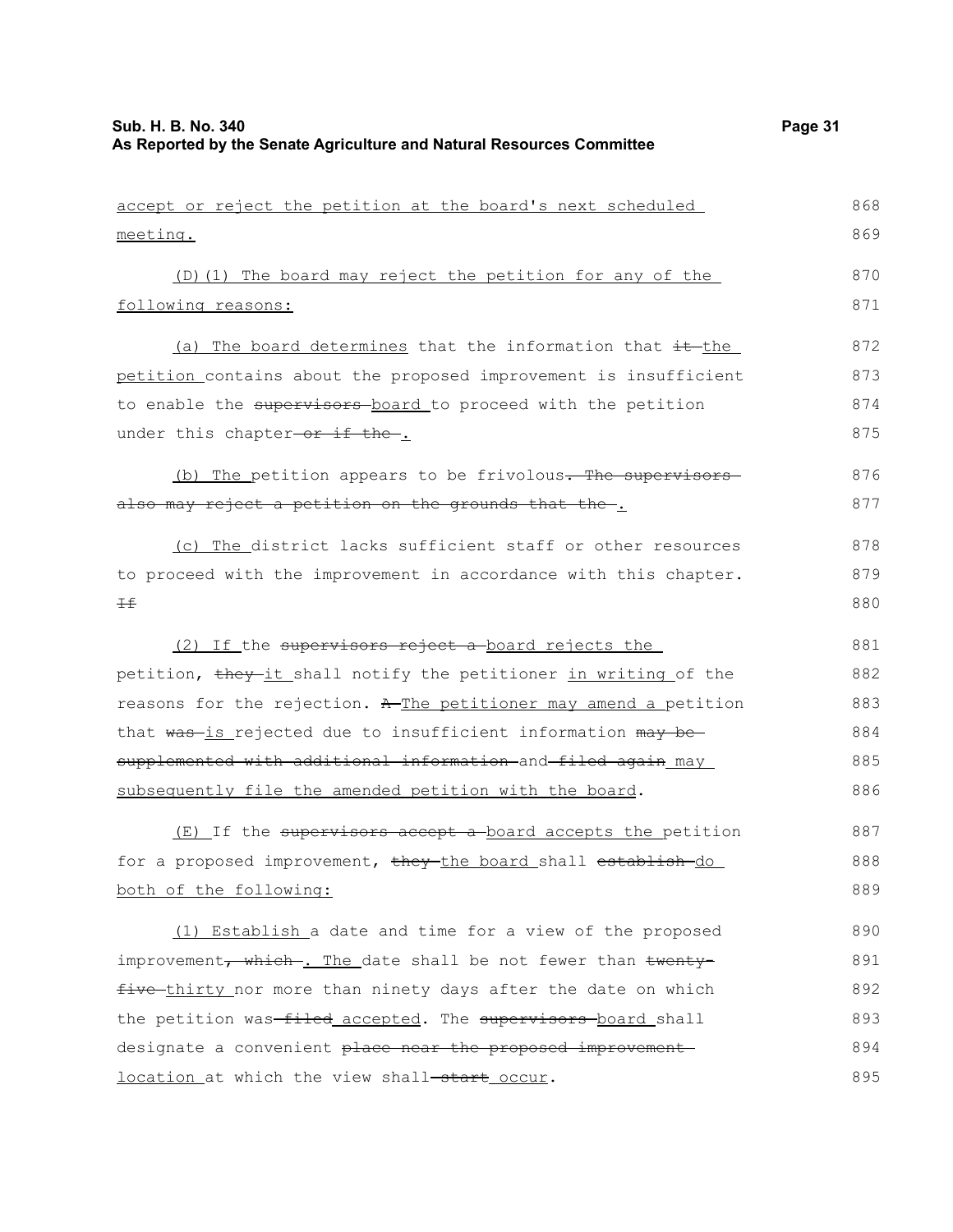accept or reject the petition at the board's next scheduled meeting.

(D)(1) The board may reject the petition for any of the following reasons:

(a) The board determines that the information that ~~it~~ the petition contains about the proposed improvement is insufficient to enable the ~~supervisors~~ board to proceed with the petition under this chapter ~~or if the~~ .

(b) The petition appears to be frivolous ~~. The supervisors also may reject a petition on the grounds that the~~ .

(c) The district lacks sufficient staff or other resources to proceed with the improvement in accordance with this chapter. ~~If~~

(2) If the ~~supervisors reject a~~ board rejects the petition, ~~they~~ it shall notify the petitioner in writing of the reasons for the rejection. ~~A~~ The petitioner may amend a petition that ~~was~~ is rejected due to insufficient information ~~may be supplemented with additional information~~ and ~~filed again~~ may subsequently file the amended petition with the board.

(E) If the ~~supervisors accept a~~ board accepts the petition for a proposed improvement, ~~they~~ the board shall ~~establish~~ do both of the following:

(1) Establish a date and time for a view of the proposed improvement ~~, which~~ . The date shall be not fewer than ~~twenty-five~~ thirty nor more than ninety days after the date on which the petition was ~~filed~~ accepted. The ~~supervisors~~ board shall designate a convenient ~~place near the proposed improvement~~ location at which the view shall ~~start~~ occur.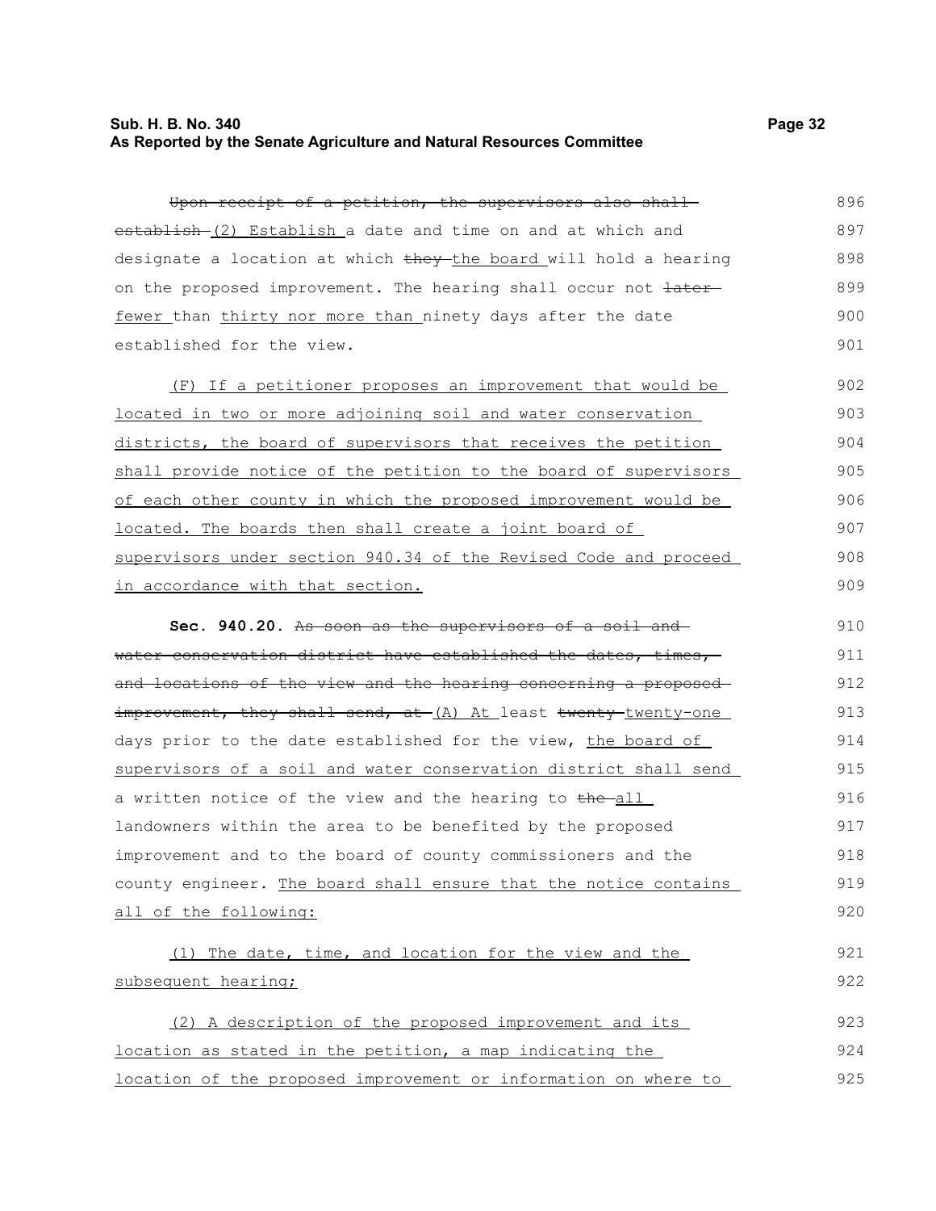~~Upon receipt of a petition, the supervisors also shall establish~~ (2) Establish a date and time on and at which and designate a location at which ~~they~~ the board will hold a hearing on the proposed improvement. The hearing shall occur not ~~later~~ fewer than thirty nor more than ninety days after the date established for the view.

(F) If a petitioner proposes an improvement that would be located in two or more adjoining soil and water conservation districts, the board of supervisors that receives the petition shall provide notice of the petition to the board of supervisors of each other county in which the proposed improvement would be located. The boards then shall create a joint board of supervisors under section 940.34 of the Revised Code and proceed in accordance with that section.

**Sec. 940.20.** ~~As soon as the supervisors of a soil and water conservation district have established the dates, times, and locations of the view and the hearing concerning a proposed improvement, they shall send, at~~ (A) At least ~~twenty~~ twenty-one days prior to the date established for the view, the board of supervisors of a soil and water conservation district shall send a written notice of the view and the hearing to ~~the~~ all landowners within the area to be benefited by the proposed improvement and to the board of county commissioners and the county engineer. The board shall ensure that the notice contains all of the following:

(1) The date, time, and location for the view and the subsequent hearing;

(2) A description of the proposed improvement and its location as stated in the petition, a map indicating the location of the proposed improvement or information on where to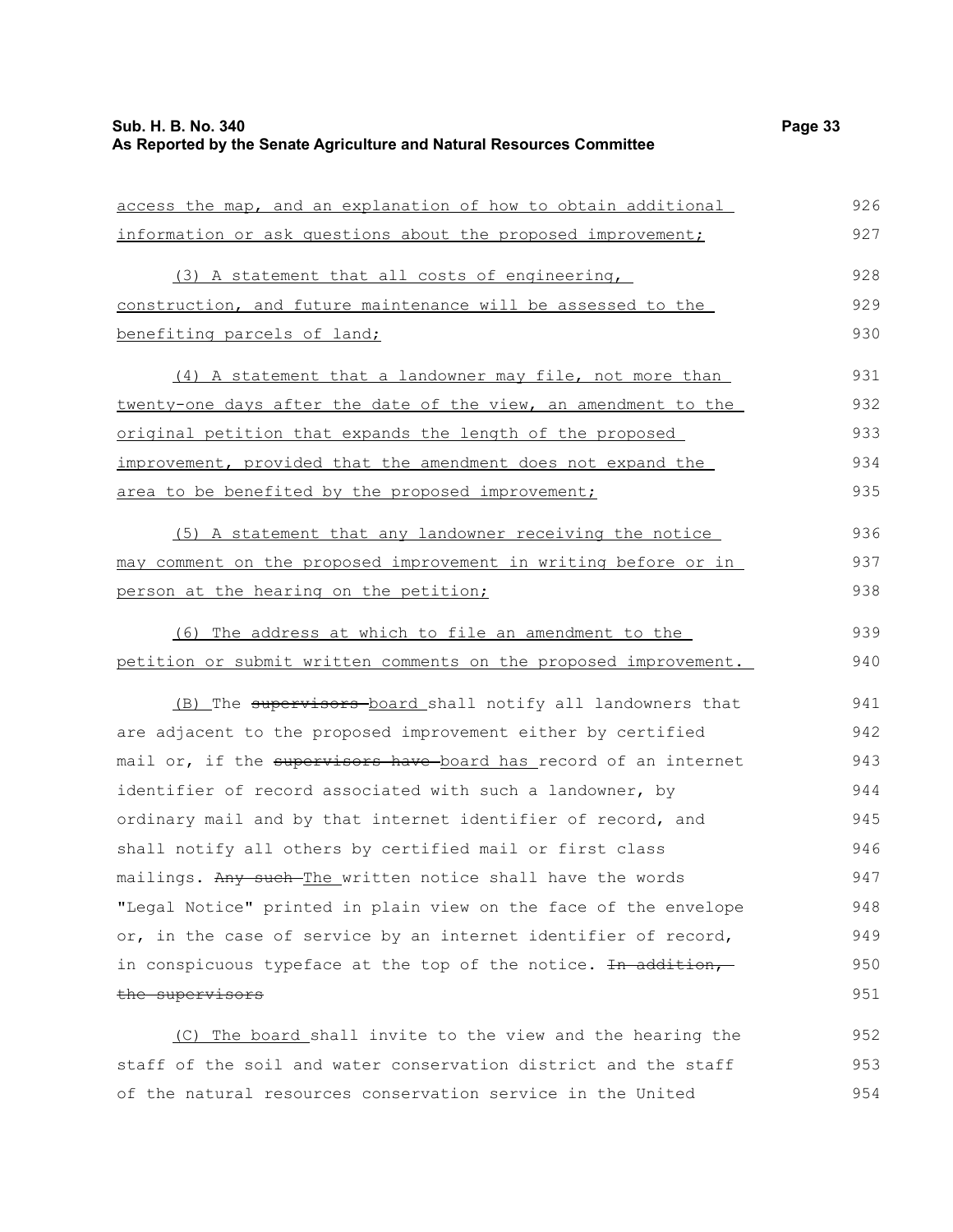access the map, and an explanation of how to obtain additional information or ask questions about the proposed improvement;

(3) A statement that all costs of engineering, construction, and future maintenance will be assessed to the benefiting parcels of land;

(4) A statement that a landowner may file, not more than twenty-one days after the date of the view, an amendment to the original petition that expands the length of the proposed improvement, provided that the amendment does not expand the area to be benefited by the proposed improvement;

(5) A statement that any landowner receiving the notice may comment on the proposed improvement in writing before or in person at the hearing on the petition;

(6) The address at which to file an amendment to the petition or submit written comments on the proposed improvement.

(B) The ~~supervisors~~ board shall notify all landowners that are adjacent to the proposed improvement either by certified mail or, if the ~~supervisors have~~ board has record of an internet identifier of record associated with such a landowner, by ordinary mail and by that internet identifier of record, and shall notify all others by certified mail or first class mailings. ~~Any such~~ The written notice shall have the words "Legal Notice" printed in plain view on the face of the envelope or, in the case of service by an internet identifier of record, in conspicuous typeface at the top of the notice. ~~In addition, the supervisors~~

(C) The board shall invite to the view and the hearing the staff of the soil and water conservation district and the staff of the natural resources conservation service in the United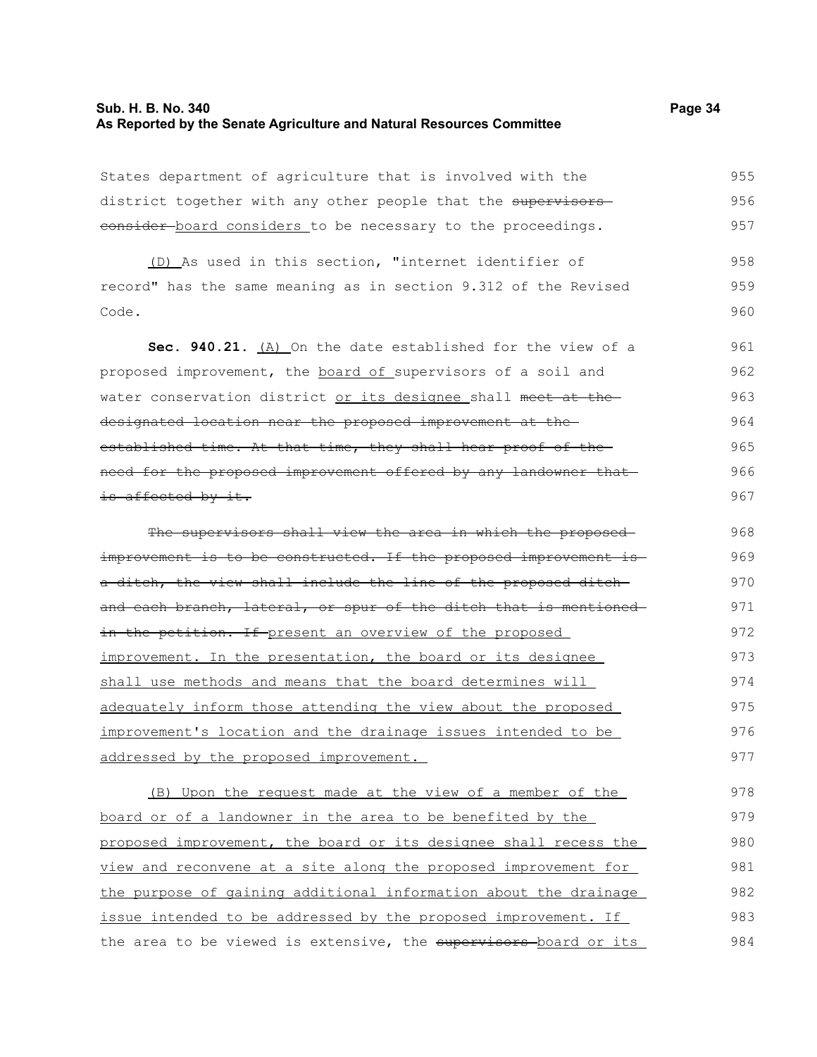States department of agriculture that is involved with the district together with any other people that the ~~supervisors consider~~ board considers to be necessary to the proceedings.

(D) As used in this section, "internet identifier of record" has the same meaning as in section 9.312 of the Revised Code.

**Sec. 940.21.** (A) On the date established for the view of a proposed improvement, the board of supervisors of a soil and water conservation district or its designee shall ~~meet at the designated location near the proposed improvement at the established time. At that time, they shall hear proof of the need for the proposed improvement offered by any landowner that is affected by it.~~

~~The supervisors shall view the area in which the proposed improvement is to be constructed. If the proposed improvement is a ditch, the view shall include the line of the proposed ditch and each branch, lateral, or spur of the ditch that is mentioned in the petition. If~~ present an overview of the proposed improvement. In the presentation, the board or its designee shall use methods and means that the board determines will adequately inform those attending the view about the proposed improvement's location and the drainage issues intended to be addressed by the proposed improvement.

(B) Upon the request made at the view of a member of the board or of a landowner in the area to be benefited by the proposed improvement, the board or its designee shall recess the view and reconvene at a site along the proposed improvement for the purpose of gaining additional information about the drainage issue intended to be addressed by the proposed improvement. If the area to be viewed is extensive, the ~~supervisors~~ board or its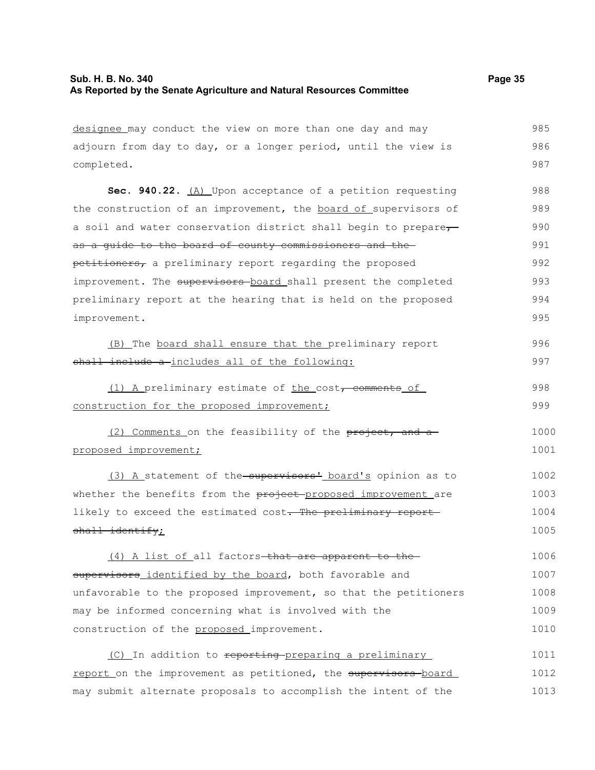designee may conduct the view on more than one day and may adjourn from day to day, or a longer period, until the view is completed.

**Sec. 940.22.** (A) Upon acceptance of a petition requesting the construction of an improvement, the board of supervisors of a soil and water conservation district shall begin to prepare, as a guide to the board of county commissioners and the petitioners, a preliminary report regarding the proposed improvement. The supervisors board shall present the completed preliminary report at the hearing that is held on the proposed improvement.

(B) The board shall ensure that the preliminary report shall include a includes all of the following:

(1) A preliminary estimate of the cost, comments of construction for the proposed improvement;

(2) Comments on the feasibility of the project, and a proposed improvement;

(3) A statement of the supervisors' board's opinion as to whether the benefits from the project proposed improvement are likely to exceed the estimated cost. The preliminary report shall identify;

(4) A list of all factors that are apparent to the supervisors identified by the board, both favorable and unfavorable to the proposed improvement, so that the petitioners may be informed concerning what is involved with the construction of the proposed improvement.

(C) In addition to reporting preparing a preliminary report on the improvement as petitioned, the supervisors board may submit alternate proposals to accomplish the intent of the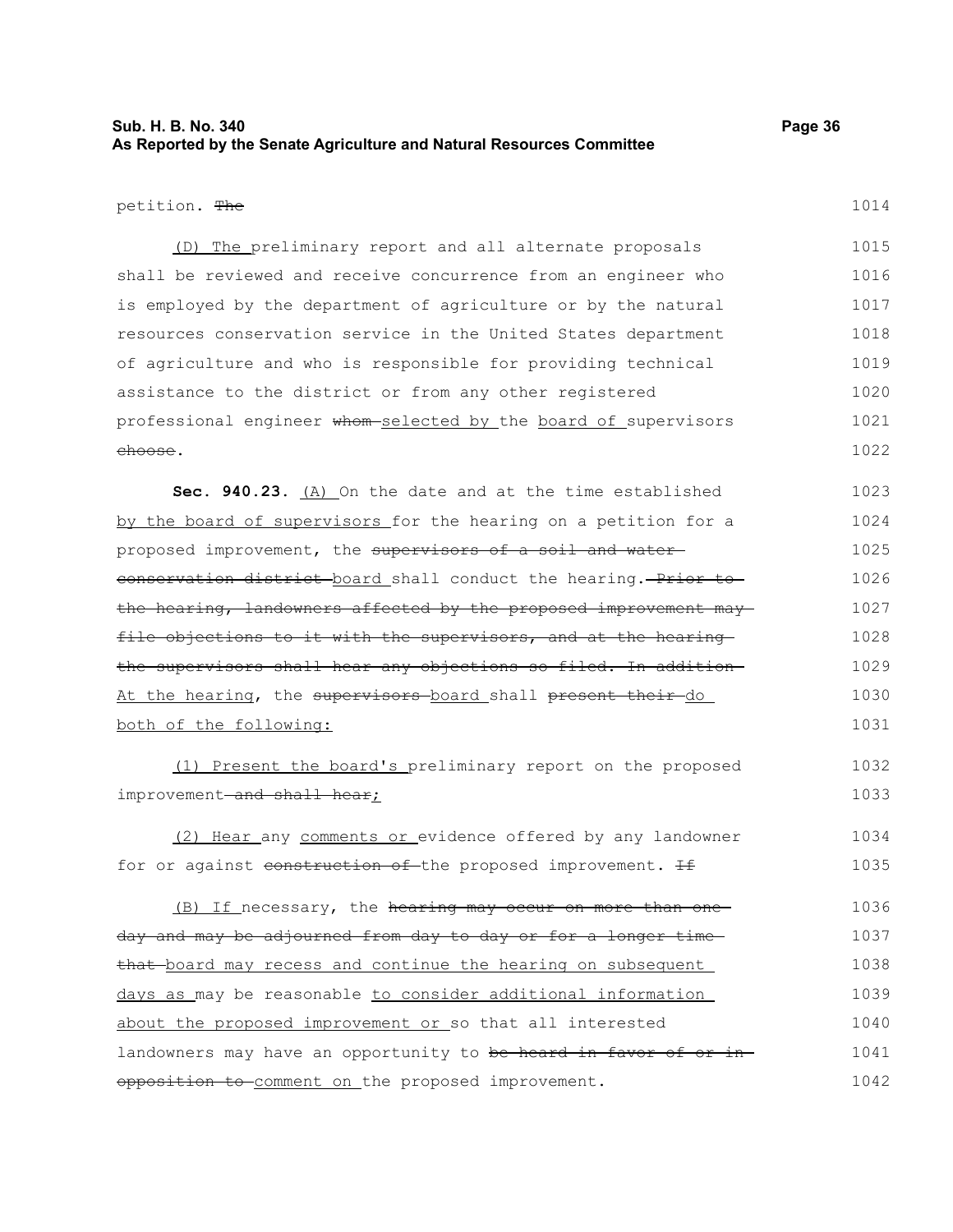petition. ~~The~~

(D) The preliminary report and all alternate proposals shall be reviewed and receive concurrence from an engineer who is employed by the department of agriculture or by the natural resources conservation service in the United States department of agriculture and who is responsible for providing technical assistance to the district or from any other registered professional engineer ~~whom~~ selected by the board of supervisors ~~choose~~.

**Sec. 940.23.** (A) On the date and at the time established by the board of supervisors for the hearing on a petition for a proposed improvement, the ~~supervisors of a soil and water conservation district~~ board shall conduct the hearing. ~~Prior to the hearing, landowners affected by the proposed improvement may file objections to it with the supervisors, and at the hearing the supervisors shall hear any objections so filed. In addition~~ At the hearing, the ~~supervisors~~ board shall ~~present their~~ do both of the following:

(1) Present the board's preliminary report on the proposed improvement ~~and shall hear~~;

(2) Hear any comments or evidence offered by any landowner for or against ~~construction of~~ the proposed improvement. ~~If~~

(B) If necessary, the ~~hearing may occur on more than one day and may be adjourned from day to day or for a longer time that~~ board may recess and continue the hearing on subsequent days as may be reasonable to consider additional information about the proposed improvement or so that all interested landowners may have an opportunity to ~~be heard in favor of or in opposition to~~ comment on the proposed improvement.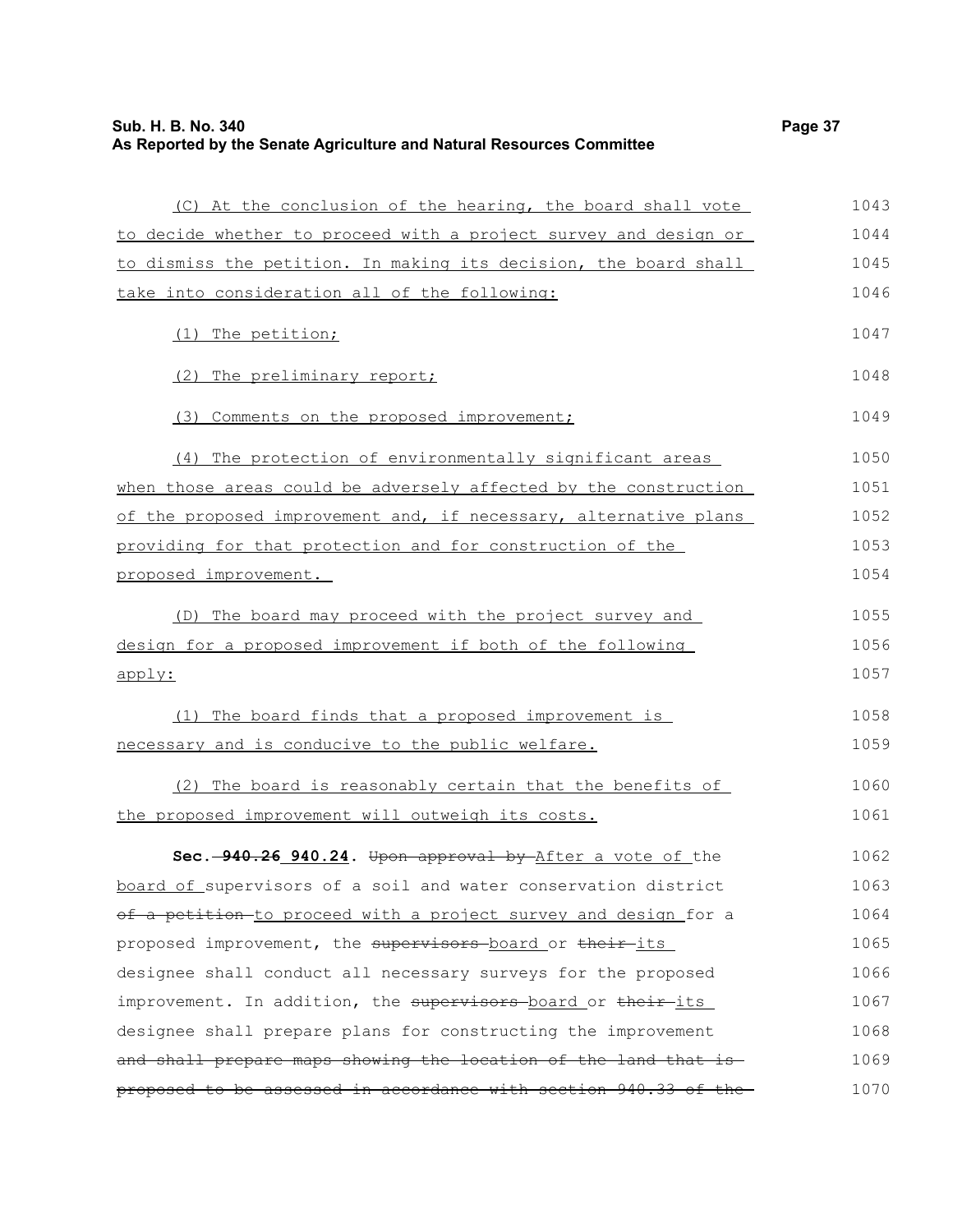(C) At the conclusion of the hearing, the board shall vote to decide whether to proceed with a project survey and design or to dismiss the petition. In making its decision, the board shall take into consideration all of the following:

(1) The petition;

(2) The preliminary report;

(3) Comments on the proposed improvement;

(4) The protection of environmentally significant areas when those areas could be adversely affected by the construction of the proposed improvement and, if necessary, alternative plans providing for that protection and for construction of the proposed improvement.

(D) The board may proceed with the project survey and design for a proposed improvement if both of the following apply:

(1) The board finds that a proposed improvement is necessary and is conducive to the public welfare.

(2) The board is reasonably certain that the benefits of the proposed improvement will outweigh its costs.

**Sec. ~~940.26~~ 940.24.** ~~Upon approval by~~ After a vote of the board of supervisors of a soil and water conservation district ~~of a petition~~ to proceed with a project survey and design for a proposed improvement, the ~~supervisors~~ board or ~~their~~ its designee shall conduct all necessary surveys for the proposed improvement. In addition, the ~~supervisors~~ board or ~~their~~ its designee shall prepare plans for constructing the improvement ~~and shall prepare maps showing the location of the land that is proposed to be assessed in accordance with section 940.33 of the~~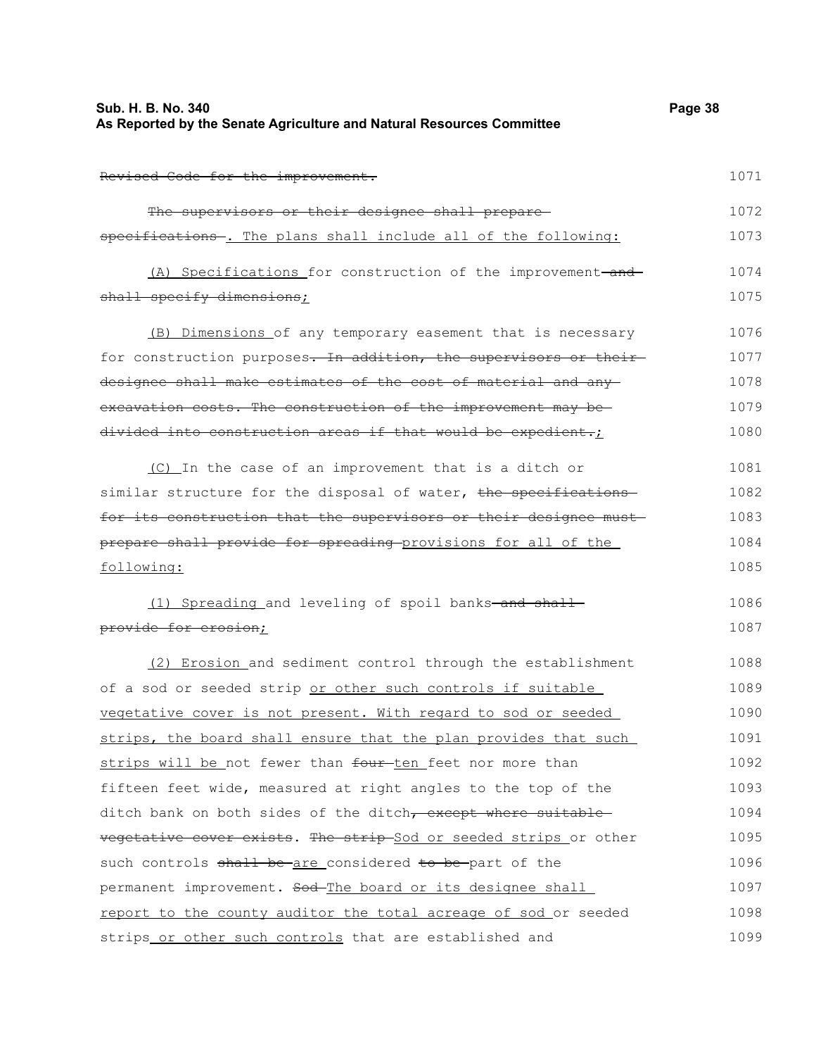~~Revised Code for the improvement.~~

~~The supervisors or their designee shall prepare specifications~~. <u>The plans shall include all of the following:</u>

<u>(A) Specifications</u> for construction of the improvement ~~and shall specify dimensions~~<u>;</u>

<u>(B) Dimensions</u> of any temporary easement that is necessary for construction purposes~~. In addition, the supervisors or their designee shall make estimates of the cost of material and any excavation costs. The construction of the improvement may be divided into construction areas if that would be expedient.~~<u>;</u>

<u>(C)</u> In the case of an improvement that is a ditch or similar structure for the disposal of water, ~~the specifications for its construction that the supervisors or their designee must prepare shall provide for spreading~~ <u>provisions for all of the following:</u>

<u>(1) Spreading</u> and leveling of spoil banks ~~and shall provide for erosion~~<u>;</u>

<u>(2) Erosion</u> and sediment control through the establishment of a sod or seeded strip <u>or other such controls if suitable vegetative cover is not present. With regard to sod or seeded strips, the board shall ensure that the plan provides that such strips will be</u> not fewer than ~~four~~ <u>ten</u> feet nor more than fifteen feet wide, measured at right angles to the top of the ditch bank on both sides of the ditch~~, except where suitable vegetative cover exists~~. ~~The strip~~ <u>Sod or seeded strips</u> or other such controls ~~shall be~~ <u>are</u> considered ~~to be~~ part of the permanent improvement. ~~Sod~~ <u>The board or its designee shall report to the county auditor the total acreage of sod</u> or seeded strips <u>or other such controls</u> that are established and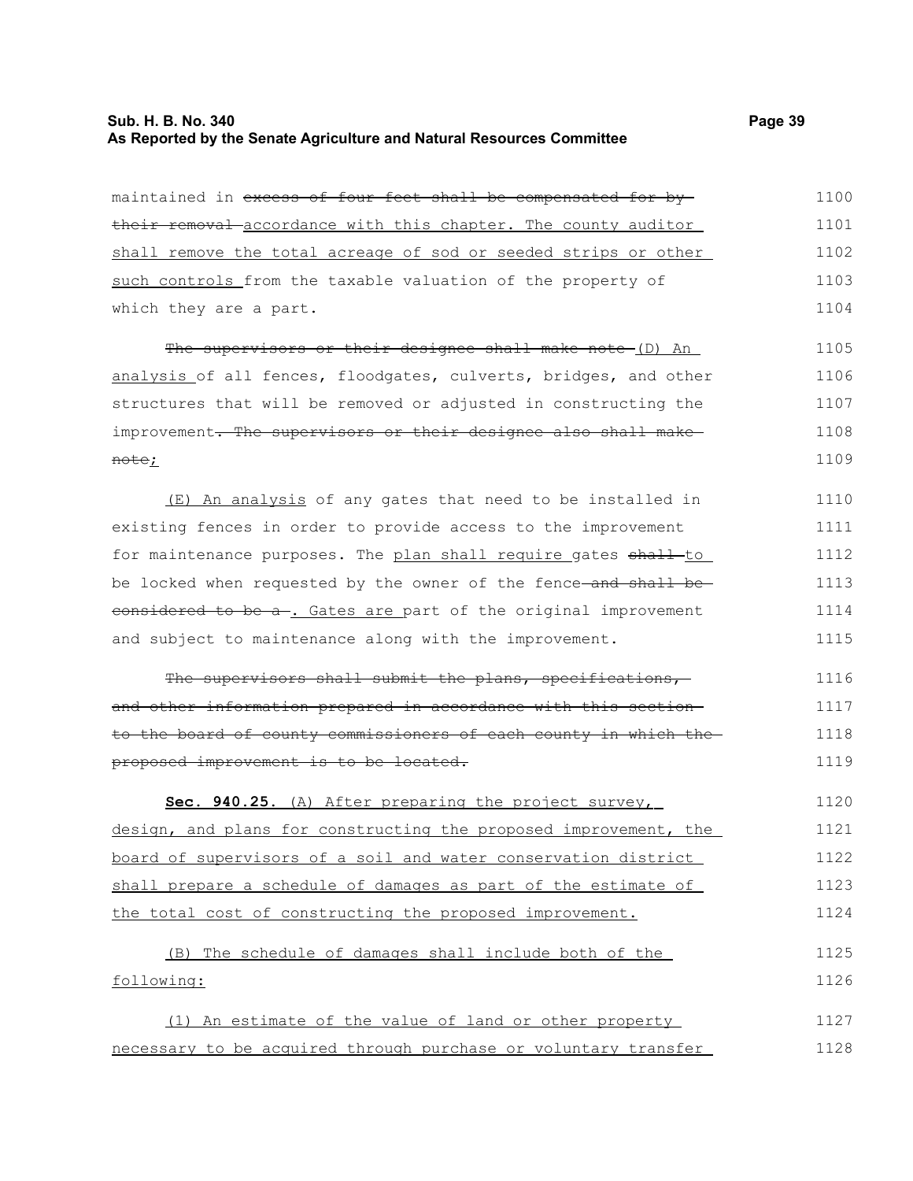maintained in ~~excess of four feet shall be compensated for by their removal~~ accordance with this chapter. The county auditor shall remove the total acreage of sod or seeded strips or other such controls from the taxable valuation of the property of which they are a part.

~~The supervisors or their designee shall make note~~ (D) An analysis of all fences, floodgates, culverts, bridges, and other structures that will be removed or adjusted in constructing the improvement~~. The supervisors or their designee also shall make note~~;

(E) An analysis of any gates that need to be installed in existing fences in order to provide access to the improvement for maintenance purposes. The plan shall require gates ~~shall~~ to be locked when requested by the owner of the fence ~~and shall be considered to be a~~. Gates are part of the original improvement and subject to maintenance along with the improvement.

~~The supervisors shall submit the plans, specifications, and other information prepared in accordance with this section to the board of county commissioners of each county in which the proposed improvement is to be located.~~

**Sec. 940.25.** (A) After preparing the project survey, design, and plans for constructing the proposed improvement, the board of supervisors of a soil and water conservation district shall prepare a schedule of damages as part of the estimate of the total cost of constructing the proposed improvement.

(B) The schedule of damages shall include both of the following:

(1) An estimate of the value of land or other property necessary to be acquired through purchase or voluntary transfer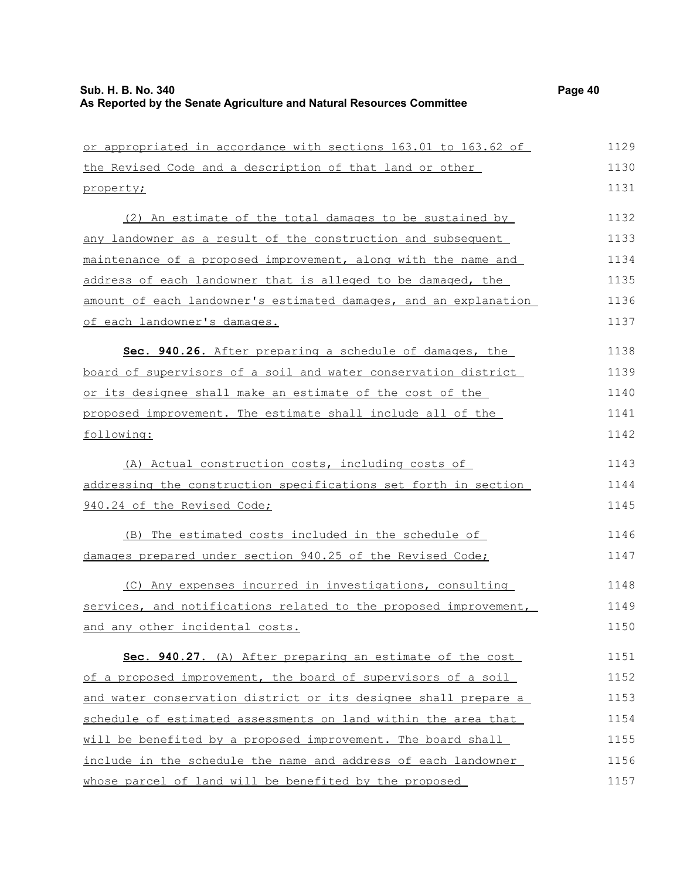or appropriated in accordance with sections 163.01 to 163.62 of the Revised Code and a description of that land or other property;

(2) An estimate of the total damages to be sustained by any landowner as a result of the construction and subsequent maintenance of a proposed improvement, along with the name and address of each landowner that is alleged to be damaged, the amount of each landowner's estimated damages, and an explanation of each landowner's damages.

**Sec. 940.26.** After preparing a schedule of damages, the board of supervisors of a soil and water conservation district or its designee shall make an estimate of the cost of the proposed improvement. The estimate shall include all of the following:

(A) Actual construction costs, including costs of addressing the construction specifications set forth in section 940.24 of the Revised Code;

(B) The estimated costs included in the schedule of damages prepared under section 940.25 of the Revised Code;

(C) Any expenses incurred in investigations, consulting services, and notifications related to the proposed improvement, and any other incidental costs.

**Sec. 940.27.** (A) After preparing an estimate of the cost of a proposed improvement, the board of supervisors of a soil and water conservation district or its designee shall prepare a schedule of estimated assessments on land within the area that will be benefited by a proposed improvement. The board shall include in the schedule the name and address of each landowner whose parcel of land will be benefited by the proposed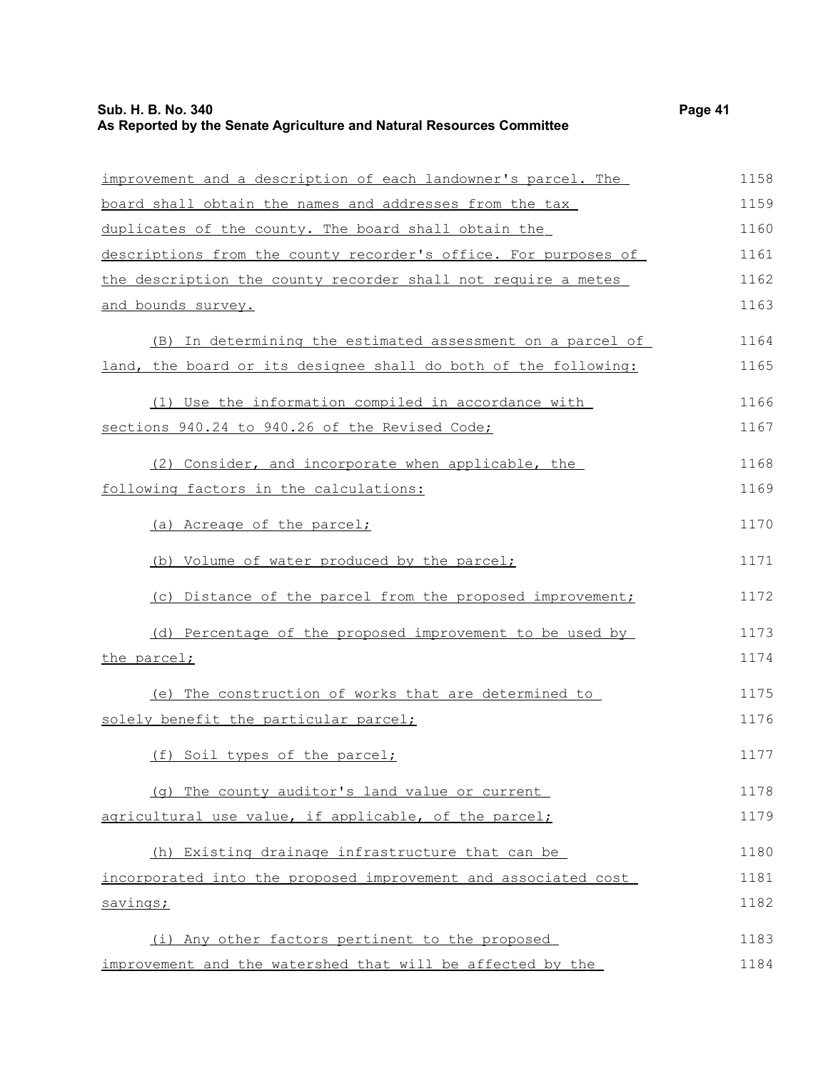improvement and a description of each landowner's parcel. The board shall obtain the names and addresses from the tax duplicates of the county. The board shall obtain the descriptions from the county recorder's office. For purposes of the description the county recorder shall not require a metes and bounds survey.

(B) In determining the estimated assessment on a parcel of land, the board or its designee shall do both of the following:

(1) Use the information compiled in accordance with sections 940.24 to 940.26 of the Revised Code;

(2) Consider, and incorporate when applicable, the following factors in the calculations:

(a) Acreage of the parcel;

(b) Volume of water produced by the parcel;

(c) Distance of the parcel from the proposed improvement;

(d) Percentage of the proposed improvement to be used by the parcel;

(e) The construction of works that are determined to solely benefit the particular parcel;

(f) Soil types of the parcel;

(g) The county auditor's land value or current agricultural use value, if applicable, of the parcel;

(h) Existing drainage infrastructure that can be incorporated into the proposed improvement and associated cost savings;

(i) Any other factors pertinent to the proposed improvement and the watershed that will be affected by the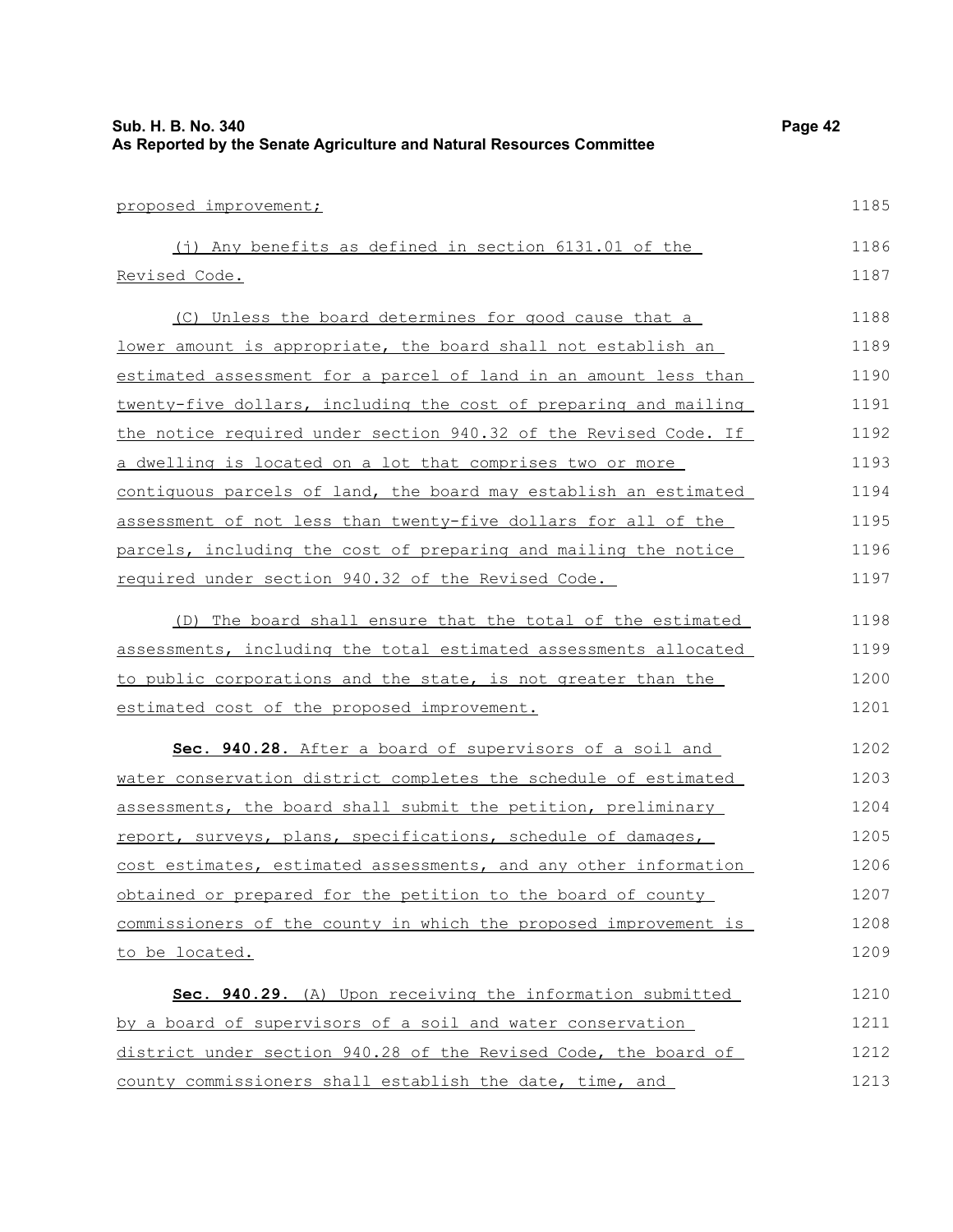proposed improvement;

(j) Any benefits as defined in section 6131.01 of the Revised Code.

(C) Unless the board determines for good cause that a lower amount is appropriate, the board shall not establish an estimated assessment for a parcel of land in an amount less than twenty-five dollars, including the cost of preparing and mailing the notice required under section 940.32 of the Revised Code. If a dwelling is located on a lot that comprises two or more contiguous parcels of land, the board may establish an estimated assessment of not less than twenty-five dollars for all of the parcels, including the cost of preparing and mailing the notice required under section 940.32 of the Revised Code.

(D) The board shall ensure that the total of the estimated assessments, including the total estimated assessments allocated to public corporations and the state, is not greater than the estimated cost of the proposed improvement.

**Sec. 940.28.** After a board of supervisors of a soil and water conservation district completes the schedule of estimated assessments, the board shall submit the petition, preliminary report, surveys, plans, specifications, schedule of damages, cost estimates, estimated assessments, and any other information obtained or prepared for the petition to the board of county commissioners of the county in which the proposed improvement is to be located.

**Sec. 940.29.** (A) Upon receiving the information submitted by a board of supervisors of a soil and water conservation district under section 940.28 of the Revised Code, the board of county commissioners shall establish the date, time, and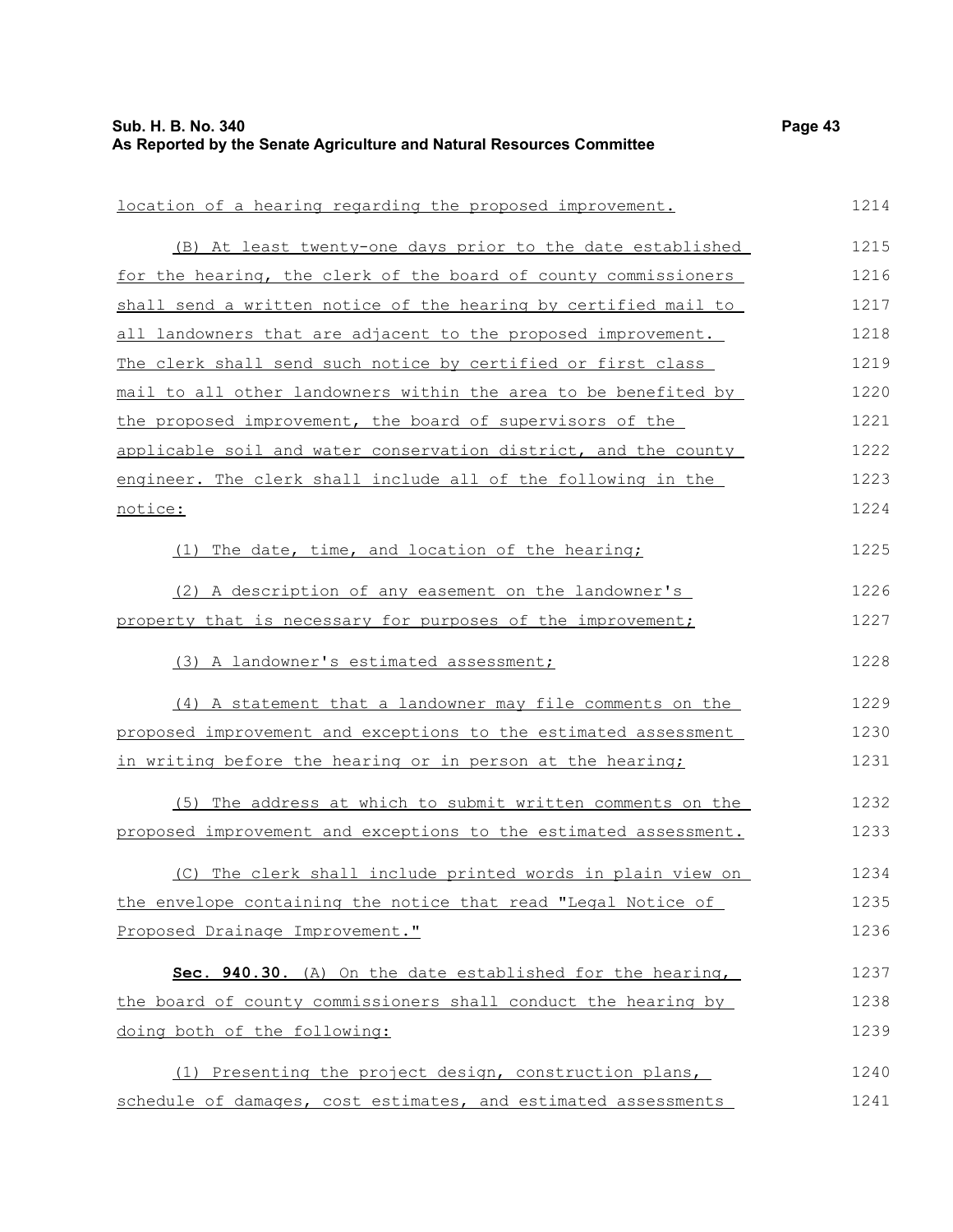location of a hearing regarding the proposed improvement.

(B) At least twenty-one days prior to the date established for the hearing, the clerk of the board of county commissioners shall send a written notice of the hearing by certified mail to all landowners that are adjacent to the proposed improvement. The clerk shall send such notice by certified or first class mail to all other landowners within the area to be benefited by the proposed improvement, the board of supervisors of the applicable soil and water conservation district, and the county engineer. The clerk shall include all of the following in the notice:

(1) The date, time, and location of the hearing;

(2) A description of any easement on the landowner's property that is necessary for purposes of the improvement;

(3) A landowner's estimated assessment;

(4) A statement that a landowner may file comments on the proposed improvement and exceptions to the estimated assessment in writing before the hearing or in person at the hearing;

(5) The address at which to submit written comments on the proposed improvement and exceptions to the estimated assessment.

(C) The clerk shall include printed words in plain view on the envelope containing the notice that read "Legal Notice of Proposed Drainage Improvement."

**Sec. 940.30.** (A) On the date established for the hearing, the board of county commissioners shall conduct the hearing by doing both of the following:

(1) Presenting the project design, construction plans, schedule of damages, cost estimates, and estimated assessments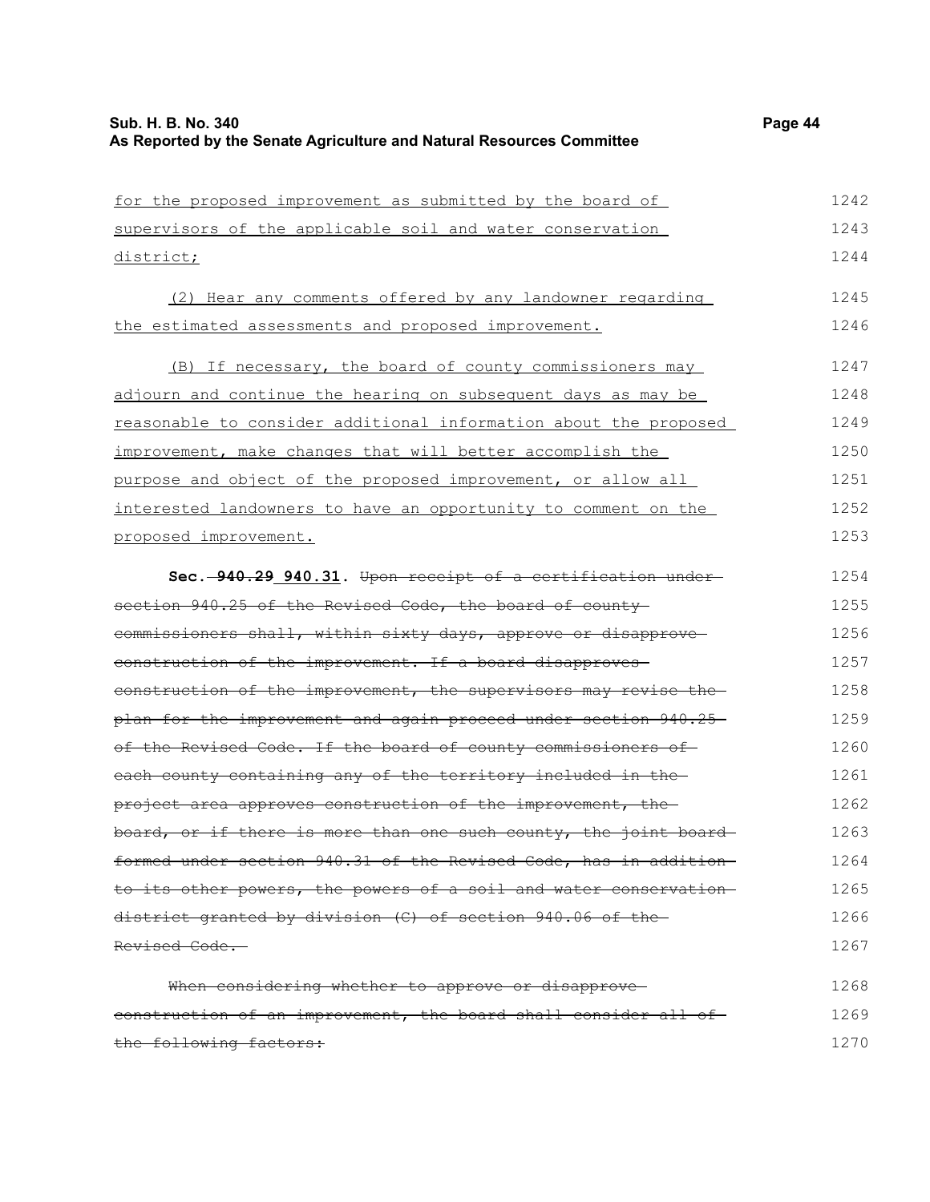for the proposed improvement as submitted by the board of supervisors of the applicable soil and water conservation district;

(2) Hear any comments offered by any landowner regarding the estimated assessments and proposed improvement.

(B) If necessary, the board of county commissioners may adjourn and continue the hearing on subsequent days as may be reasonable to consider additional information about the proposed improvement, make changes that will better accomplish the purpose and object of the proposed improvement, or allow all interested landowners to have an opportunity to comment on the proposed improvement.

**Sec. ~~940.29~~ 940.31.** ~~Upon receipt of a certification under section 940.25 of the Revised Code, the board of county commissioners shall, within sixty days, approve or disapprove construction of the improvement. If a board disapproves construction of the improvement, the supervisors may revise the plan for the improvement and again proceed under section 940.25 of the Revised Code. If the board of county commissioners of each county containing any of the territory included in the project area approves construction of the improvement, the board, or if there is more than one such county, the joint board formed under section 940.31 of the Revised Code, has in addition to its other powers, the powers of a soil and water conservation district granted by division (C) of section 940.06 of the Revised Code.~~

~~When considering whether to approve or disapprove construction of an improvement, the board shall consider all of the following factors:~~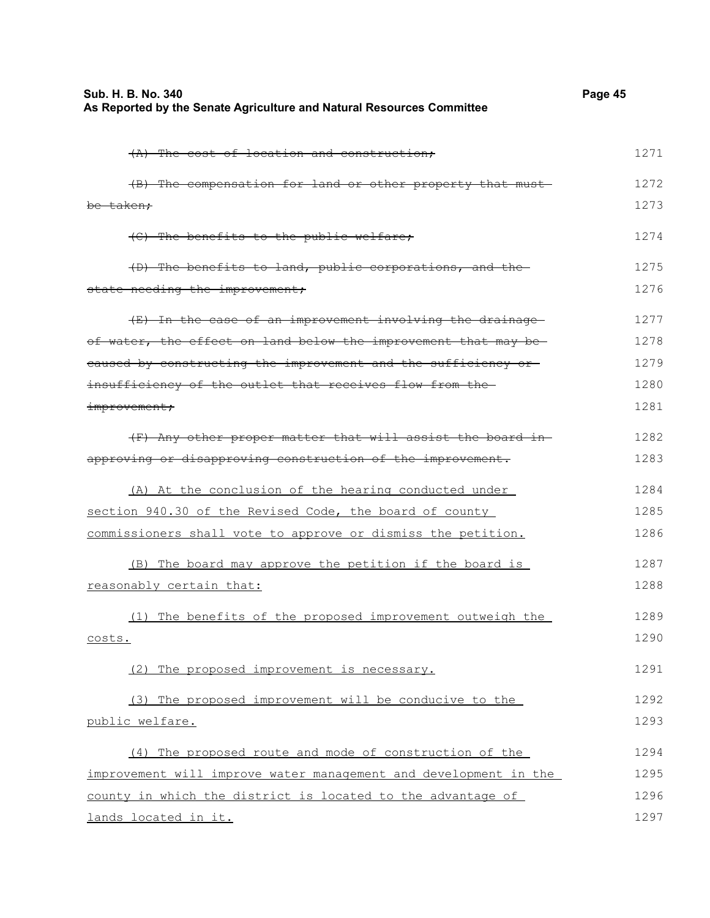~~(A) The cost of location and construction;~~

~~(B) The compensation for land or other property that must be taken;~~

~~(C) The benefits to the public welfare;~~

~~(D) The benefits to land, public corporations, and the state needing the improvement;~~

~~(E) In the case of an improvement involving the drainage of water, the effect on land below the improvement that may be caused by constructing the improvement and the sufficiency or insufficiency of the outlet that receives flow from the improvement;~~

~~(F) Any other proper matter that will assist the board in approving or disapproving construction of the improvement.~~

<u>(A) At the conclusion of the hearing conducted under section 940.30 of the Revised Code, the board of county commissioners shall vote to approve or dismiss the petition.</u>

<u>(B) The board may approve the petition if the board is reasonably certain that:</u>

<u>(1) The benefits of the proposed improvement outweigh the costs.</u>

<u>(2) The proposed improvement is necessary.</u>

<u>(3) The proposed improvement will be conducive to the public welfare.</u>

<u>(4) The proposed route and mode of construction of the improvement will improve water management and development in the county in which the district is located to the advantage of lands located in it.</u>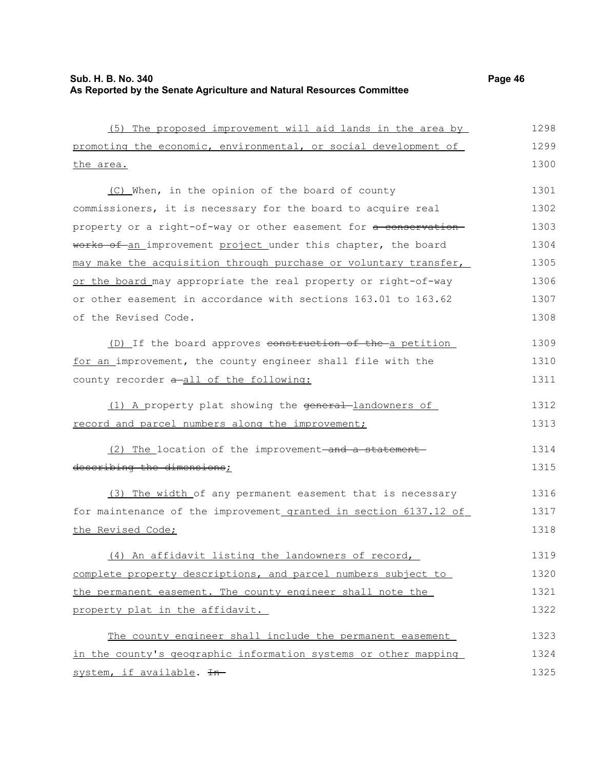(5) The proposed improvement will aid lands in the area by promoting the economic, environmental, or social development of the area.

(C) When, in the opinion of the board of county commissioners, it is necessary for the board to acquire real property or a right-of-way or other easement for ~~a conservation works of~~ an improvement project under this chapter, the board may make the acquisition through purchase or voluntary transfer, or the board may appropriate the real property or right-of-way or other easement in accordance with sections 163.01 to 163.62 of the Revised Code.

(D) If the board approves ~~construction of the~~ a petition for an improvement, the county engineer shall file with the county recorder ~~a~~ all of the following:

(1) A property plat showing the ~~general~~ landowners of record and parcel numbers along the improvement;

(2) The location of the improvement ~~and a statement describing the dimensions~~;

(3) The width of any permanent easement that is necessary for maintenance of the improvement granted in section 6137.12 of the Revised Code;

(4) An affidavit listing the landowners of record, complete property descriptions, and parcel numbers subject to the permanent easement. The county engineer shall note the property plat in the affidavit.

The county engineer shall include the permanent easement in the county's geographic information systems or other mapping system, if available. ~~In~~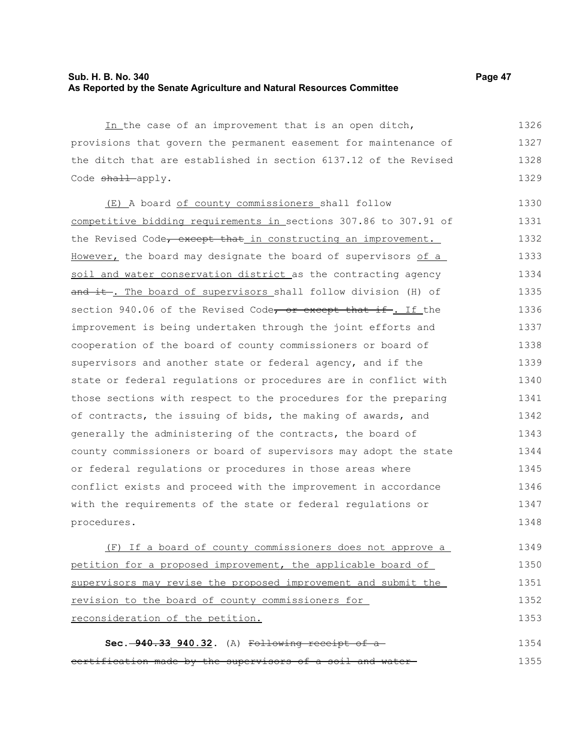In the case of an improvement that is an open ditch, provisions that govern the permanent easement for maintenance of the ditch that are established in section 6137.12 of the Revised Code shall apply.

(E) A board of county commissioners shall follow competitive bidding requirements in sections 307.86 to 307.91 of the Revised Code, except that in constructing an improvement. However, the board may designate the board of supervisors of a soil and water conservation district as the contracting agency and it . The board of supervisors shall follow division (H) of section 940.06 of the Revised Code, or except that if . If the improvement is being undertaken through the joint efforts and cooperation of the board of county commissioners or board of supervisors and another state or federal agency, and if the state or federal regulations or procedures are in conflict with those sections with respect to the procedures for the preparing of contracts, the issuing of bids, the making of awards, and generally the administering of the contracts, the board of county commissioners or board of supervisors may adopt the state or federal regulations or procedures in those areas where conflict exists and proceed with the improvement in accordance with the requirements of the state or federal regulations or procedures.

(F) If a board of county commissioners does not approve a petition for a proposed improvement, the applicable board of supervisors may revise the proposed improvement and submit the revision to the board of county commissioners for reconsideration of the petition.

**Sec. 940.33 940.32.** (A) Following receipt of a certification made by the supervisors of a soil and water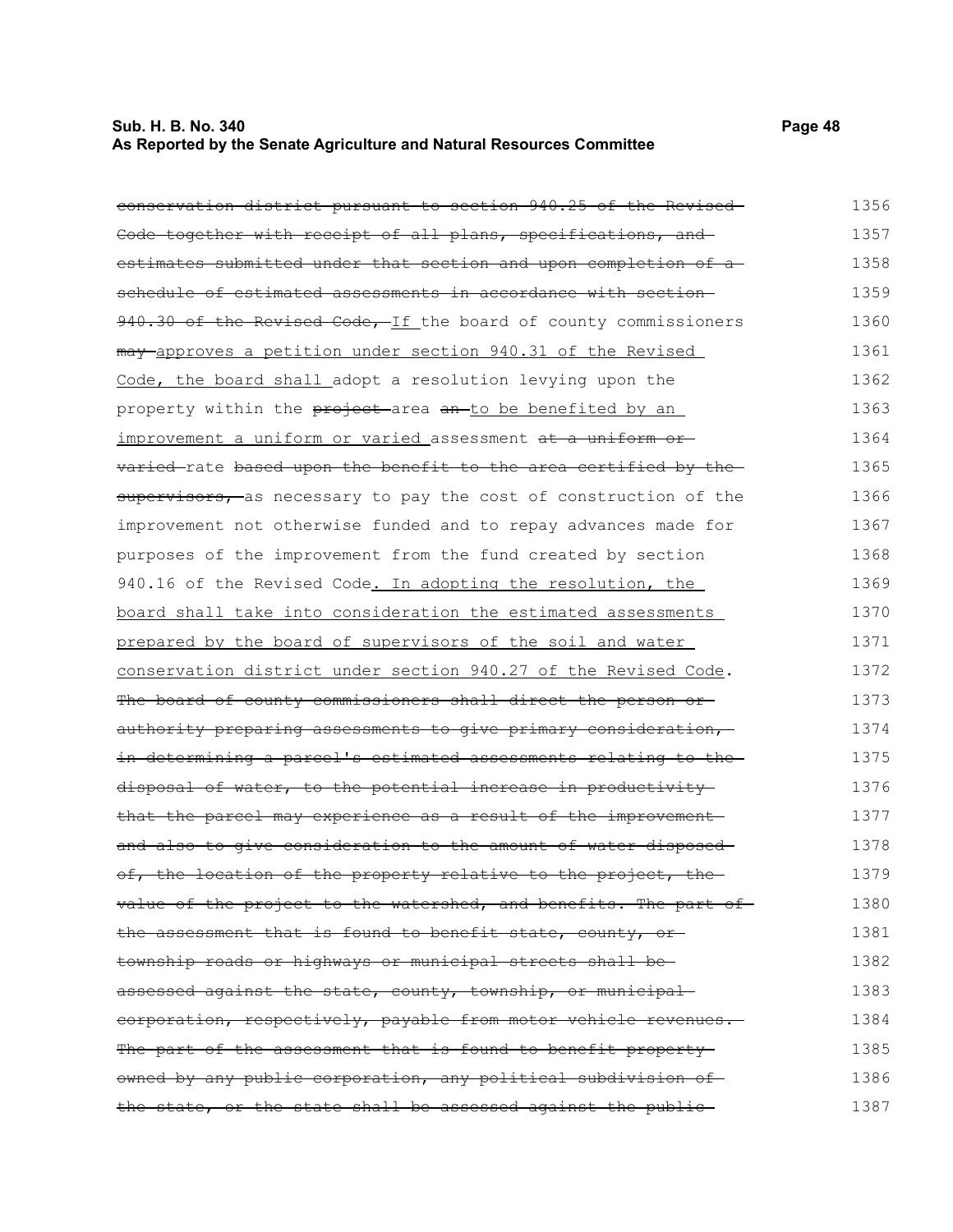~~conservation district pursuant to section 940.25 of the Revised Code together with receipt of all plans, specifications, and estimates submitted under that section and upon completion of a schedule of estimated assessments in accordance with section 940.30 of the Revised Code,~~ If the board of county commissioners ~~may~~ approves a petition under section 940.31 of the Revised Code, the board shall adopt a resolution levying upon the property within the ~~project~~ area ~~an~~ to be benefited by an improvement a uniform or varied assessment ~~at a uniform or varied~~ rate ~~based upon the benefit to the area certified by the supervisors,~~ as necessary to pay the cost of construction of the improvement not otherwise funded and to repay advances made for purposes of the improvement from the fund created by section 940.16 of the Revised Code. In adopting the resolution, the board shall take into consideration the estimated assessments prepared by the board of supervisors of the soil and water conservation district under section 940.27 of the Revised Code. ~~The board of county commissioners shall direct the person or authority preparing assessments to give primary consideration, in determining a parcel's estimated assessments relating to the disposal of water, to the potential increase in productivity that the parcel may experience as a result of the improvement and also to give consideration to the amount of water disposed of, the location of the property relative to the project, the value of the project to the watershed, and benefits. The part of the assessment that is found to benefit state, county, or township roads or highways or municipal streets shall be assessed against the state, county, township, or municipal corporation, respectively, payable from motor vehicle revenues. The part of the assessment that is found to benefit property owned by any public corporation, any political subdivision of the state, or the state shall be assessed against the public~~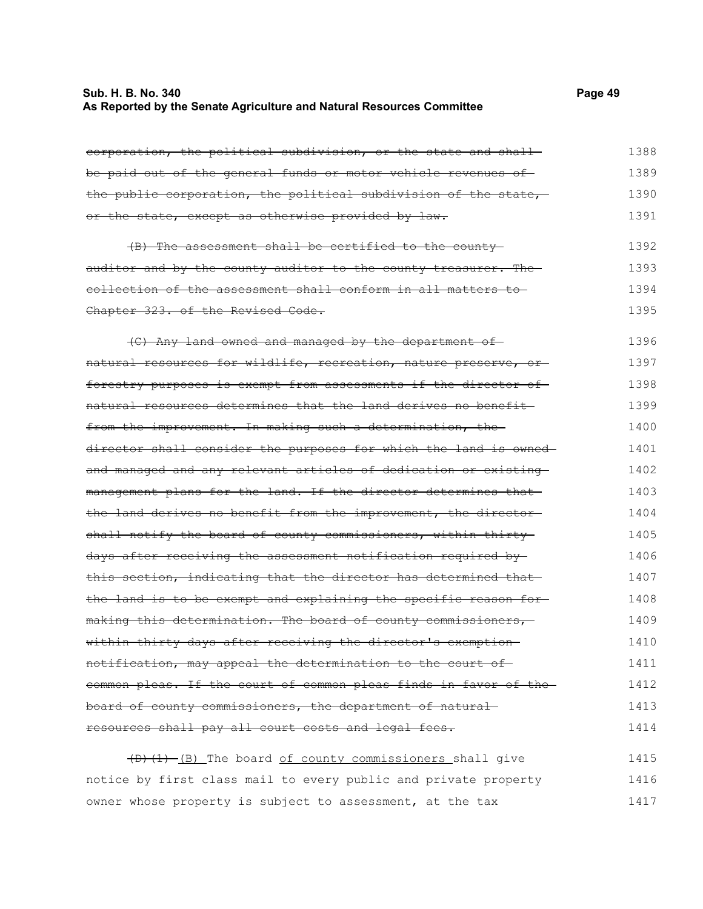~~corporation, the political subdivision, or the state and shall be paid out of the general funds or motor vehicle revenues of the public corporation, the political subdivision of the state, or the state, except as otherwise provided by law.~~

~~(B) The assessment shall be certified to the county auditor and by the county auditor to the county treasurer. The collection of the assessment shall conform in all matters to Chapter 323. of the Revised Code.~~

~~(C) Any land owned and managed by the department of natural resources for wildlife, recreation, nature preserve, or forestry purposes is exempt from assessments if the director of natural resources determines that the land derives no benefit from the improvement. In making such a determination, the director shall consider the purposes for which the land is owned and managed and any relevant articles of dedication or existing management plans for the land. If the director determines that the land derives no benefit from the improvement, the director shall notify the board of county commissioners, within thirty days after receiving the assessment notification required by this section, indicating that the director has determined that the land is to be exempt and explaining the specific reason for making this determination. The board of county commissioners, within thirty days after receiving the director's exemption notification, may appeal the determination to the court of common pleas. If the court of common pleas finds in favor of the board of county commissioners, the department of natural resources shall pay all court costs and legal fees.~~

~~(D)(1)~~ (B) The board of county commissioners shall give notice by first class mail to every public and private property owner whose property is subject to assessment, at the tax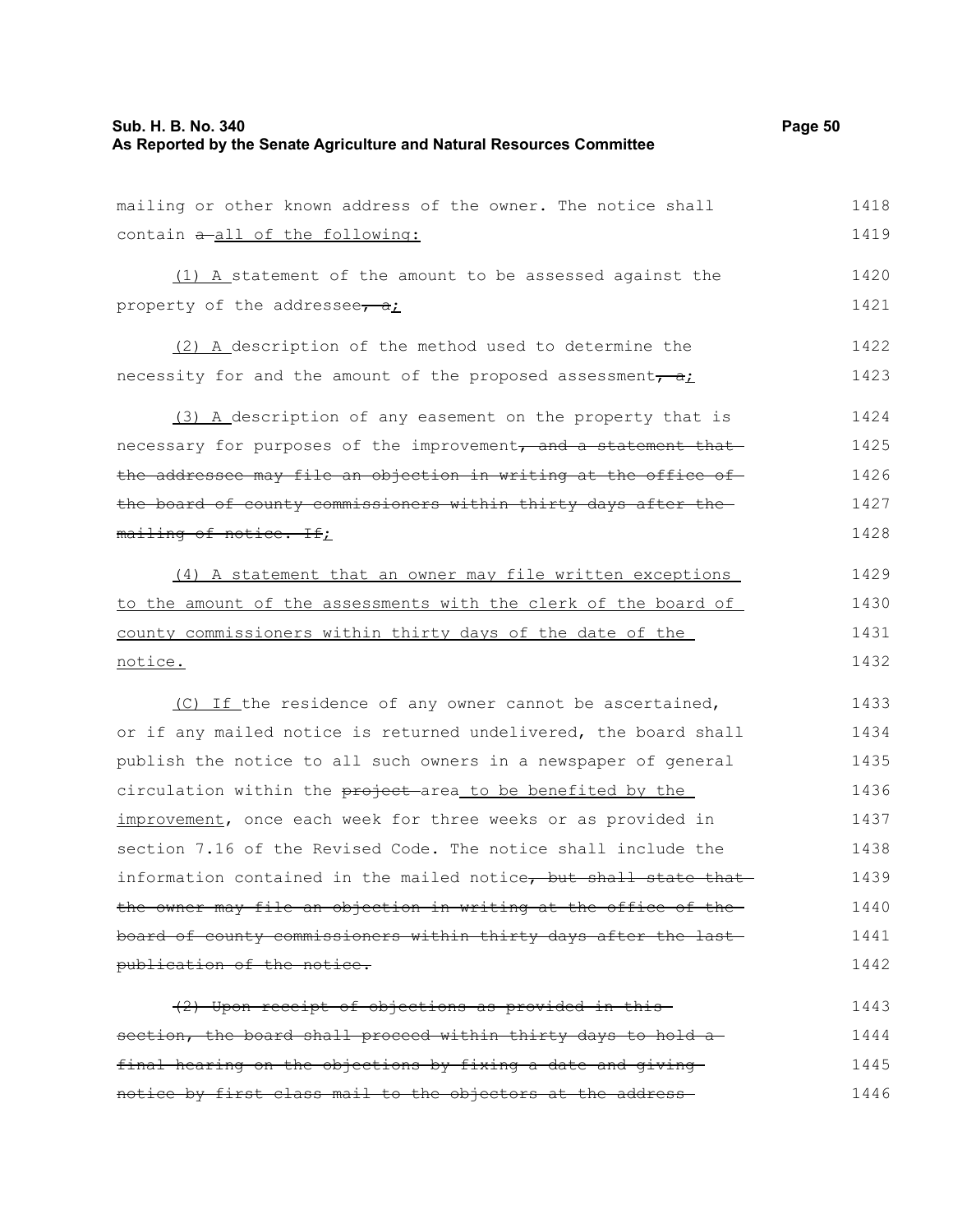mailing or other known address of the owner. The notice shall contain ~~a~~ all of the following:

(1) A statement of the amount to be assessed against the property of the addressee~~, a~~;

(2) A description of the method used to determine the necessity for and the amount of the proposed assessment~~, a~~;

(3) A description of any easement on the property that is necessary for purposes of the improvement~~, and a statement that the addressee may file an objection in writing at the office of the board of county commissioners within thirty days after the mailing of notice. If~~;

(4) A statement that an owner may file written exceptions to the amount of the assessments with the clerk of the board of county commissioners within thirty days of the date of the notice.

(C) If the residence of any owner cannot be ascertained, or if any mailed notice is returned undelivered, the board shall publish the notice to all such owners in a newspaper of general circulation within the ~~project~~ area to be benefited by the improvement, once each week for three weeks or as provided in section 7.16 of the Revised Code. The notice shall include the information contained in the mailed notice~~, but shall state that the owner may file an objection in writing at the office of the board of county commissioners within thirty days after the last publication of the notice.~~

~~(2) Upon receipt of objections as provided in this section, the board shall proceed within thirty days to hold a final hearing on the objections by fixing a date and giving notice by first class mail to the objectors at the address~~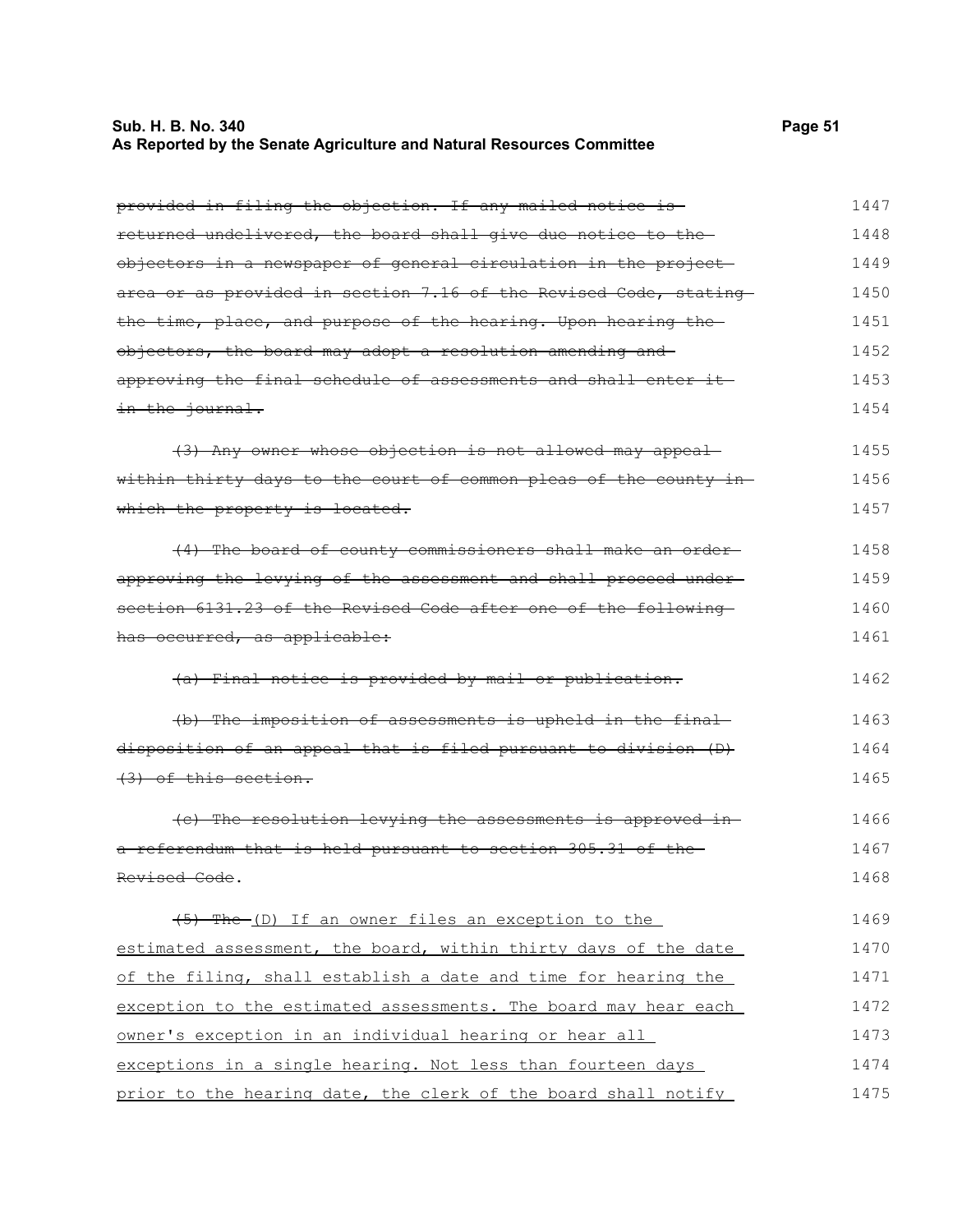~~provided in filing the objection. If any mailed notice is returned undelivered, the board shall give due notice to the objectors in a newspaper of general circulation in the project area or as provided in section 7.16 of the Revised Code, stating the time, place, and purpose of the hearing. Upon hearing the objectors, the board may adopt a resolution amending and approving the final schedule of assessments and shall enter it in the journal.~~

~~(3) Any owner whose objection is not allowed may appeal within thirty days to the court of common pleas of the county in which the property is located.~~

~~(4) The board of county commissioners shall make an order approving the levying of the assessment and shall proceed under section 6131.23 of the Revised Code after one of the following has occurred, as applicable:~~

~~(a) Final notice is provided by mail or publication.~~

~~(b) The imposition of assessments is upheld in the final disposition of an appeal that is filed pursuant to division (D)(3) of this section.~~

~~(c) The resolution levying the assessments is approved in a referendum that is held pursuant to section 305.31 of the Revised Code~~.

~~(5) The~~ <u>(D) If an owner files an exception to the estimated assessment, the board, within thirty days of the date of the filing, shall establish a date and time for hearing the exception to the estimated assessments. The board may hear each owner's exception in an individual hearing or hear all exceptions in a single hearing. Not less than fourteen days prior to the hearing date, the clerk of the board shall notify</u>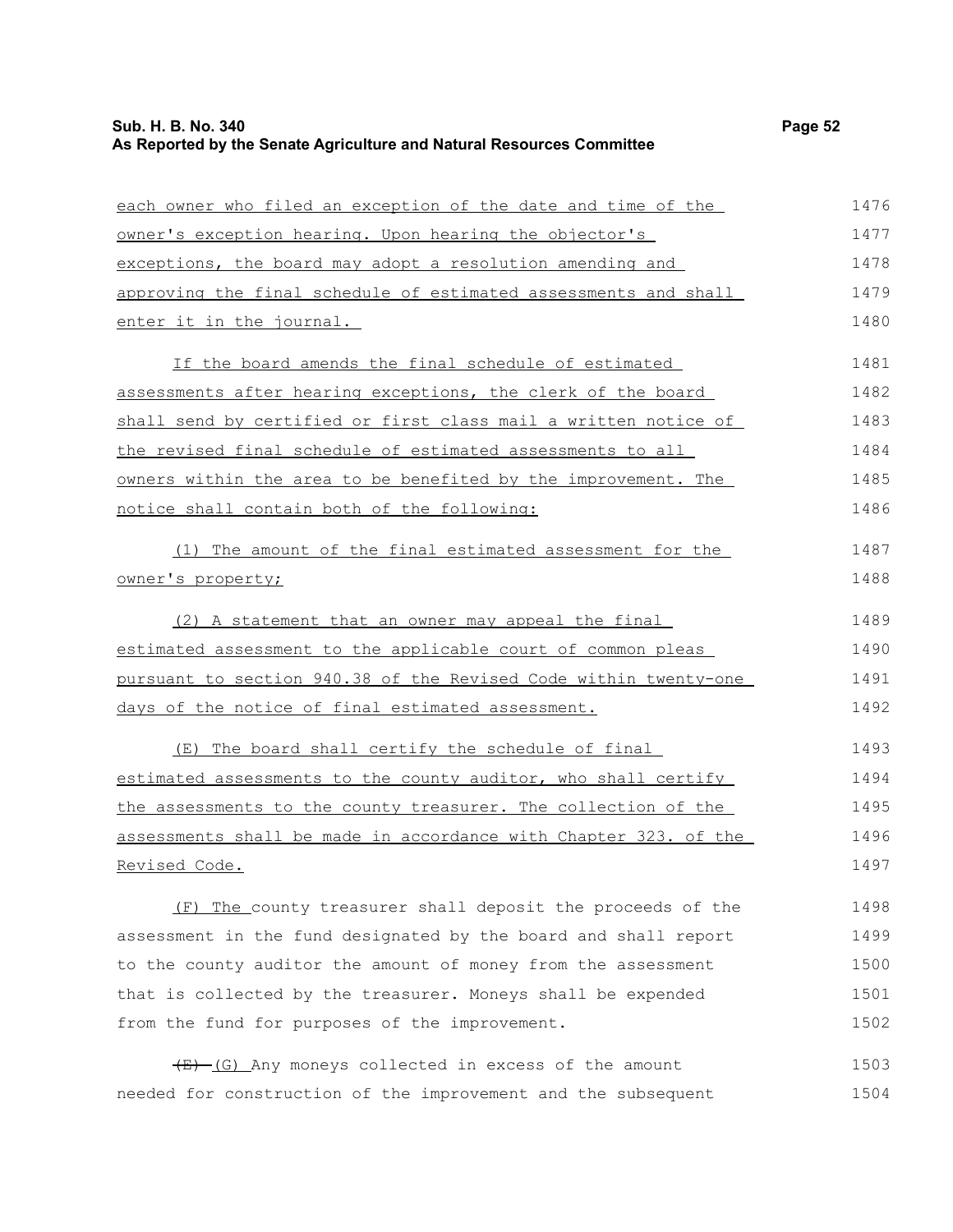each owner who filed an exception of the date and time of the owner's exception hearing. Upon hearing the objector's exceptions, the board may adopt a resolution amending and approving the final schedule of estimated assessments and shall enter it in the journal.

If the board amends the final schedule of estimated assessments after hearing exceptions, the clerk of the board shall send by certified or first class mail a written notice of the revised final schedule of estimated assessments to all owners within the area to be benefited by the improvement. The notice shall contain both of the following:

(1) The amount of the final estimated assessment for the owner's property;

(2) A statement that an owner may appeal the final estimated assessment to the applicable court of common pleas pursuant to section 940.38 of the Revised Code within twenty-one days of the notice of final estimated assessment.

(E) The board shall certify the schedule of final estimated assessments to the county auditor, who shall certify the assessments to the county treasurer. The collection of the assessments shall be made in accordance with Chapter 323. of the Revised Code.

(F) The county treasurer shall deposit the proceeds of the assessment in the fund designated by the board and shall report to the county auditor the amount of money from the assessment that is collected by the treasurer. Moneys shall be expended from the fund for purposes of the improvement.

~~(E)~~ (G) Any moneys collected in excess of the amount needed for construction of the improvement and the subsequent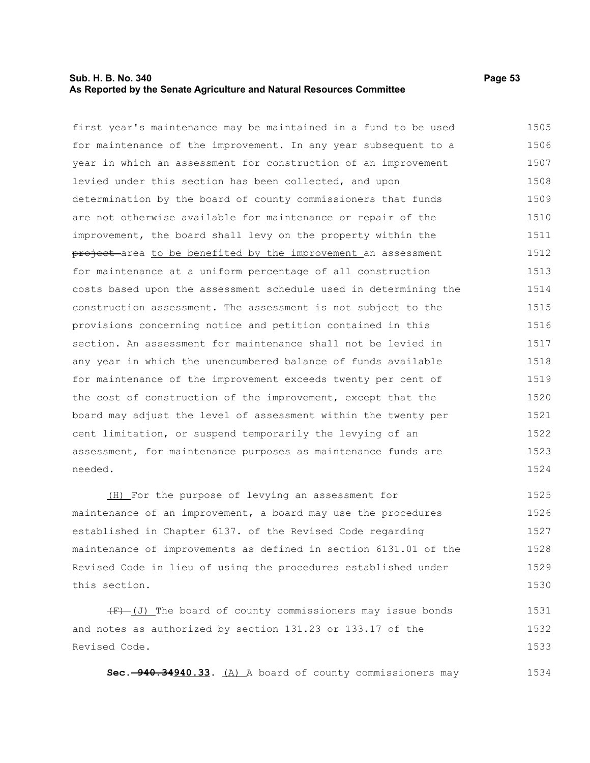first year's maintenance may be maintained in a fund to be used for maintenance of the improvement. In any year subsequent to a year in which an assessment for construction of an improvement levied under this section has been collected, and upon determination by the board of county commissioners that funds are not otherwise available for maintenance or repair of the improvement, the board shall levy on the property within the ~~project~~ area to be benefited by the improvement an assessment for maintenance at a uniform percentage of all construction costs based upon the assessment schedule used in determining the construction assessment. The assessment is not subject to the provisions concerning notice and petition contained in this section. An assessment for maintenance shall not be levied in any year in which the unencumbered balance of funds available for maintenance of the improvement exceeds twenty per cent of the cost of construction of the improvement, except that the board may adjust the level of assessment within the twenty per cent limitation, or suspend temporarily the levying of an assessment, for maintenance purposes as maintenance funds are needed.

(H) For the purpose of levying an assessment for maintenance of an improvement, a board may use the procedures established in Chapter 6137. of the Revised Code regarding maintenance of improvements as defined in section 6131.01 of the Revised Code in lieu of using the procedures established under this section.

~~(F)~~ (J) The board of county commissioners may issue bonds and notes as authorized by section 131.23 or 133.17 of the Revised Code.

**Sec. ~~940.34~~940.33.** (A) A board of county commissioners may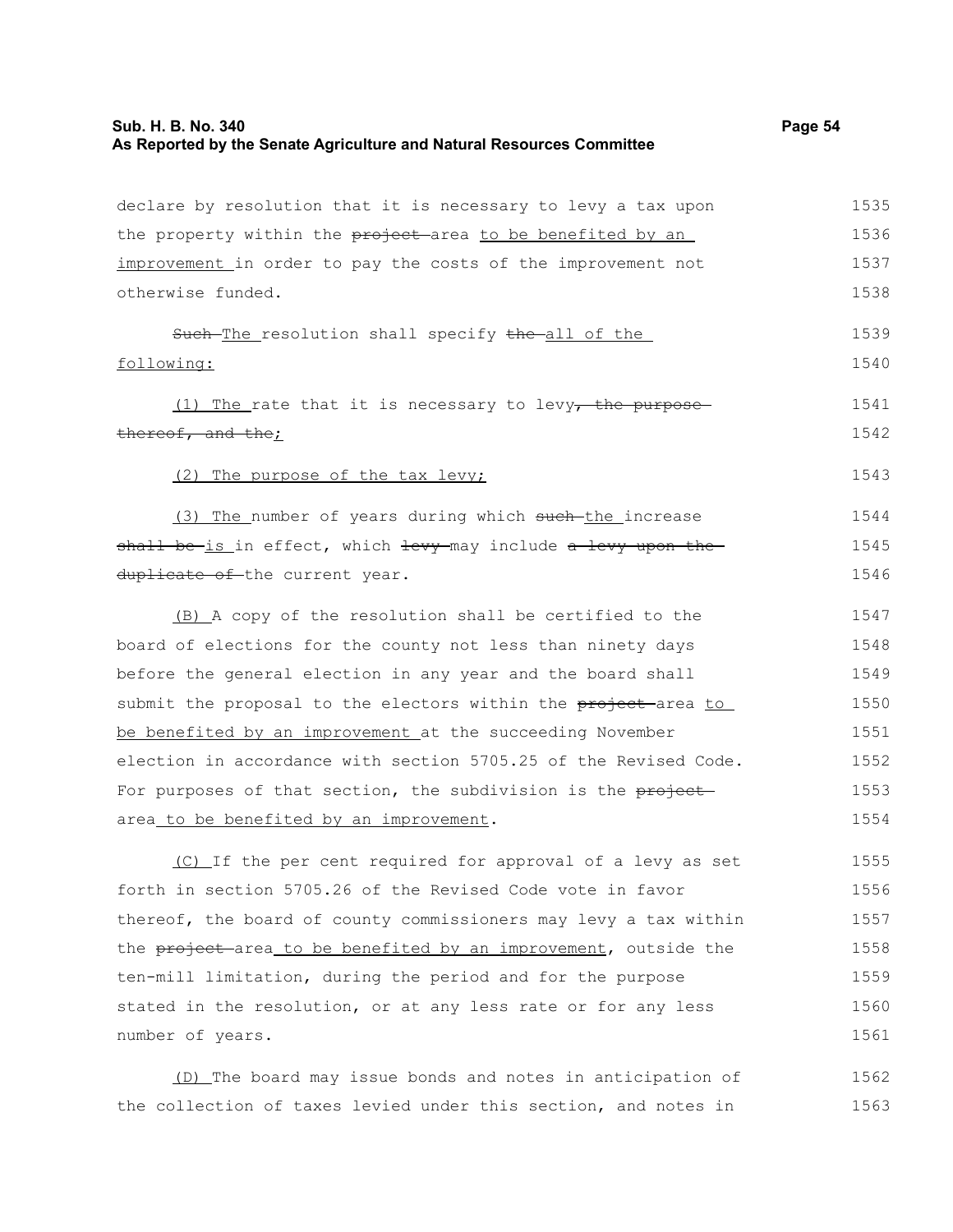declare by resolution that it is necessary to levy a tax upon the property within the project area to be benefited by an improvement in order to pay the costs of the improvement not otherwise funded.

Such The resolution shall specify the all of the following:

(1) The rate that it is necessary to levy, the purpose thereof, and the;

(2) The purpose of the tax levy;

(3) The number of years during which such the increase shall be is in effect, which levy may include a levy upon the duplicate of the current year.

(B) A copy of the resolution shall be certified to the board of elections for the county not less than ninety days before the general election in any year and the board shall submit the proposal to the electors within the project area to be benefited by an improvement at the succeeding November election in accordance with section 5705.25 of the Revised Code. For purposes of that section, the subdivision is the project area to be benefited by an improvement.

(C) If the per cent required for approval of a levy as set forth in section 5705.26 of the Revised Code vote in favor thereof, the board of county commissioners may levy a tax within the project area to be benefited by an improvement, outside the ten-mill limitation, during the period and for the purpose stated in the resolution, or at any less rate or for any less number of years.

(D) The board may issue bonds and notes in anticipation of the collection of taxes levied under this section, and notes in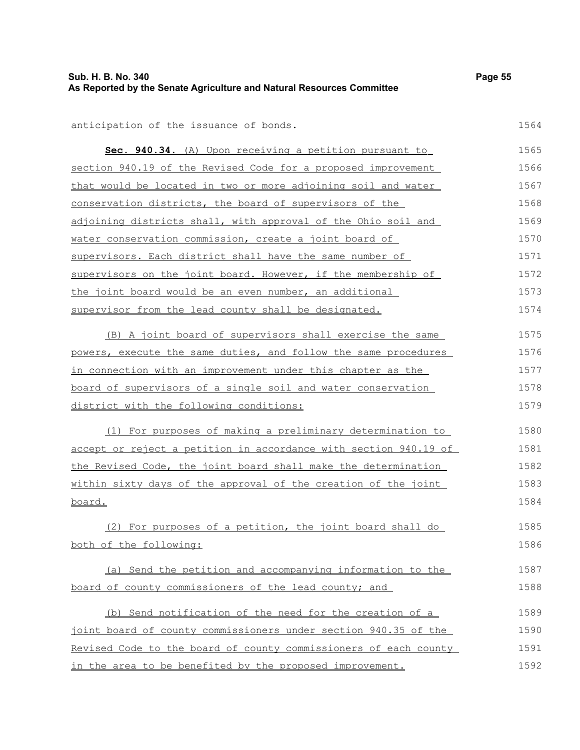anticipation of the issuance of bonds.

**Sec. 940.34.** (A) Upon receiving a petition pursuant to section 940.19 of the Revised Code for a proposed improvement that would be located in two or more adjoining soil and water conservation districts, the board of supervisors of the adjoining districts shall, with approval of the Ohio soil and water conservation commission, create a joint board of supervisors. Each district shall have the same number of supervisors on the joint board. However, if the membership of the joint board would be an even number, an additional supervisor from the lead county shall be designated.

(B) A joint board of supervisors shall exercise the same powers, execute the same duties, and follow the same procedures in connection with an improvement under this chapter as the board of supervisors of a single soil and water conservation district with the following conditions:

(1) For purposes of making a preliminary determination to accept or reject a petition in accordance with section 940.19 of the Revised Code, the joint board shall make the determination within sixty days of the approval of the creation of the joint board.

(2) For purposes of a petition, the joint board shall do both of the following:

(a) Send the petition and accompanying information to the board of county commissioners of the lead county; and

(b) Send notification of the need for the creation of a joint board of county commissioners under section 940.35 of the Revised Code to the board of county commissioners of each county in the area to be benefited by the proposed improvement.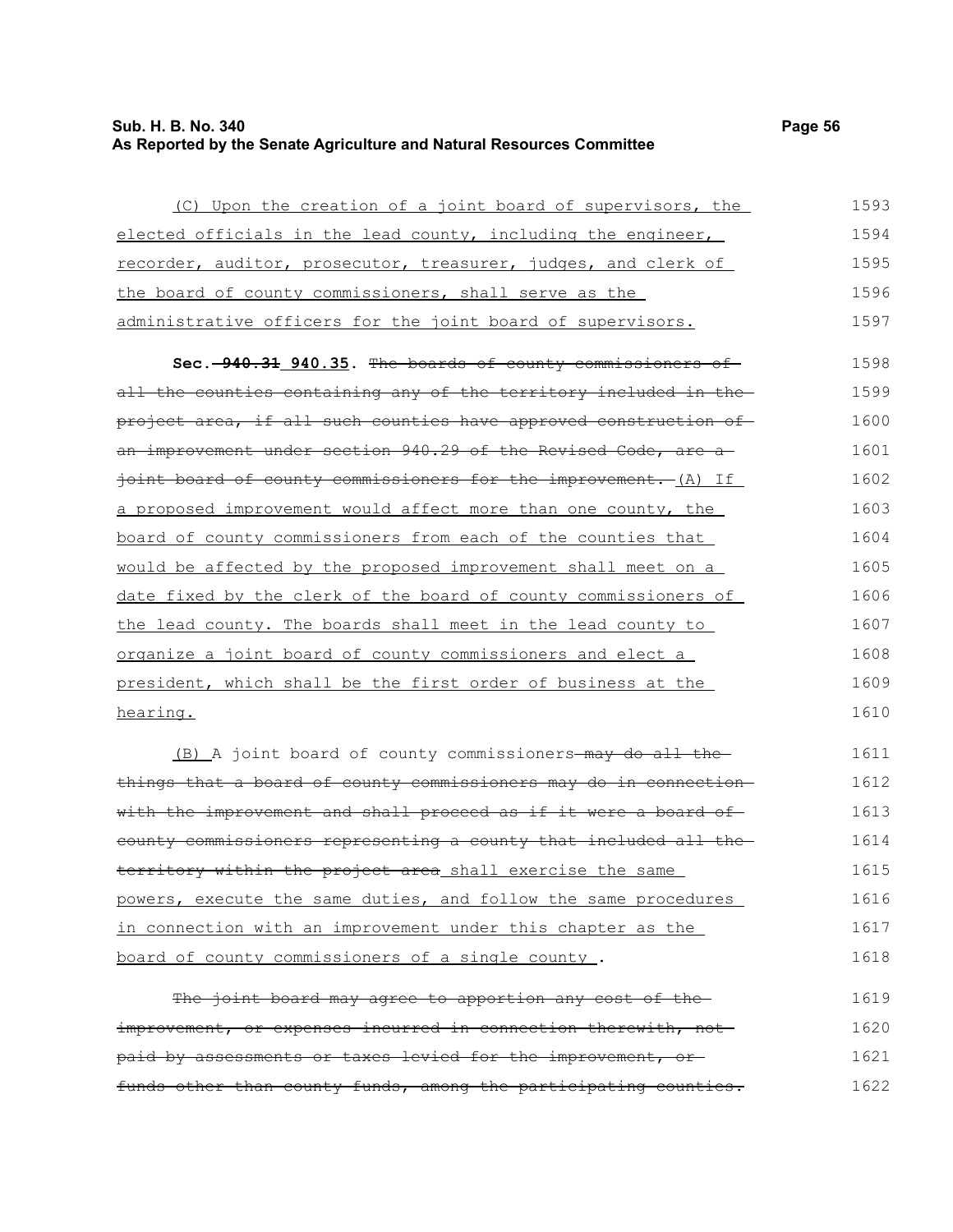(C) Upon the creation of a joint board of supervisors, the elected officials in the lead county, including the engineer, recorder, auditor, prosecutor, treasurer, judges, and clerk of the board of county commissioners, shall serve as the administrative officers for the joint board of supervisors.

**Sec. ~~940.31~~ 940.35.** ~~The boards of county commissioners of all the counties containing any of the territory included in the project area, if all such counties have approved construction of an improvement under section 940.29 of the Revised Code, are a joint board of county commissioners for the improvement.~~ (A) If a proposed improvement would affect more than one county, the board of county commissioners from each of the counties that would be affected by the proposed improvement shall meet on a date fixed by the clerk of the board of county commissioners of the lead county. The boards shall meet in the lead county to organize a joint board of county commissioners and elect a president, which shall be the first order of business at the hearing.

(B) A joint board of county commissioners ~~may do all the things that a board of county commissioners may do in connection with the improvement and shall proceed as if it were a board of county commissioners representing a county that included all the territory within the project area~~ shall exercise the same powers, execute the same duties, and follow the same procedures in connection with an improvement under this chapter as the board of county commissioners of a single county.

~~The joint board may agree to apportion any cost of the improvement, or expenses incurred in connection therewith, not paid by assessments or taxes levied for the improvement, or funds other than county funds, among the participating counties.~~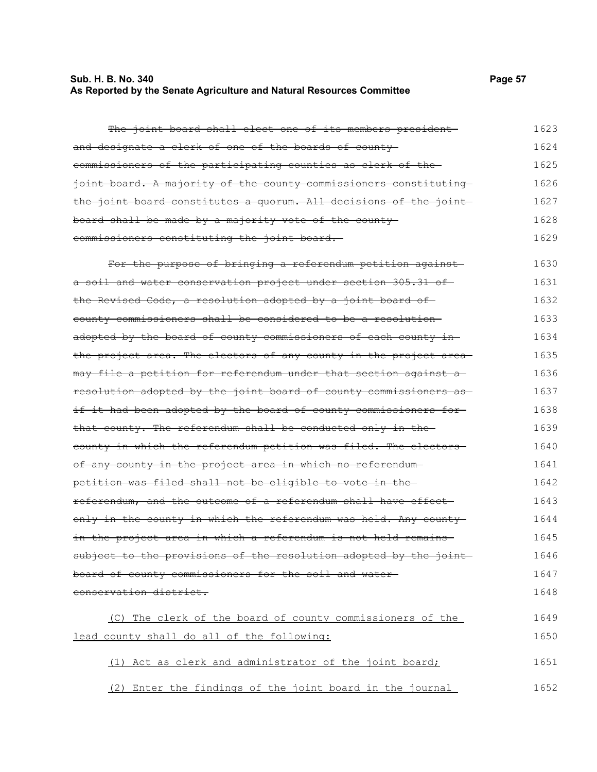~~The joint board shall elect one of its members president and designate a clerk of one of the boards of county commissioners of the participating counties as clerk of the joint board. A majority of the county commissioners constituting the joint board constitutes a quorum. All decisions of the joint board shall be made by a majority vote of the county commissioners constituting the joint board.~~ 1623 1624 1625 1626 1627 1628 1629

~~For the purpose of bringing a referendum petition against a soil and water conservation project under section 305.31 of the Revised Code, a resolution adopted by a joint board of county commissioners shall be considered to be a resolution adopted by the board of county commissioners of each county in the project area. The electors of any county in the project area may file a petition for referendum under that section against a resolution adopted by the joint board of county commissioners as if it had been adopted by the board of county commissioners for that county. The referendum shall be conducted only in the county in which the referendum petition was filed. The electors of any county in the project area in which no referendum petition was filed shall not be eligible to vote in the referendum, and the outcome of a referendum shall have effect only in the county in which the referendum was held. Any county in the project area in which a referendum is not held remains subject to the provisions of the resolution adopted by the joint board of county commissioners for the soil and water conservation district.~~ 1630 1631 1632 1633 1634 1635 1636 1637 1638 1639 1640 1641 1642 1643 1644 1645 1646 1647 1648

<u>(C) The clerk of the board of county commissioners of the lead county shall do all of the following:</u> 1649 1650

<u>(1) Act as clerk and administrator of the joint board;</u> 1651

<u>(2) Enter the findings of the joint board in the journal</u> 1652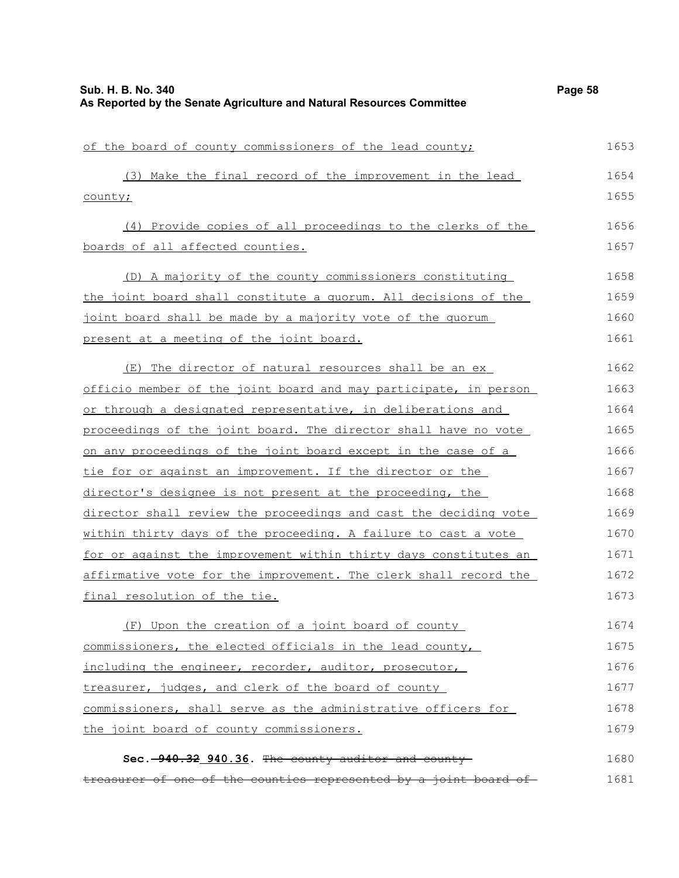of the board of county commissioners of the lead county;

(3) Make the final record of the improvement in the lead county;

(4) Provide copies of all proceedings to the clerks of the boards of all affected counties.

(D) A majority of the county commissioners constituting the joint board shall constitute a quorum. All decisions of the joint board shall be made by a majority vote of the quorum present at a meeting of the joint board.

(E) The director of natural resources shall be an ex officio member of the joint board and may participate, in person or through a designated representative, in deliberations and proceedings of the joint board. The director shall have no vote on any proceedings of the joint board except in the case of a tie for or against an improvement. If the director or the director's designee is not present at the proceeding, the director shall review the proceedings and cast the deciding vote within thirty days of the proceeding. A failure to cast a vote for or against the improvement within thirty days constitutes an affirmative vote for the improvement. The clerk shall record the final resolution of the tie.

(F) Upon the creation of a joint board of county commissioners, the elected officials in the lead county, including the engineer, recorder, auditor, prosecutor, treasurer, judges, and clerk of the board of county commissioners, shall serve as the administrative officers for the joint board of county commissioners.

**Sec. ~~940.32~~ 940.36.** ~~The county auditor and county treasurer of one of the counties represented by a joint board of~~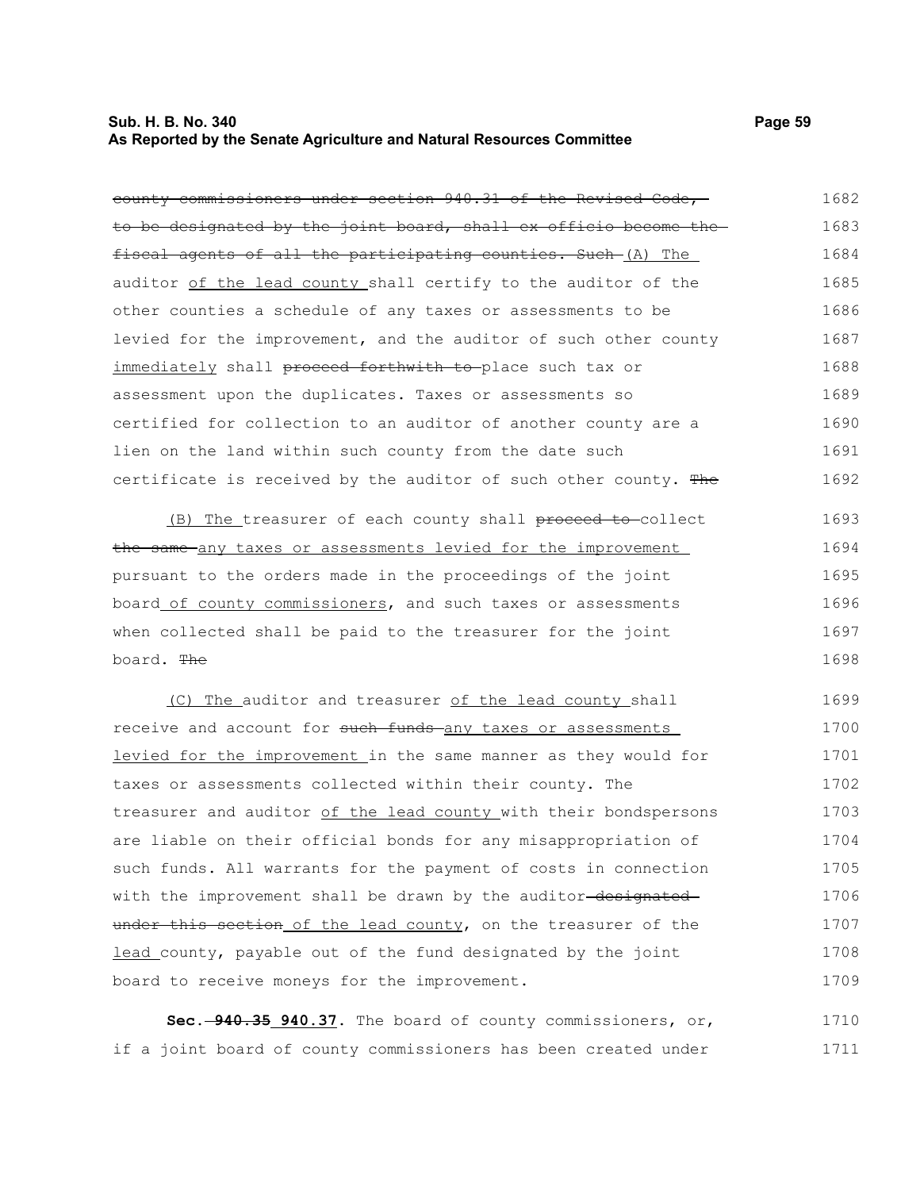~~county commissioners under section 940.31 of the Revised Code, to be designated by the joint board, shall ex officio become the fiscal agents of all the participating counties. Such~~ (A) The auditor <u>of the lead county</u> shall certify to the auditor of the other counties a schedule of any taxes or assessments to be levied for the improvement, and the auditor of such other county <u>immediately</u> shall ~~proceed forthwith to~~ place such tax or assessment upon the duplicates. Taxes or assessments so certified for collection to an auditor of another county are a lien on the land within such county from the date such certificate is received by the auditor of such other county. ~~The~~

<u>(B) The</u> treasurer of each county shall ~~proceed to~~ collect ~~the same~~ <u>any taxes or assessments levied for the improvement</u> pursuant to the orders made in the proceedings of the joint board <u>of county commissioners</u>, and such taxes or assessments when collected shall be paid to the treasurer for the joint board. ~~The~~

<u>(C) The</u> auditor and treasurer <u>of the lead county</u> shall receive and account for ~~such funds~~ <u>any taxes or assessments levied for the improvement</u> in the same manner as they would for taxes or assessments collected within their county. The treasurer and auditor <u>of the lead county</u> with their bondspersons are liable on their official bonds for any misappropriation of such funds. All warrants for the payment of costs in connection with the improvement shall be drawn by the auditor ~~designated under this section~~ <u>of the lead county</u>, on the treasurer of the <u>lead</u> county, payable out of the fund designated by the joint board to receive moneys for the improvement.

**Sec.** ~~**940.35**~~ <u>**940.37**</u>**.** The board of county commissioners, or, if a joint board of county commissioners has been created under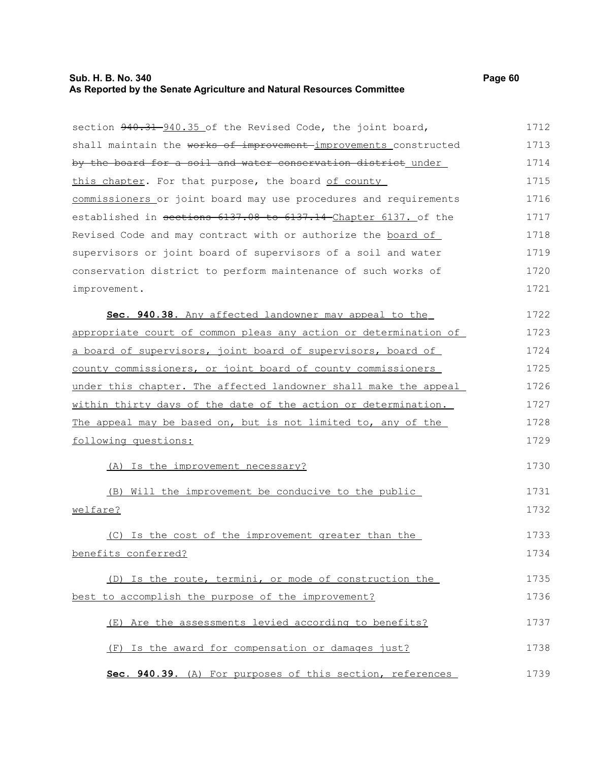section ~~940.31~~ 940.35 of the Revised Code, the joint board, shall maintain the ~~works of improvement~~ improvements constructed ~~by the board for a soil and water conservation district~~ under this chapter. For that purpose, the board of county commissioners or joint board may use procedures and requirements established in ~~sections 6137.08 to 6137.14~~ Chapter 6137. of the Revised Code and may contract with or authorize the board of supervisors or joint board of supervisors of a soil and water conservation district to perform maintenance of such works of improvement.

**Sec. 940.38.** Any affected landowner may appeal to the appropriate court of common pleas any action or determination of a board of supervisors, joint board of supervisors, board of county commissioners, or joint board of county commissioners under this chapter. The affected landowner shall make the appeal within thirty days of the date of the action or determination. The appeal may be based on, but is not limited to, any of the following questions:

(A) Is the improvement necessary?

(B) Will the improvement be conducive to the public welfare?

(C) Is the cost of the improvement greater than the benefits conferred?

(D) Is the route, termini, or mode of construction the best to accomplish the purpose of the improvement?

(E) Are the assessments levied according to benefits?

(F) Is the award for compensation or damages just?

**Sec. 940.39.** (A) For purposes of this section, references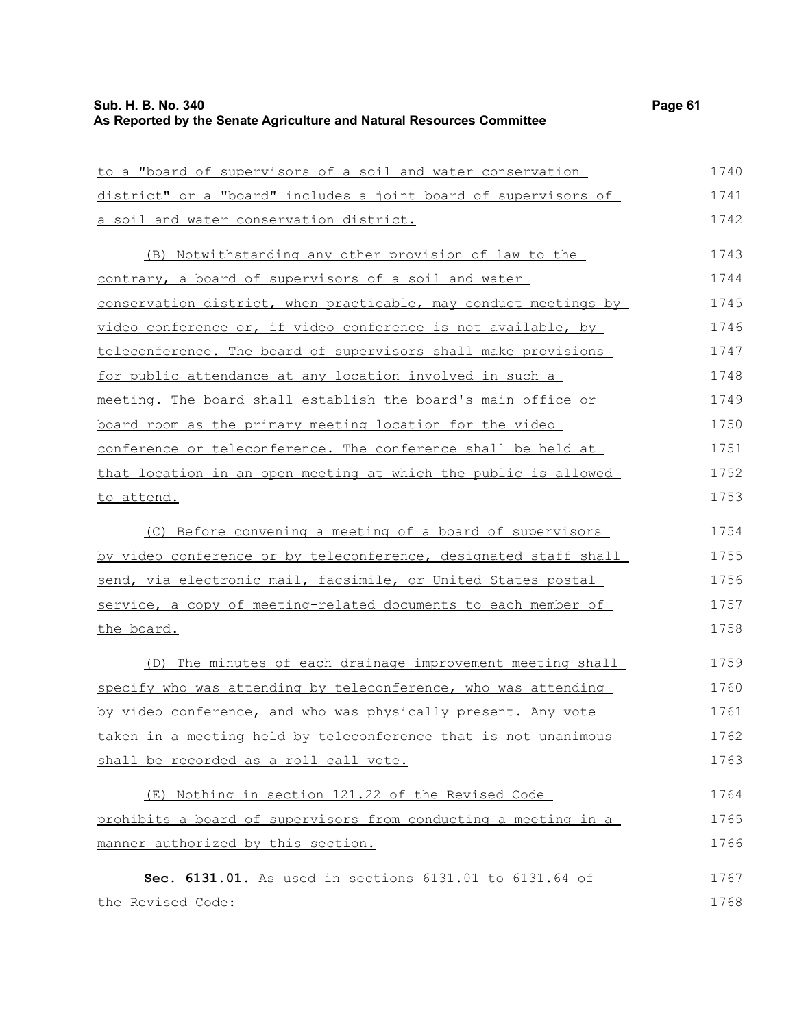to a "board of supervisors of a soil and water conservation district" or a "board" includes a joint board of supervisors of a soil and water conservation district.

(B) Notwithstanding any other provision of law to the contrary, a board of supervisors of a soil and water conservation district, when practicable, may conduct meetings by video conference or, if video conference is not available, by teleconference. The board of supervisors shall make provisions for public attendance at any location involved in such a meeting. The board shall establish the board's main office or board room as the primary meeting location for the video conference or teleconference. The conference shall be held at that location in an open meeting at which the public is allowed to attend.

(C) Before convening a meeting of a board of supervisors by video conference or by teleconference, designated staff shall send, via electronic mail, facsimile, or United States postal service, a copy of meeting-related documents to each member of the board.

(D) The minutes of each drainage improvement meeting shall specify who was attending by teleconference, who was attending by video conference, and who was physically present. Any vote taken in a meeting held by teleconference that is not unanimous shall be recorded as a roll call vote.

(E) Nothing in section 121.22 of the Revised Code prohibits a board of supervisors from conducting a meeting in a manner authorized by this section.

**Sec. 6131.01.** As used in sections 6131.01 to 6131.64 of the Revised Code: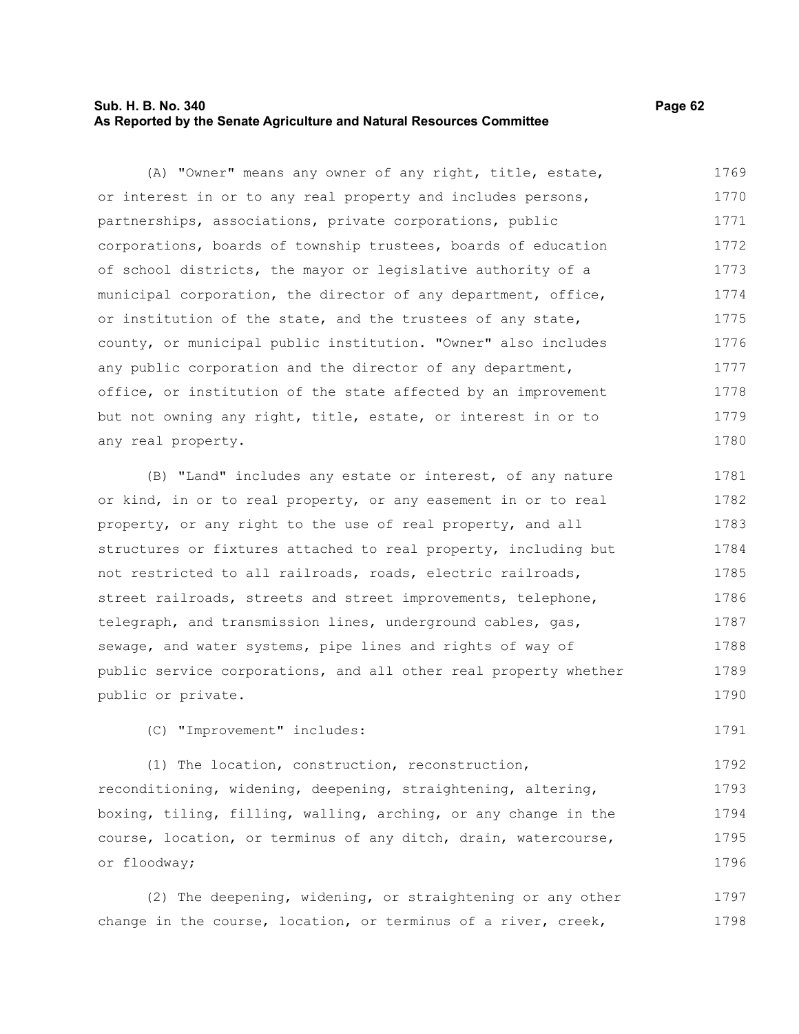(A) "Owner" means any owner of any right, title, estate, or interest in or to any real property and includes persons, partnerships, associations, private corporations, public corporations, boards of township trustees, boards of education of school districts, the mayor or legislative authority of a municipal corporation, the director of any department, office, or institution of the state, and the trustees of any state, county, or municipal public institution. "Owner" also includes any public corporation and the director of any department, office, or institution of the state affected by an improvement but not owning any right, title, estate, or interest in or to any real property.

(B) "Land" includes any estate or interest, of any nature or kind, in or to real property, or any easement in or to real property, or any right to the use of real property, and all structures or fixtures attached to real property, including but not restricted to all railroads, roads, electric railroads, street railroads, streets and street improvements, telephone, telegraph, and transmission lines, underground cables, gas, sewage, and water systems, pipe lines and rights of way of public service corporations, and all other real property whether public or private.

(C) "Improvement" includes:

(1) The location, construction, reconstruction, reconditioning, widening, deepening, straightening, altering, boxing, tiling, filling, walling, arching, or any change in the course, location, or terminus of any ditch, drain, watercourse, or floodway;

(2) The deepening, widening, or straightening or any other change in the course, location, or terminus of a river, creek,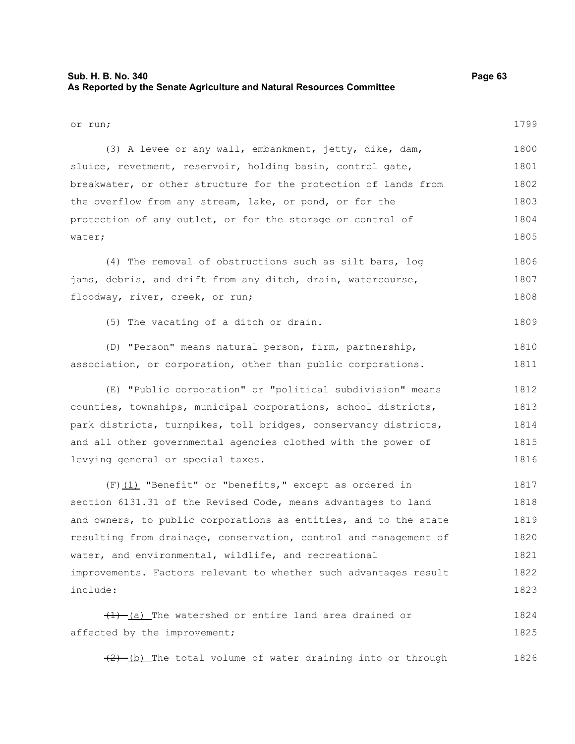or run;

(3) A levee or any wall, embankment, jetty, dike, dam, sluice, revetment, reservoir, holding basin, control gate, breakwater, or other structure for the protection of lands from the overflow from any stream, lake, or pond, or for the protection of any outlet, or for the storage or control of water;

(4) The removal of obstructions such as silt bars, log jams, debris, and drift from any ditch, drain, watercourse, floodway, river, creek, or run;

(5) The vacating of a ditch or drain.

(D) "Person" means natural person, firm, partnership, association, or corporation, other than public corporations.

(E) "Public corporation" or "political subdivision" means counties, townships, municipal corporations, school districts, park districts, turnpikes, toll bridges, conservancy districts, and all other governmental agencies clothed with the power of levying general or special taxes.

(F)(1) "Benefit" or "benefits," except as ordered in section 6131.31 of the Revised Code, means advantages to land and owners, to public corporations as entities, and to the state resulting from drainage, conservation, control and management of water, and environmental, wildlife, and recreational improvements. Factors relevant to whether such advantages result include:

~~(1)~~ (a) The watershed or entire land area drained or affected by the improvement;

~~(2)~~ (b) The total volume of water draining into or through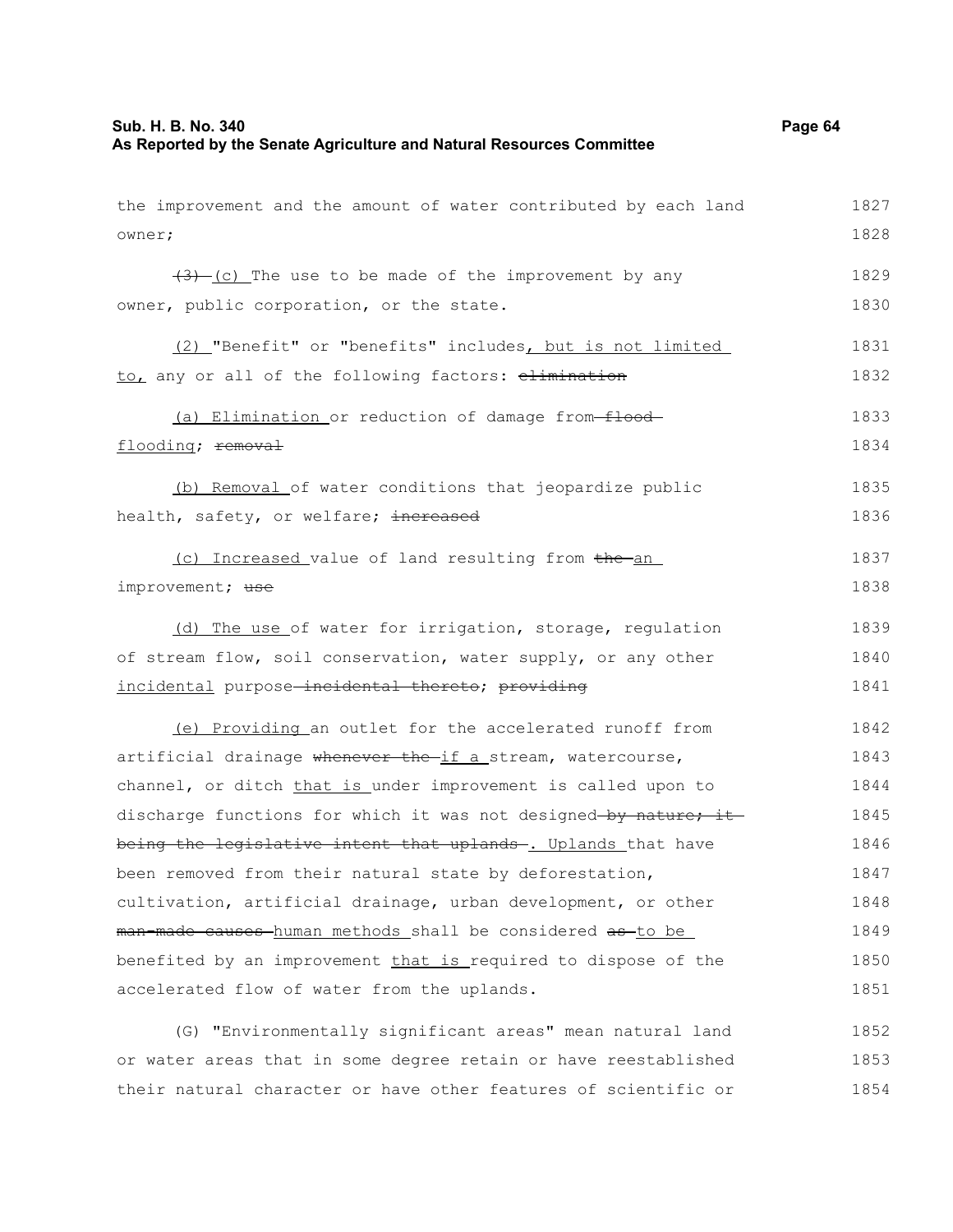the improvement and the amount of water contributed by each land owner;

~~(3)~~ (c) The use to be made of the improvement by any owner, public corporation, or the state.

(2) "Benefit" or "benefits" includes, but is not limited to, any or all of the following factors: ~~elimination~~

(a) Elimination or reduction of damage from ~~flood~~ flooding; ~~removal~~

(b) Removal of water conditions that jeopardize public health, safety, or welfare; ~~increased~~

(c) Increased value of land resulting from ~~the~~ an improvement; ~~use~~

(d) The use of water for irrigation, storage, regulation of stream flow, soil conservation, water supply, or any other incidental purpose ~~incidental thereto~~; ~~providing~~

(e) Providing an outlet for the accelerated runoff from artificial drainage ~~whenever the~~ if a stream, watercourse, channel, or ditch that is under improvement is called upon to discharge functions for which it was not designed ~~by nature; it being the legislative intent that uplands~~ . Uplands that have been removed from their natural state by deforestation, cultivation, artificial drainage, urban development, or other ~~man-made causes~~ human methods shall be considered ~~as~~ to be benefited by an improvement that is required to dispose of the accelerated flow of water from the uplands.

(G) "Environmentally significant areas" mean natural land or water areas that in some degree retain or have reestablished their natural character or have other features of scientific or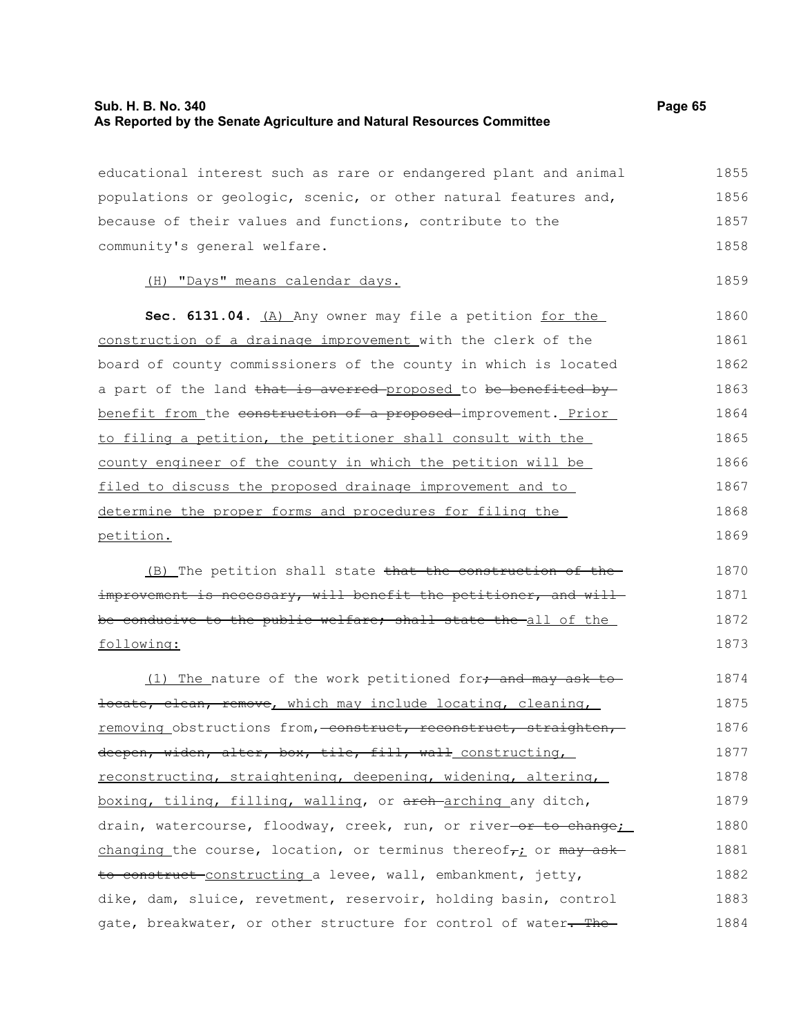educational interest such as rare or endangered plant and animal populations or geologic, scenic, or other natural features and, because of their values and functions, contribute to the community's general welfare.

(H) "Days" means calendar days.

**Sec. 6131.04.** (A) Any owner may file a petition for the construction of a drainage improvement with the clerk of the board of county commissioners of the county in which is located a part of the land ~~that is averred~~ proposed to ~~be benefited by~~ benefit from the ~~construction of a proposed~~ improvement. Prior to filing a petition, the petitioner shall consult with the county engineer of the county in which the petition will be filed to discuss the proposed drainage improvement and to determine the proper forms and procedures for filing the petition.

(B) The petition shall state ~~that the construction of the improvement is necessary, will benefit the petitioner, and will be conducive to the public welfare; shall state the~~ all of the following:

(1) The nature of the work petitioned for~~; and may ask to locate, clean, remove~~, which may include locating, cleaning, removing obstructions from, ~~construct, reconstruct, straighten, deepen, widen, alter, box, tile, fill, wall~~ constructing, reconstructing, straightening, deepening, widening, altering, boxing, tiling, filling, walling, or ~~arch~~ arching any ditch, drain, watercourse, floodway, creek, run, or river ~~or to change~~; changing the course, location, or terminus thereof~~,~~; or ~~may ask to construct~~ constructing a levee, wall, embankment, jetty, dike, dam, sluice, revetment, reservoir, holding basin, control gate, breakwater, or other structure for control of water~~. The~~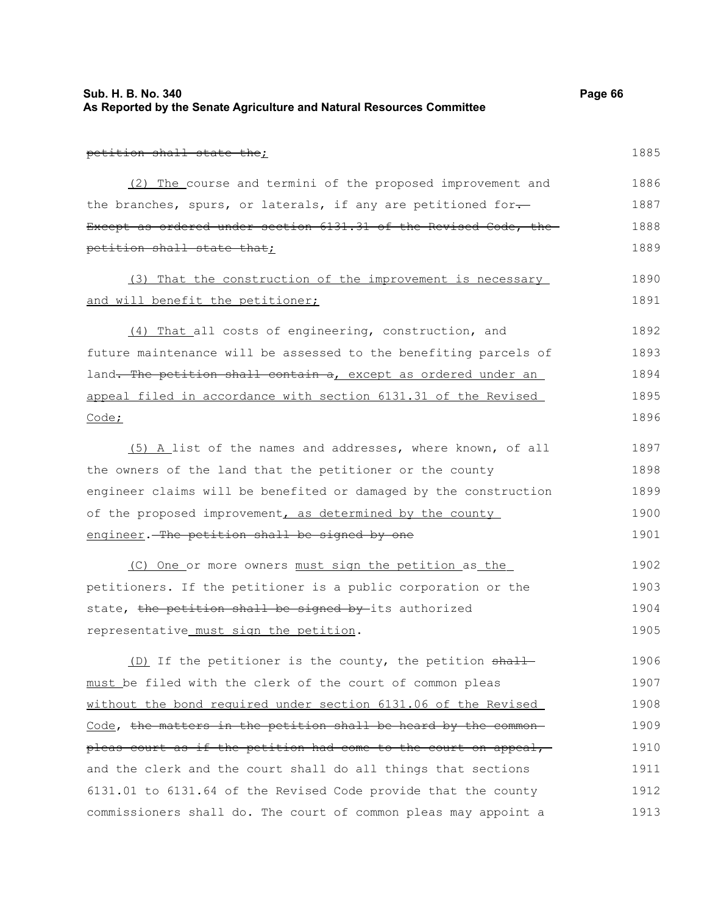~~petition shall state the~~;

(2) The course and termini of the proposed improvement and the branches, spurs, or laterals, if any are petitioned for~~. Except as ordered under section 6131.31 of the Revised Code, the petition shall state that~~;

(3) That the construction of the improvement is necessary and will benefit the petitioner;

(4) That all costs of engineering, construction, and future maintenance will be assessed to the benefiting parcels of land~~. The petition shall contain a~~, except as ordered under an appeal filed in accordance with section 6131.31 of the Revised Code;

(5) A list of the names and addresses, where known, of all the owners of the land that the petitioner or the county engineer claims will be benefited or damaged by the construction of the proposed improvement, as determined by the county engineer. ~~The petition shall be signed by one~~

(C) One or more owners must sign the petition as the petitioners. If the petitioner is a public corporation or the state, ~~the petition shall be signed by~~ its authorized representative must sign the petition.

(D) If the petitioner is the county, the petition ~~shall~~ must be filed with the clerk of the court of common pleas without the bond required under section 6131.06 of the Revised Code, ~~the matters in the petition shall be heard by the common pleas court as if the petition had come to the court on appeal,~~ and the clerk and the court shall do all things that sections 6131.01 to 6131.64 of the Revised Code provide that the county commissioners shall do. The court of common pleas may appoint a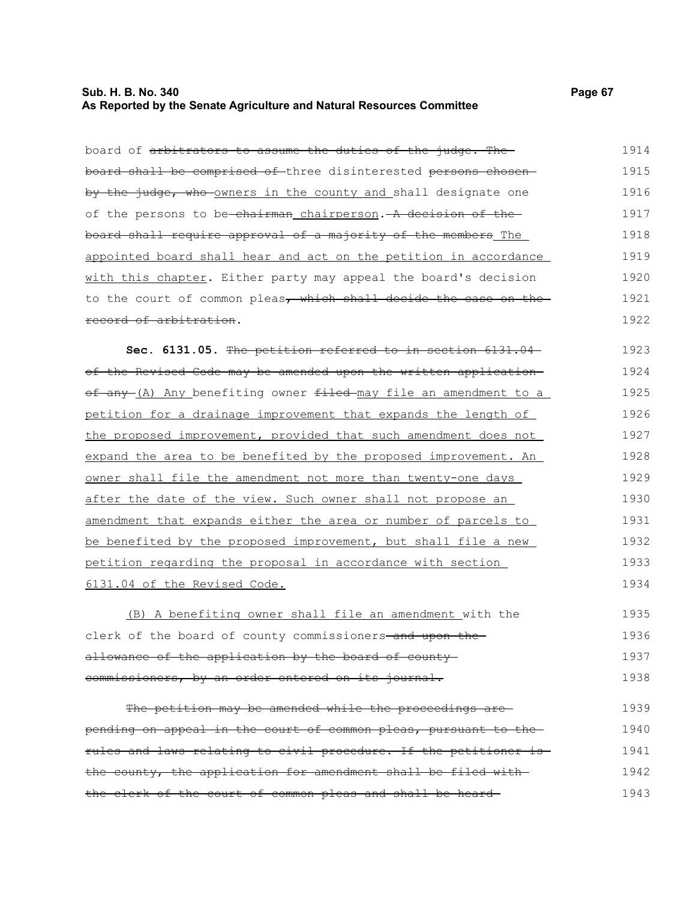board of ~~arbitrators to assume the duties of the judge. The board shall be comprised of~~ three disinterested ~~persons chosen by the judge, who~~ owners in the county and shall designate one of the persons to be ~~chairman~~ chairperson. ~~A decision of the board shall require approval of a majority of the members~~ The appointed board shall hear and act on the petition in accordance with this chapter. Either party may appeal the board's decision to the court of common pleas~~, which shall decide the case on the record of arbitration~~.

**Sec. 6131.05.** ~~The petition referred to in section 6131.04 of the Revised Code may be amended upon the written application of any~~ (A) Any benefiting owner ~~filed~~ may file an amendment to a petition for a drainage improvement that expands the length of the proposed improvement, provided that such amendment does not expand the area to be benefited by the proposed improvement. An owner shall file the amendment not more than twenty-one days after the date of the view. Such owner shall not propose an amendment that expands either the area or number of parcels to be benefited by the proposed improvement, but shall file a new petition regarding the proposal in accordance with section 6131.04 of the Revised Code.

(B) A benefiting owner shall file an amendment with the clerk of the board of county commissioners ~~and upon the allowance of the application by the board of county commissioners, by an order entered on its journal.~~

~~The petition may be amended while the proceedings are pending on appeal in the court of common pleas, pursuant to the rules and laws relating to civil procedure. If the petitioner is the county, the application for amendment shall be filed with the clerk of the court of common pleas and shall be heard~~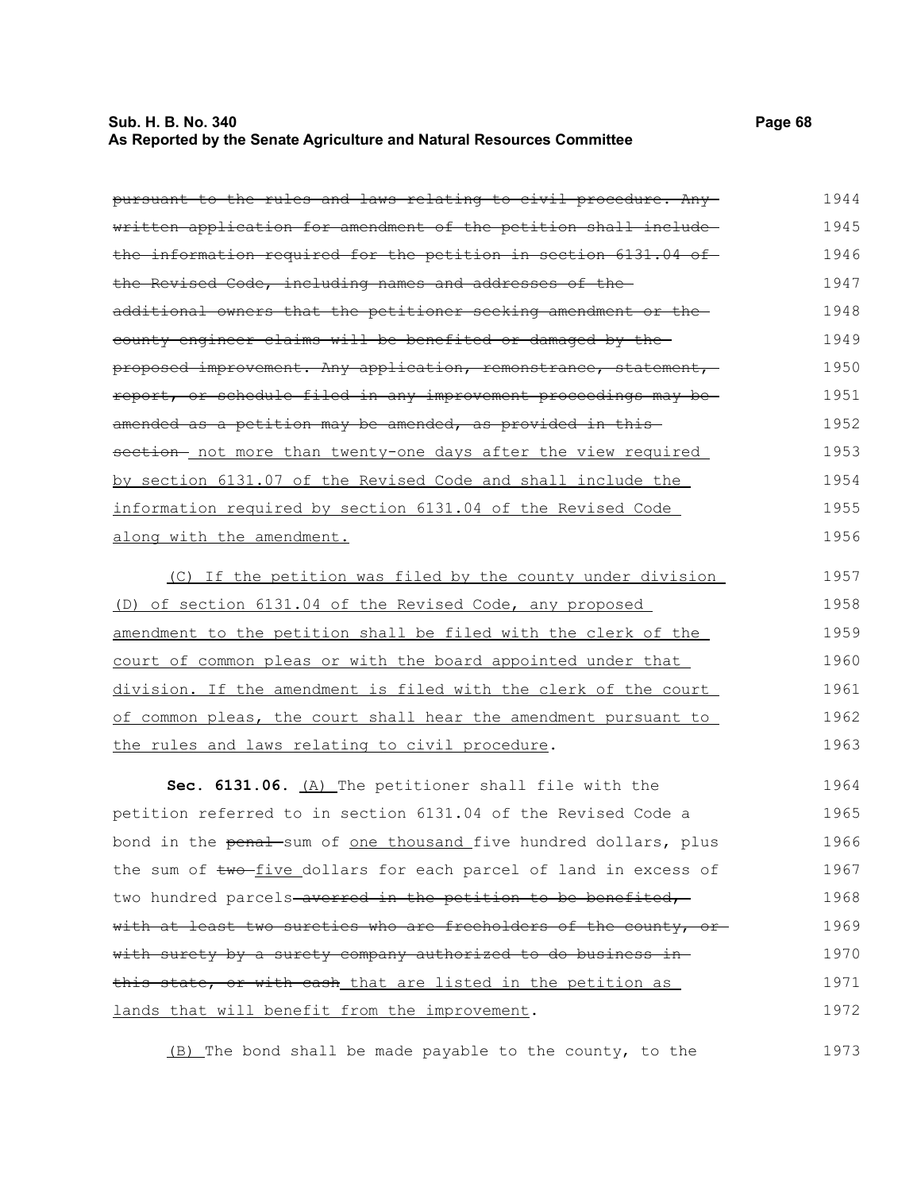~~pursuant to the rules and laws relating to civil procedure. Any written application for amendment of the petition shall include the information required for the petition in section 6131.04 of the Revised Code, including names and addresses of the additional owners that the petitioner seeking amendment or the county engineer claims will be benefited or damaged by the proposed improvement. Any application, remonstrance, statement, report, or schedule filed in any improvement proceedings may be amended as a petition may be amended, as provided in this section~~ <u>not more than twenty-one days after the view required by section 6131.07 of the Revised Code and shall include the information required by section 6131.04 of the Revised Code along with the amendment.</u>

<u>(C) If the petition was filed by the county under division (D) of section 6131.04 of the Revised Code, any proposed amendment to the petition shall be filed with the clerk of the court of common pleas or with the board appointed under that division. If the amendment is filed with the clerk of the court of common pleas, the court shall hear the amendment pursuant to the rules and laws relating to civil procedure</u>.

**Sec. 6131.06.** <u>(A)</u> The petitioner shall file with the petition referred to in section 6131.04 of the Revised Code a bond in the ~~penal~~ sum of <u>one thousand</u> five hundred dollars, plus the sum of ~~two~~ <u>five</u> dollars for each parcel of land in excess of two hundred parcels ~~averred in the petition to be benefited, with at least two sureties who are freeholders of the county, or with surety by a surety company authorized to do business in this state, or with cash~~ <u>that are listed in the petition as lands that will benefit from the improvement</u>.

<u>(B)</u> The bond shall be made payable to the county, to the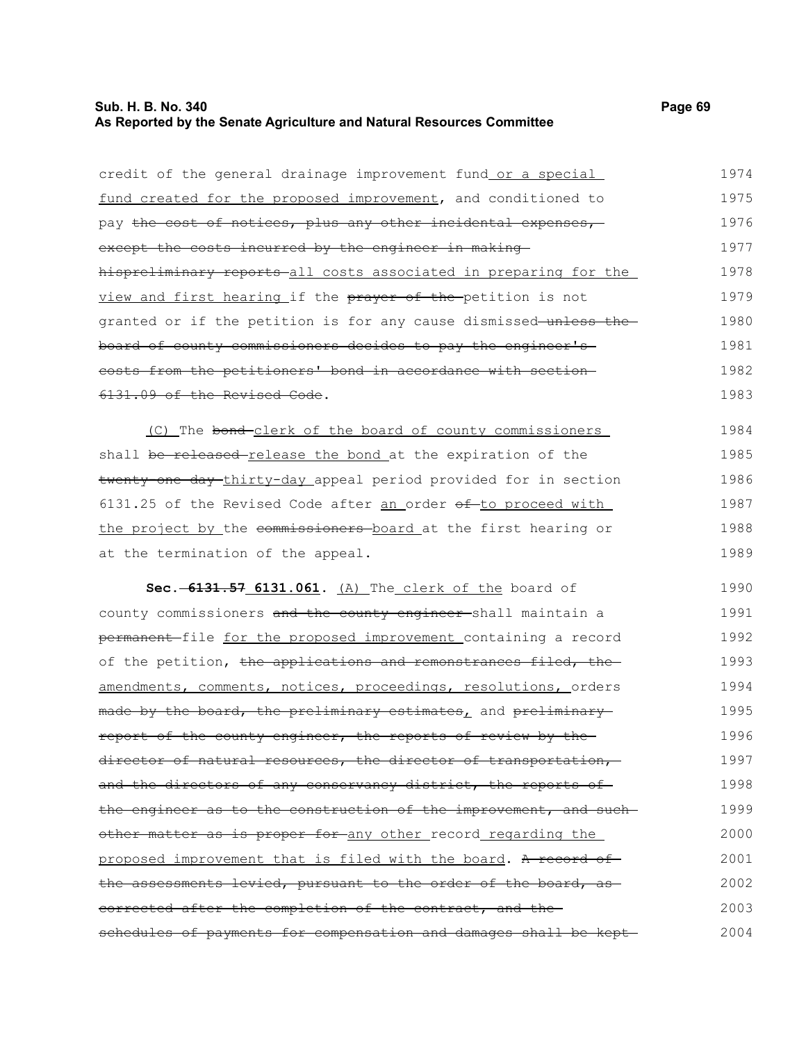credit of the general drainage improvement fund or a special fund created for the proposed improvement, and conditioned to pay ~~the cost of notices, plus any other incidental expenses, except the costs incurred by the engineer in making hispreliminary reports~~ all costs associated in preparing for the view and first hearing if the ~~prayer of the~~ petition is not granted or if the petition is for any cause dismissed ~~unless the board of county commissioners decides to pay the engineer's costs from the petitioners' bond in accordance with section 6131.09 of the Revised Code~~.

(C) The ~~bond~~ clerk of the board of county commissioners shall ~~be released~~ release the bond at the expiration of the ~~twenty-one-day~~ thirty-day appeal period provided for in section 6131.25 of the Revised Code after an order ~~of~~ to proceed with the project by the ~~commissioners~~ board at the first hearing or at the termination of the appeal.

**Sec. ~~6131.57~~ 6131.061.** (A) The clerk of the board of county commissioners ~~and the county engineer~~ shall maintain a ~~permanent~~ file for the proposed improvement containing a record of the petition, ~~the applications and remonstrances filed, the~~ amendments, comments, notices, proceedings, resolutions, orders ~~made by the board, the preliminary estimates~~, and ~~preliminary report of the county engineer, the reports of review by the director of natural resources, the director of transportation, and the directors of any conservancy district, the reports of the engineer as to the construction of the improvement, and such other matter as is proper for~~ any other record regarding the proposed improvement that is filed with the board. ~~A record of the assessments levied, pursuant to the order of the board, as corrected after the completion of the contract, and the schedules of payments for compensation and damages shall be kept~~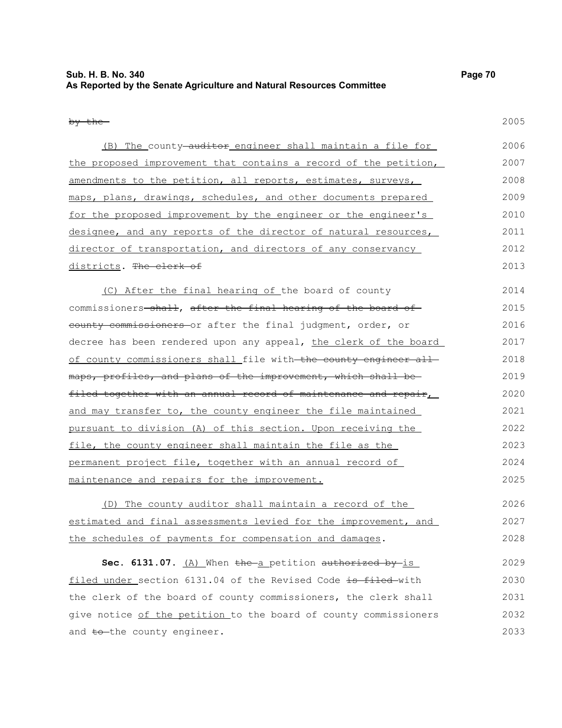~~by the~~

(B) The county ~~auditor~~ engineer shall maintain a file for the proposed improvement that contains a record of the petition, amendments to the petition, all reports, estimates, surveys, maps, plans, drawings, schedules, and other documents prepared for the proposed improvement by the engineer or the engineer's designee, and any reports of the director of natural resources, director of transportation, and directors of any conservancy districts. ~~The clerk of~~

(C) After the final hearing of the board of county commissioners ~~shall~~, ~~after the final hearing of the board of county commissioners~~ or after the final judgment, order, or decree has been rendered upon any appeal, the clerk of the board of county commissioners shall file with ~~the county engineer all maps, profiles, and plans of the improvement, which shall be filed together with an annual record of maintenance and repair~~, and may transfer to, the county engineer the file maintained pursuant to division (A) of this section. Upon receiving the file, the county engineer shall maintain the file as the permanent project file, together with an annual record of maintenance and repairs for the improvement.

(D) The county auditor shall maintain a record of the estimated and final assessments levied for the improvement, and the schedules of payments for compensation and damages.

**Sec. 6131.07.** (A) When ~~the~~ a petition ~~authorized by~~ is filed under section 6131.04 of the Revised Code ~~is filed~~ with the clerk of the board of county commissioners, the clerk shall give notice of the petition to the board of county commissioners and ~~to~~ the county engineer.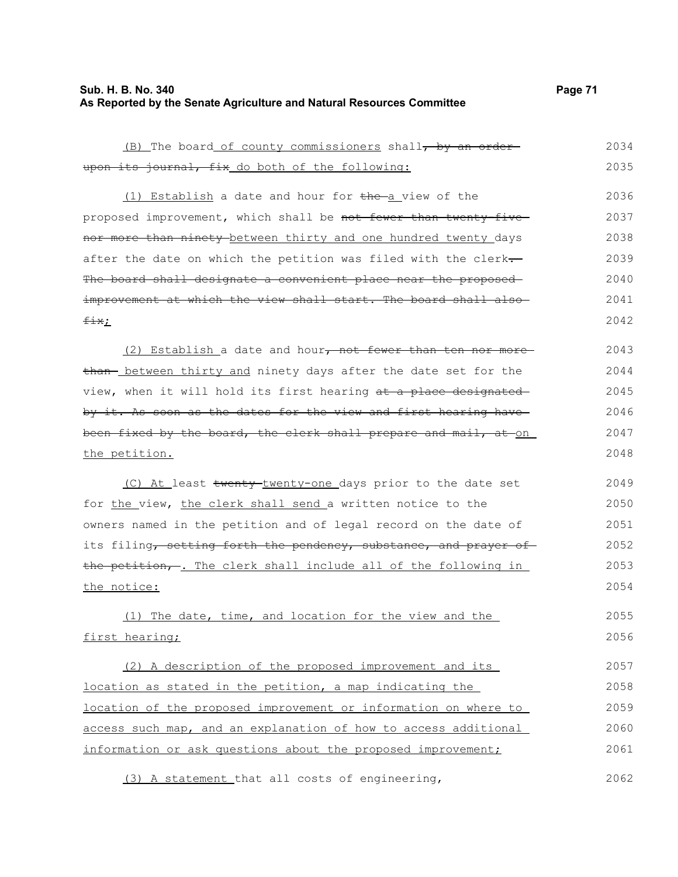(B) The board of county commissioners shall, by an order upon its journal, fix do both of the following:

(1) Establish a date and hour for the a view of the proposed improvement, which shall be not fewer than twenty-five nor more than ninety between thirty and one hundred twenty days after the date on which the petition was filed with the clerk. The board shall designate a convenient place near the proposed improvement at which the view shall start. The board shall also fix;

(2) Establish a date and hour, not fewer than ten nor more than between thirty and ninety days after the date set for the view, when it will hold its first hearing at a place designated by it. As soon as the dates for the view and first hearing have been fixed by the board, the clerk shall prepare and mail, at on the petition.

(C) At least twenty twenty-one days prior to the date set for the view, the clerk shall send a written notice to the owners named in the petition and of legal record on the date of its filing, setting forth the pendency, substance, and prayer of the petition, . The clerk shall include all of the following in the notice:

(1) The date, time, and location for the view and the first hearing;

(2) A description of the proposed improvement and its location as stated in the petition, a map indicating the location of the proposed improvement or information on where to access such map, and an explanation of how to access additional information or ask questions about the proposed improvement;

(3) A statement that all costs of engineering,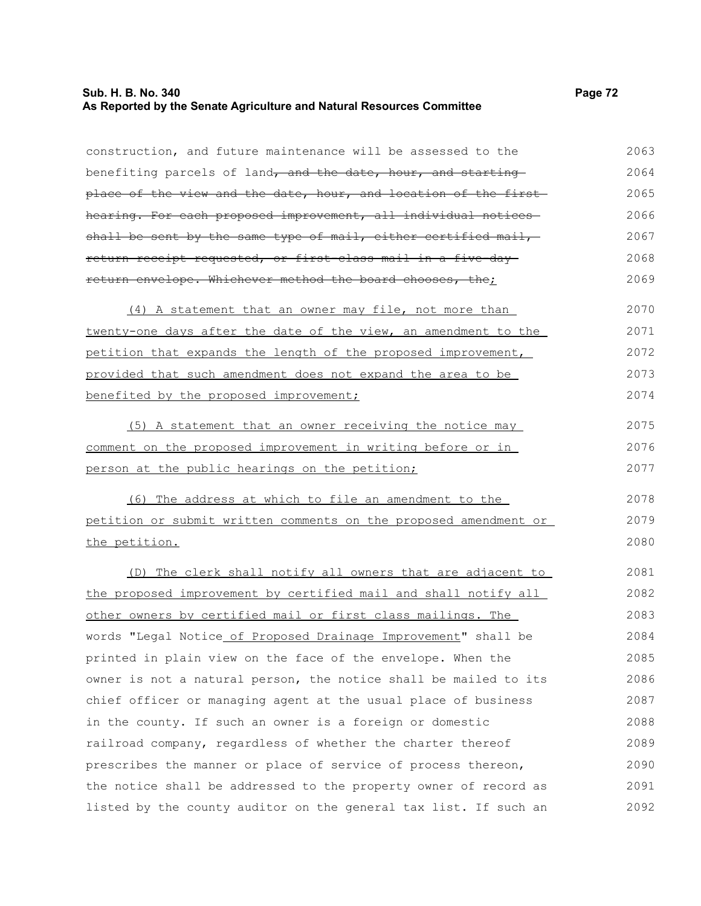construction, and future maintenance will be assessed to the benefiting parcels of land~~, and the date, hour, and starting place of the view and the date, hour, and location of the first hearing. For each proposed improvement, all individual notices shall be sent by the same type of mail, either certified mail, return receipt requested, or first-class mail in a five-day return envelope. Whichever method the board chooses, the~~;

(4) A statement that an owner may file, not more than twenty-one days after the date of the view, an amendment to the petition that expands the length of the proposed improvement, provided that such amendment does not expand the area to be benefited by the proposed improvement;

(5) A statement that an owner receiving the notice may comment on the proposed improvement in writing before or in person at the public hearings on the petition;

(6) The address at which to file an amendment to the petition or submit written comments on the proposed amendment or the petition.

(D) The clerk shall notify all owners that are adjacent to the proposed improvement by certified mail and shall notify all other owners by certified mail or first class mailings. The words "Legal Notice of Proposed Drainage Improvement" shall be printed in plain view on the face of the envelope. When the owner is not a natural person, the notice shall be mailed to its chief officer or managing agent at the usual place of business in the county. If such an owner is a foreign or domestic railroad company, regardless of whether the charter thereof prescribes the manner or place of service of process thereon, the notice shall be addressed to the property owner of record as listed by the county auditor on the general tax list. If such an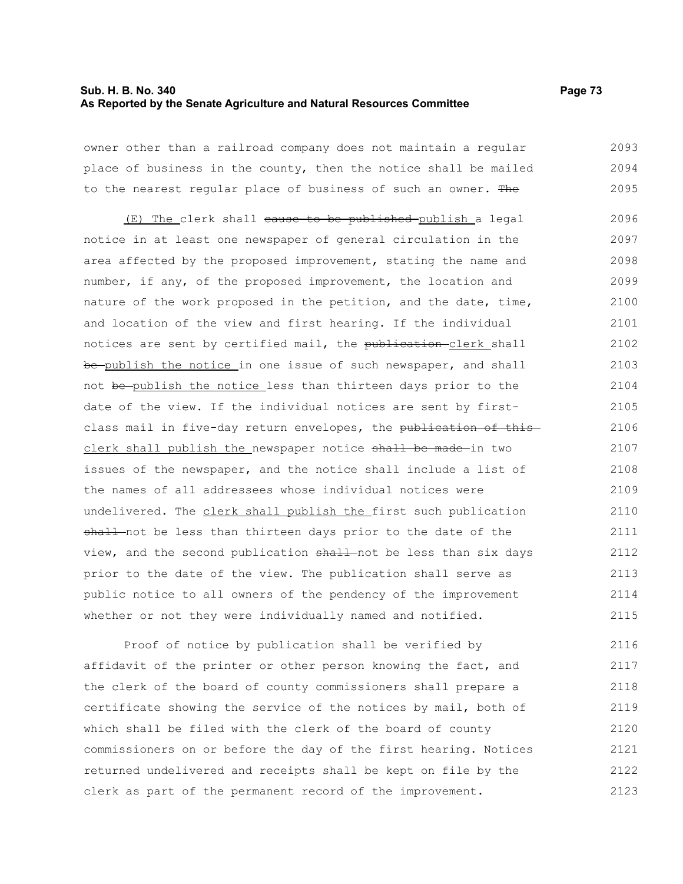owner other than a railroad company does not maintain a regular place of business in the county, then the notice shall be mailed to the nearest regular place of business of such an owner. ~~The~~

(E) The clerk shall ~~cause to be published~~ publish a legal notice in at least one newspaper of general circulation in the area affected by the proposed improvement, stating the name and number, if any, of the proposed improvement, the location and nature of the work proposed in the petition, and the date, time, and location of the view and first hearing. If the individual notices are sent by certified mail, the ~~publication~~ clerk shall ~~be~~ publish the notice in one issue of such newspaper, and shall not ~~be~~ publish the notice less than thirteen days prior to the date of the view. If the individual notices are sent by first-class mail in five-day return envelopes, the ~~publication of this~~ clerk shall publish the newspaper notice ~~shall be made~~ in two issues of the newspaper, and the notice shall include a list of the names of all addressees whose individual notices were undelivered. The clerk shall publish the first such publication ~~shall~~ not be less than thirteen days prior to the date of the view, and the second publication ~~shall~~ not be less than six days prior to the date of the view. The publication shall serve as public notice to all owners of the pendency of the improvement whether or not they were individually named and notified.

Proof of notice by publication shall be verified by affidavit of the printer or other person knowing the fact, and the clerk of the board of county commissioners shall prepare a certificate showing the service of the notices by mail, both of which shall be filed with the clerk of the board of county commissioners on or before the day of the first hearing. Notices returned undelivered and receipts shall be kept on file by the clerk as part of the permanent record of the improvement.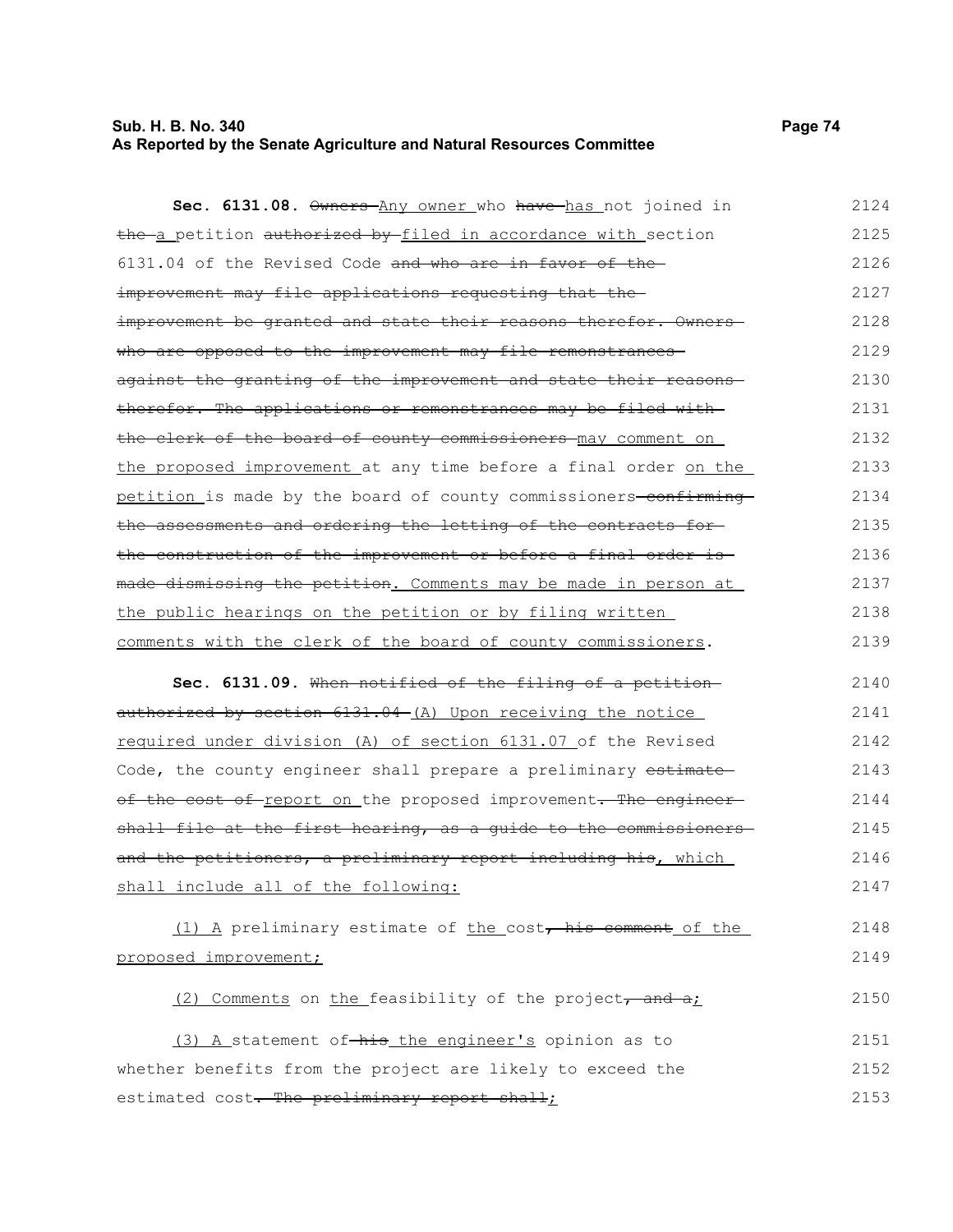**Sec. 6131.08.** ~~Owners~~ <u>Any owner</u> who ~~have~~ <u>has</u> not joined in ~~the~~ <u>a</u> petition ~~authorized by~~ <u>filed in accordance with</u> section 6131.04 of the Revised Code ~~and who are in favor of the improvement may file applications requesting that the improvement be granted and state their reasons therefor. Owners who are opposed to the improvement may file remonstrances against the granting of the improvement and state their reasons therefor. The applications or remonstrances may be filed with the clerk of the board of county commissioners~~ <u>may comment on the proposed improvement</u> at any time before a final order <u>on the petition</u> is made by the board of county commissioners ~~confirming the assessments and ordering the letting of the contracts for the construction of the improvement or before a final order is made dismissing the petition~~. <u>Comments may be made in person at the public hearings on the petition or by filing written comments with the clerk of the board of county commissioners</u>.

**Sec. 6131.09.** ~~When notified of the filing of a petition authorized by section 6131.04~~ <u>(A) Upon receiving the notice required under division (A) of section 6131.07</u> of the Revised Code, the county engineer shall prepare a preliminary ~~estimate of the cost of~~ <u>report on</u> the proposed improvement~~. The engineer shall file at the first hearing, as a guide to the commissioners and the petitioners, a preliminary report including his~~<u>, which shall include all of the following:</u>

<u>(1) A</u> preliminary estimate of <u>the</u> cost~~, his comment~~ <u>of the proposed improvement;</u>

<u>(2) Comments</u> on <u>the</u> feasibility of the project~~, and a~~<u>;</u>

<u>(3) A</u> statement of ~~his~~ <u>the engineer's</u> opinion as to whether benefits from the project are likely to exceed the estimated cost~~. The preliminary report shall~~<u>;</u>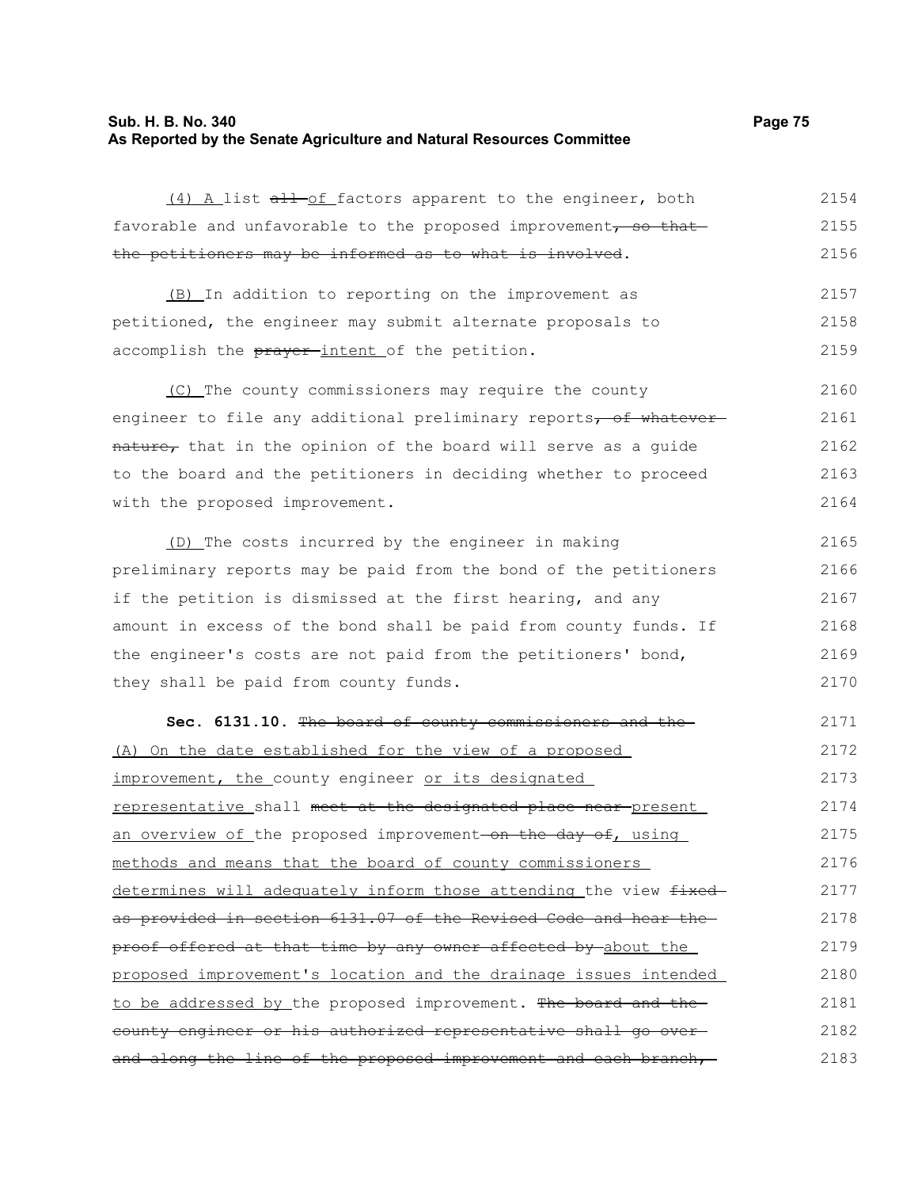(4) A list ~~all~~ of factors apparent to the engineer, both favorable and unfavorable to the proposed improvement~~, so that the petitioners may be informed as to what is involved~~.

(B) In addition to reporting on the improvement as petitioned, the engineer may submit alternate proposals to accomplish the ~~prayer~~ intent of the petition.

(C) The county commissioners may require the county engineer to file any additional preliminary reports~~, of whatever nature,~~ that in the opinion of the board will serve as a guide to the board and the petitioners in deciding whether to proceed with the proposed improvement.

(D) The costs incurred by the engineer in making preliminary reports may be paid from the bond of the petitioners if the petition is dismissed at the first hearing, and any amount in excess of the bond shall be paid from county funds. If the engineer's costs are not paid from the petitioners' bond, they shall be paid from county funds.

**Sec. 6131.10.** ~~The board of county commissioners and the~~ (A) On the date established for the view of a proposed improvement, the county engineer or its designated representative shall ~~meet at the designated place near~~ present an overview of the proposed improvement ~~on the day of~~, using methods and means that the board of county commissioners determines will adequately inform those attending the view ~~fixed as provided in section 6131.07 of the Revised Code and hear the proof offered at that time by any owner affected by~~ about the proposed improvement's location and the drainage issues intended to be addressed by the proposed improvement. ~~The board and the county engineer or his authorized representative shall go over and along the line of the proposed improvement and each branch,~~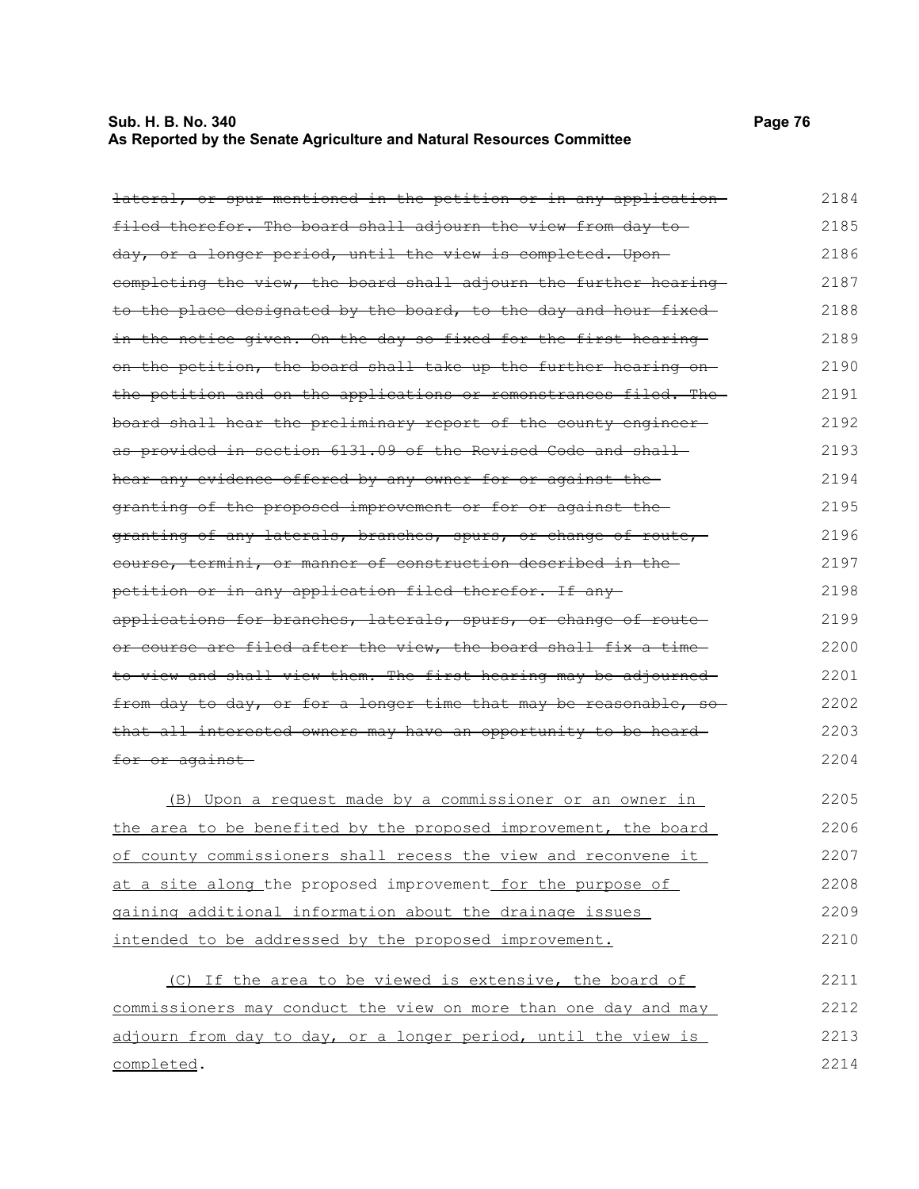~~lateral, or spur mentioned in the petition or in any application filed therefor. The board shall adjourn the view from day to day, or a longer period, until the view is completed. Upon completing the view, the board shall adjourn the further hearing to the place designated by the board, to the day and hour fixed in the notice given. On the day so fixed for the first hearing on the petition, the board shall take up the further hearing on the petition and on the applications or remonstrances filed. The board shall hear the preliminary report of the county engineer as provided in section 6131.09 of the Revised Code and shall hear any evidence offered by any owner for or against the granting of the proposed improvement or for or against the granting of any laterals, branches, spurs, or change of route, course, termini, or manner of construction described in the petition or in any application filed therefor. If any applications for branches, laterals, spurs, or change of route or course are filed after the view, the board shall fix a time to view and shall view them. The first hearing may be adjourned from day to day, or for a longer time that may be reasonable, so that all interested owners may have an opportunity to be heard for or against~~

<u>(B) Upon a request made by a commissioner or an owner in the area to be benefited by the proposed improvement, the board of county commissioners shall recess the view and reconvene it at a site along</u> the proposed improvement <u>for the purpose of gaining additional information about the drainage issues intended to be addressed by the proposed improvement.</u>

<u>(C) If the area to be viewed is extensive, the board of commissioners may conduct the view on more than one day and may adjourn from day to day, or a longer period, until the view is completed</u>.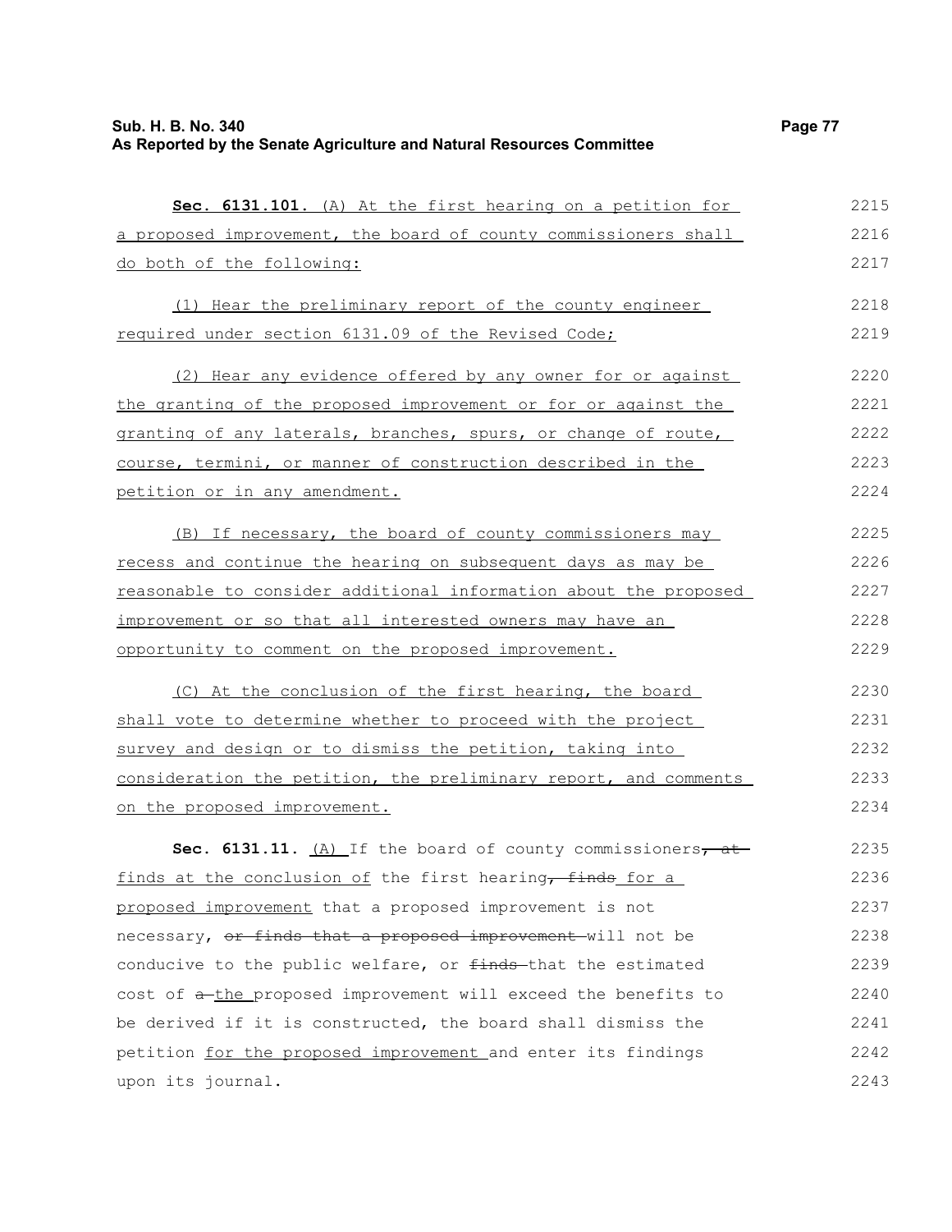**Sec. 6131.101.** (A) At the first hearing on a petition for a proposed improvement, the board of county commissioners shall do both of the following:

(1) Hear the preliminary report of the county engineer required under section 6131.09 of the Revised Code;

(2) Hear any evidence offered by any owner for or against the granting of the proposed improvement or for or against the granting of any laterals, branches, spurs, or change of route, course, termini, or manner of construction described in the petition or in any amendment.

(B) If necessary, the board of county commissioners may recess and continue the hearing on subsequent days as may be reasonable to consider additional information about the proposed improvement or so that all interested owners may have an opportunity to comment on the proposed improvement.

(C) At the conclusion of the first hearing, the board shall vote to determine whether to proceed with the project survey and design or to dismiss the petition, taking into consideration the petition, the preliminary report, and comments on the proposed improvement.

**Sec. 6131.11.** (A) If the board of county commissioners, at finds at the conclusion of the first hearing, finds for a proposed improvement that a proposed improvement is not necessary, or finds that a proposed improvement will not be conducive to the public welfare, or finds that the estimated cost of a the proposed improvement will exceed the benefits to be derived if it is constructed, the board shall dismiss the petition for the proposed improvement and enter its findings upon its journal.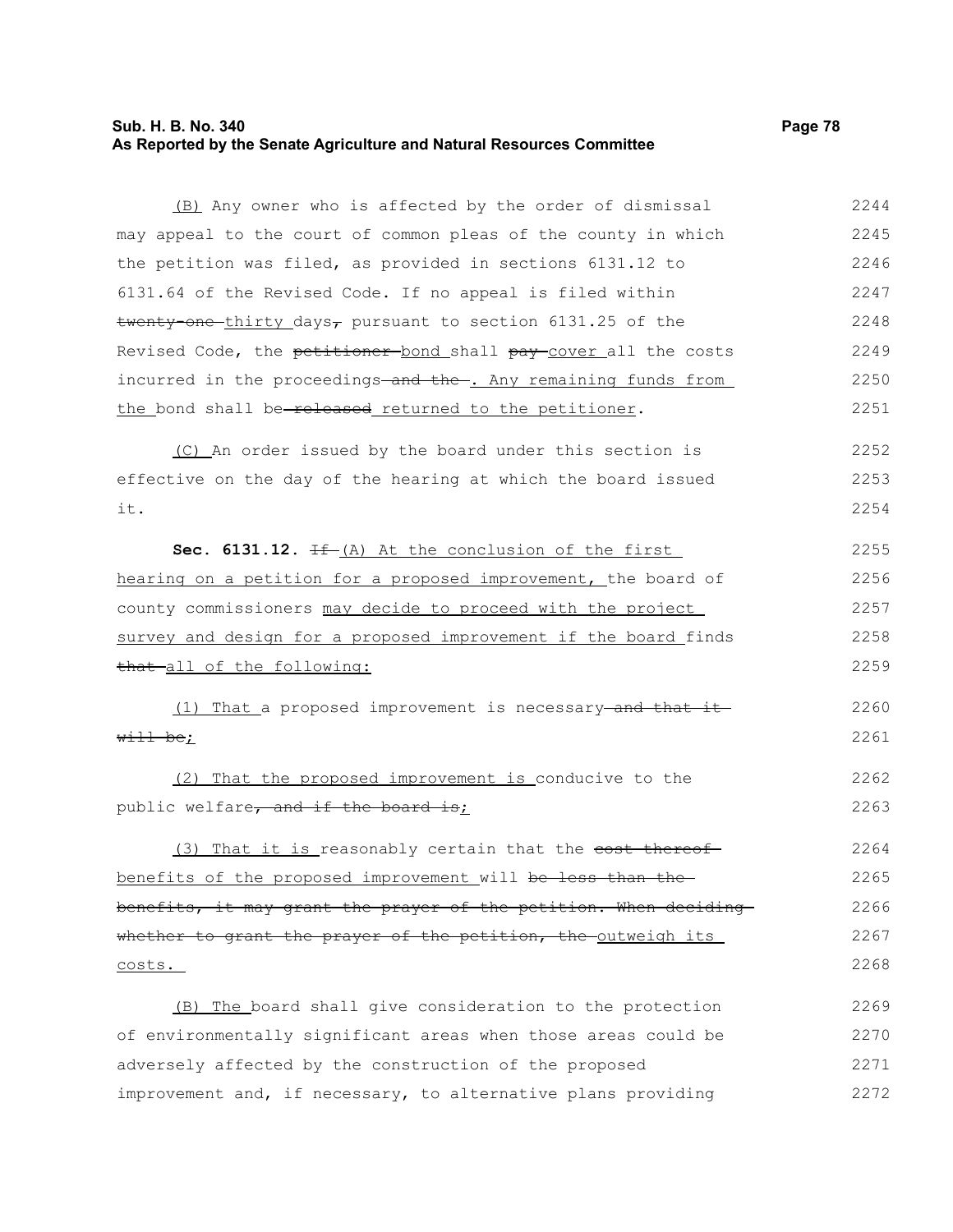(B) Any owner who is affected by the order of dismissal may appeal to the court of common pleas of the county in which the petition was filed, as provided in sections 6131.12 to 6131.64 of the Revised Code. If no appeal is filed within ~~twenty-one~~ thirty days~~,~~ pursuant to section 6131.25 of the Revised Code, the ~~petitioner~~ bond shall ~~pay~~ cover all the costs incurred in the proceedings~~ and the~~. Any remaining funds from the bond shall be~~ released~~ returned to the petitioner.

(C) An order issued by the board under this section is effective on the day of the hearing at which the board issued it.

**Sec. 6131.12.** ~~If~~ (A) At the conclusion of the first hearing on a petition for a proposed improvement, the board of county commissioners may decide to proceed with the project survey and design for a proposed improvement if the board finds ~~that~~ all of the following:

(1) That a proposed improvement is necessary~~ and that it will be~~;

(2) That the proposed improvement is conducive to the public welfare~~, and if the board is~~;

(3) That it is reasonably certain that the ~~cost thereof~~ benefits of the proposed improvement will ~~be less than the benefits, it may grant the prayer of the petition. When deciding whether to grant the prayer of the petition, the~~ outweigh its costs.

(B) The board shall give consideration to the protection of environmentally significant areas when those areas could be adversely affected by the construction of the proposed improvement and, if necessary, to alternative plans providing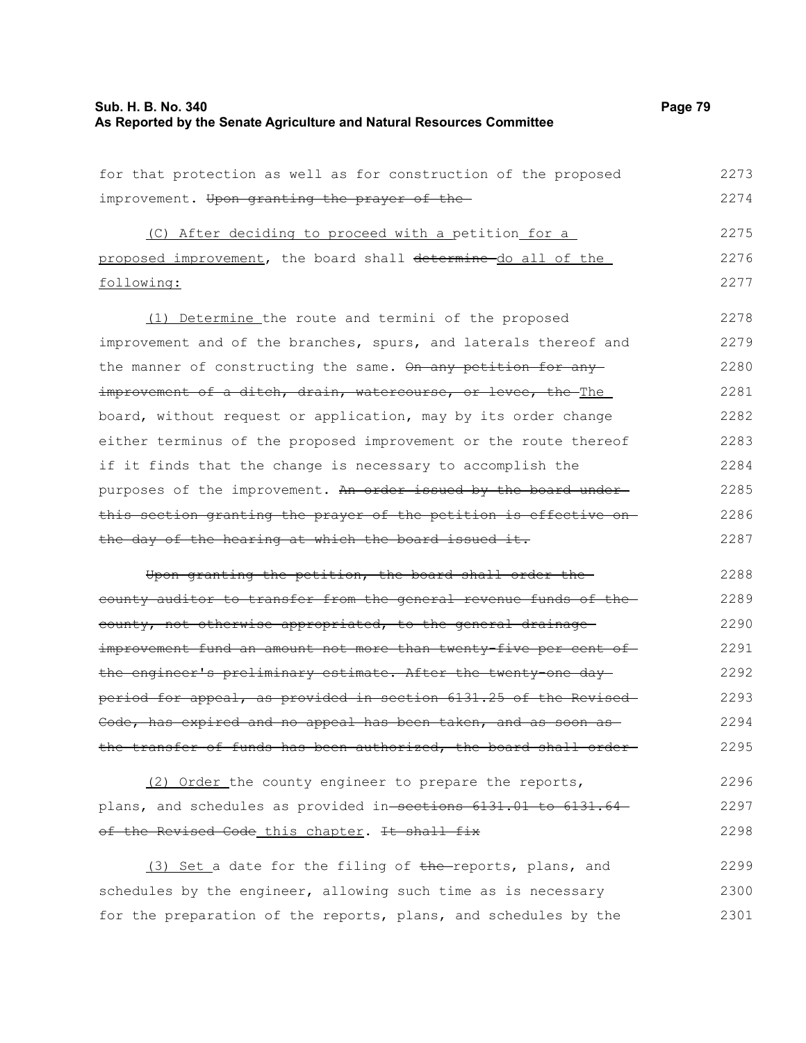for that protection as well as for construction of the proposed improvement. ~~Upon granting the prayer of the~~

(C) After deciding to proceed with a petition for a proposed improvement, the board shall ~~determine~~ do all of the following:

(1) Determine the route and termini of the proposed improvement and of the branches, spurs, and laterals thereof and the manner of constructing the same. ~~On any petition for any improvement of a ditch, drain, watercourse, or levee, the~~ The board, without request or application, may by its order change either terminus of the proposed improvement or the route thereof if it finds that the change is necessary to accomplish the purposes of the improvement. ~~An order issued by the board under this section granting the prayer of the petition is effective on the day of the hearing at which the board issued it.~~

~~Upon granting the petition, the board shall order the county auditor to transfer from the general revenue funds of the county, not otherwise appropriated, to the general drainage improvement fund an amount not more than twenty-five per cent of the engineer's preliminary estimate. After the twenty-one day period for appeal, as provided in section 6131.25 of the Revised Code, has expired and no appeal has been taken, and as soon as the transfer of funds has been authorized, the board shall order~~

(2) Order the county engineer to prepare the reports, plans, and schedules as provided in ~~sections 6131.01 to 6131.64 of the Revised Code~~ this chapter. ~~It shall fix~~

(3) Set a date for the filing of ~~the~~ reports, plans, and schedules by the engineer, allowing such time as is necessary for the preparation of the reports, plans, and schedules by the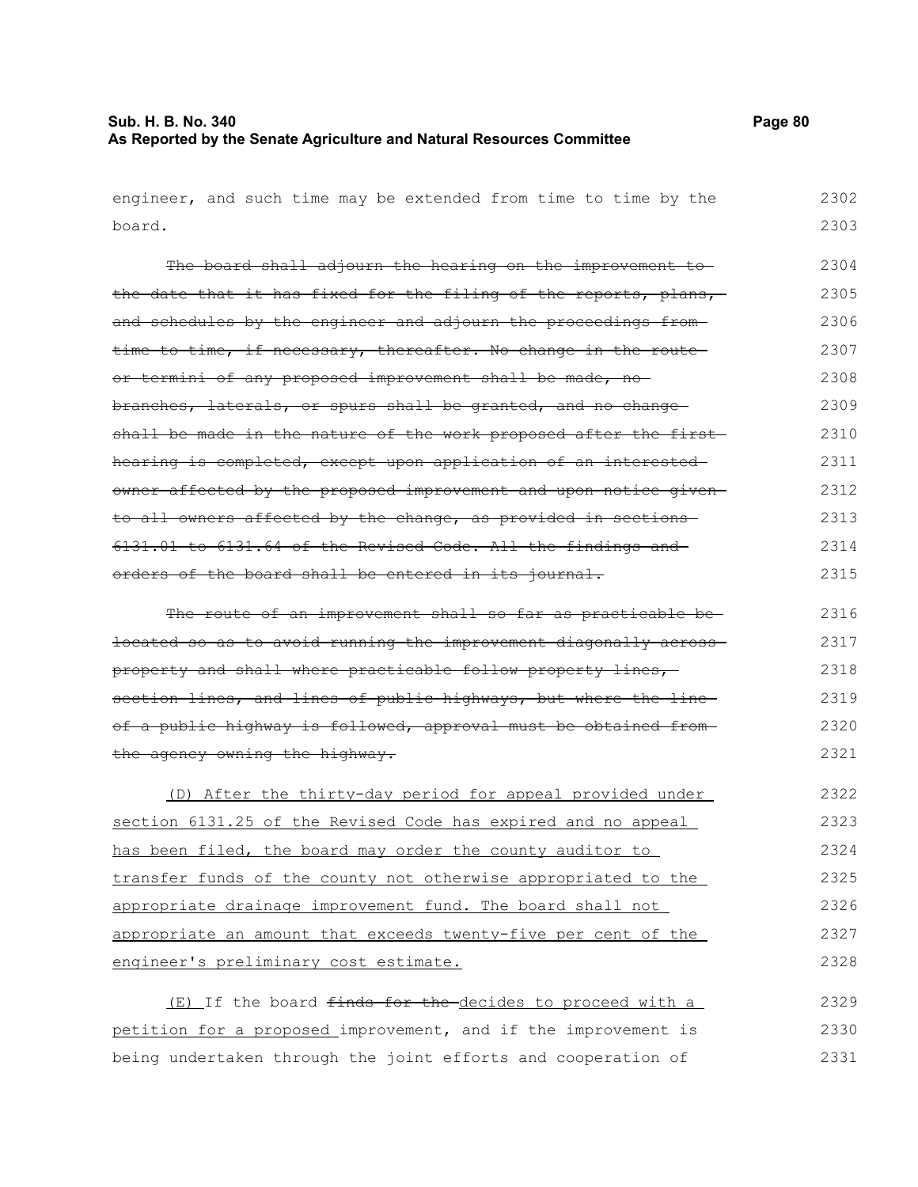engineer, and such time may be extended from time to time by the board.

~~The board shall adjourn the hearing on the improvement to the date that it has fixed for the filing of the reports, plans, and schedules by the engineer and adjourn the proceedings from time to time, if necessary, thereafter. No change in the route or termini of any proposed improvement shall be made, no branches, laterals, or spurs shall be granted, and no change shall be made in the nature of the work proposed after the first hearing is completed, except upon application of an interested owner affected by the proposed improvement and upon notice given to all owners affected by the change, as provided in sections 6131.01 to 6131.64 of the Revised Code. All the findings and orders of the board shall be entered in its journal.~~

~~The route of an improvement shall so far as practicable be located so as to avoid running the improvement diagonally across property and shall where practicable follow property lines, section lines, and lines of public highways, but where the line of a public highway is followed, approval must be obtained from the agency owning the highway.~~

<u>(D) After the thirty-day period for appeal provided under section 6131.25 of the Revised Code has expired and no appeal has been filed, the board may order the county auditor to transfer funds of the county not otherwise appropriated to the appropriate drainage improvement fund. The board shall not appropriate an amount that exceeds twenty-five per cent of the engineer's preliminary cost estimate.</u>

<u>(E)</u> If the board ~~finds for the~~ <u>decides to proceed with a petition for a proposed</u> improvement, and if the improvement is being undertaken through the joint efforts and cooperation of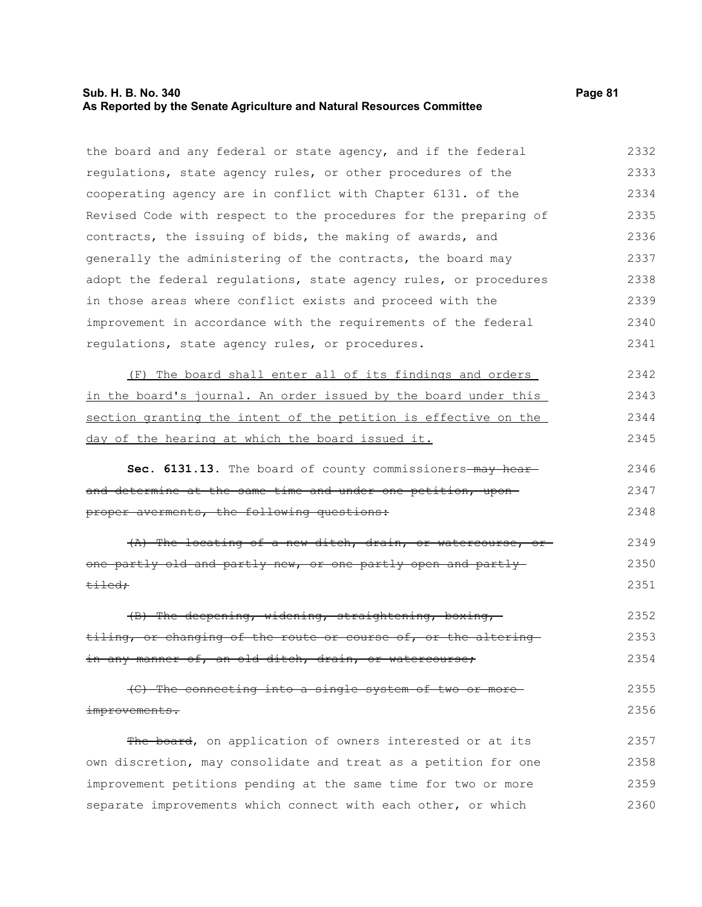the board and any federal or state agency, and if the federal regulations, state agency rules, or other procedures of the cooperating agency are in conflict with Chapter 6131. of the Revised Code with respect to the procedures for the preparing of contracts, the issuing of bids, the making of awards, and generally the administering of the contracts, the board may adopt the federal regulations, state agency rules, or procedures in those areas where conflict exists and proceed with the improvement in accordance with the requirements of the federal regulations, state agency rules, or procedures.

<u>(F) The board shall enter all of its findings and orders in the board's journal. An order issued by the board under this section granting the intent of the petition is effective on the day of the hearing at which the board issued it.</u>

**Sec. 6131.13.** The board of county commissioners ~~may hear and determine at the same time and under one petition, upon proper averments, the following questions:~~

~~(A) The locating of a new ditch, drain, or watercourse, or one partly old and partly new, or one partly open and partly tiled;~~

~~(B) The deepening, widening, straightening, boxing, tiling, or changing of the route or course of, or the altering in any manner of, an old ditch, drain, or watercourse;~~

~~(C) The connecting into a single system of two or more improvements.~~

~~The board~~, on application of owners interested or at its own discretion, may consolidate and treat as a petition for one improvement petitions pending at the same time for two or more separate improvements which connect with each other, or which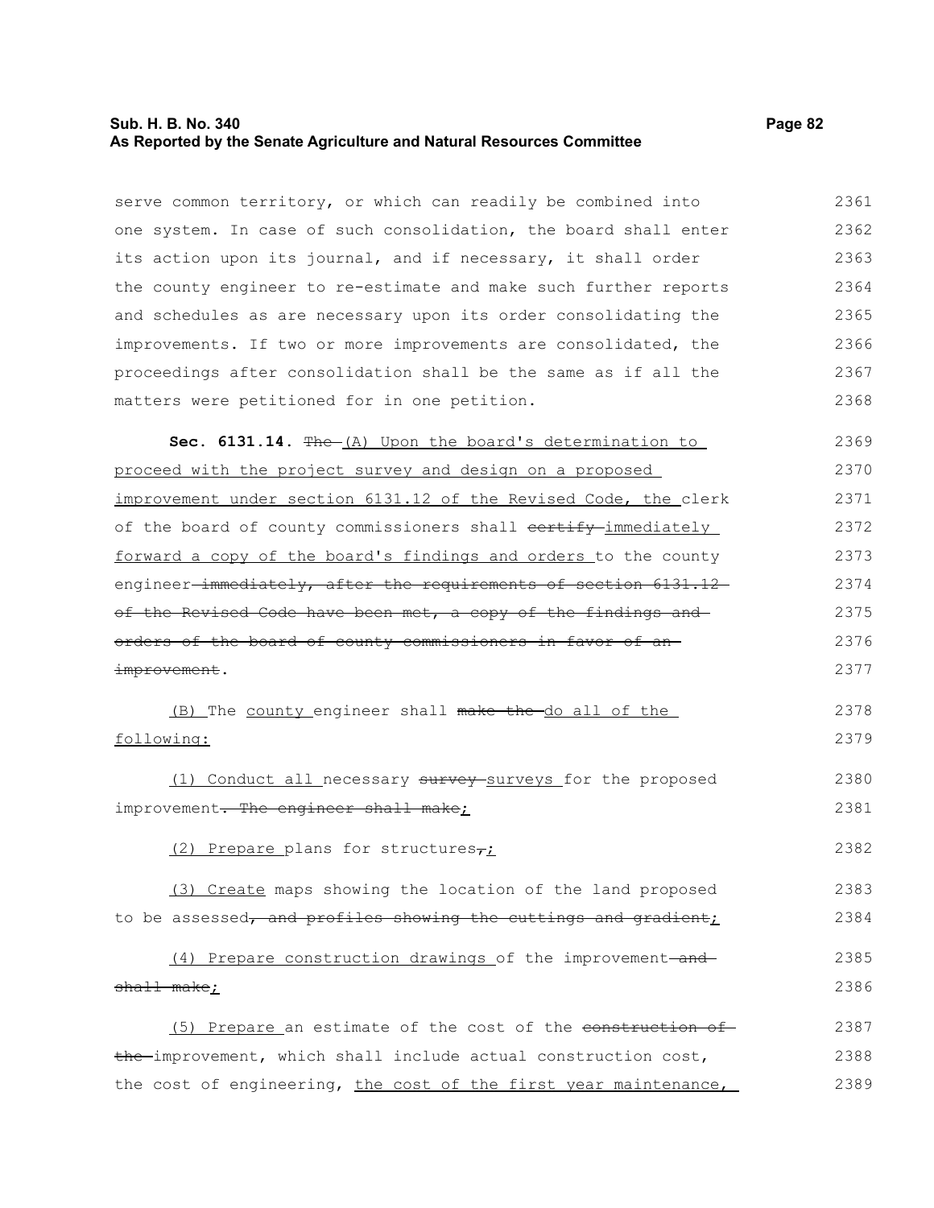serve common territory, or which can readily be combined into one system. In case of such consolidation, the board shall enter its action upon its journal, and if necessary, it shall order the county engineer to re-estimate and make such further reports and schedules as are necessary upon its order consolidating the improvements. If two or more improvements are consolidated, the proceedings after consolidation shall be the same as if all the matters were petitioned for in one petition.

**Sec. 6131.14.** ~~The~~ (A) Upon the board's determination to proceed with the project survey and design on a proposed improvement under section 6131.12 of the Revised Code, the clerk of the board of county commissioners shall ~~certify~~ immediately forward a copy of the board's findings and orders to the county engineer ~~immediately, after the requirements of section 6131.12 of the Revised Code have been met, a copy of the findings and orders of the board of county commissioners in favor of an improvement~~.

(B) The county engineer shall ~~make the~~ do all of the following:

(1) Conduct all necessary ~~survey~~ surveys for the proposed improvement~~. The engineer shall make~~;

(2) Prepare plans for structures~~,~~;

(3) Create maps showing the location of the land proposed to be assessed~~, and profiles showing the cuttings and gradient~~;

(4) Prepare construction drawings of the improvement ~~and shall make~~;

(5) Prepare an estimate of the cost of the ~~construction of the~~ improvement, which shall include actual construction cost, the cost of engineering, the cost of the first year maintenance,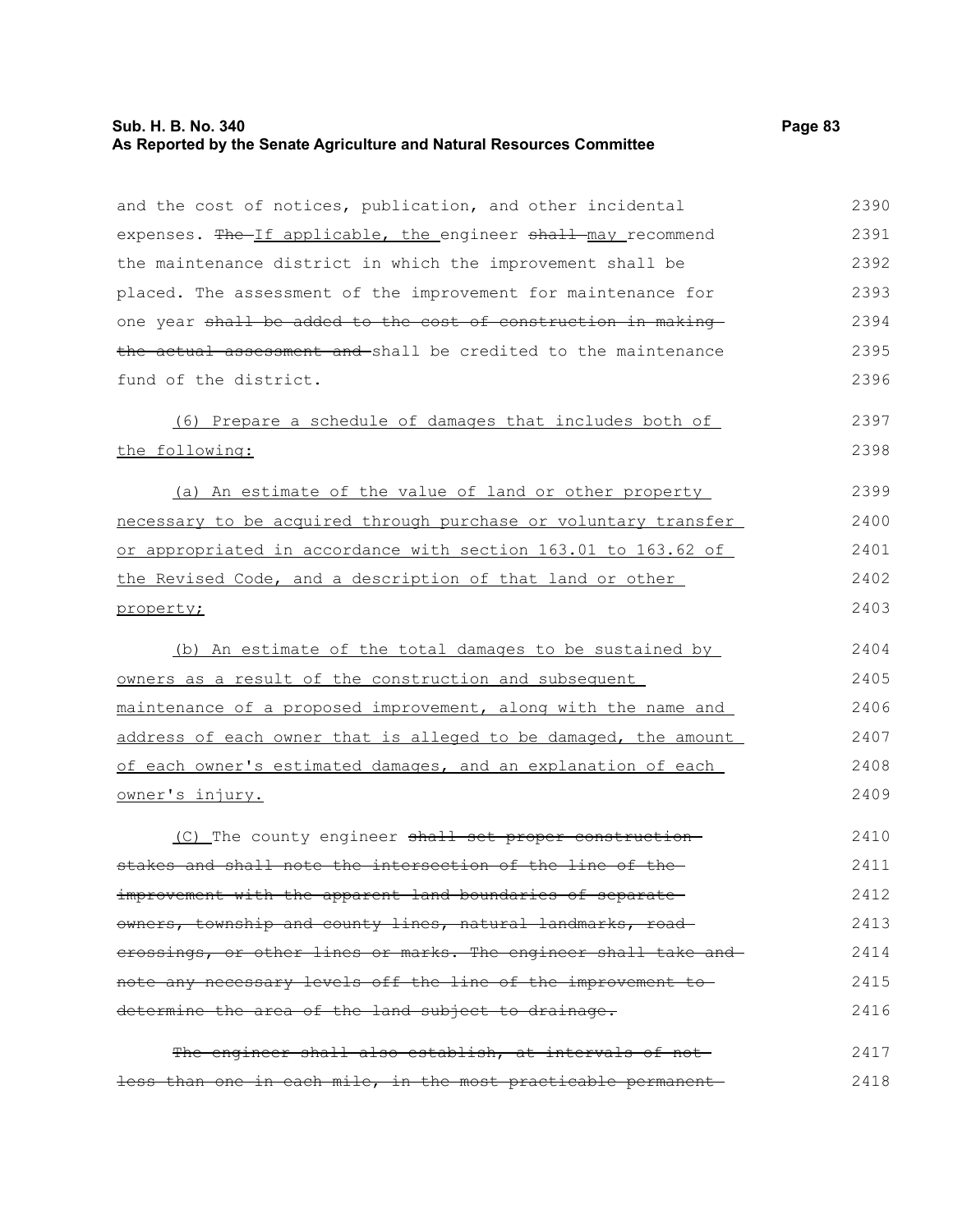and the cost of notices, publication, and other incidental expenses. ~~The~~ If applicable, the engineer ~~shall~~ may recommend the maintenance district in which the improvement shall be placed. The assessment of the improvement for maintenance for one year ~~shall be added to the cost of construction in making the actual assessment and~~ shall be credited to the maintenance fund of the district.

(6) Prepare a schedule of damages that includes both of the following:

(a) An estimate of the value of land or other property necessary to be acquired through purchase or voluntary transfer or appropriated in accordance with section 163.01 to 163.62 of the Revised Code, and a description of that land or other property;

(b) An estimate of the total damages to be sustained by owners as a result of the construction and subsequent maintenance of a proposed improvement, along with the name and address of each owner that is alleged to be damaged, the amount of each owner's estimated damages, and an explanation of each owner's injury.

(C) The county engineer ~~shall set proper construction stakes and shall note the intersection of the line of the improvement with the apparent land boundaries of separate owners, township and county lines, natural landmarks, road crossings, or other lines or marks. The engineer shall take and note any necessary levels off the line of the improvement to determine the area of the land subject to drainage.~~

~~The engineer shall also establish, at intervals of not less than one in each mile, in the most practicable permanent~~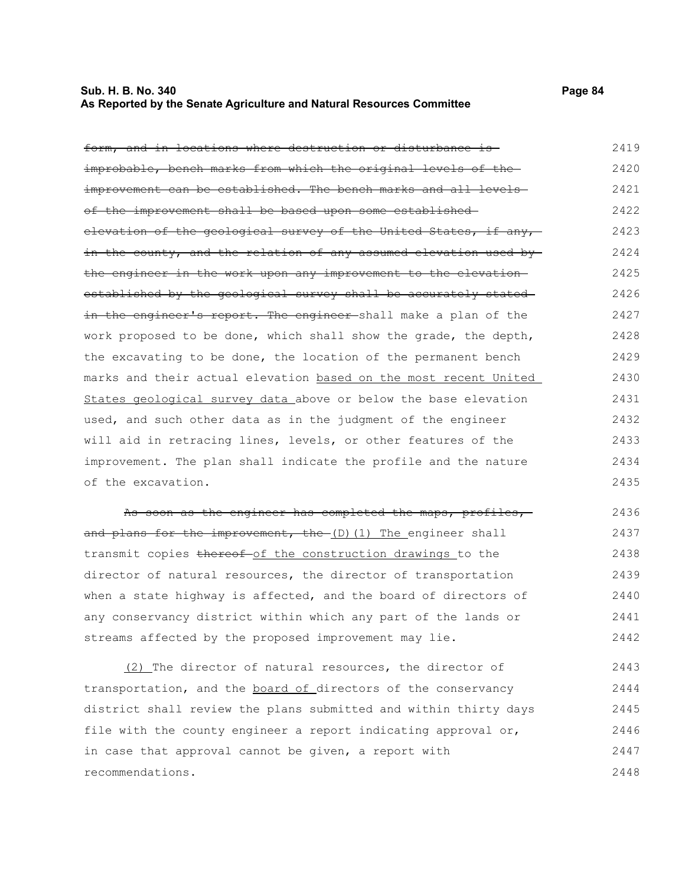~~form, and in locations where destruction or disturbance is improbable, bench marks from which the original levels of the improvement can be established. The bench marks and all levels of the improvement shall be based upon some established elevation of the geological survey of the United States, if any, in the county, and the relation of any assumed elevation used by the engineer in the work upon any improvement to the elevation established by the geological survey shall be accurately stated in the engineer's report. The engineer~~ shall make a plan of the work proposed to be done, which shall show the grade, the depth, the excavating to be done, the location of the permanent bench marks and their actual elevation <u>based on the most recent United States geological survey data</u> above or below the base elevation used, and such other data as in the judgment of the engineer will aid in retracing lines, levels, or other features of the improvement. The plan shall indicate the profile and the nature of the excavation.

~~As soon as the engineer has completed the maps, profiles, and plans for the improvement, the~~ <u>(D)(1) The</u> engineer shall transmit copies ~~thereof~~ <u>of the construction drawings</u> to the director of natural resources, the director of transportation when a state highway is affected, and the board of directors of any conservancy district within which any part of the lands or streams affected by the proposed improvement may lie.

<u>(2)</u> The director of natural resources, the director of transportation, and the <u>board of</u> directors of the conservancy district shall review the plans submitted and within thirty days file with the county engineer a report indicating approval or, in case that approval cannot be given, a report with recommendations.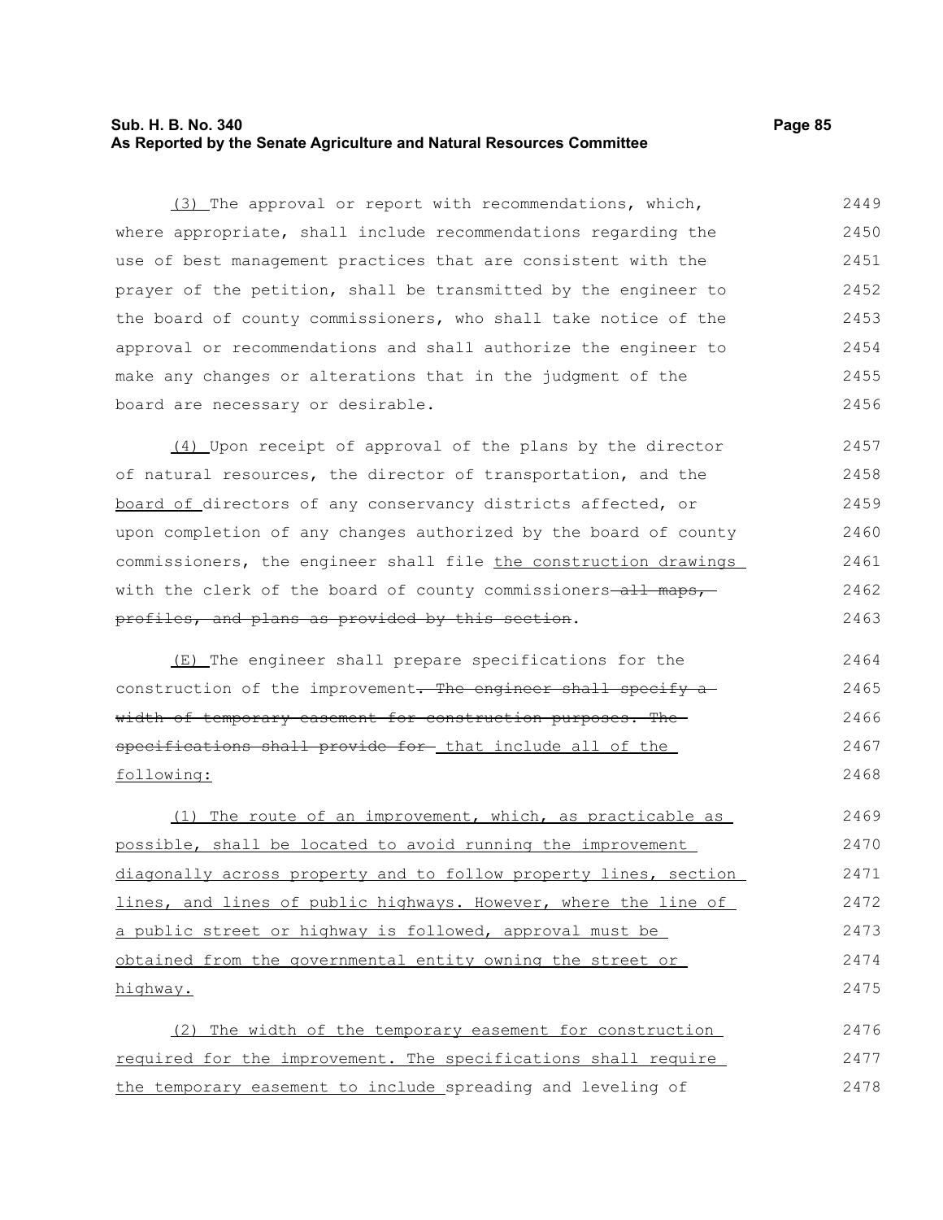(3) The approval or report with recommendations, which, where appropriate, shall include recommendations regarding the use of best management practices that are consistent with the prayer of the petition, shall be transmitted by the engineer to the board of county commissioners, who shall take notice of the approval or recommendations and shall authorize the engineer to make any changes or alterations that in the judgment of the board are necessary or desirable.

(4) Upon receipt of approval of the plans by the director of natural resources, the director of transportation, and the board of directors of any conservancy districts affected, or upon completion of any changes authorized by the board of county commissioners, the engineer shall file the construction drawings with the clerk of the board of county commissioners ~~all maps, profiles, and plans as provided by this section~~.

(E) The engineer shall prepare specifications for the construction of the improvement~~. The engineer shall specify a width of temporary easement for construction purposes. The specifications shall provide for~~ that include all of the following:

(1) The route of an improvement, which, as practicable as possible, shall be located to avoid running the improvement diagonally across property and to follow property lines, section lines, and lines of public highways. However, where the line of a public street or highway is followed, approval must be obtained from the governmental entity owning the street or highway.

(2) The width of the temporary easement for construction required for the improvement. The specifications shall require the temporary easement to include spreading and leveling of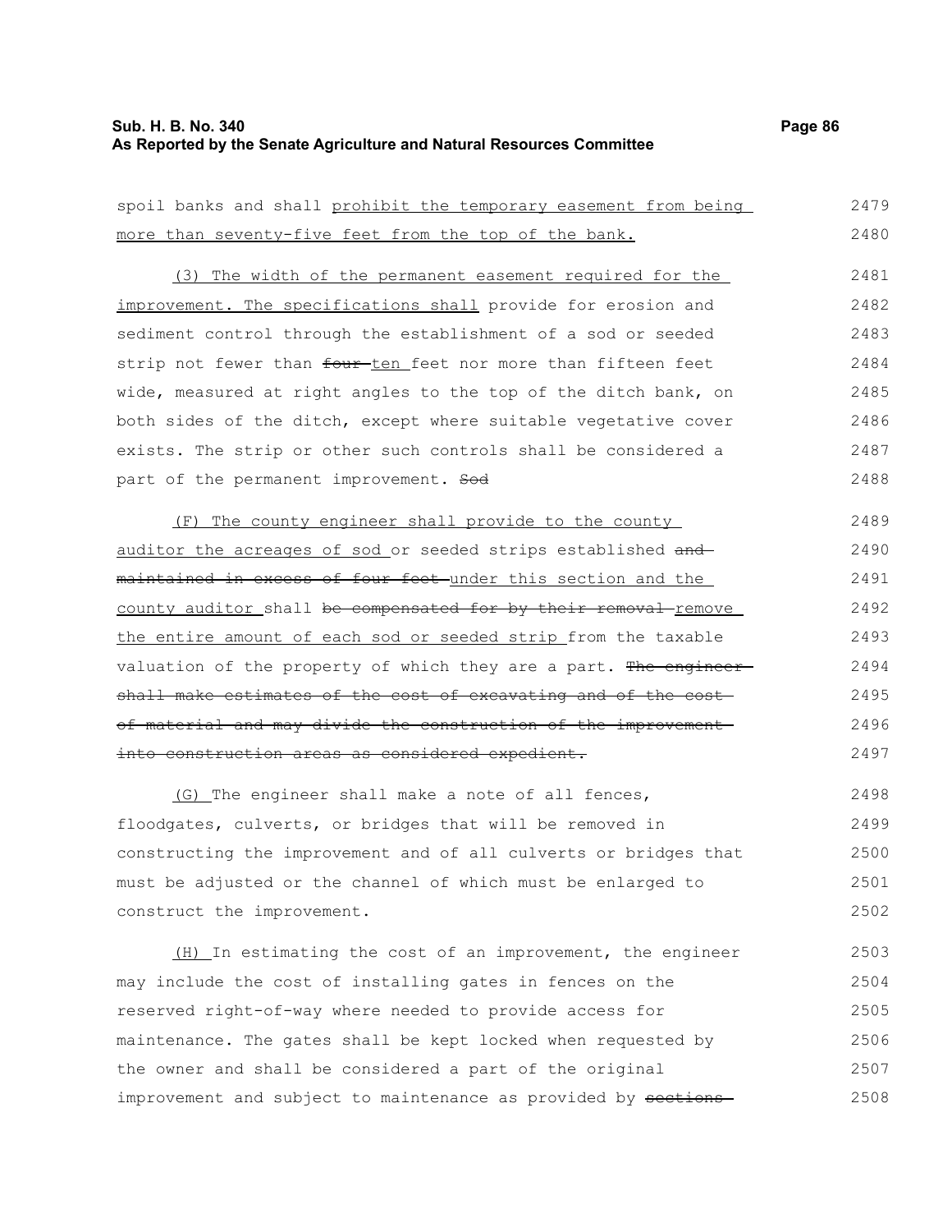spoil banks and shall <u>prohibit the temporary easement from being more than seventy-five feet from the top of the bank.</u>

<u>(3) The width of the permanent easement required for the improvement. The specifications shall</u> provide for erosion and sediment control through the establishment of a sod or seeded strip not fewer than ~~four~~ <u>ten</u> feet nor more than fifteen feet wide, measured at right angles to the top of the ditch bank, on both sides of the ditch, except where suitable vegetative cover exists. The strip or other such controls shall be considered a part of the permanent improvement. ~~Sod~~

<u>(F) The county engineer shall provide to the county auditor the acreages of sod</u> or seeded strips established ~~and maintained in excess of four feet~~ under this section and the <u>county auditor</u> shall ~~be compensated for by their removal~~ <u>remove the entire amount of each sod or seeded strip</u> from the taxable valuation of the property of which they are a part. ~~The engineer shall make estimates of the cost of excavating and of the cost of material and may divide the construction of the improvement into construction areas as considered expedient.~~

<u>(G)</u> The engineer shall make a note of all fences, floodgates, culverts, or bridges that will be removed in constructing the improvement and of all culverts or bridges that must be adjusted or the channel of which must be enlarged to construct the improvement.

<u>(H)</u> In estimating the cost of an improvement, the engineer may include the cost of installing gates in fences on the reserved right-of-way where needed to provide access for maintenance. The gates shall be kept locked when requested by the owner and shall be considered a part of the original improvement and subject to maintenance as provided by ~~sections~~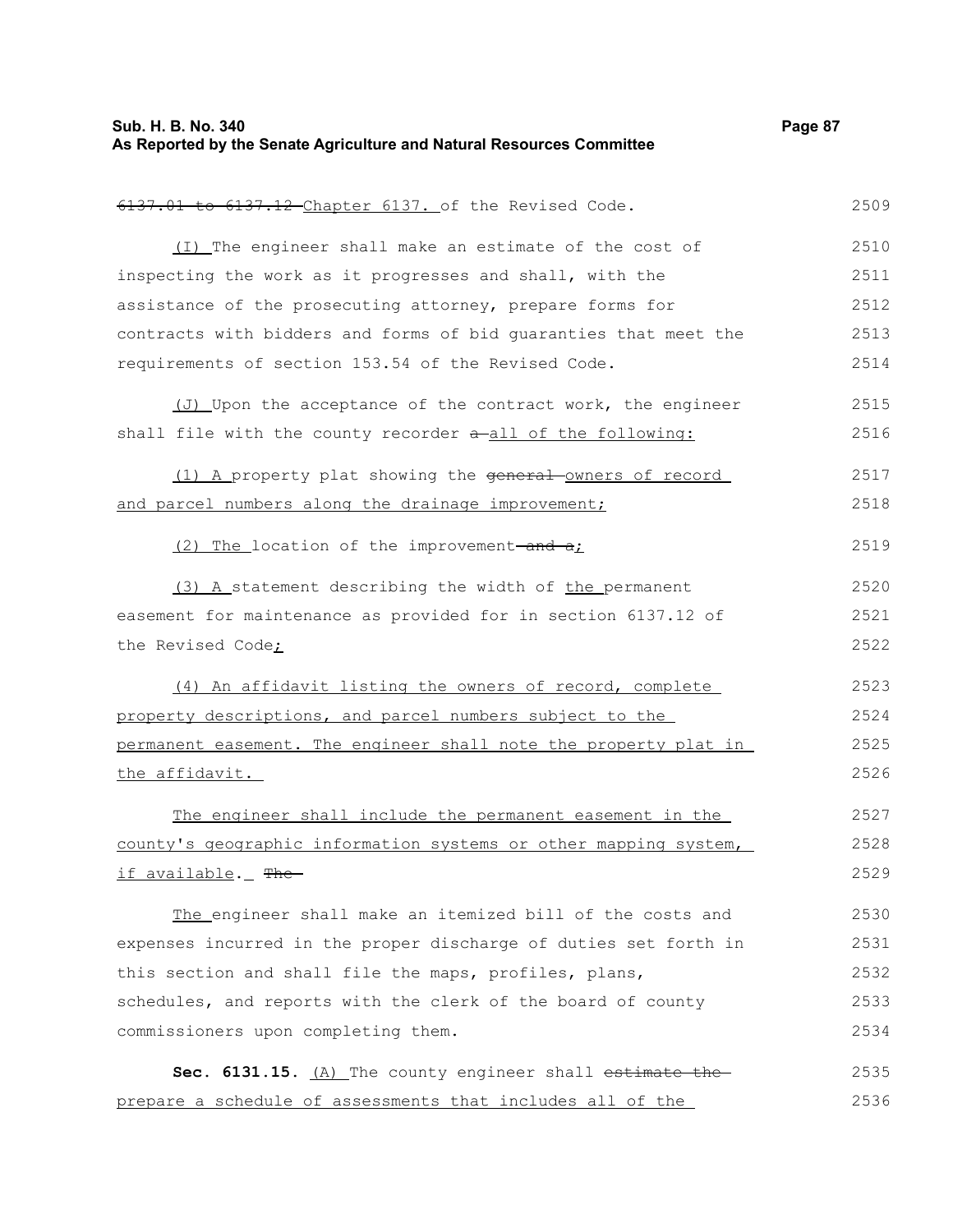~~6137.01 to 6137.12~~ Chapter 6137. of the Revised Code.

(I) The engineer shall make an estimate of the cost of inspecting the work as it progresses and shall, with the assistance of the prosecuting attorney, prepare forms for contracts with bidders and forms of bid guaranties that meet the requirements of section 153.54 of the Revised Code.

(J) Upon the acceptance of the contract work, the engineer shall file with the county recorder ~~a~~ all of the following:

(1) A property plat showing the ~~general~~ owners of record and parcel numbers along the drainage improvement;

(2) The location of the improvement ~~and a~~;

(3) A statement describing the width of the permanent easement for maintenance as provided for in section 6137.12 of the Revised Code;

(4) An affidavit listing the owners of record, complete property descriptions, and parcel numbers subject to the permanent easement. The engineer shall note the property plat in the affidavit.

The engineer shall include the permanent easement in the county's geographic information systems or other mapping system, if available. ~~The~~

The engineer shall make an itemized bill of the costs and expenses incurred in the proper discharge of duties set forth in this section and shall file the maps, profiles, plans, schedules, and reports with the clerk of the board of county commissioners upon completing them.

**Sec. 6131.15.** (A) The county engineer shall ~~estimate the~~ prepare a schedule of assessments that includes all of the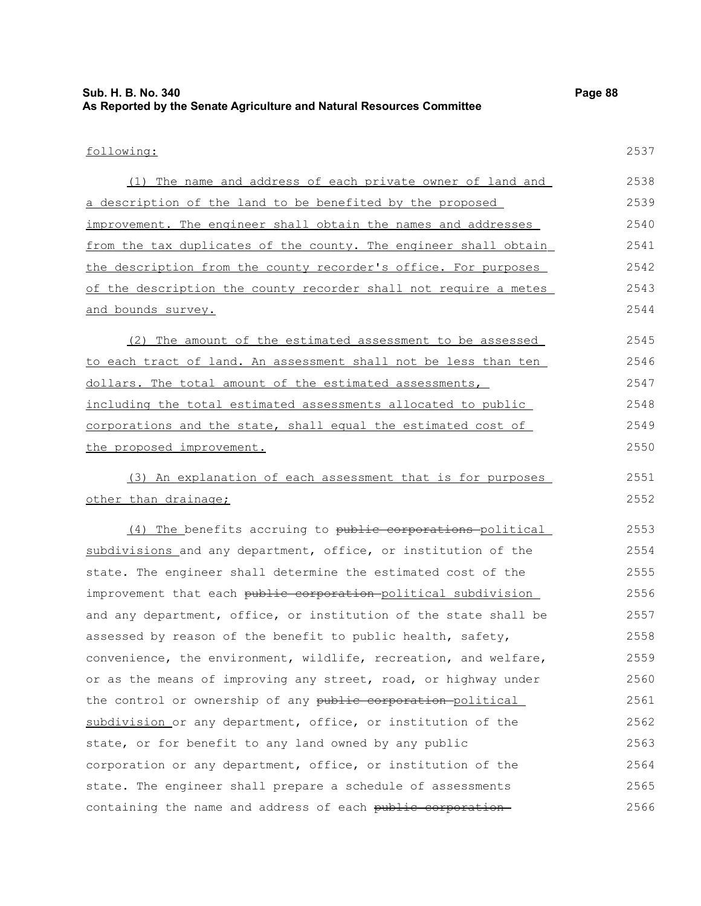following:

(1) The name and address of each private owner of land and a description of the land to be benefited by the proposed improvement. The engineer shall obtain the names and addresses from the tax duplicates of the county. The engineer shall obtain the description from the county recorder's office. For purposes of the description the county recorder shall not require a metes and bounds survey.

(2) The amount of the estimated assessment to be assessed to each tract of land. An assessment shall not be less than ten dollars. The total amount of the estimated assessments, including the total estimated assessments allocated to public corporations and the state, shall equal the estimated cost of the proposed improvement.

(3) An explanation of each assessment that is for purposes other than drainage;

(4) The benefits accruing to ~~public corporations~~ political subdivisions and any department, office, or institution of the state. The engineer shall determine the estimated cost of the improvement that each ~~public corporation~~ political subdivision and any department, office, or institution of the state shall be assessed by reason of the benefit to public health, safety, convenience, the environment, wildlife, recreation, and welfare, or as the means of improving any street, road, or highway under the control or ownership of any ~~public corporation~~ political subdivision or any department, office, or institution of the state, or for benefit to any land owned by any public corporation or any department, office, or institution of the state. The engineer shall prepare a schedule of assessments containing the name and address of each ~~public corporation~~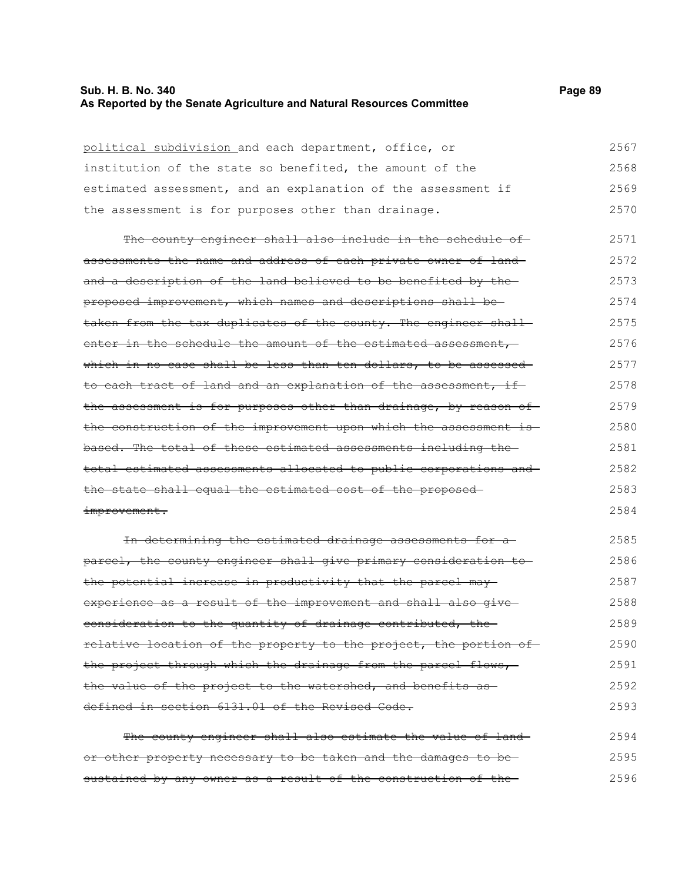political subdivision and each department, office, or institution of the state so benefited, the amount of the estimated assessment, and an explanation of the assessment if the assessment is for purposes other than drainage.

~~The county engineer shall also include in the schedule of assessments the name and address of each private owner of land and a description of the land believed to be benefited by the proposed improvement, which names and descriptions shall be taken from the tax duplicates of the county. The engineer shall enter in the schedule the amount of the estimated assessment, which in no case shall be less than ten dollars, to be assessed to each tract of land and an explanation of the assessment, if the assessment is for purposes other than drainage, by reason of the construction of the improvement upon which the assessment is based. The total of these estimated assessments including the total estimated assessments allocated to public corporations and the state shall equal the estimated cost of the proposed improvement.~~

~~In determining the estimated drainage assessments for a parcel, the county engineer shall give primary consideration to the potential increase in productivity that the parcel may experience as a result of the improvement and shall also give consideration to the quantity of drainage contributed, the relative location of the property to the project, the portion of the project through which the drainage from the parcel flows, the value of the project to the watershed, and benefits as defined in section 6131.01 of the Revised Code.~~

~~The county engineer shall also estimate the value of land or other property necessary to be taken and the damages to be sustained by any owner as a result of the construction of the~~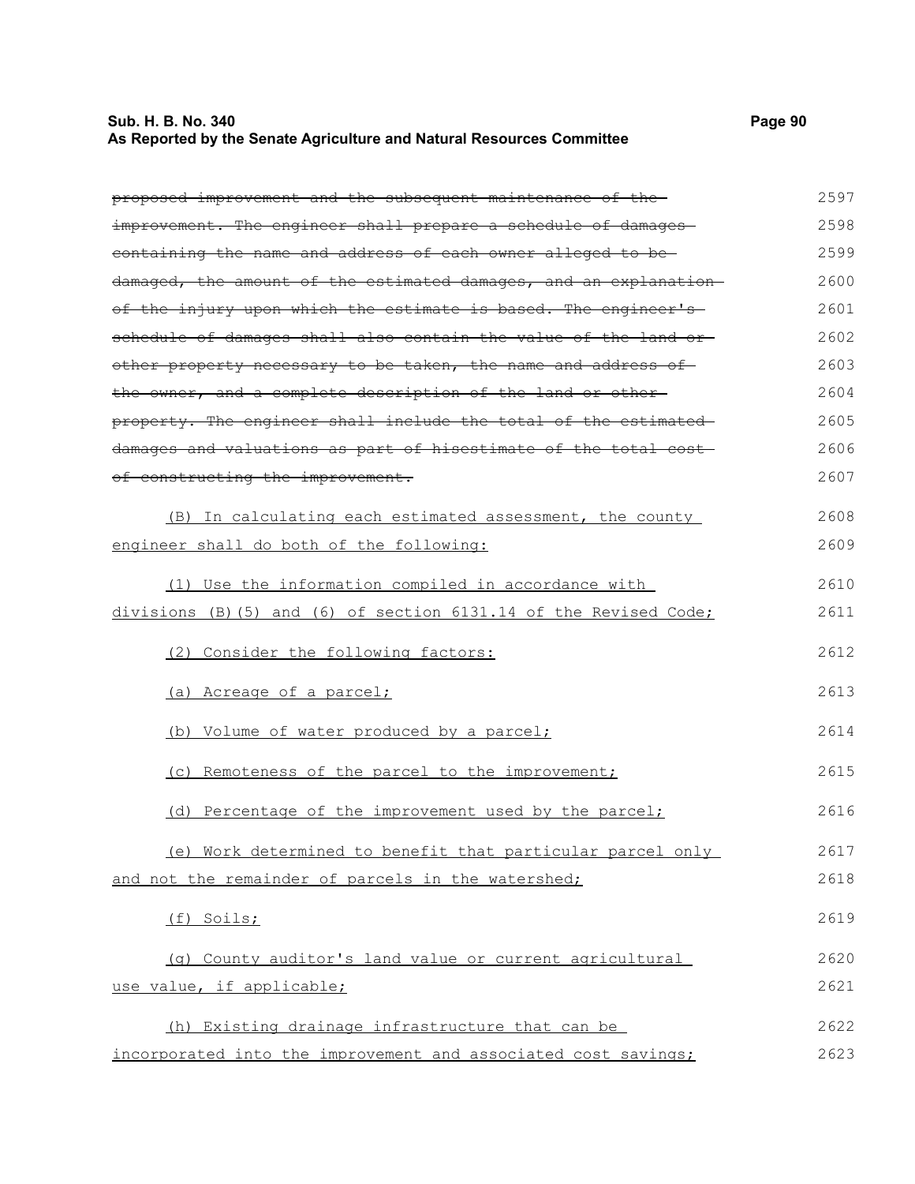~~proposed improvement and the subsequent maintenance of the improvement. The engineer shall prepare a schedule of damages containing the name and address of each owner alleged to be damaged, the amount of the estimated damages, and an explanation of the injury upon which the estimate is based. The engineer's schedule of damages shall also contain the value of the land or other property necessary to be taken, the name and address of the owner, and a complete description of the land or other property. The engineer shall include the total of the estimated damages and valuations as part of hisestimate of the total cost of constructing the improvement.~~

<u>(B) In calculating each estimated assessment, the county engineer shall do both of the following:</u>

<u>(1) Use the information compiled in accordance with divisions (B)(5) and (6) of section 6131.14 of the Revised Code;</u>

<u>(2) Consider the following factors:</u>

<u>(a) Acreage of a parcel;</u>

<u>(b) Volume of water produced by a parcel;</u>

<u>(c) Remoteness of the parcel to the improvement;</u>

<u>(d) Percentage of the improvement used by the parcel;</u>

<u>(e) Work determined to benefit that particular parcel only and not the remainder of parcels in the watershed;</u>

<u>(f) Soils;</u>

<u>(g) County auditor's land value or current agricultural use value, if applicable;</u>

<u>(h) Existing drainage infrastructure that can be incorporated into the improvement and associated cost savings;</u>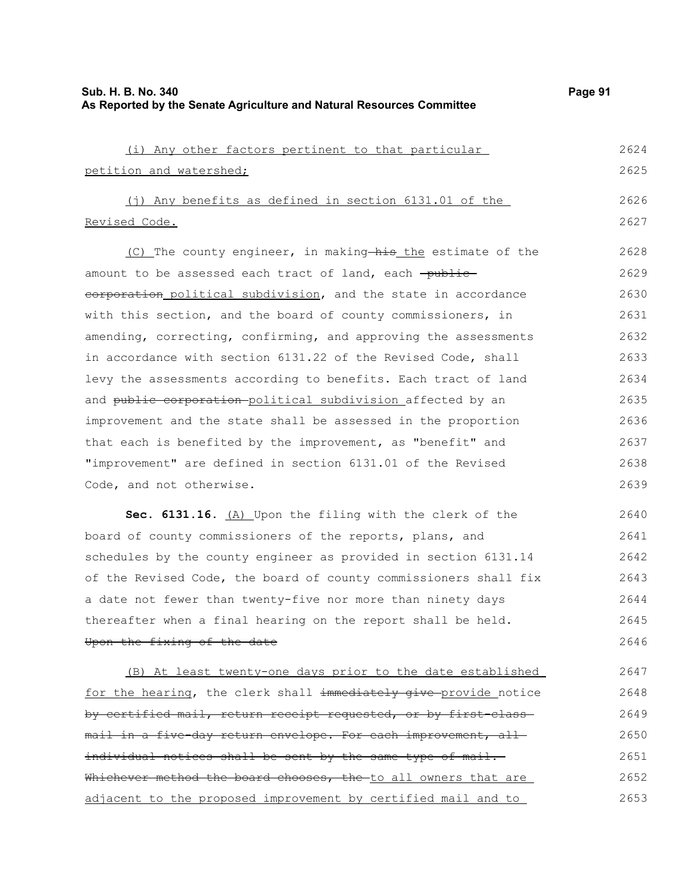(i) Any other factors pertinent to that particular petition and watershed;

(j) Any benefits as defined in section 6131.01 of the Revised Code.

(C) The county engineer, in making ~~his~~ the estimate of the amount to be assessed each tract of land, each ~~public corporation~~ political subdivision, and the state in accordance with this section, and the board of county commissioners, in amending, correcting, confirming, and approving the assessments in accordance with section 6131.22 of the Revised Code, shall levy the assessments according to benefits. Each tract of land and ~~public corporation~~ political subdivision affected by an improvement and the state shall be assessed in the proportion that each is benefited by the improvement, as "benefit" and "improvement" are defined in section 6131.01 of the Revised Code, and not otherwise.

**Sec. 6131.16.** (A) Upon the filing with the clerk of the board of county commissioners of the reports, plans, and schedules by the county engineer as provided in section 6131.14 of the Revised Code, the board of county commissioners shall fix a date not fewer than twenty-five nor more than ninety days thereafter when a final hearing on the report shall be held. ~~Upon the fixing of the date~~

(B) At least twenty-one days prior to the date established for the hearing, the clerk shall ~~immediately give~~ provide notice ~~by certified mail, return receipt requested, or by first-class mail in a five-day return envelope. For each improvement, all individual notices shall be sent by the same type of mail. Whichever method the board chooses, the~~ to all owners that are adjacent to the proposed improvement by certified mail and to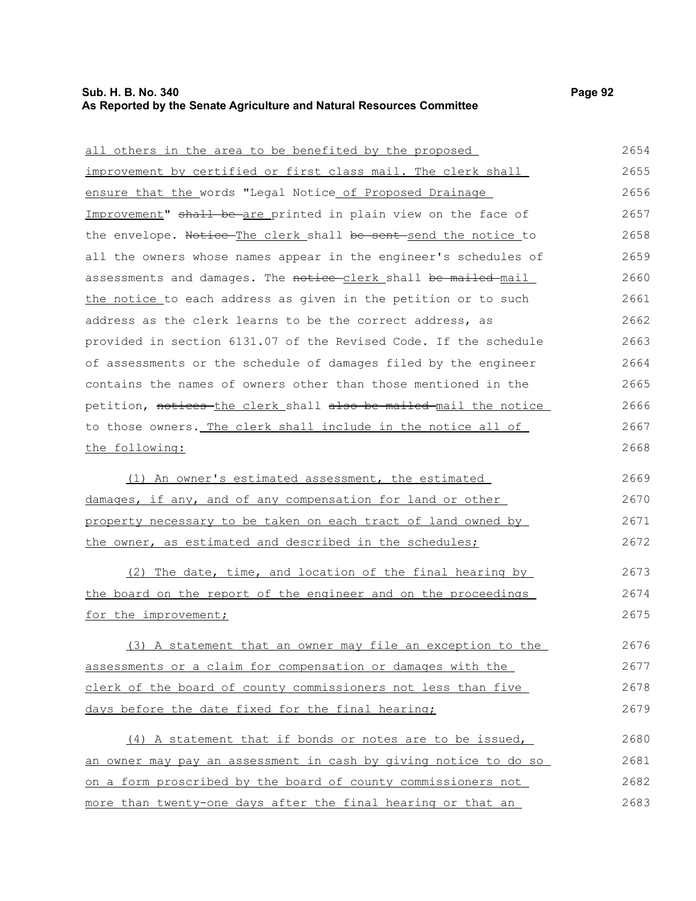all others in the area to be benefited by the proposed improvement by certified or first class mail. The clerk shall ensure that the words "Legal Notice of Proposed Drainage Improvement" ~~shall be~~ are printed in plain view on the face of the envelope. ~~Notice~~ The clerk shall ~~be sent~~ send the notice to all the owners whose names appear in the engineer's schedules of assessments and damages. The ~~notice~~ clerk shall ~~be mailed~~ mail the notice to each address as given in the petition or to such address as the clerk learns to be the correct address, as provided in section 6131.07 of the Revised Code. If the schedule of assessments or the schedule of damages filed by the engineer contains the names of owners other than those mentioned in the petition, ~~notices~~ the clerk shall ~~also be mailed~~ mail the notice to those owners. The clerk shall include in the notice all of the following:

(1) An owner's estimated assessment, the estimated damages, if any, and of any compensation for land or other property necessary to be taken on each tract of land owned by the owner, as estimated and described in the schedules;

(2) The date, time, and location of the final hearing by the board on the report of the engineer and on the proceedings for the improvement;

(3) A statement that an owner may file an exception to the assessments or a claim for compensation or damages with the clerk of the board of county commissioners not less than five days before the date fixed for the final hearing;

(4) A statement that if bonds or notes are to be issued, an owner may pay an assessment in cash by giving notice to do so on a form proscribed by the board of county commissioners not more than twenty-one days after the final hearing or that an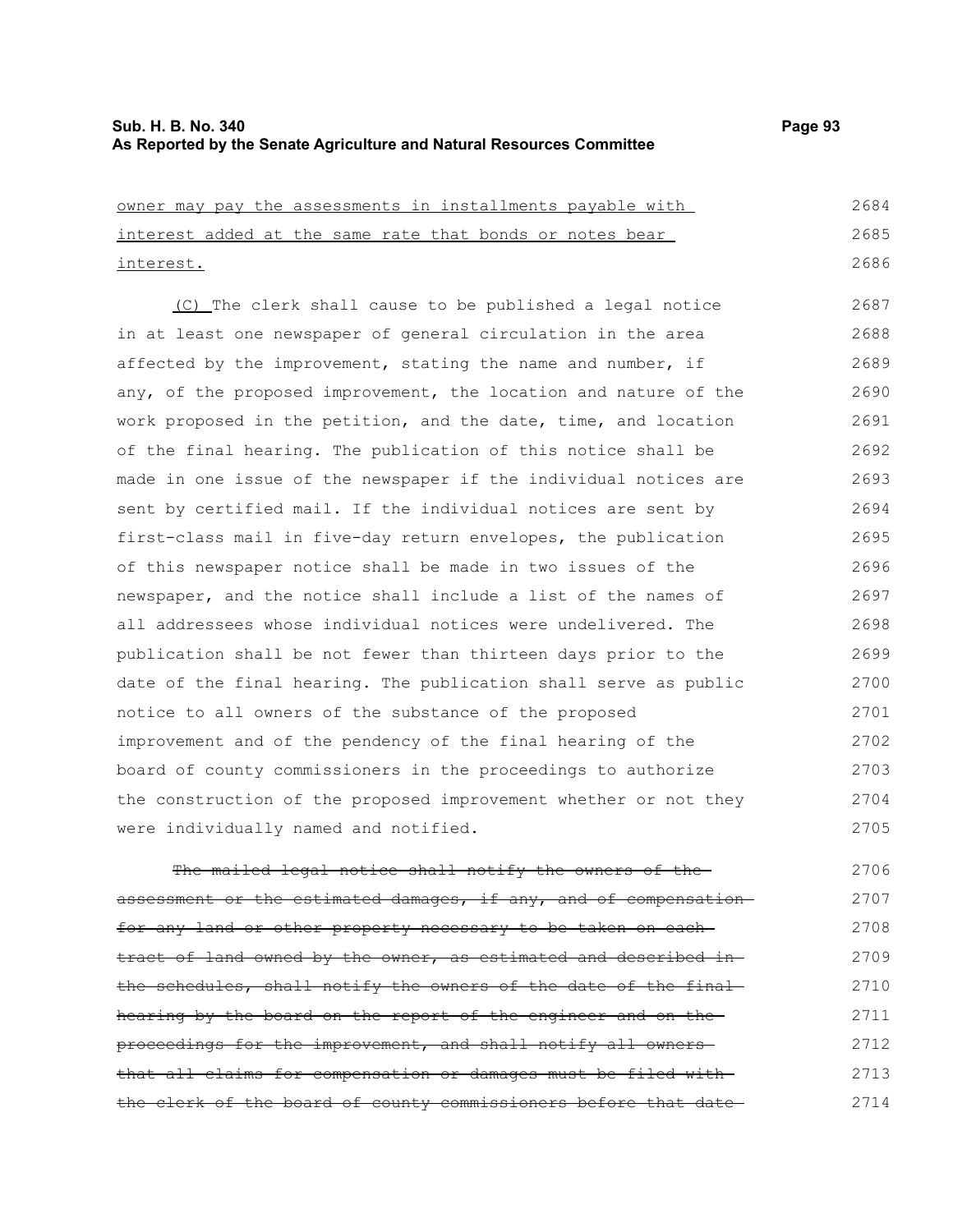owner may pay the assessments in installments payable with interest added at the same rate that bonds or notes bear interest.

(C) The clerk shall cause to be published a legal notice in at least one newspaper of general circulation in the area affected by the improvement, stating the name and number, if any, of the proposed improvement, the location and nature of the work proposed in the petition, and the date, time, and location of the final hearing. The publication of this notice shall be made in one issue of the newspaper if the individual notices are sent by certified mail. If the individual notices are sent by first-class mail in five-day return envelopes, the publication of this newspaper notice shall be made in two issues of the newspaper, and the notice shall include a list of the names of all addressees whose individual notices were undelivered. The publication shall be not fewer than thirteen days prior to the date of the final hearing. The publication shall serve as public notice to all owners of the substance of the proposed improvement and of the pendency of the final hearing of the board of county commissioners in the proceedings to authorize the construction of the proposed improvement whether or not they were individually named and notified.

~~The mailed legal notice shall notify the owners of the assessment or the estimated damages, if any, and of compensation for any land or other property necessary to be taken on each tract of land owned by the owner, as estimated and described in the schedules, shall notify the owners of the date of the final hearing by the board on the report of the engineer and on the proceedings for the improvement, and shall notify all owners that all claims for compensation or damages must be filed with the clerk of the board of county commissioners before that date~~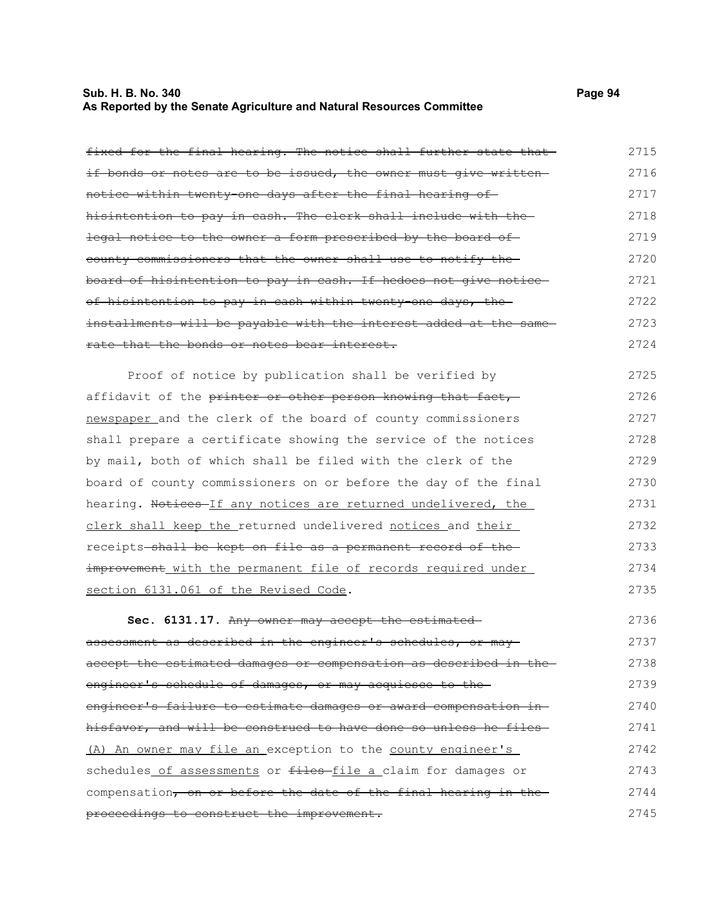~~fixed for the final hearing. The notice shall further state that if bonds or notes are to be issued, the owner must give written notice within twenty-one days after the final hearing of hisintention to pay in cash. The clerk shall include with the legal notice to the owner a form prescribed by the board of county commissioners that the owner shall use to notify the board of hisintention to pay in cash. If hedoes not give notice of hisintention to pay in cash within twenty-one days, the installments will be payable with the interest added at the same rate that the bonds or notes bear interest.~~

Proof of notice by publication shall be verified by affidavit of the ~~printer or other person knowing that fact,~~ <u>newspaper</u> and the clerk of the board of county commissioners shall prepare a certificate showing the service of the notices by mail, both of which shall be filed with the clerk of the board of county commissioners on or before the day of the final hearing. ~~Notices~~ <u>If any notices are returned undelivered, the clerk shall keep the</u> returned undelivered <u>notices</u> and <u>their</u> receipts ~~shall be kept on file as a permanent record of the improvement~~ <u>with the permanent file of records required under section 6131.061 of the Revised Code</u>.

**Sec. 6131.17.** ~~Any owner may accept the estimated assessment as described in the engineer's schedules, or may accept the estimated damages or compensation as described in the engineer's schedule of damages, or may acquiesce to the engineer's failure to estimate damages or award compensation in hisfavor, and will be construed to have done so unless he files~~ <u>(A) An owner may file an</u> exception to the <u>county engineer's</u> schedules <u>of assessments</u> or ~~files~~ <u>file a</u> claim for damages or compensation~~, on or before the date of the final hearing in the proceedings to construct the improvement.~~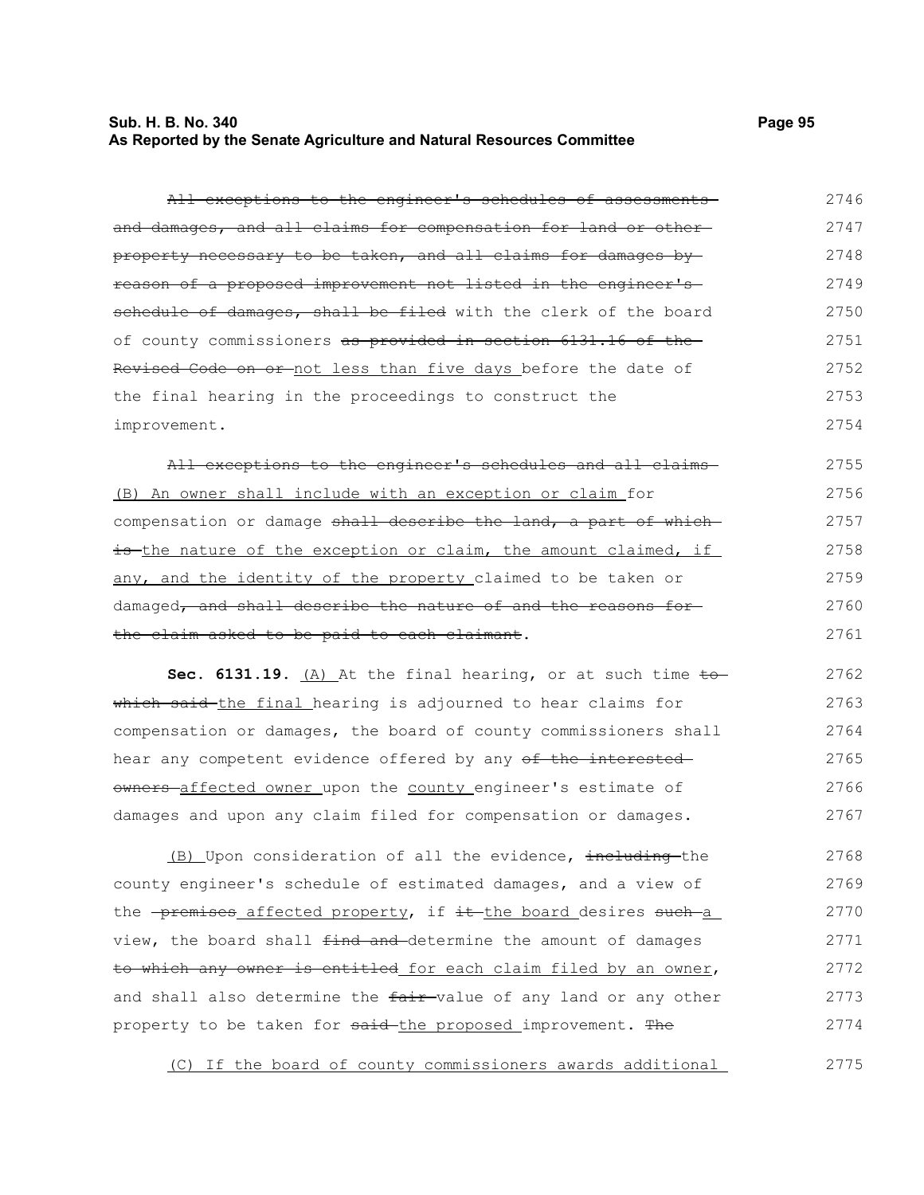~~All exceptions to the engineer's schedules of assessments and damages, and all claims for compensation for land or other property necessary to be taken, and all claims for damages by reason of a proposed improvement not listed in the engineer's schedule of damages, shall be filed~~ with the clerk of the board of county commissioners ~~as provided in section 6131.16 of the Revised Code on or~~ not less than five days before the date of the final hearing in the proceedings to construct the improvement.

~~All exceptions to the engineer's schedules and all claims~~ (B) An owner shall include with an exception or claim for compensation or damage ~~shall describe the land, a part of which is~~ the nature of the exception or claim, the amount claimed, if any, and the identity of the property claimed to be taken or damaged~~, and shall describe the nature of and the reasons for the claim asked to be paid to each claimant~~.

**Sec. 6131.19.** (A) At the final hearing, or at such time ~~to which said~~ the final hearing is adjourned to hear claims for compensation or damages, the board of county commissioners shall hear any competent evidence offered by any ~~of the interested owners~~ affected owner upon the county engineer's estimate of damages and upon any claim filed for compensation or damages.

(B) Upon consideration of all the evidence, ~~including~~ the county engineer's schedule of estimated damages, and a view of the ~~premises~~ affected property, if ~~it~~ the board desires ~~such~~ a view, the board shall ~~find and~~ determine the amount of damages ~~to which any owner is entitled~~ for each claim filed by an owner, and shall also determine the ~~fair~~ value of any land or any other property to be taken for ~~said~~ the proposed improvement. ~~The~~

(C) If the board of county commissioners awards additional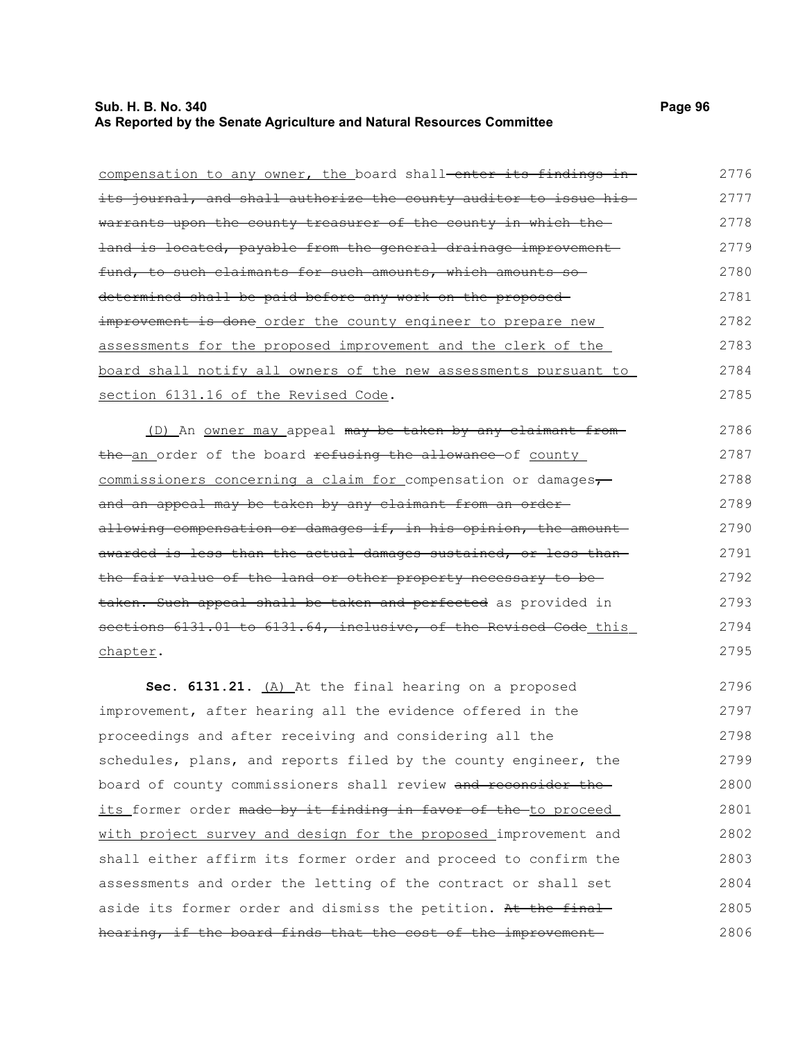compensation to any owner, the board shall ~~enter its findings in its journal, and shall authorize the county auditor to issue his warrants upon the county treasurer of the county in which the land is located, payable from the general drainage improvement fund, to such claimants for such amounts, which amounts so determined shall be paid before any work on the proposed improvement is done~~ order the county engineer to prepare new assessments for the proposed improvement and the clerk of the board shall notify all owners of the new assessments pursuant to section 6131.16 of the Revised Code.

(D) An owner may appeal ~~may be taken by any claimant from the~~ an order of the board ~~refusing the allowance~~ of county commissioners concerning a claim for compensation or damages~~, and an appeal may be taken by any claimant from an order allowing compensation or damages if, in his opinion, the amount awarded is less than the actual damages sustained, or less than the fair value of the land or other property necessary to be taken. Such appeal shall be taken and perfected~~ as provided in ~~sections 6131.01 to 6131.64, inclusive, of the Revised Code~~ this chapter.

**Sec. 6131.21.** (A) At the final hearing on a proposed improvement, after hearing all the evidence offered in the proceedings and after receiving and considering all the schedules, plans, and reports filed by the county engineer, the board of county commissioners shall review ~~and reconsider the~~ its former order ~~made by it finding in favor of the~~ to proceed with project survey and design for the proposed improvement and shall either affirm its former order and proceed to confirm the assessments and order the letting of the contract or shall set aside its former order and dismiss the petition. ~~At the final hearing, if the board finds that the cost of the improvement~~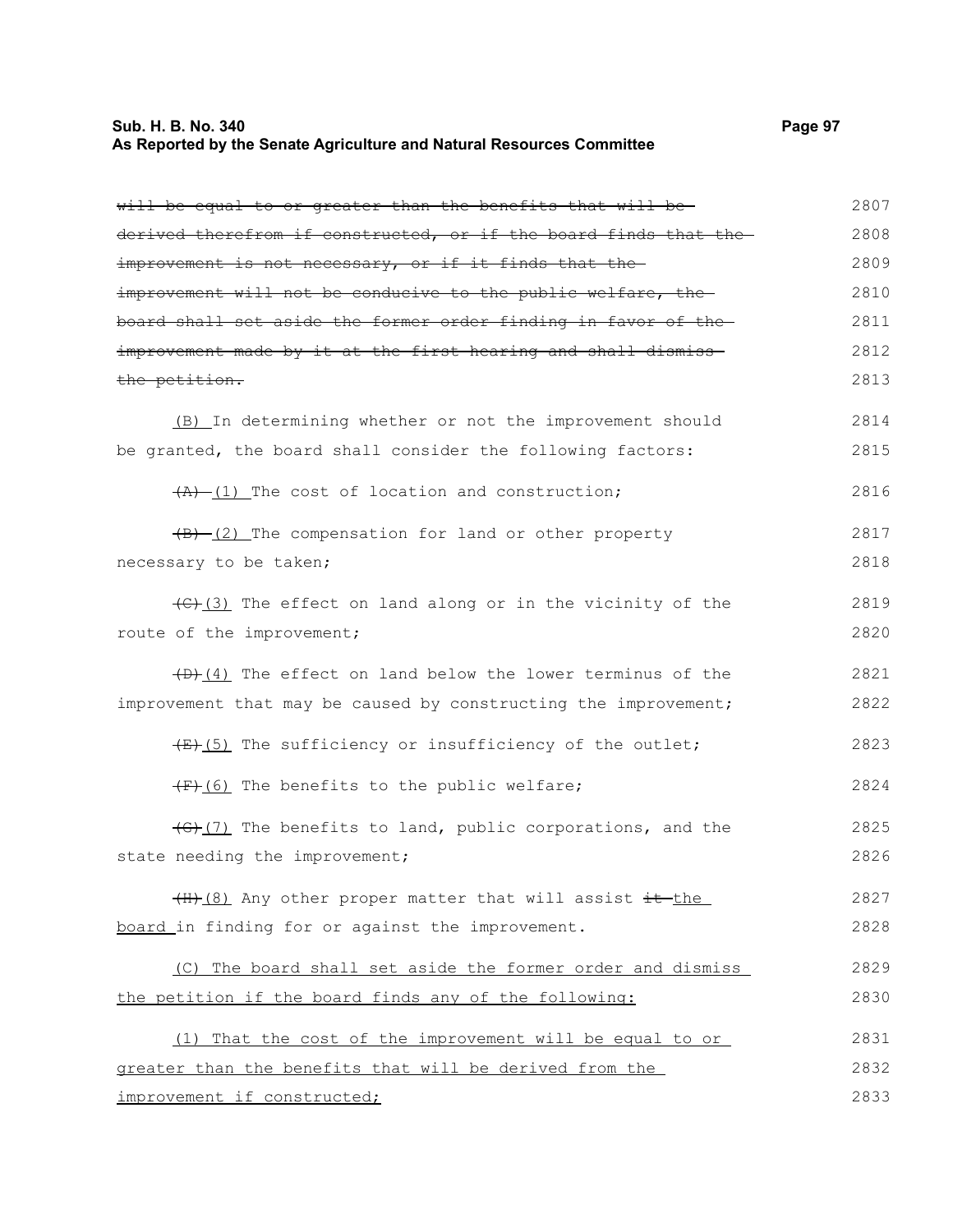~~will be equal to or greater than the benefits that will be derived therefrom if constructed, or if the board finds that the improvement is not necessary, or if it finds that the improvement will not be conducive to the public welfare, the board shall set aside the former order finding in favor of the improvement made by it at the first hearing and shall dismiss the petition.~~

(B) In determining whether or not the improvement should be granted, the board shall consider the following factors:

~~(A)~~ (1) The cost of location and construction;

~~(B)~~ (2) The compensation for land or other property necessary to be taken;

~~(C)~~ (3) The effect on land along or in the vicinity of the route of the improvement;

~~(D)~~ (4) The effect on land below the lower terminus of the improvement that may be caused by constructing the improvement;

~~(E)~~ (5) The sufficiency or insufficiency of the outlet;

~~(F)~~ (6) The benefits to the public welfare;

~~(G)~~ (7) The benefits to land, public corporations, and the state needing the improvement;

~~(H)~~ (8) Any other proper matter that will assist ~~it~~ the board in finding for or against the improvement.

(C) The board shall set aside the former order and dismiss the petition if the board finds any of the following:

(1) That the cost of the improvement will be equal to or greater than the benefits that will be derived from the improvement if constructed;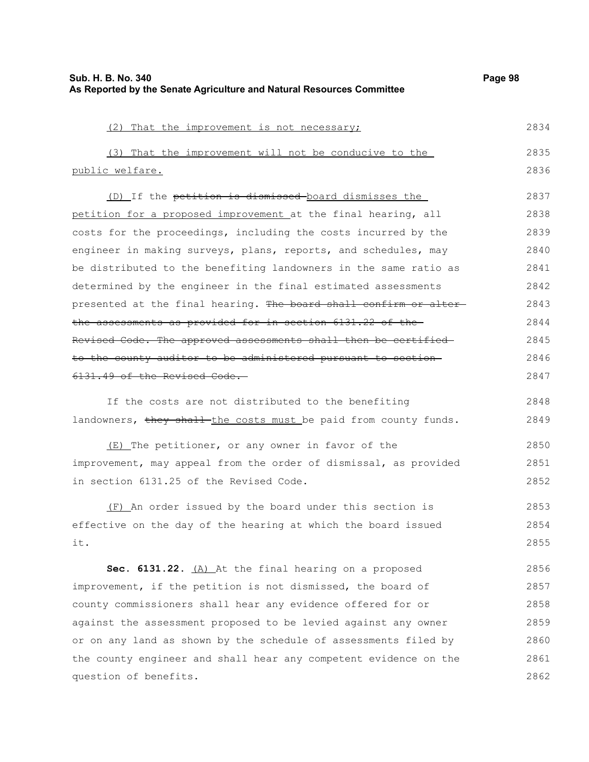(2) That the improvement is not necessary;

(3) That the improvement will not be conducive to the public welfare.

(D) If the ~~petition is dismissed~~ board dismisses the petition for a proposed improvement at the final hearing, all costs for the proceedings, including the costs incurred by the engineer in making surveys, plans, reports, and schedules, may be distributed to the benefiting landowners in the same ratio as determined by the engineer in the final estimated assessments presented at the final hearing. ~~The board shall confirm or alter the assessments as provided for in section 6131.22 of the Revised Code. The approved assessments shall then be certified to the county auditor to be administered pursuant to section 6131.49 of the Revised Code.~~

If the costs are not distributed to the benefiting landowners, ~~they shall~~ the costs must be paid from county funds.

(E) The petitioner, or any owner in favor of the improvement, may appeal from the order of dismissal, as provided in section 6131.25 of the Revised Code.

(F) An order issued by the board under this section is effective on the day of the hearing at which the board issued it.

**Sec. 6131.22.** (A) At the final hearing on a proposed improvement, if the petition is not dismissed, the board of county commissioners shall hear any evidence offered for or against the assessment proposed to be levied against any owner or on any land as shown by the schedule of assessments filed by the county engineer and shall hear any competent evidence on the question of benefits.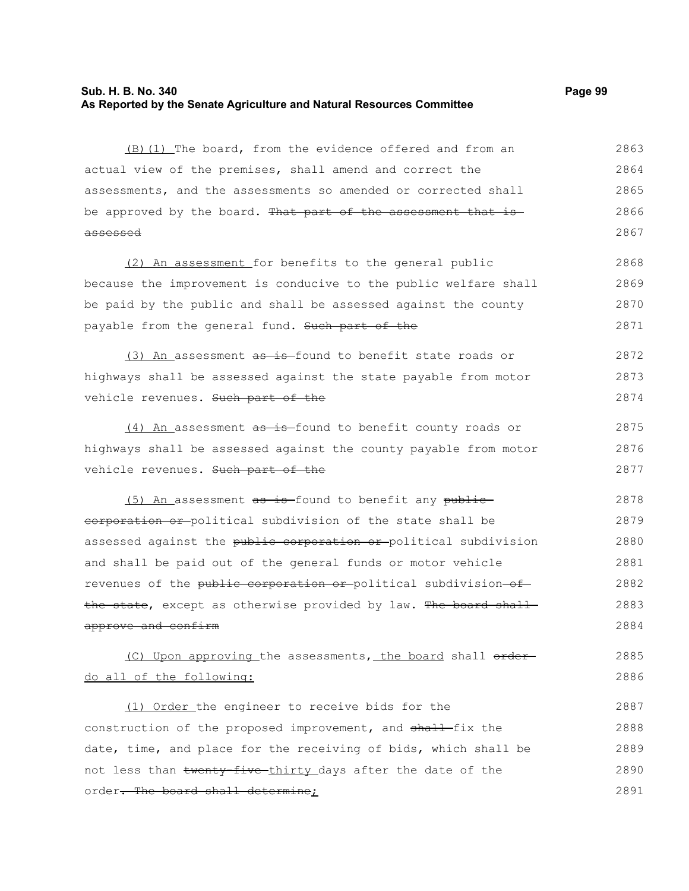(B)(1) The board, from the evidence offered and from an actual view of the premises, shall amend and correct the assessments, and the assessments so amended or corrected shall be approved by the board. ~~That part of the assessment that is assessed~~

(2) An assessment for benefits to the general public because the improvement is conducive to the public welfare shall be paid by the public and shall be assessed against the county payable from the general fund. ~~Such part of the~~

(3) An assessment ~~as is~~ found to benefit state roads or highways shall be assessed against the state payable from motor vehicle revenues. ~~Such part of the~~

(4) An assessment ~~as is~~ found to benefit county roads or highways shall be assessed against the county payable from motor vehicle revenues. ~~Such part of the~~

(5) An assessment ~~as is~~ found to benefit any ~~public corporation or~~ political subdivision of the state shall be assessed against the ~~public corporation or~~ political subdivision and shall be paid out of the general funds or motor vehicle revenues of the ~~public corporation or~~ political subdivision ~~of the state~~, except as otherwise provided by law. ~~The board shall approve and confirm~~

(C) Upon approving the assessments, the board shall ~~order~~ do all of the following:

(1) Order the engineer to receive bids for the construction of the proposed improvement, and ~~shall~~ fix the date, time, and place for the receiving of bids, which shall be not less than ~~twenty-five~~ thirty days after the date of the order~~. The board shall determine~~;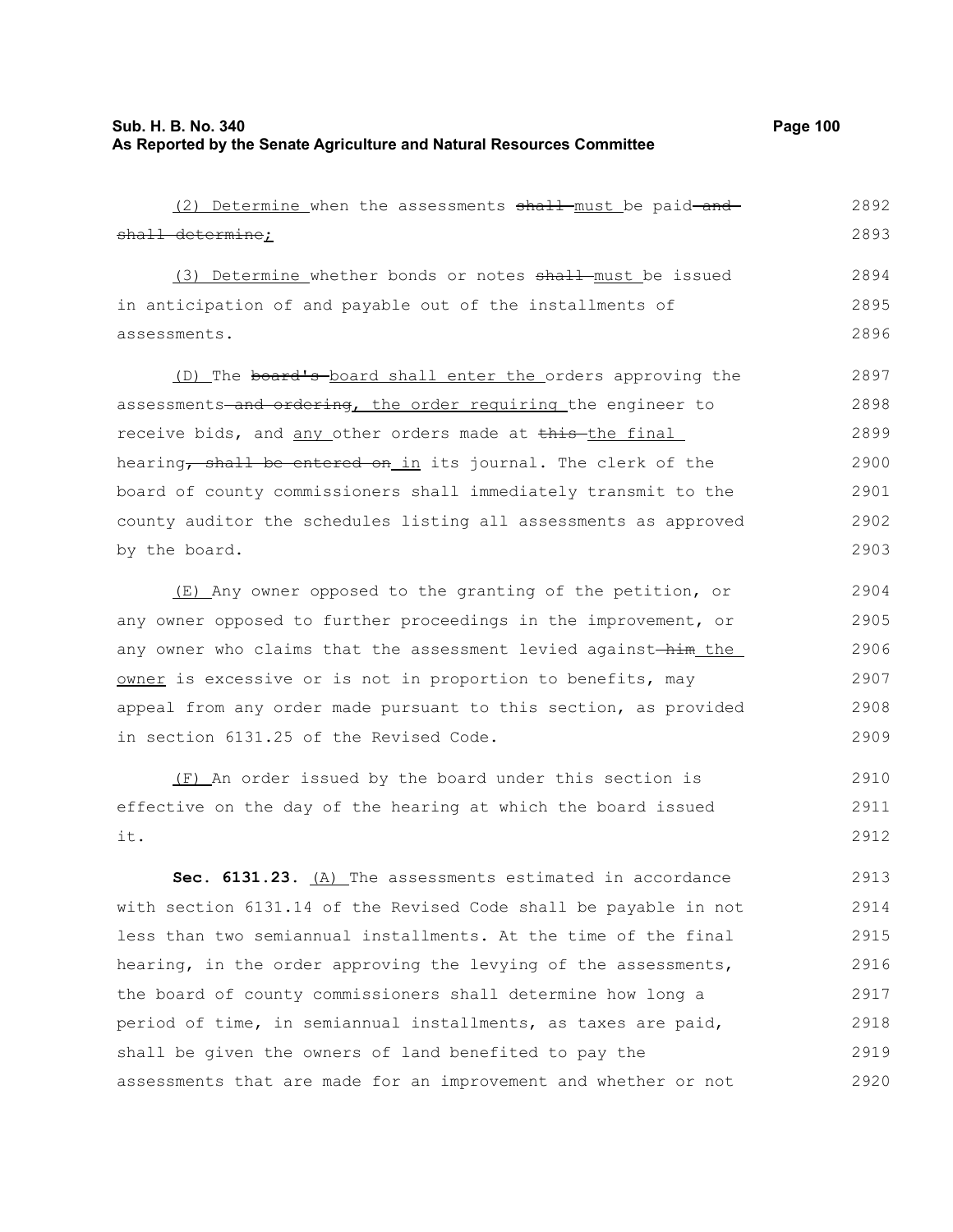(2) Determine when the assessments ~~shall~~ must be paid ~~and shall determine~~;

(3) Determine whether bonds or notes ~~shall~~ must be issued in anticipation of and payable out of the installments of assessments.

(D) The ~~board's~~ board shall enter the orders approving the assessments ~~and ordering~~, the order requiring the engineer to receive bids, and any other orders made at ~~this~~ the final hearing~~, shall be entered on~~ in its journal. The clerk of the board of county commissioners shall immediately transmit to the county auditor the schedules listing all assessments as approved by the board.

(E) Any owner opposed to the granting of the petition, or any owner opposed to further proceedings in the improvement, or any owner who claims that the assessment levied against ~~him~~ the owner is excessive or is not in proportion to benefits, may appeal from any order made pursuant to this section, as provided in section 6131.25 of the Revised Code.

(F) An order issued by the board under this section is effective on the day of the hearing at which the board issued it.

**Sec. 6131.23.** (A) The assessments estimated in accordance with section 6131.14 of the Revised Code shall be payable in not less than two semiannual installments. At the time of the final hearing, in the order approving the levying of the assessments, the board of county commissioners shall determine how long a period of time, in semiannual installments, as taxes are paid, shall be given the owners of land benefited to pay the assessments that are made for an improvement and whether or not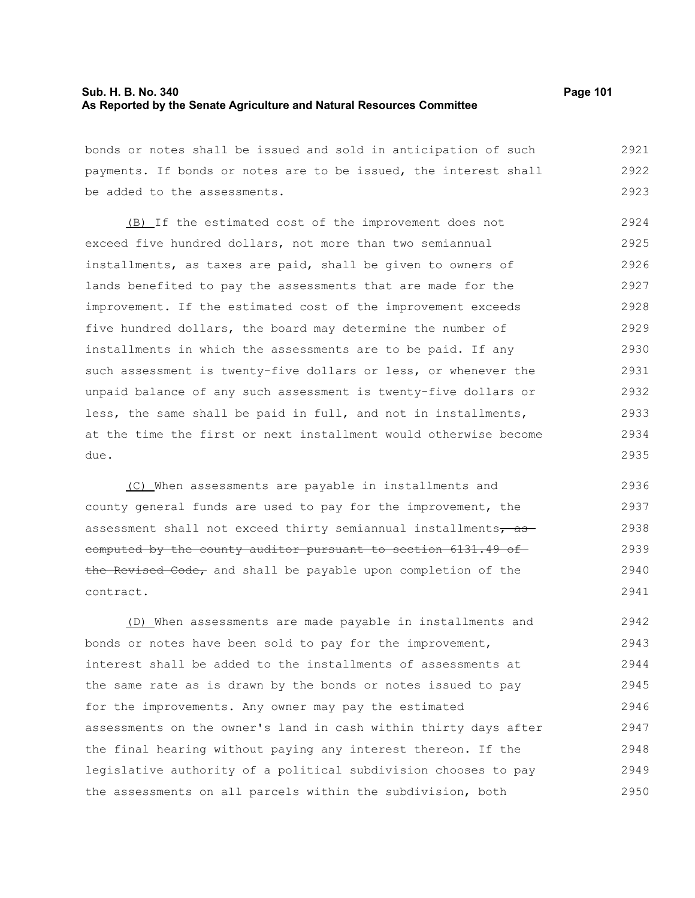bonds or notes shall be issued and sold in anticipation of such payments. If bonds or notes are to be issued, the interest shall be added to the assessments.

<u>(B)</u> If the estimated cost of the improvement does not exceed five hundred dollars, not more than two semiannual installments, as taxes are paid, shall be given to owners of lands benefited to pay the assessments that are made for the improvement. If the estimated cost of the improvement exceeds five hundred dollars, the board may determine the number of installments in which the assessments are to be paid. If any such assessment is twenty-five dollars or less, or whenever the unpaid balance of any such assessment is twenty-five dollars or less, the same shall be paid in full, and not in installments, at the time the first or next installment would otherwise become due.

<u>(C)</u> When assessments are payable in installments and county general funds are used to pay for the improvement, the assessment shall not exceed thirty semiannual installments~~, as computed by the county auditor pursuant to section 6131.49 of the Revised Code,~~ and shall be payable upon completion of the contract.

<u>(D)</u> When assessments are made payable in installments and bonds or notes have been sold to pay for the improvement, interest shall be added to the installments of assessments at the same rate as is drawn by the bonds or notes issued to pay for the improvements. Any owner may pay the estimated assessments on the owner's land in cash within thirty days after the final hearing without paying any interest thereon. If the legislative authority of a political subdivision chooses to pay the assessments on all parcels within the subdivision, both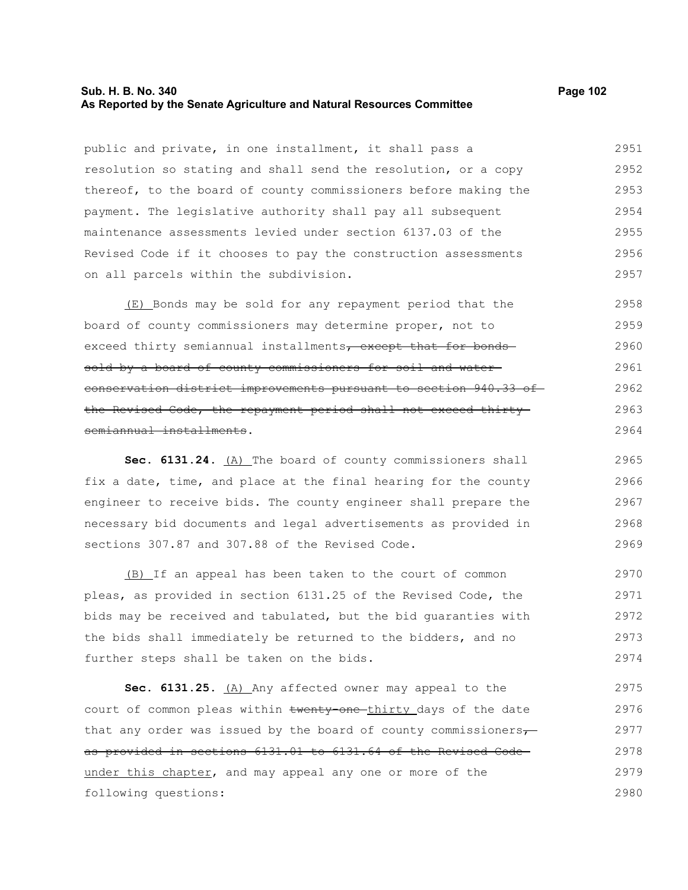public and private, in one installment, it shall pass a resolution so stating and shall send the resolution, or a copy thereof, to the board of county commissioners before making the payment. The legislative authority shall pay all subsequent maintenance assessments levied under section 6137.03 of the Revised Code if it chooses to pay the construction assessments on all parcels within the subdivision.

(E) Bonds may be sold for any repayment period that the board of county commissioners may determine proper, not to exceed thirty semiannual installments~~, except that for bonds sold by a board of county commissioners for soil and water conservation district improvements pursuant to section 940.33 of the Revised Code, the repayment period shall not exceed thirty semiannual installments~~.

**Sec. 6131.24.** (A) The board of county commissioners shall fix a date, time, and place at the final hearing for the county engineer to receive bids. The county engineer shall prepare the necessary bid documents and legal advertisements as provided in sections 307.87 and 307.88 of the Revised Code.

(B) If an appeal has been taken to the court of common pleas, as provided in section 6131.25 of the Revised Code, the bids may be received and tabulated, but the bid guaranties with the bids shall immediately be returned to the bidders, and no further steps shall be taken on the bids.

**Sec. 6131.25.** (A) Any affected owner may appeal to the court of common pleas within ~~twenty-one~~ thirty days of the date that any order was issued by the board of county commissioners~~, as provided in sections 6131.01 to 6131.64 of the Revised Code~~ under this chapter, and may appeal any one or more of the following questions: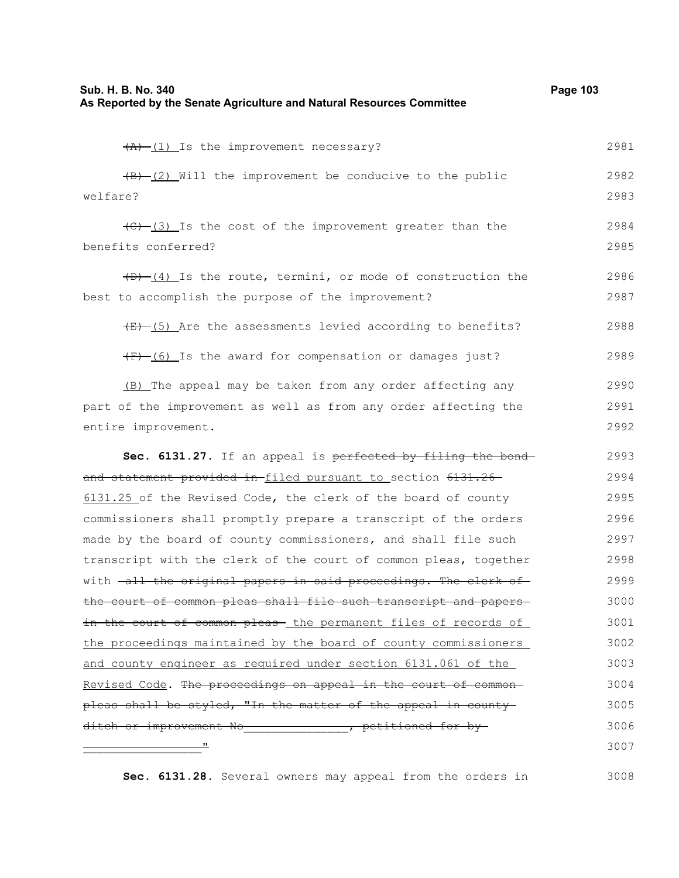~~(A)~~ (1) Is the improvement necessary?

~~(B)~~ (2) Will the improvement be conducive to the public welfare?

~~(C)~~ (3) Is the cost of the improvement greater than the benefits conferred?

~~(D)~~ (4) Is the route, termini, or mode of construction the best to accomplish the purpose of the improvement?

~~(E)~~ (5) Are the assessments levied according to benefits?

~~(F)~~ (6) Is the award for compensation or damages just?

(B) The appeal may be taken from any order affecting any part of the improvement as well as from any order affecting the entire improvement.

**Sec. 6131.27.** If an appeal is ~~perfected by filing the bond and statement provided in~~ filed pursuant to section ~~6131.26~~ 6131.25 of the Revised Code, the clerk of the board of county commissioners shall promptly prepare a transcript of the orders made by the board of county commissioners, and shall file such transcript with the clerk of the court of common pleas, together with ~~all the original papers in said proceedings. The clerk of the court of common pleas shall file such transcript and papers in the court of common pleas~~ the permanent files of records of the proceedings maintained by the board of county commissioners and county engineer as required under section 6131.061 of the Revised Code. ~~The proceedings on appeal in the court of common pleas shall be styled, "In the matter of the appeal in county ditch or improvement No______________, petitioned for by _________________"~~

**Sec. 6131.28.** Several owners may appeal from the orders in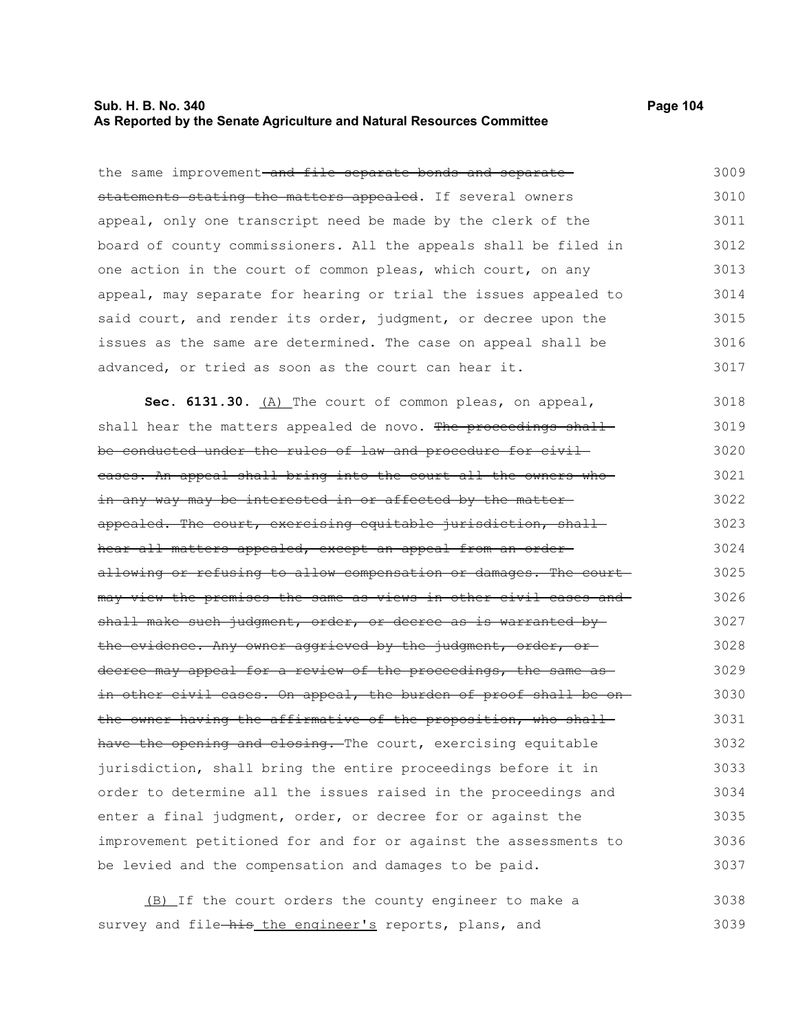the same improvement ~~and file separate bonds and separate statements stating the matters appealed~~. If several owners appeal, only one transcript need be made by the clerk of the board of county commissioners. All the appeals shall be filed in one action in the court of common pleas, which court, on any appeal, may separate for hearing or trial the issues appealed to said court, and render its order, judgment, or decree upon the issues as the same are determined. The case on appeal shall be advanced, or tried as soon as the court can hear it.

**Sec. 6131.30.** <u>(A)</u> The court of common pleas, on appeal, shall hear the matters appealed de novo. ~~The proceedings shall be conducted under the rules of law and procedure for civil cases. An appeal shall bring into the court all the owners who in any way may be interested in or affected by the matter appealed. The court, exercising equitable jurisdiction, shall hear all matters appealed, except an appeal from an order allowing or refusing to allow compensation or damages. The court may view the premises the same as views in other civil cases and shall make such judgment, order, or decree as is warranted by the evidence. Any owner aggrieved by the judgment, order, or decree may appeal for a review of the proceedings, the same as in other civil cases. On appeal, the burden of proof shall be on the owner having the affirmative of the proposition, who shall have the opening and closing.~~ The court, exercising equitable jurisdiction, shall bring the entire proceedings before it in order to determine all the issues raised in the proceedings and enter a final judgment, order, or decree for or against the improvement petitioned for and for or against the assessments to be levied and the compensation and damages to be paid.

<u>(B)</u> If the court orders the county engineer to make a survey and file ~~his~~ <u>the engineer's</u> reports, plans, and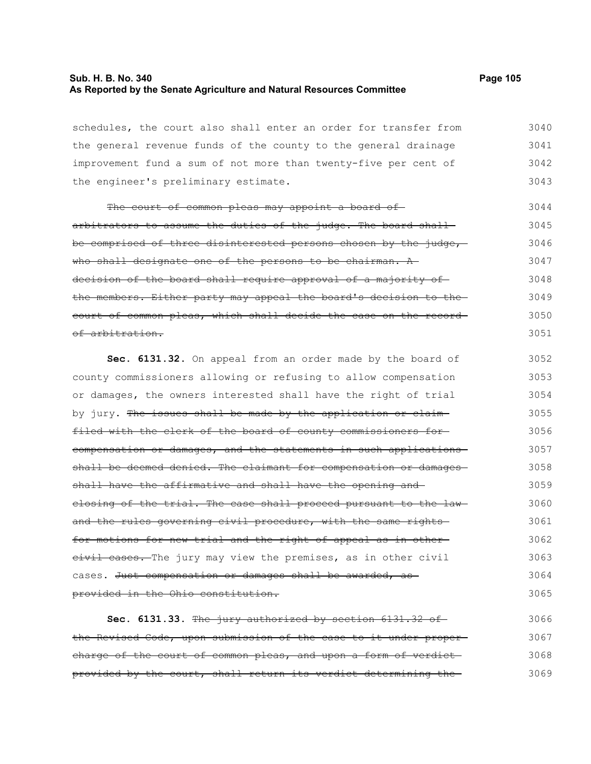schedules, the court also shall enter an order for transfer from the general revenue funds of the county to the general drainage improvement fund a sum of not more than twenty-five per cent of the engineer's preliminary estimate.

~~The court of common pleas may appoint a board of arbitrators to assume the duties of the judge. The board shall be comprised of three disinterested persons chosen by the judge, who shall designate one of the persons to be chairman. A decision of the board shall require approval of a majority of the members. Either party may appeal the board's decision to the court of common pleas, which shall decide the case on the record of arbitration.~~

**Sec. 6131.32.** On appeal from an order made by the board of county commissioners allowing or refusing to allow compensation or damages, the owners interested shall have the right of trial by jury. ~~The issues shall be made by the application or claim filed with the clerk of the board of county commissioners for compensation or damages, and the statements in such applications shall be deemed denied. The claimant for compensation or damages shall have the affirmative and shall have the opening and closing of the trial. The case shall proceed pursuant to the law and the rules governing civil procedure, with the same rights for motions for new trial and the right of appeal as in other civil cases.~~ The jury may view the premises, as in other civil cases. ~~Just compensation or damages shall be awarded, as provided in the Ohio constitution.~~

**Sec. 6131.33.** ~~The jury authorized by section 6131.32 of the Revised Code, upon submission of the case to it under proper charge of the court of common pleas, and upon a form of verdict provided by the court, shall return its verdict determining the~~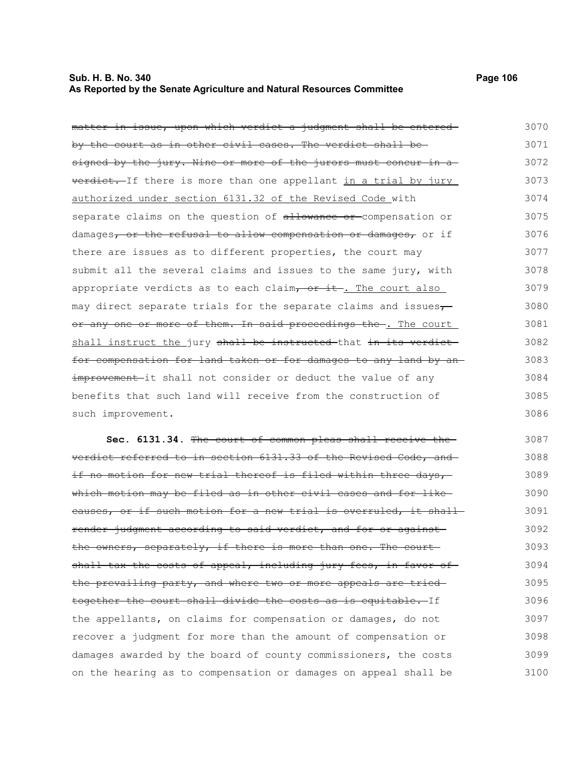~~matter in issue, upon which verdict a judgment shall be entered by the court as in other civil cases. The verdict shall be signed by the jury. Nine or more of the jurors must concur in a verdict.~~ If there is more than one appellant in a trial by jury authorized under section 6131.32 of the Revised Code with separate claims on the question of ~~allowance or~~ compensation or damages~~, or the refusal to allow compensation or damages,~~ or if there are issues as to different properties, the court may submit all the several claims and issues to the same jury, with appropriate verdicts as to each claim~~, or it~~. The court also may direct separate trials for the separate claims and issues~~, or any one or more of them. In said proceedings the~~. The court shall instruct the jury ~~shall be instructed~~ that ~~in its verdict for compensation for land taken or for damages to any land by an improvement~~ it shall not consider or deduct the value of any benefits that such land will receive from the construction of such improvement.

**Sec. 6131.34.** ~~The court of common pleas shall receive the verdict referred to in section 6131.33 of the Revised Code, and if no motion for new trial thereof is filed within three days, which motion may be filed as in other civil cases and for like causes, or if such motion for a new trial is overruled, it shall render judgment according to said verdict, and for or against the owners, separately, if there is more than one. The court shall tax the costs of appeal, including jury fees, in favor of the prevailing party, and where two or more appeals are tried together the court shall divide the costs as is equitable.~~ If the appellants, on claims for compensation or damages, do not recover a judgment for more than the amount of compensation or damages awarded by the board of county commissioners, the costs on the hearing as to compensation or damages on appeal shall be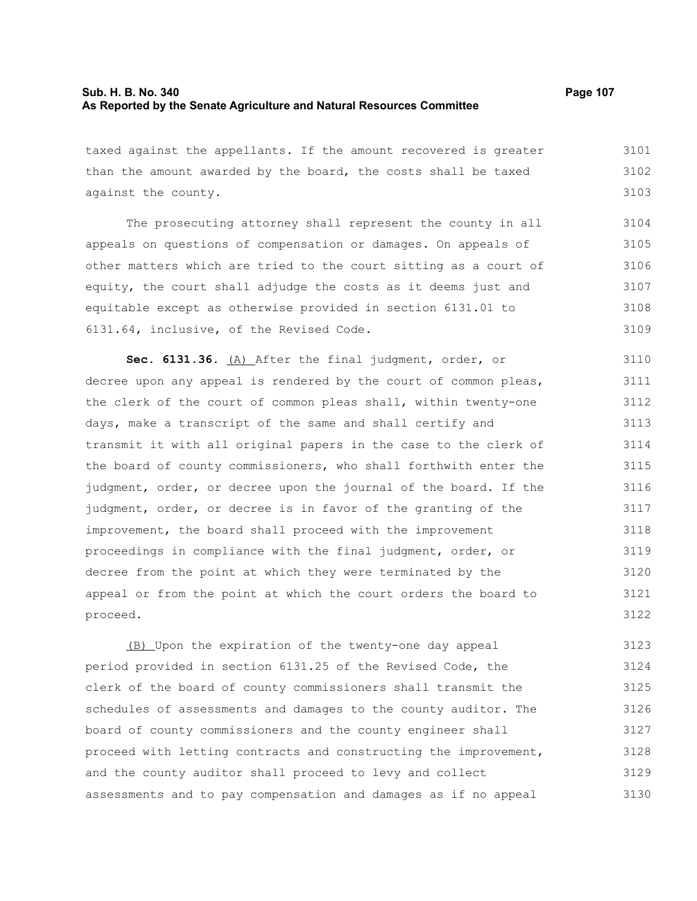taxed against the appellants. If the amount recovered is greater than the amount awarded by the board, the costs shall be taxed against the county.

The prosecuting attorney shall represent the county in all appeals on questions of compensation or damages. On appeals of other matters which are tried to the court sitting as a court of equity, the court shall adjudge the costs as it deems just and equitable except as otherwise provided in section 6131.01 to 6131.64, inclusive, of the Revised Code.

**Sec. 6131.36.** (A) After the final judgment, order, or decree upon any appeal is rendered by the court of common pleas, the clerk of the court of common pleas shall, within twenty-one days, make a transcript of the same and shall certify and transmit it with all original papers in the case to the clerk of the board of county commissioners, who shall forthwith enter the judgment, order, or decree upon the journal of the board. If the judgment, order, or decree is in favor of the granting of the improvement, the board shall proceed with the improvement proceedings in compliance with the final judgment, order, or decree from the point at which they were terminated by the appeal or from the point at which the court orders the board to proceed.

(B) Upon the expiration of the twenty-one day appeal period provided in section 6131.25 of the Revised Code, the clerk of the board of county commissioners shall transmit the schedules of assessments and damages to the county auditor. The board of county commissioners and the county engineer shall proceed with letting contracts and constructing the improvement, and the county auditor shall proceed to levy and collect assessments and to pay compensation and damages as if no appeal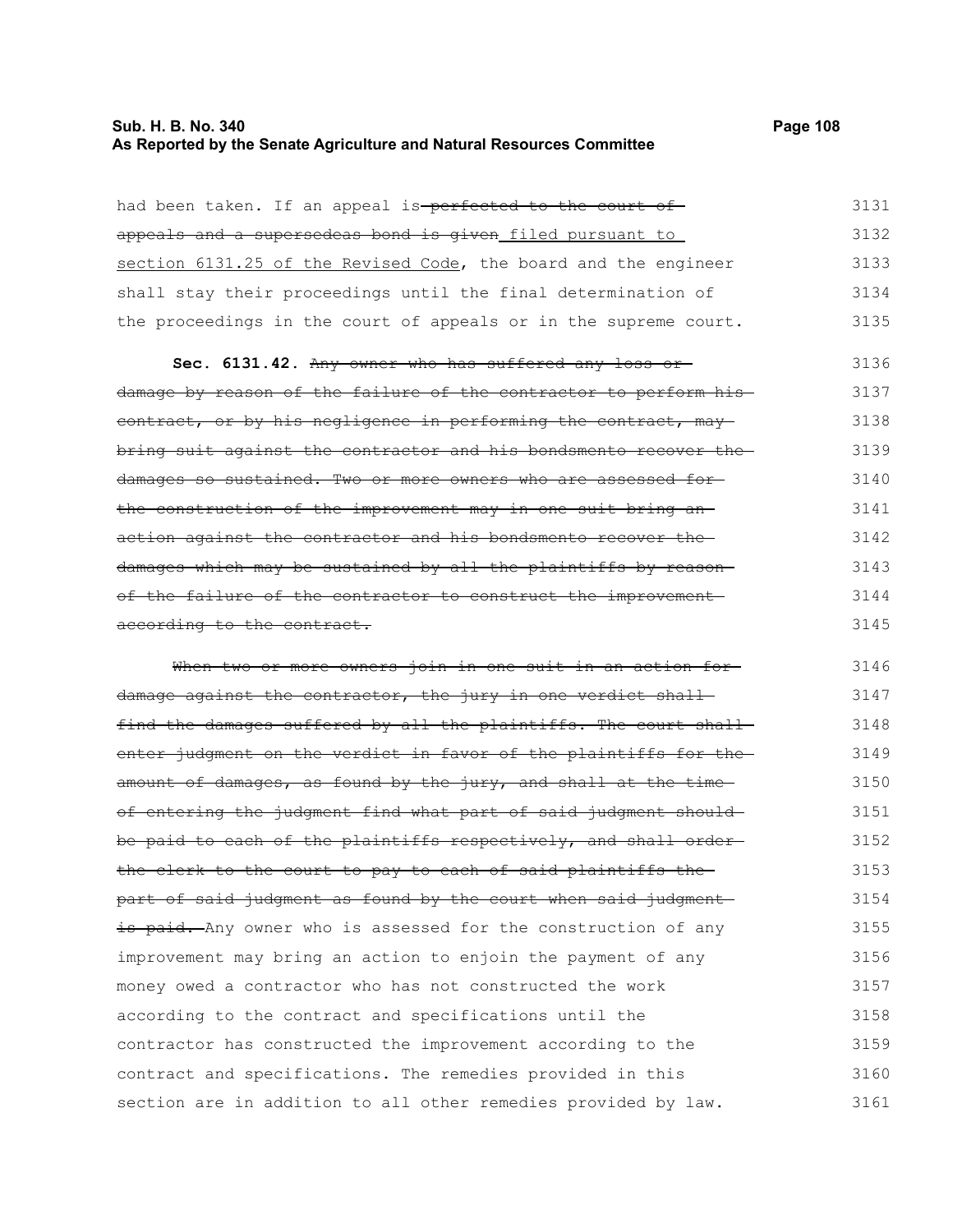had been taken. If an appeal is ~~perfected to the court of appeals and a supersedeas bond is given~~ filed pursuant to section 6131.25 of the Revised Code, the board and the engineer shall stay their proceedings until the final determination of the proceedings in the court of appeals or in the supreme court.

**Sec. 6131.42.** ~~Any owner who has suffered any loss or damage by reason of the failure of the contractor to perform his contract, or by his negligence in performing the contract, may bring suit against the contractor and his bondsmento recover the damages so sustained. Two or more owners who are assessed for the construction of the improvement may in one suit bring an action against the contractor and his bondsmento recover the damages which may be sustained by all the plaintiffs by reason of the failure of the contractor to construct the improvement according to the contract.~~

~~When two or more owners join in one suit in an action for damage against the contractor, the jury in one verdict shall find the damages suffered by all the plaintiffs. The court shall enter judgment on the verdict in favor of the plaintiffs for the amount of damages, as found by the jury, and shall at the time of entering the judgment find what part of said judgment should be paid to each of the plaintiffs respectively, and shall order the clerk to the court to pay to each of said plaintiffs the part of said judgment as found by the court when said judgment is paid.~~ Any owner who is assessed for the construction of any improvement may bring an action to enjoin the payment of any money owed a contractor who has not constructed the work according to the contract and specifications until the contractor has constructed the improvement according to the contract and specifications. The remedies provided in this section are in addition to all other remedies provided by law.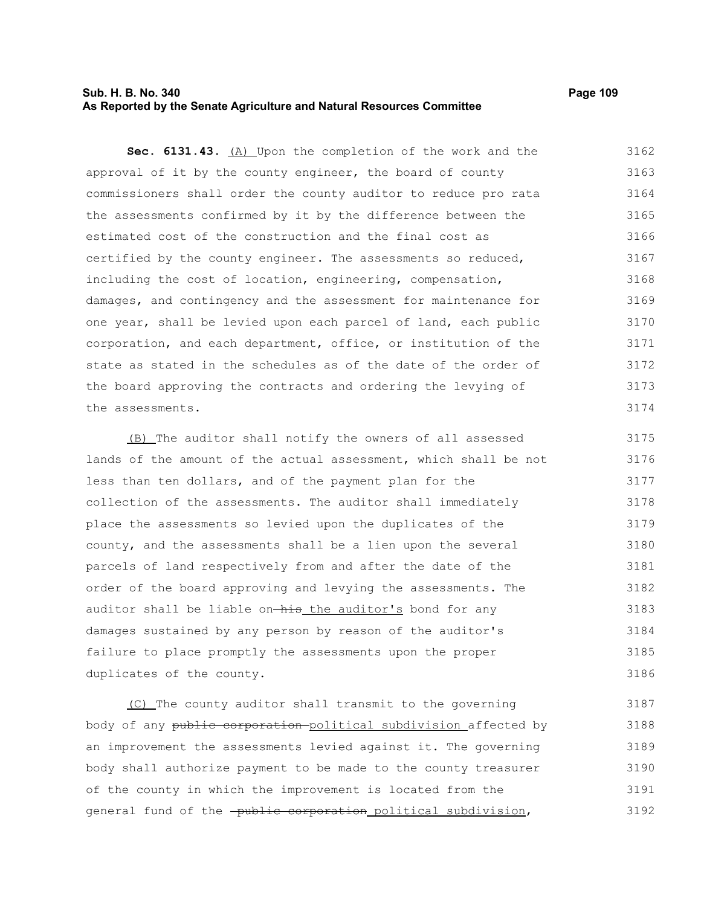**Sec. 6131.43.** (A) Upon the completion of the work and the approval of it by the county engineer, the board of county commissioners shall order the county auditor to reduce pro rata the assessments confirmed by it by the difference between the estimated cost of the construction and the final cost as certified by the county engineer. The assessments so reduced, including the cost of location, engineering, compensation, damages, and contingency and the assessment for maintenance for one year, shall be levied upon each parcel of land, each public corporation, and each department, office, or institution of the state as stated in the schedules as of the date of the order of the board approving the contracts and ordering the levying of the assessments.

(B) The auditor shall notify the owners of all assessed lands of the amount of the actual assessment, which shall be not less than ten dollars, and of the payment plan for the collection of the assessments. The auditor shall immediately place the assessments so levied upon the duplicates of the county, and the assessments shall be a lien upon the several parcels of land respectively from and after the date of the order of the board approving and levying the assessments. The auditor shall be liable on ~~his~~ the auditor's bond for any damages sustained by any person by reason of the auditor's failure to place promptly the assessments upon the proper duplicates of the county.

(C) The county auditor shall transmit to the governing body of any ~~public corporation~~ political subdivision affected by an improvement the assessments levied against it. The governing body shall authorize payment to be made to the county treasurer of the county in which the improvement is located from the general fund of the ~~public corporation~~ political subdivision,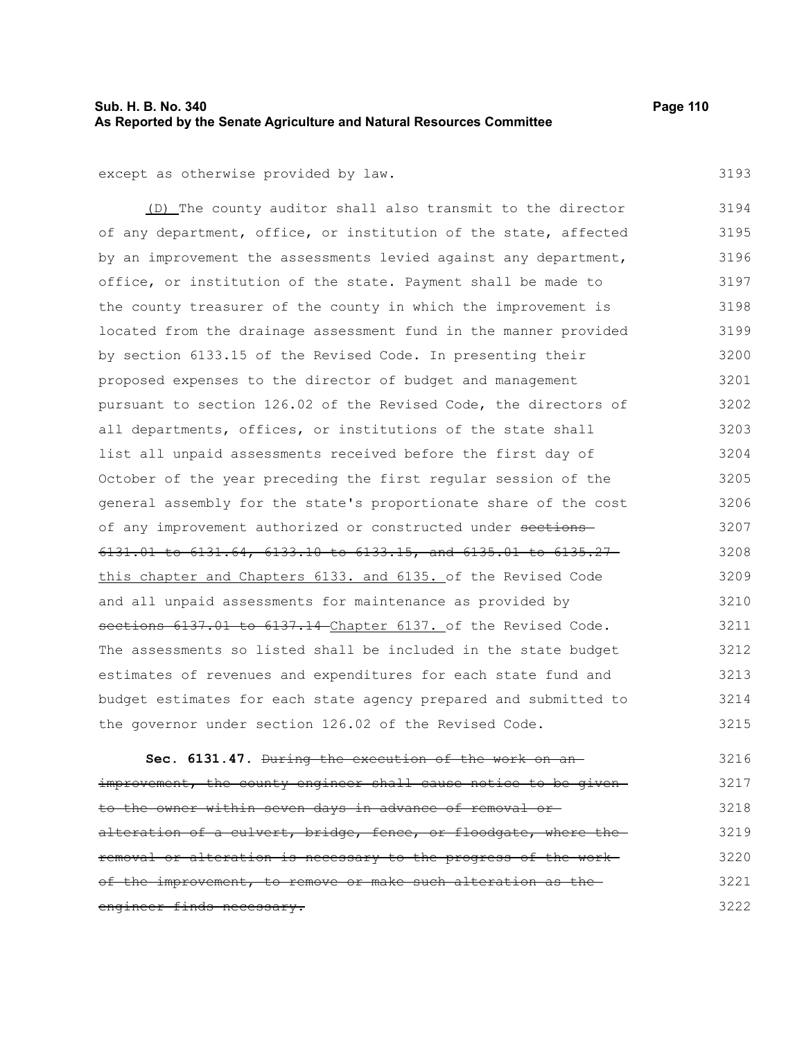except as otherwise provided by law.

(D) The county auditor shall also transmit to the director of any department, office, or institution of the state, affected by an improvement the assessments levied against any department, office, or institution of the state. Payment shall be made to the county treasurer of the county in which the improvement is located from the drainage assessment fund in the manner provided by section 6133.15 of the Revised Code. In presenting their proposed expenses to the director of budget and management pursuant to section 126.02 of the Revised Code, the directors of all departments, offices, or institutions of the state shall list all unpaid assessments received before the first day of October of the year preceding the first regular session of the general assembly for the state's proportionate share of the cost of any improvement authorized or constructed under ~~sections 6131.01 to 6131.64, 6133.10 to 6133.15, and 6135.01 to 6135.27~~ this chapter and Chapters 6133. and 6135. of the Revised Code and all unpaid assessments for maintenance as provided by ~~sections 6137.01 to 6137.14~~ Chapter 6137. of the Revised Code. The assessments so listed shall be included in the state budget estimates of revenues and expenditures for each state fund and budget estimates for each state agency prepared and submitted to the governor under section 126.02 of the Revised Code.

**Sec. 6131.47.** ~~During the execution of the work on an improvement, the county engineer shall cause notice to be given to the owner within seven days in advance of removal or alteration of a culvert, bridge, fence, or floodgate, where the removal or alteration is necessary to the progress of the work of the improvement, to remove or make such alteration as the engineer finds necessary.~~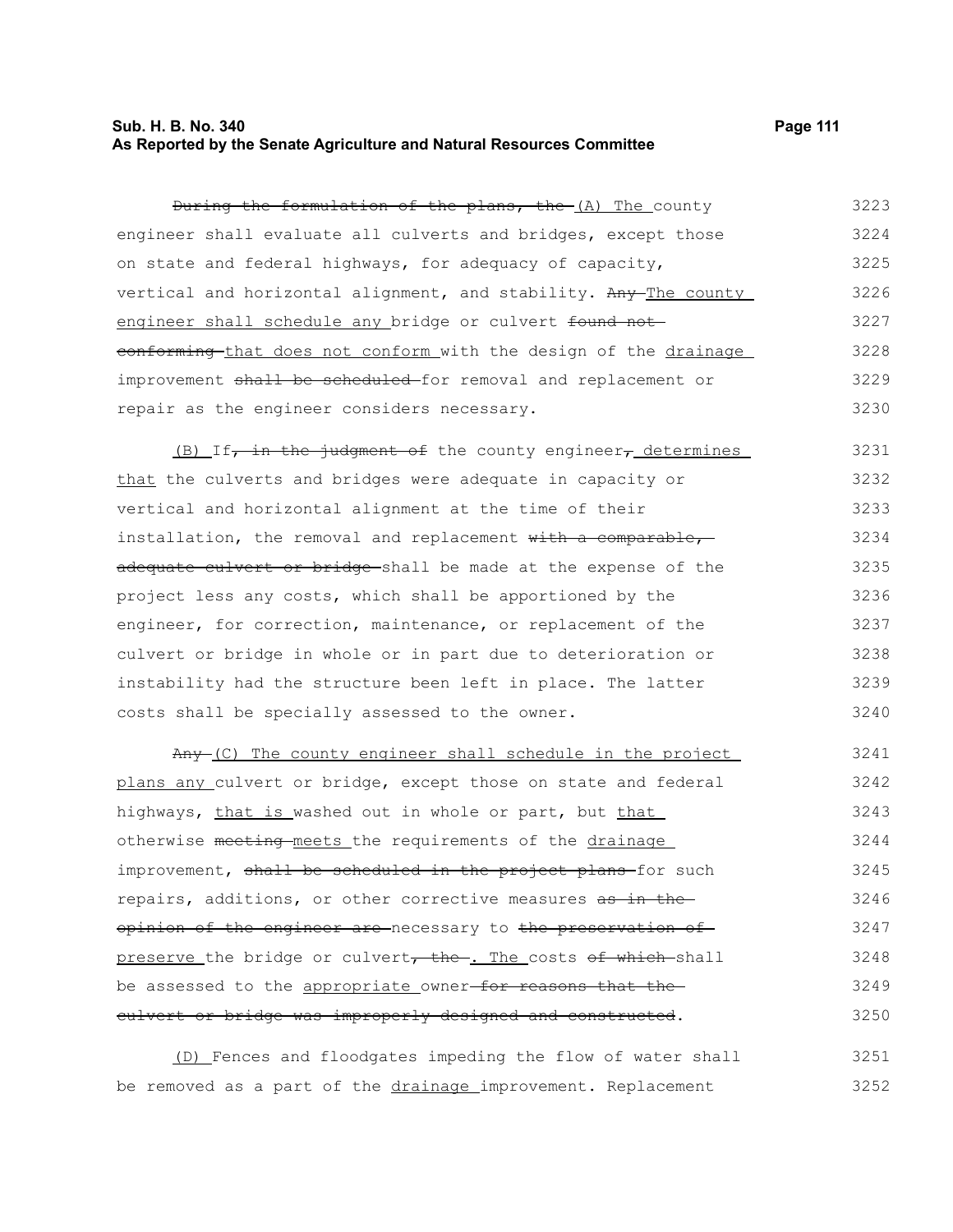During the formulation of the plans, the (A) The county engineer shall evaluate all culverts and bridges, except those on state and federal highways, for adequacy of capacity, vertical and horizontal alignment, and stability. Any The county engineer shall schedule any bridge or culvert found not conforming that does not conform with the design of the drainage improvement shall be scheduled for removal and replacement or repair as the engineer considers necessary.

(B) If, in the judgment of the county engineer, determines that the culverts and bridges were adequate in capacity or vertical and horizontal alignment at the time of their installation, the removal and replacement with a comparable, adequate culvert or bridge shall be made at the expense of the project less any costs, which shall be apportioned by the engineer, for correction, maintenance, or replacement of the culvert or bridge in whole or in part due to deterioration or instability had the structure been left in place. The latter costs shall be specially assessed to the owner.

Any (C) The county engineer shall schedule in the project plans any culvert or bridge, except those on state and federal highways, that is washed out in whole or part, but that otherwise meeting meets the requirements of the drainage improvement, shall be scheduled in the project plans for such repairs, additions, or other corrective measures as in the opinion of the engineer are necessary to the preservation of preserve the bridge or culvert, the . The costs of which shall be assessed to the appropriate owner for reasons that the culvert or bridge was improperly designed and constructed.

(D) Fences and floodgates impeding the flow of water shall be removed as a part of the drainage improvement. Replacement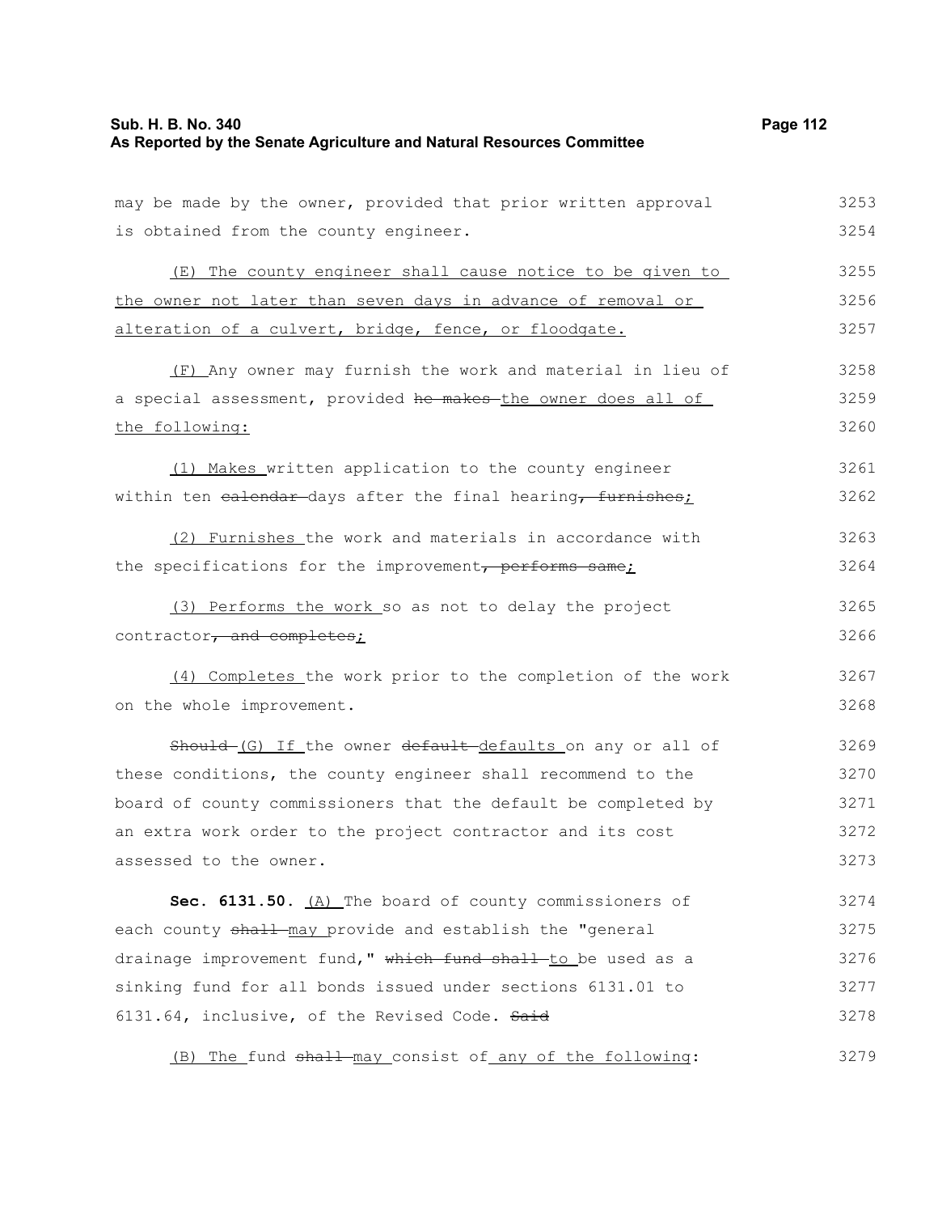may be made by the owner, provided that prior written approval is obtained from the county engineer.

(E) The county engineer shall cause notice to be given to the owner not later than seven days in advance of removal or alteration of a culvert, bridge, fence, or floodgate.

(F) Any owner may furnish the work and material in lieu of a special assessment, provided ~~he makes~~ the owner does all of the following:

(1) Makes written application to the county engineer within ten ~~calendar~~ days after the final hearing~~, furnishes~~;

(2) Furnishes the work and materials in accordance with the specifications for the improvement~~, performs same~~;

(3) Performs the work so as not to delay the project contractor~~, and completes~~;

(4) Completes the work prior to the completion of the work on the whole improvement.

~~Should~~ (G) If the owner ~~default~~ defaults on any or all of these conditions, the county engineer shall recommend to the board of county commissioners that the default be completed by an extra work order to the project contractor and its cost assessed to the owner.

**Sec. 6131.50.** (A) The board of county commissioners of each county ~~shall~~ may provide and establish the "general drainage improvement fund," ~~which fund shall~~ to be used as a sinking fund for all bonds issued under sections 6131.01 to 6131.64, inclusive, of the Revised Code. ~~Said~~

(B) The fund ~~shall~~ may consist of any of the following: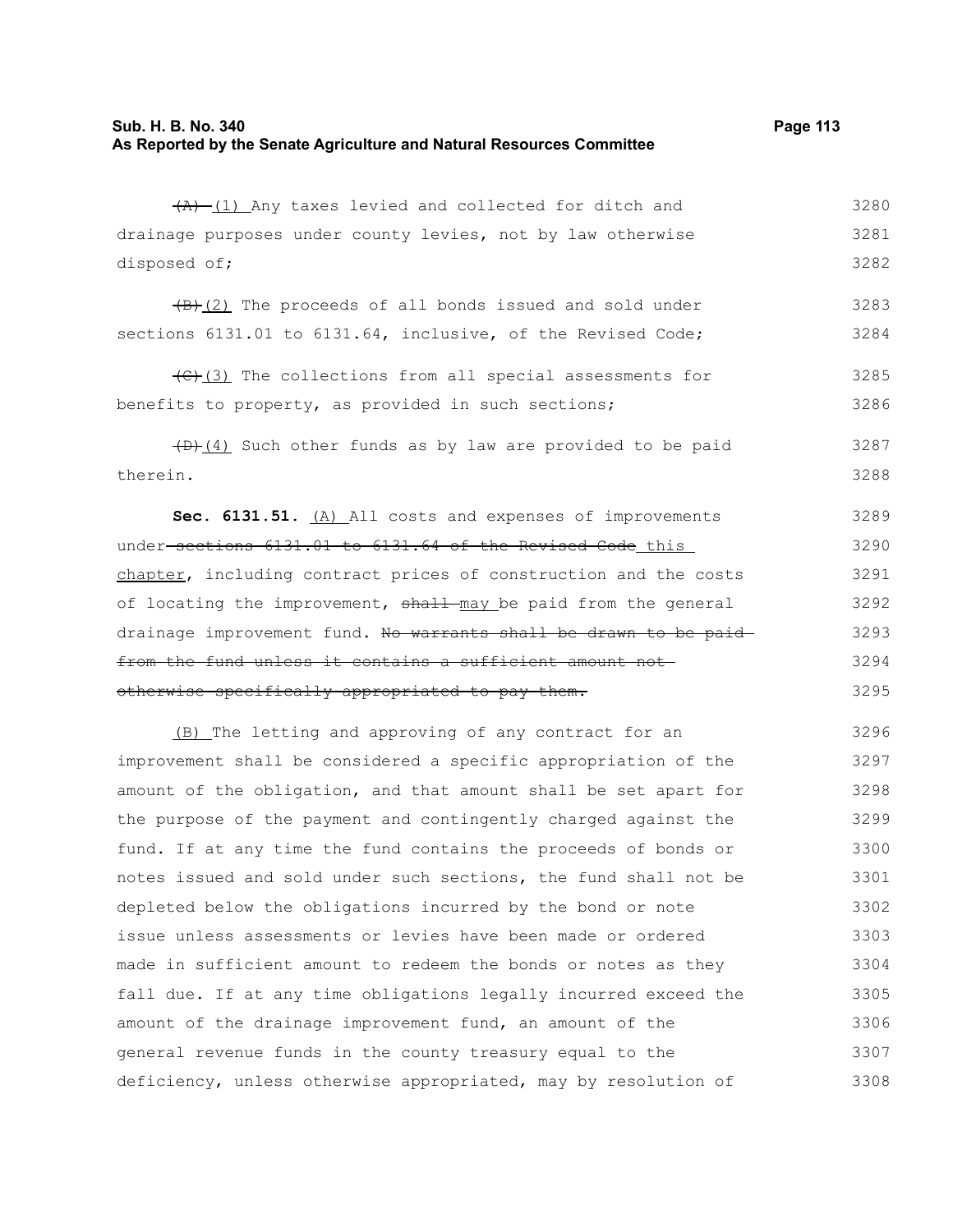(A) (1) Any taxes levied and collected for ditch and drainage purposes under county levies, not by law otherwise disposed of;

(B)(2) The proceeds of all bonds issued and sold under sections 6131.01 to 6131.64, inclusive, of the Revised Code;

(C)(3) The collections from all special assessments for benefits to property, as provided in such sections;

(D)(4) Such other funds as by law are provided to be paid therein.

**Sec. 6131.51.** (A) All costs and expenses of improvements under sections 6131.01 to 6131.64 of the Revised Code this chapter, including contract prices of construction and the costs of locating the improvement, shall may be paid from the general drainage improvement fund. No warrants shall be drawn to be paid from the fund unless it contains a sufficient amount not otherwise specifically appropriated to pay them.

(B) The letting and approving of any contract for an improvement shall be considered a specific appropriation of the amount of the obligation, and that amount shall be set apart for the purpose of the payment and contingently charged against the fund. If at any time the fund contains the proceeds of bonds or notes issued and sold under such sections, the fund shall not be depleted below the obligations incurred by the bond or note issue unless assessments or levies have been made or ordered made in sufficient amount to redeem the bonds or notes as they fall due. If at any time obligations legally incurred exceed the amount of the drainage improvement fund, an amount of the general revenue funds in the county treasury equal to the deficiency, unless otherwise appropriated, may by resolution of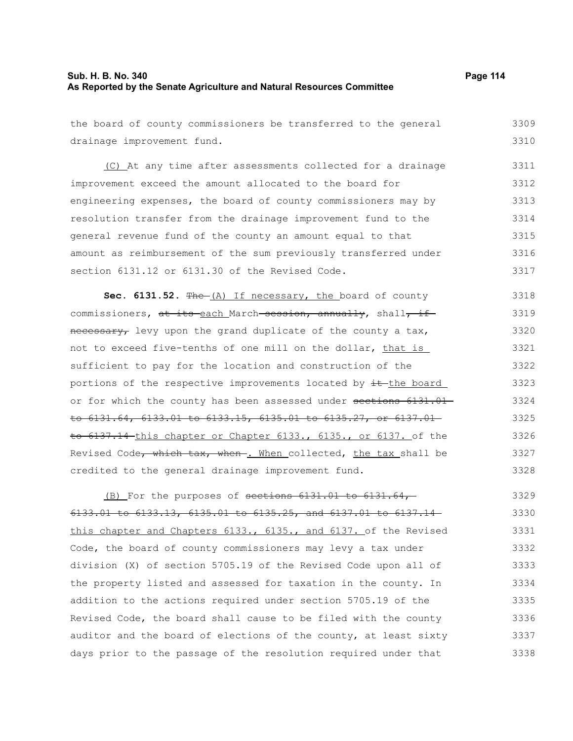the board of county commissioners be transferred to the general drainage improvement fund.

(C) At any time after assessments collected for a drainage improvement exceed the amount allocated to the board for engineering expenses, the board of county commissioners may by resolution transfer from the drainage improvement fund to the general revenue fund of the county an amount equal to that amount as reimbursement of the sum previously transferred under section 6131.12 or 6131.30 of the Revised Code.

**Sec. 6131.52.** ~~The~~ (A) If necessary, the board of county commissioners, ~~at its~~ each March ~~session, annually~~, shall~~, if necessary,~~ levy upon the grand duplicate of the county a tax, not to exceed five-tenths of one mill on the dollar, that is sufficient to pay for the location and construction of the portions of the respective improvements located by ~~it~~ the board or for which the county has been assessed under ~~sections 6131.01 to 6131.64, 6133.01 to 6133.15, 6135.01 to 6135.27, or 6137.01 to 6137.14~~ this chapter or Chapter 6133., 6135., or 6137. of the Revised Code~~, which tax, when~~. When collected, the tax shall be credited to the general drainage improvement fund.

(B) For the purposes of ~~sections 6131.01 to 6131.64, 6133.01 to 6133.13, 6135.01 to 6135.25, and 6137.01 to 6137.14~~ this chapter and Chapters 6133., 6135., and 6137. of the Revised Code, the board of county commissioners may levy a tax under division (X) of section 5705.19 of the Revised Code upon all of the property listed and assessed for taxation in the county. In addition to the actions required under section 5705.19 of the Revised Code, the board shall cause to be filed with the county auditor and the board of elections of the county, at least sixty days prior to the passage of the resolution required under that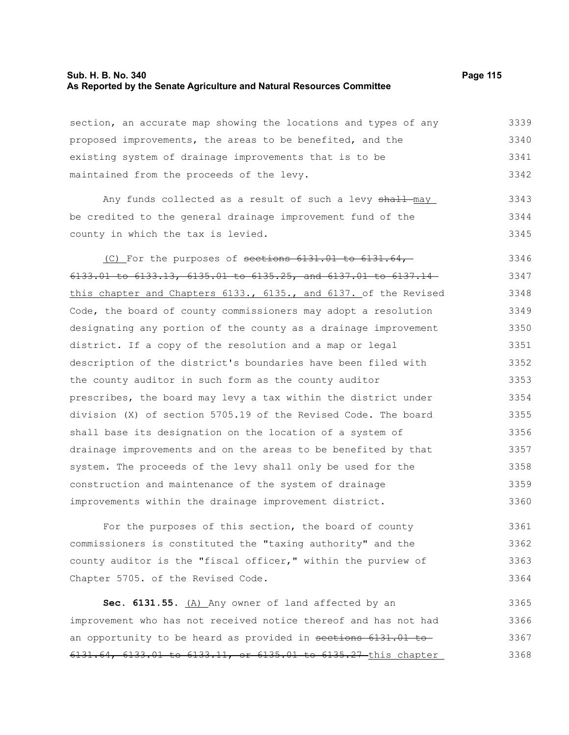section, an accurate map showing the locations and types of any proposed improvements, the areas to be benefited, and the existing system of drainage improvements that is to be maintained from the proceeds of the levy.

Any funds collected as a result of such a levy ~~shall~~ may be credited to the general drainage improvement fund of the county in which the tax is levied.

(C) For the purposes of ~~sections 6131.01 to 6131.64, 6133.01 to 6133.13, 6135.01 to 6135.25, and 6137.01 to 6137.14~~ this chapter and Chapters 6133., 6135., and 6137. of the Revised Code, the board of county commissioners may adopt a resolution designating any portion of the county as a drainage improvement district. If a copy of the resolution and a map or legal description of the district's boundaries have been filed with the county auditor in such form as the county auditor prescribes, the board may levy a tax within the district under division (X) of section 5705.19 of the Revised Code. The board shall base its designation on the location of a system of drainage improvements and on the areas to be benefited by that system. The proceeds of the levy shall only be used for the construction and maintenance of the system of drainage improvements within the drainage improvement district.

For the purposes of this section, the board of county commissioners is constituted the "taxing authority" and the county auditor is the "fiscal officer," within the purview of Chapter 5705. of the Revised Code.

**Sec. 6131.55.** (A) Any owner of land affected by an improvement who has not received notice thereof and has not had an opportunity to be heard as provided in ~~sections 6131.01 to 6131.64, 6133.01 to 6133.11, or 6135.01 to 6135.27~~ this chapter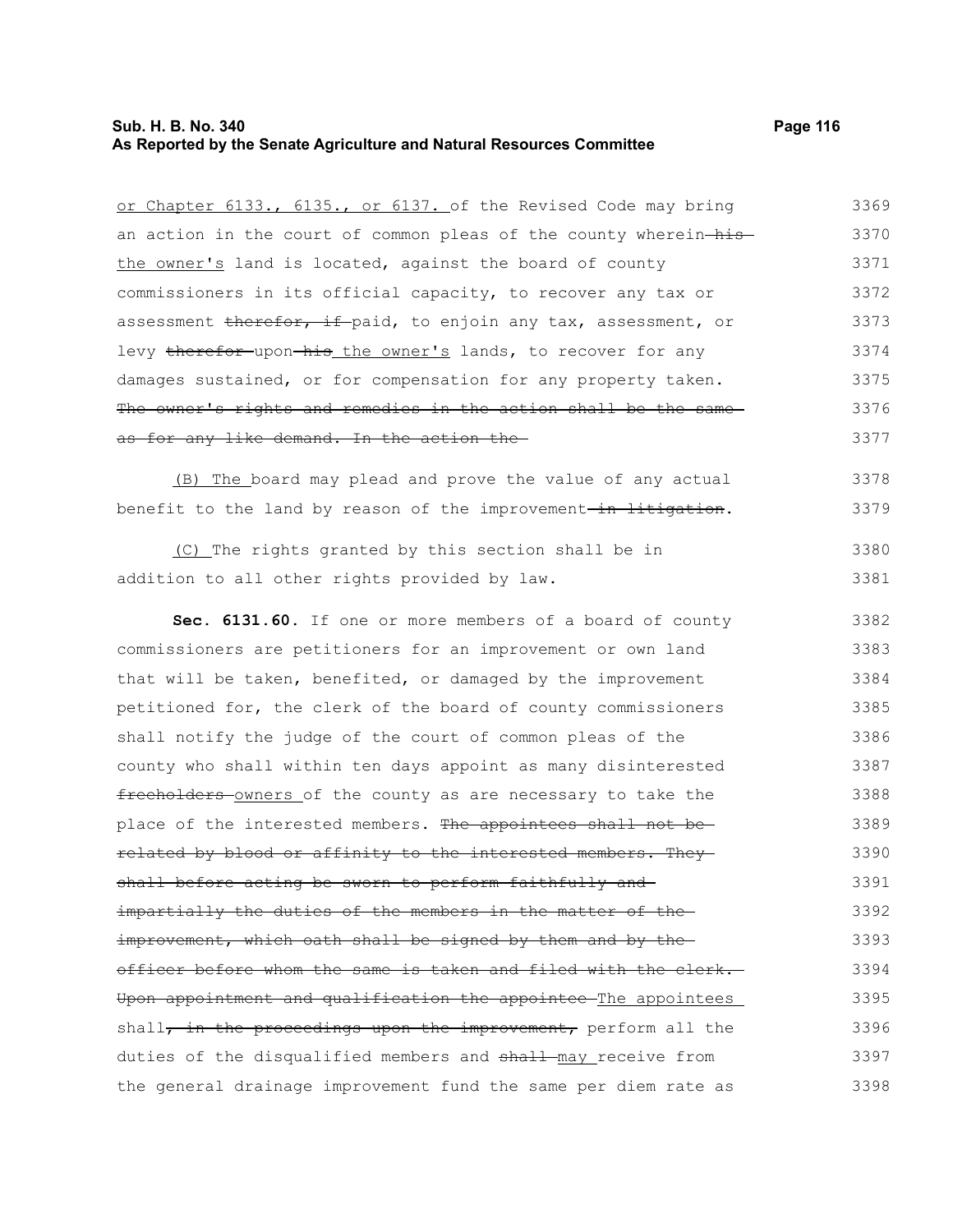or Chapter 6133., 6135., or 6137. of the Revised Code may bring an action in the court of common pleas of the county wherein ~~his~~ the owner's land is located, against the board of county commissioners in its official capacity, to recover any tax or assessment ~~therefor, if~~ paid, to enjoin any tax, assessment, or levy ~~therefor~~ upon ~~his~~ the owner's lands, to recover for any damages sustained, or for compensation for any property taken. ~~The owner's rights and remedies in the action shall be the same as for any like demand. In the action the~~

(B) The board may plead and prove the value of any actual benefit to the land by reason of the improvement ~~in litigation~~.

(C) The rights granted by this section shall be in addition to all other rights provided by law.

**Sec. 6131.60.** If one or more members of a board of county commissioners are petitioners for an improvement or own land that will be taken, benefited, or damaged by the improvement petitioned for, the clerk of the board of county commissioners shall notify the judge of the court of common pleas of the county who shall within ten days appoint as many disinterested ~~freeholders~~ owners of the county as are necessary to take the place of the interested members. ~~The appointees shall not be related by blood or affinity to the interested members. They shall before acting be sworn to perform faithfully and impartially the duties of the members in the matter of the improvement, which oath shall be signed by them and by the officer before whom the same is taken and filed with the clerk. Upon appointment and qualification the appointee~~ The appointees shall~~, in the proceedings upon the improvement,~~ perform all the duties of the disqualified members and ~~shall~~ may receive from the general drainage improvement fund the same per diem rate as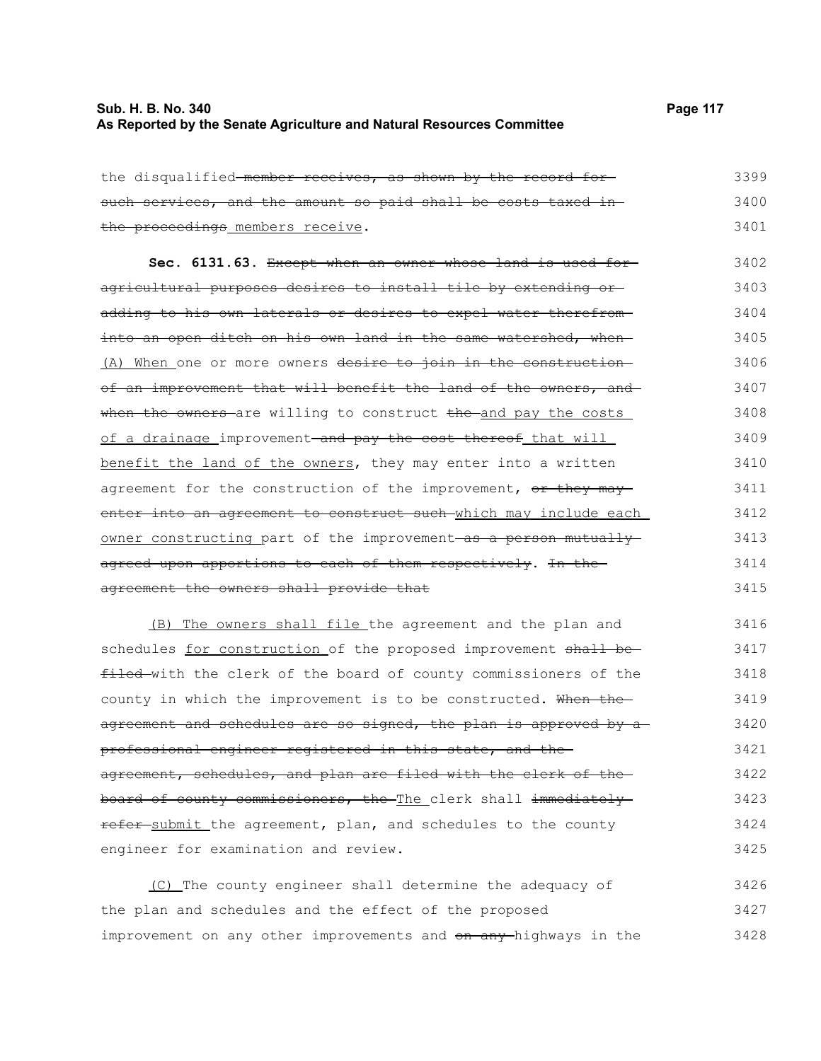the disqualified ~~member receives, as shown by the record for such services, and the amount so paid shall be costs taxed in the proceedings~~ members receive.

**Sec. 6131.63.** ~~Except when an owner whose land is used for agricultural purposes desires to install tile by extending or adding to his own laterals or desires to expel water therefrom into an open ditch on his own land in the same watershed, when~~ (A) When one or more owners ~~desire to join in the construction of an improvement that will benefit the land of the owners, and when the owners~~ are willing to construct ~~the~~ and pay the costs of a drainage improvement ~~and pay the cost thereof~~ that will benefit the land of the owners, they may enter into a written agreement for the construction of the improvement, ~~or they may enter into an agreement to construct such~~ which may include each owner constructing part of the improvement ~~as a person mutually agreed upon apportions to each of them respectively~~. ~~In the agreement the owners shall provide that~~

(B) The owners shall file the agreement and the plan and schedules for construction of the proposed improvement ~~shall be filed~~ with the clerk of the board of county commissioners of the county in which the improvement is to be constructed. ~~When the agreement and schedules are so signed, the plan is approved by a professional engineer registered in this state, and the agreement, schedules, and plan are filed with the clerk of the board of county commissioners, the~~ The clerk shall ~~immediately refer~~ submit the agreement, plan, and schedules to the county engineer for examination and review.

(C) The county engineer shall determine the adequacy of the plan and schedules and the effect of the proposed improvement on any other improvements and ~~on any~~ highways in the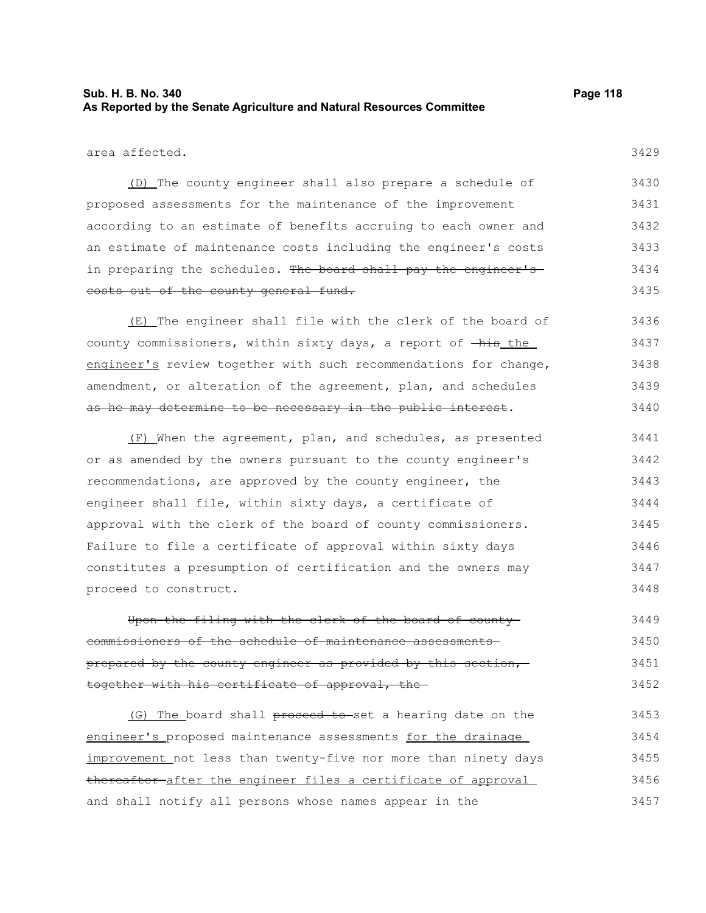area affected.

(D) The county engineer shall also prepare a schedule of proposed assessments for the maintenance of the improvement according to an estimate of benefits accruing to each owner and an estimate of maintenance costs including the engineer's costs in preparing the schedules. ~~The board shall pay the engineer's costs out of the county general fund.~~

(E) The engineer shall file with the clerk of the board of county commissioners, within sixty days, a report of ~~his~~ the engineer's review together with such recommendations for change, amendment, or alteration of the agreement, plan, and schedules ~~as he may determine to be necessary in the public interest~~.

(F) When the agreement, plan, and schedules, as presented or as amended by the owners pursuant to the county engineer's recommendations, are approved by the county engineer, the engineer shall file, within sixty days, a certificate of approval with the clerk of the board of county commissioners. Failure to file a certificate of approval within sixty days constitutes a presumption of certification and the owners may proceed to construct.

~~Upon the filing with the clerk of the board of county commissioners of the schedule of maintenance assessments prepared by the county engineer as provided by this section, together with his certificate of approval, the~~

(G) The board shall ~~proceed to~~ set a hearing date on the engineer's proposed maintenance assessments for the drainage improvement not less than twenty-five nor more than ninety days ~~thereafter~~ after the engineer files a certificate of approval and shall notify all persons whose names appear in the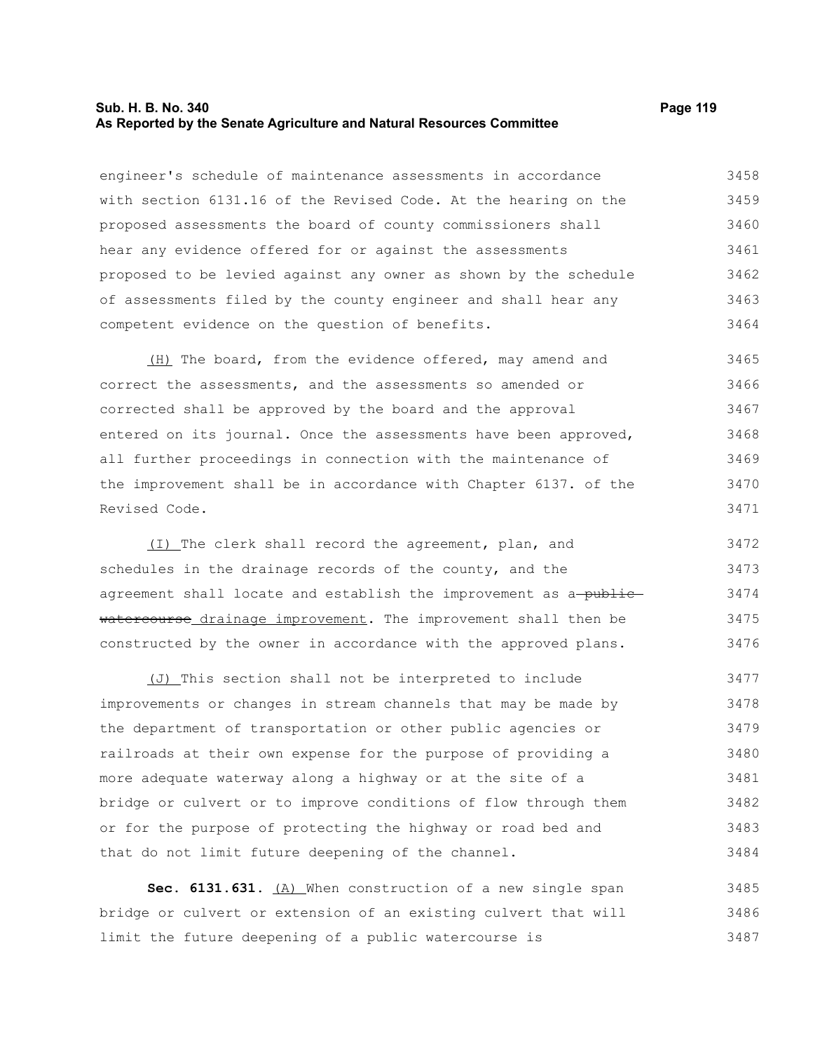engineer's schedule of maintenance assessments in accordance with section 6131.16 of the Revised Code. At the hearing on the proposed assessments the board of county commissioners shall hear any evidence offered for or against the assessments proposed to be levied against any owner as shown by the schedule of assessments filed by the county engineer and shall hear any competent evidence on the question of benefits.

(H) The board, from the evidence offered, may amend and correct the assessments, and the assessments so amended or corrected shall be approved by the board and the approval entered on its journal. Once the assessments have been approved, all further proceedings in connection with the maintenance of the improvement shall be in accordance with Chapter 6137. of the Revised Code.

(I) The clerk shall record the agreement, plan, and schedules in the drainage records of the county, and the agreement shall locate and establish the improvement as a ~~public watercourse~~ drainage improvement. The improvement shall then be constructed by the owner in accordance with the approved plans.

(J) This section shall not be interpreted to include improvements or changes in stream channels that may be made by the department of transportation or other public agencies or railroads at their own expense for the purpose of providing a more adequate waterway along a highway or at the site of a bridge or culvert or to improve conditions of flow through them or for the purpose of protecting the highway or road bed and that do not limit future deepening of the channel.

**Sec. 6131.631.** (A) When construction of a new single span bridge or culvert or extension of an existing culvert that will limit the future deepening of a public watercourse is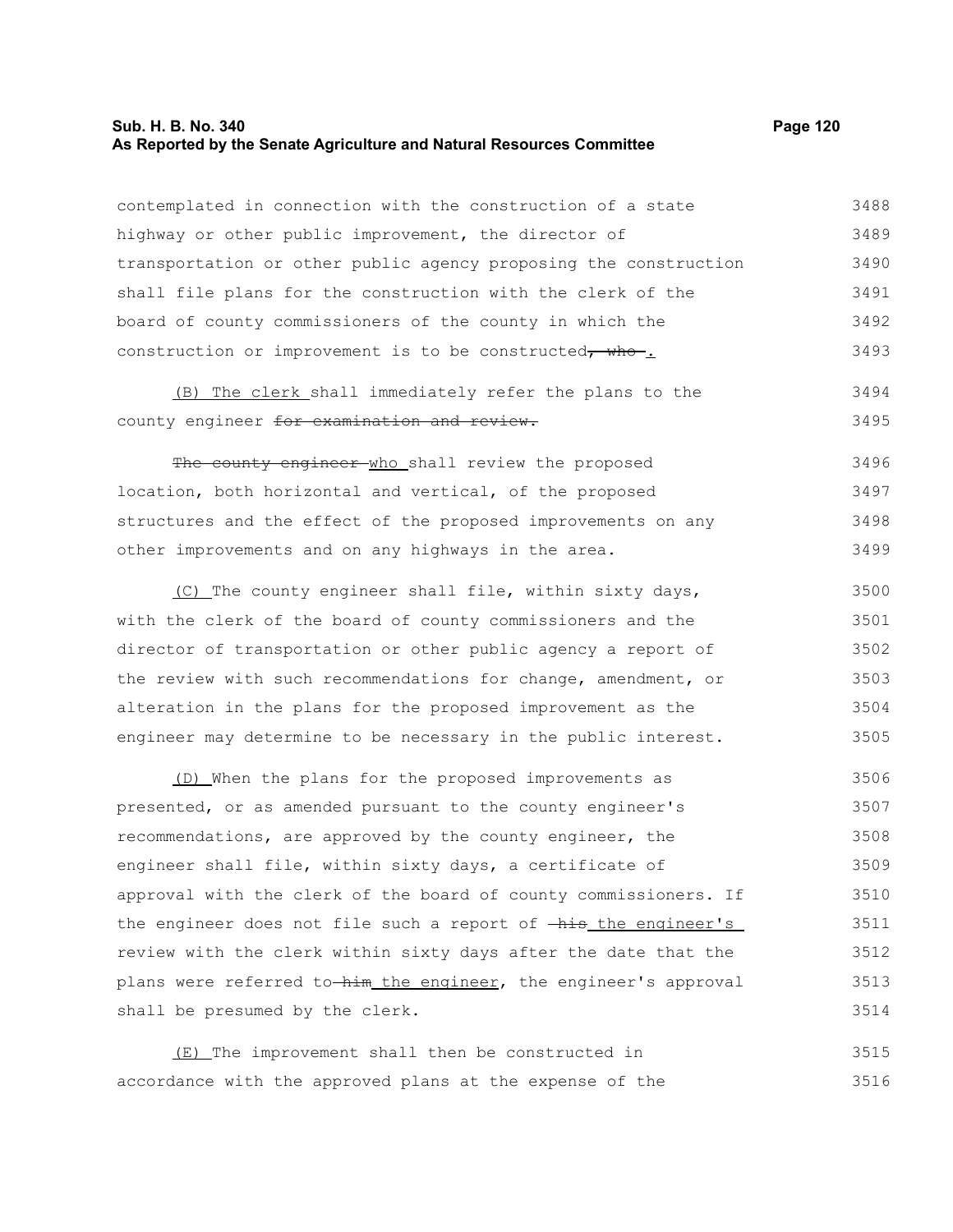contemplated in connection with the construction of a state highway or other public improvement, the director of transportation or other public agency proposing the construction shall file plans for the construction with the clerk of the board of county commissioners of the county in which the construction or improvement is to be constructed~~, who~~ .

(B) The clerk shall immediately refer the plans to the county engineer ~~for examination and review.~~

~~The county engineer~~ who shall review the proposed location, both horizontal and vertical, of the proposed structures and the effect of the proposed improvements on any other improvements and on any highways in the area.

(C) The county engineer shall file, within sixty days, with the clerk of the board of county commissioners and the director of transportation or other public agency a report of the review with such recommendations for change, amendment, or alteration in the plans for the proposed improvement as the engineer may determine to be necessary in the public interest.

(D) When the plans for the proposed improvements as presented, or as amended pursuant to the county engineer's recommendations, are approved by the county engineer, the engineer shall file, within sixty days, a certificate of approval with the clerk of the board of county commissioners. If the engineer does not file such a report of ~~his~~ the engineer's review with the clerk within sixty days after the date that the plans were referred to ~~him~~ the engineer, the engineer's approval shall be presumed by the clerk.

(E) The improvement shall then be constructed in accordance with the approved plans at the expense of the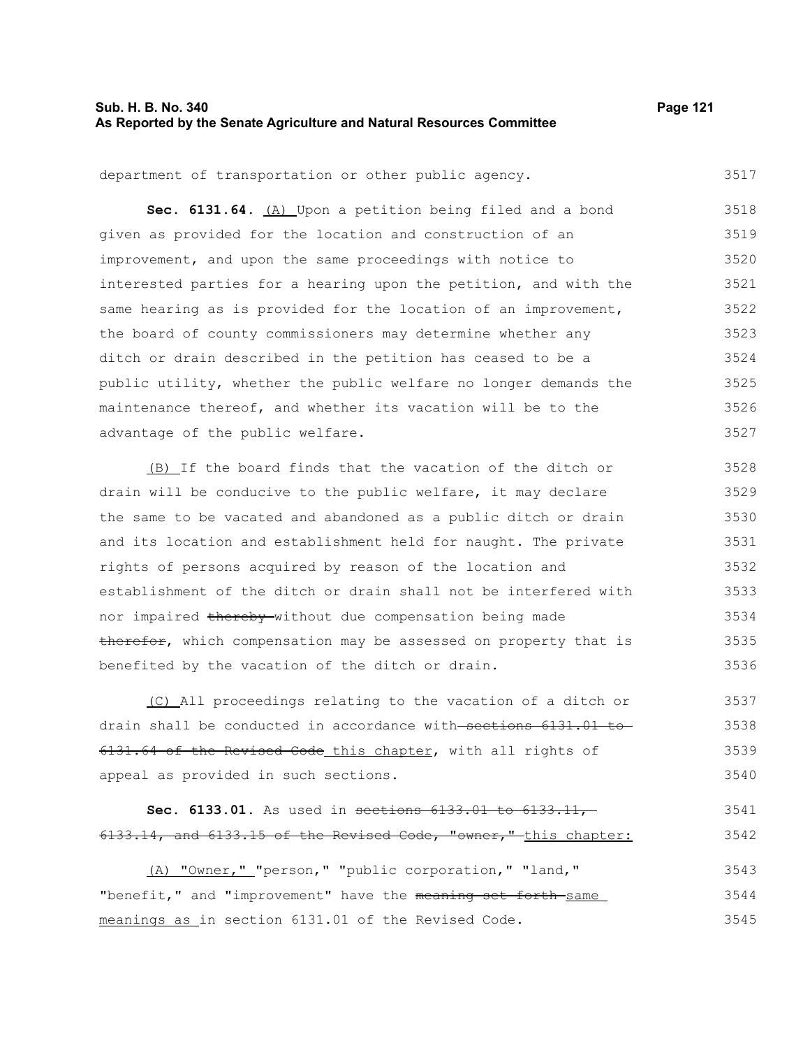department of transportation or other public agency.

**Sec. 6131.64.** (A) Upon a petition being filed and a bond given as provided for the location and construction of an improvement, and upon the same proceedings with notice to interested parties for a hearing upon the petition, and with the same hearing as is provided for the location of an improvement, the board of county commissioners may determine whether any ditch or drain described in the petition has ceased to be a public utility, whether the public welfare no longer demands the maintenance thereof, and whether its vacation will be to the advantage of the public welfare.

(B) If the board finds that the vacation of the ditch or drain will be conducive to the public welfare, it may declare the same to be vacated and abandoned as a public ditch or drain and its location and establishment held for naught. The private rights of persons acquired by reason of the location and establishment of the ditch or drain shall not be interfered with nor impaired ~~thereby~~ without due compensation being made ~~therefor~~, which compensation may be assessed on property that is benefited by the vacation of the ditch or drain.

(C) All proceedings relating to the vacation of a ditch or drain shall be conducted in accordance with ~~sections 6131.01 to 6131.64 of the Revised Code~~ this chapter, with all rights of appeal as provided in such sections.

**Sec. 6133.01.** As used in ~~sections 6133.01 to 6133.11, 6133.14, and 6133.15 of the Revised Code, "owner,"~~ this chapter:

(A) "Owner," "person," "public corporation," "land," "benefit," and "improvement" have the ~~meaning set forth~~ same meanings as in section 6131.01 of the Revised Code.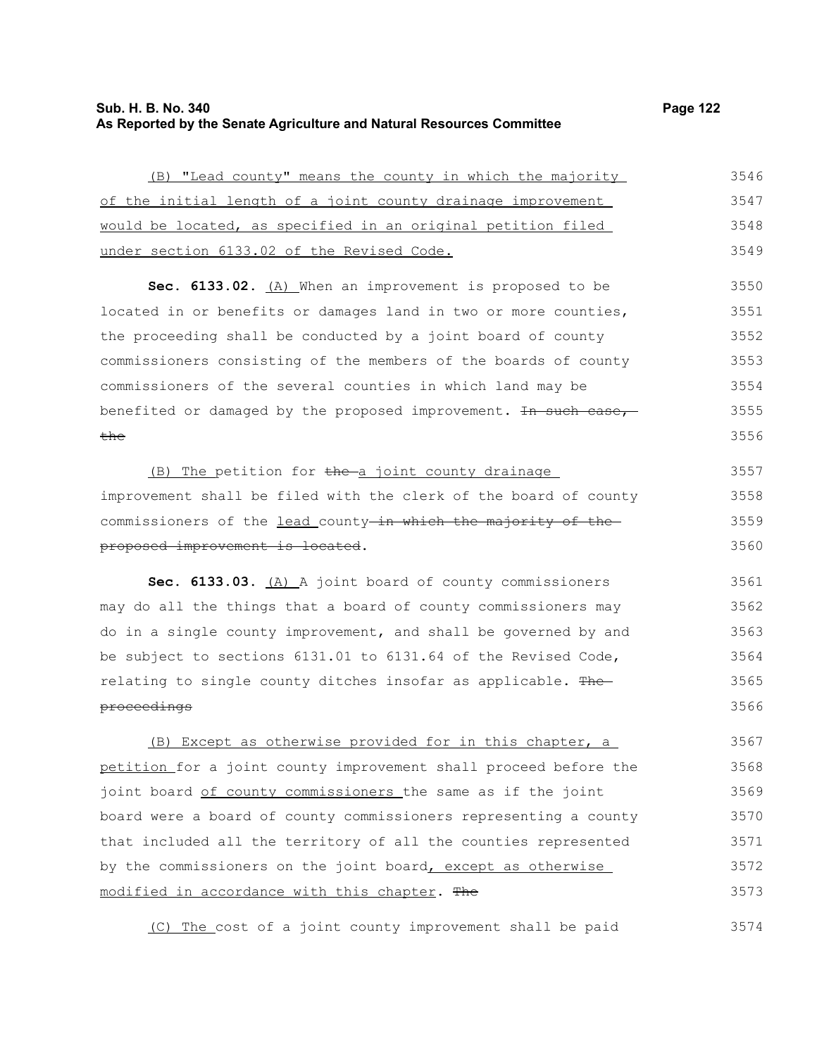(B) "Lead county" means the county in which the majority of the initial length of a joint county drainage improvement would be located, as specified in an original petition filed under section 6133.02 of the Revised Code.

**Sec. 6133.02.** (A) When an improvement is proposed to be located in or benefits or damages land in two or more counties, the proceeding shall be conducted by a joint board of county commissioners consisting of the members of the boards of county commissioners of the several counties in which land may be benefited or damaged by the proposed improvement. ~~In such case, the~~

(B) The petition for ~~the~~ a joint county drainage improvement shall be filed with the clerk of the board of county commissioners of the lead county ~~in which the majority of the proposed improvement is located~~.

**Sec. 6133.03.** (A) A joint board of county commissioners may do all the things that a board of county commissioners may do in a single county improvement, and shall be governed by and be subject to sections 6131.01 to 6131.64 of the Revised Code, relating to single county ditches insofar as applicable. ~~The proceedings~~

(B) Except as otherwise provided for in this chapter, a petition for a joint county improvement shall proceed before the joint board of county commissioners the same as if the joint board were a board of county commissioners representing a county that included all the territory of all the counties represented by the commissioners on the joint board, except as otherwise modified in accordance with this chapter. ~~The~~

(C) The cost of a joint county improvement shall be paid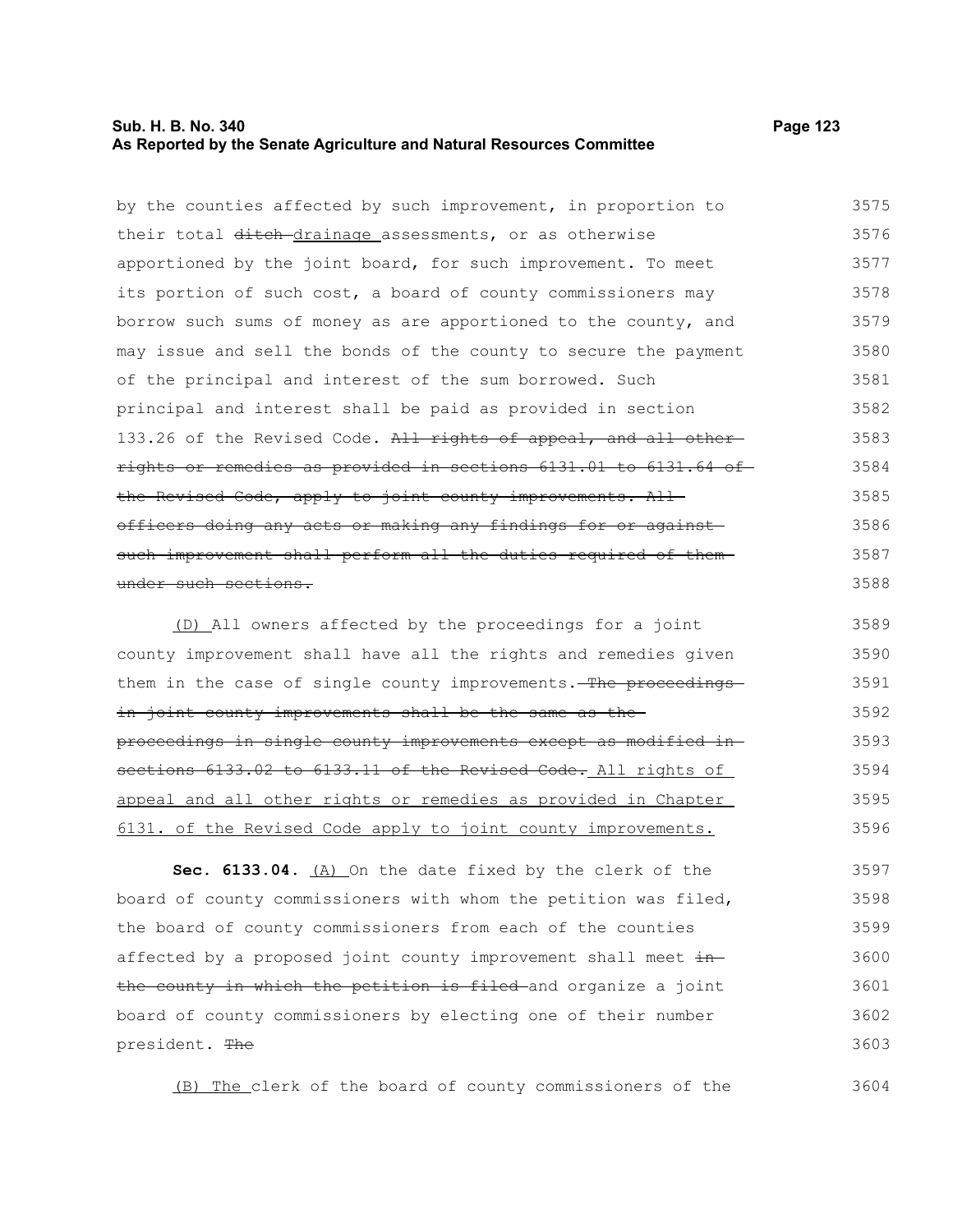by the counties affected by such improvement, in proportion to their total ~~ditch~~ drainage assessments, or as otherwise apportioned by the joint board, for such improvement. To meet its portion of such cost, a board of county commissioners may borrow such sums of money as are apportioned to the county, and may issue and sell the bonds of the county to secure the payment of the principal and interest of the sum borrowed. Such principal and interest shall be paid as provided in section 133.26 of the Revised Code. ~~All rights of appeal, and all other rights or remedies as provided in sections 6131.01 to 6131.64 of the Revised Code, apply to joint county improvements. All officers doing any acts or making any findings for or against such improvement shall perform all the duties required of them under such sections.~~

(D) All owners affected by the proceedings for a joint county improvement shall have all the rights and remedies given them in the case of single county improvements. ~~The proceedings in joint county improvements shall be the same as the proceedings in single county improvements except as modified in sections 6133.02 to 6133.11 of the Revised Code.~~ All rights of appeal and all other rights or remedies as provided in Chapter 6131. of the Revised Code apply to joint county improvements.

**Sec. 6133.04.** (A) On the date fixed by the clerk of the board of county commissioners with whom the petition was filed, the board of county commissioners from each of the counties affected by a proposed joint county improvement shall meet ~~in the county in which the petition is filed~~ and organize a joint board of county commissioners by electing one of their number president. ~~The~~

(B) The clerk of the board of county commissioners of the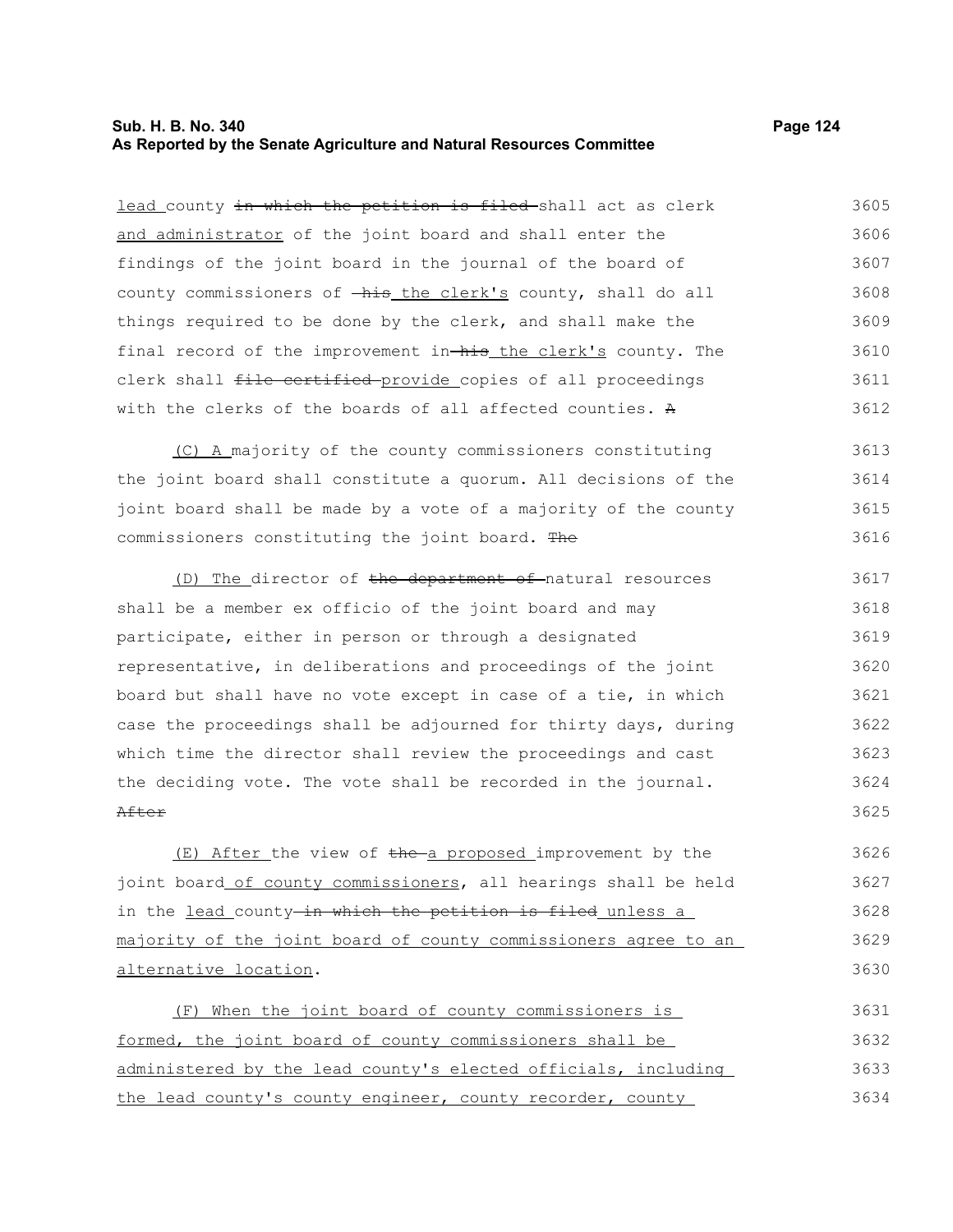lead county ~~in which the petition is filed~~ shall act as clerk and administrator of the joint board and shall enter the findings of the joint board in the journal of the board of county commissioners of ~~his~~ the clerk's county, shall do all things required to be done by the clerk, and shall make the final record of the improvement in ~~his~~ the clerk's county. The clerk shall ~~file certified~~ provide copies of all proceedings with the clerks of the boards of all affected counties. ~~A~~

(C) A majority of the county commissioners constituting the joint board shall constitute a quorum. All decisions of the joint board shall be made by a vote of a majority of the county commissioners constituting the joint board. ~~The~~

(D) The director of ~~the department of~~ natural resources shall be a member ex officio of the joint board and may participate, either in person or through a designated representative, in deliberations and proceedings of the joint board but shall have no vote except in case of a tie, in which case the proceedings shall be adjourned for thirty days, during which time the director shall review the proceedings and cast the deciding vote. The vote shall be recorded in the journal. ~~After~~

(E) After the view of ~~the~~ a proposed improvement by the joint board of county commissioners, all hearings shall be held in the lead county ~~in which the petition is filed~~ unless a majority of the joint board of county commissioners agree to an alternative location.

(F) When the joint board of county commissioners is formed, the joint board of county commissioners shall be administered by the lead county's elected officials, including the lead county's county engineer, county recorder, county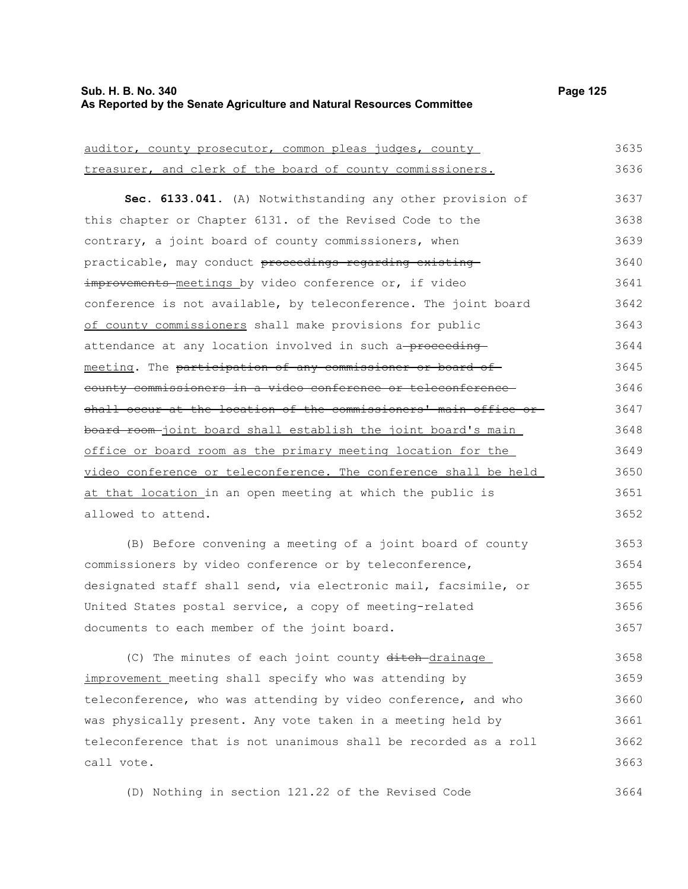auditor, county prosecutor, common pleas judges, county treasurer, and clerk of the board of county commissioners.

**Sec. 6133.041.** (A) Notwithstanding any other provision of this chapter or Chapter 6131. of the Revised Code to the contrary, a joint board of county commissioners, when practicable, may conduct ~~proceedings regarding existing improvements~~ meetings by video conference or, if video conference is not available, by teleconference. The joint board of county commissioners shall make provisions for public attendance at any location involved in such a ~~proceeding~~ meeting. The ~~participation of any commissioner or board of county commissioners in a video conference or teleconference shall occur at the location of the commissioners' main office or board room~~ joint board shall establish the joint board's main office or board room as the primary meeting location for the video conference or teleconference. The conference shall be held at that location in an open meeting at which the public is allowed to attend.

(B) Before convening a meeting of a joint board of county commissioners by video conference or by teleconference, designated staff shall send, via electronic mail, facsimile, or United States postal service, a copy of meeting-related documents to each member of the joint board.

(C) The minutes of each joint county ~~ditch~~ drainage improvement meeting shall specify who was attending by teleconference, who was attending by video conference, and who was physically present. Any vote taken in a meeting held by teleconference that is not unanimous shall be recorded as a roll call vote.

(D) Nothing in section 121.22 of the Revised Code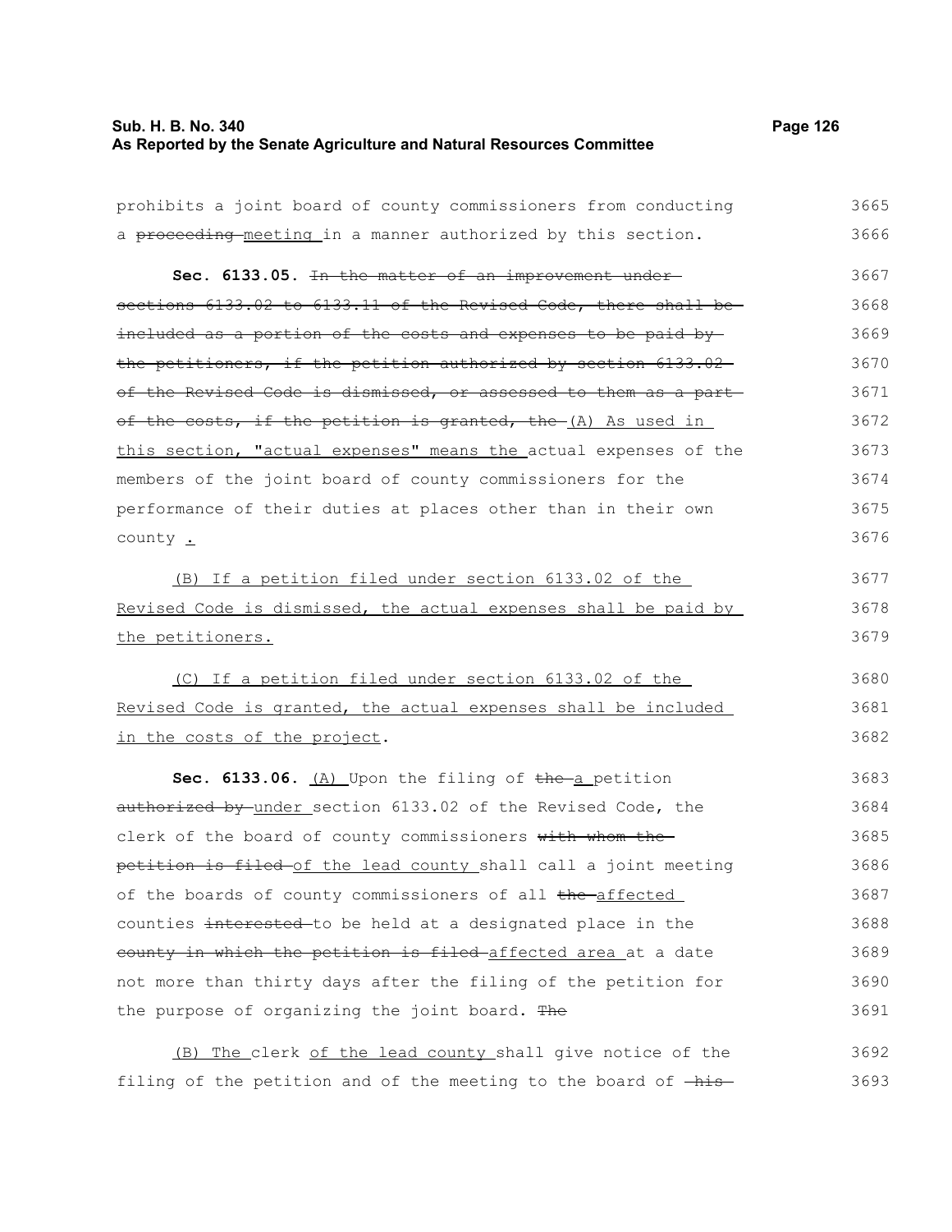prohibits a joint board of county commissioners from conducting a ~~proceeding~~ meeting in a manner authorized by this section.

**Sec. 6133.05.** ~~In the matter of an improvement under sections 6133.02 to 6133.11 of the Revised Code, there shall be included as a portion of the costs and expenses to be paid by the petitioners, if the petition authorized by section 6133.02 of the Revised Code is dismissed, or assessed to them as a part of the costs, if the petition is granted, the~~ (A) As used in this section, "actual expenses" means the actual expenses of the members of the joint board of county commissioners for the performance of their duties at places other than in their own county .

(B) If a petition filed under section 6133.02 of the Revised Code is dismissed, the actual expenses shall be paid by the petitioners.

(C) If a petition filed under section 6133.02 of the Revised Code is granted, the actual expenses shall be included in the costs of the project.

**Sec. 6133.06.** (A) Upon the filing of ~~the~~ a petition ~~authorized by~~ under section 6133.02 of the Revised Code, the clerk of the board of county commissioners ~~with whom the petition is filed~~ of the lead county shall call a joint meeting of the boards of county commissioners of all ~~the~~ affected counties ~~interested~~ to be held at a designated place in the ~~county in which the petition is filed~~ affected area at a date not more than thirty days after the filing of the petition for the purpose of organizing the joint board. ~~The~~

(B) The clerk of the lead county shall give notice of the filing of the petition and of the meeting to the board of ~~his~~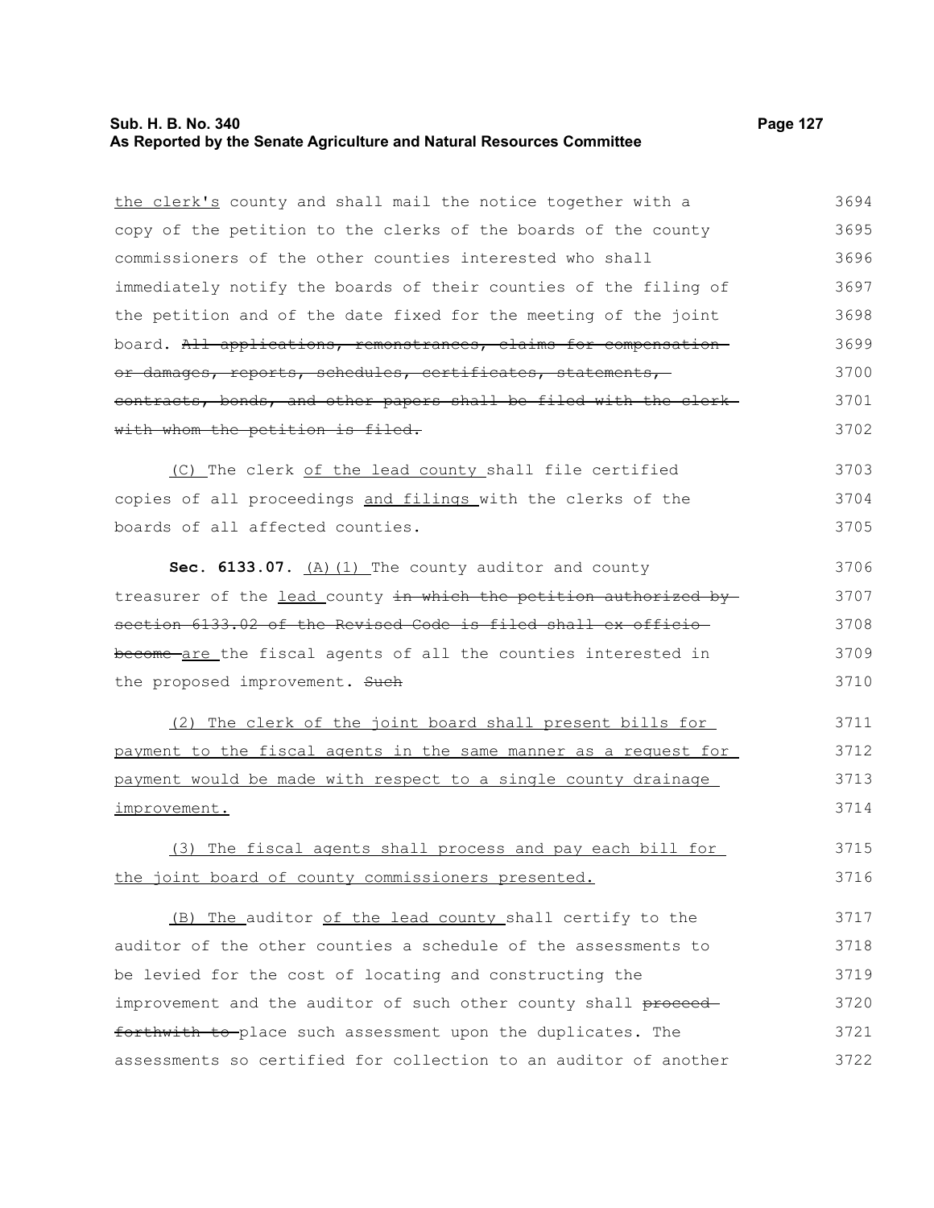the clerk's county and shall mail the notice together with a copy of the petition to the clerks of the boards of the county commissioners of the other counties interested who shall immediately notify the boards of their counties of the filing of the petition and of the date fixed for the meeting of the joint board. ~~All applications, remonstrances, claims for compensation or damages, reports, schedules, certificates, statements, contracts, bonds, and other papers shall be filed with the clerk with whom the petition is filed.~~

(C) The clerk of the lead county shall file certified copies of all proceedings and filings with the clerks of the boards of all affected counties.

**Sec. 6133.07.** (A)(1) The county auditor and county treasurer of the lead county ~~in which the petition authorized by section 6133.02 of the Revised Code is filed shall ex officio become~~ are the fiscal agents of all the counties interested in the proposed improvement. ~~Such~~

(2) The clerk of the joint board shall present bills for payment to the fiscal agents in the same manner as a request for payment would be made with respect to a single county drainage improvement.

(3) The fiscal agents shall process and pay each bill for the joint board of county commissioners presented.

(B) The auditor of the lead county shall certify to the auditor of the other counties a schedule of the assessments to be levied for the cost of locating and constructing the improvement and the auditor of such other county shall ~~proceed forthwith to~~ place such assessment upon the duplicates. The assessments so certified for collection to an auditor of another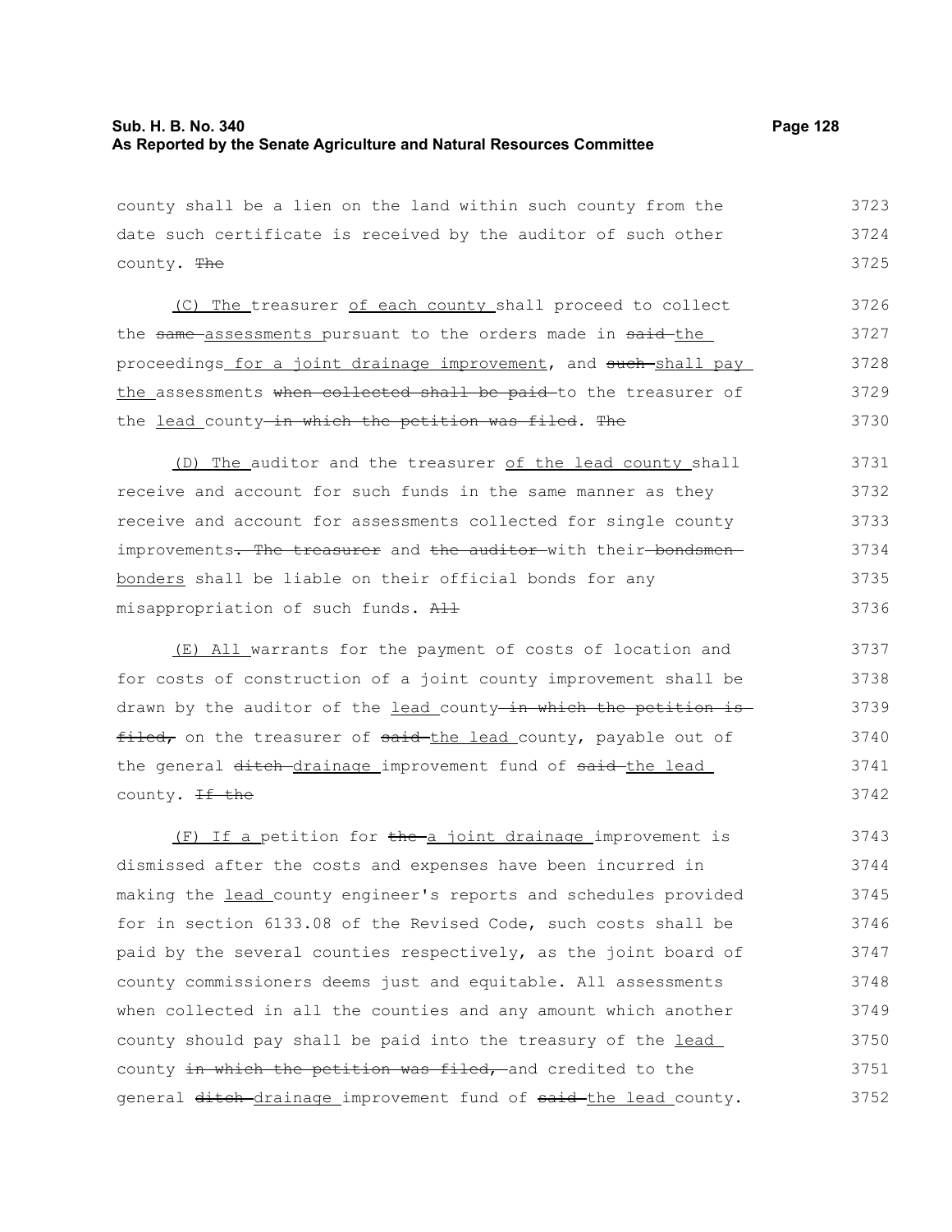county shall be a lien on the land within such county from the date such certificate is received by the auditor of such other county. ~~The~~

(C) The treasurer of each county shall proceed to collect the ~~same~~ assessments pursuant to the orders made in ~~said~~ the proceedings for a joint drainage improvement, and ~~such~~ shall pay the assessments ~~when collected shall be paid~~ to the treasurer of the lead county ~~in which the petition was filed~~. ~~The~~

(D) The auditor and the treasurer of the lead county shall receive and account for such funds in the same manner as they receive and account for assessments collected for single county improvements~~. The treasurer~~ and ~~the auditor~~ with their ~~bondsmen~~ bonders shall be liable on their official bonds for any misappropriation of such funds. ~~All~~

(E) All warrants for the payment of costs of location and for costs of construction of a joint county improvement shall be drawn by the auditor of the lead county ~~in which the petition is filed,~~ on the treasurer of ~~said~~ the lead county, payable out of the general ~~ditch~~ drainage improvement fund of ~~said~~ the lead county. ~~If the~~

(F) If a petition for ~~the~~ a joint drainage improvement is dismissed after the costs and expenses have been incurred in making the lead county engineer's reports and schedules provided for in section 6133.08 of the Revised Code, such costs shall be paid by the several counties respectively, as the joint board of county commissioners deems just and equitable. All assessments when collected in all the counties and any amount which another county should pay shall be paid into the treasury of the lead county ~~in which the petition was filed,~~ and credited to the general ~~ditch~~ drainage improvement fund of ~~said~~ the lead county.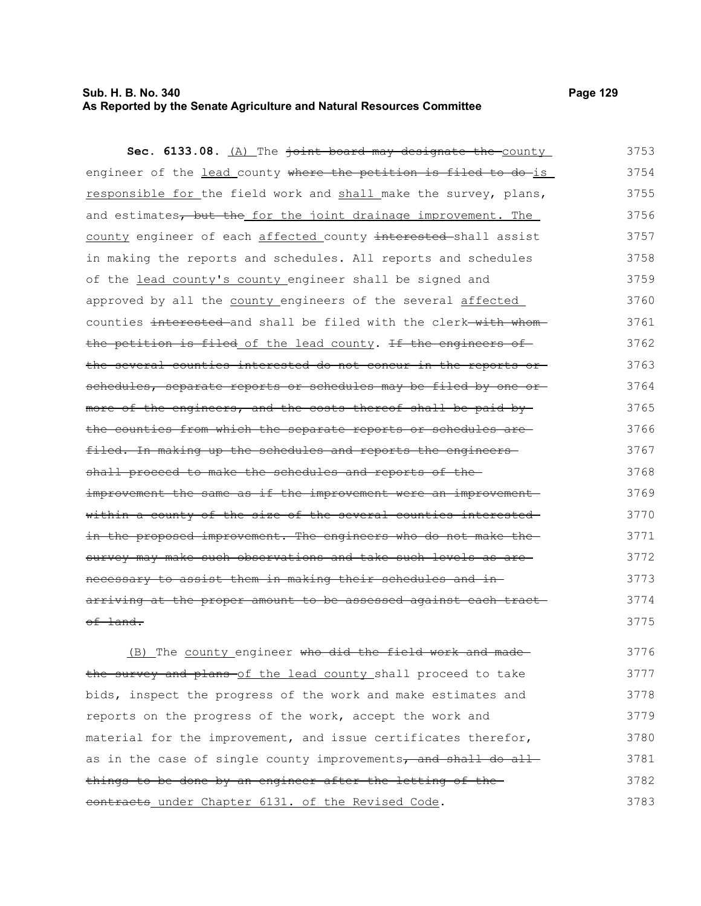**Sec. 6133.08.** (A) The ~~joint board may designate the~~ county engineer of the lead county ~~where the petition is filed to do~~ is responsible for the field work and shall make the survey, plans, and estimates~~, but the~~ for the joint drainage improvement. The county engineer of each affected county ~~interested~~ shall assist in making the reports and schedules. All reports and schedules of the lead county's county engineer shall be signed and approved by all the county engineers of the several affected counties ~~interested~~ and shall be filed with the clerk ~~with whom the petition is filed~~ of the lead county. ~~If the engineers of the several counties interested do not concur in the reports or schedules, separate reports or schedules may be filed by one or more of the engineers, and the costs thereof shall be paid by the counties from which the separate reports or schedules are filed. In making up the schedules and reports the engineers shall proceed to make the schedules and reports of the improvement the same as if the improvement were an improvement within a county of the size of the several counties interested in the proposed improvement. The engineers who do not make the survey may make such observations and take such levels as are necessary to assist them in making their schedules and in arriving at the proper amount to be assessed against each tract of land.~~

(B) The county engineer ~~who did the field work and made the survey and plans~~ of the lead county shall proceed to take bids, inspect the progress of the work and make estimates and reports on the progress of the work, accept the work and material for the improvement, and issue certificates therefor, as in the case of single county improvements~~, and shall do all things to be done by an engineer after the letting of the contracts~~ under Chapter 6131. of the Revised Code.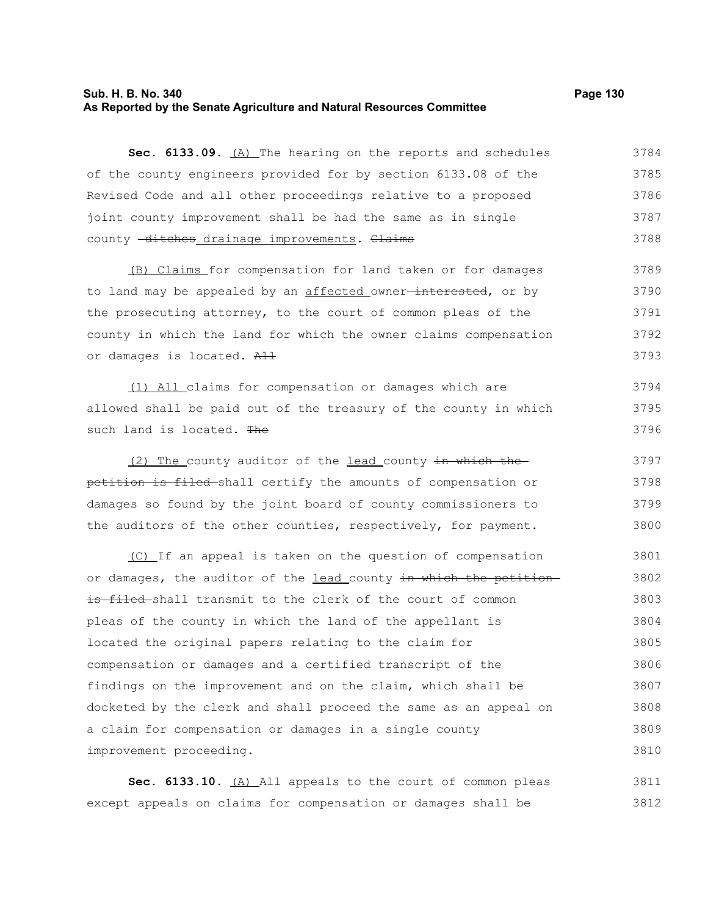**Sec. 6133.09.** (A) The hearing on the reports and schedules of the county engineers provided for by section 6133.08 of the Revised Code and all other proceedings relative to a proposed joint county improvement shall be had the same as in single county ~~ditches~~ drainage improvements. ~~Claims~~

(B) Claims for compensation for land taken or for damages to land may be appealed by an affected owner ~~interested~~, or by the prosecuting attorney, to the court of common pleas of the county in which the land for which the owner claims compensation or damages is located. ~~All~~

(1) All claims for compensation or damages which are allowed shall be paid out of the treasury of the county in which such land is located. ~~The~~

(2) The county auditor of the lead county ~~in which the petition is filed~~ shall certify the amounts of compensation or damages so found by the joint board of county commissioners to the auditors of the other counties, respectively, for payment.

(C) If an appeal is taken on the question of compensation or damages, the auditor of the lead county ~~in which the petition is filed~~ shall transmit to the clerk of the court of common pleas of the county in which the land of the appellant is located the original papers relating to the claim for compensation or damages and a certified transcript of the findings on the improvement and on the claim, which shall be docketed by the clerk and shall proceed the same as an appeal on a claim for compensation or damages in a single county improvement proceeding.

**Sec. 6133.10.** (A) All appeals to the court of common pleas except appeals on claims for compensation or damages shall be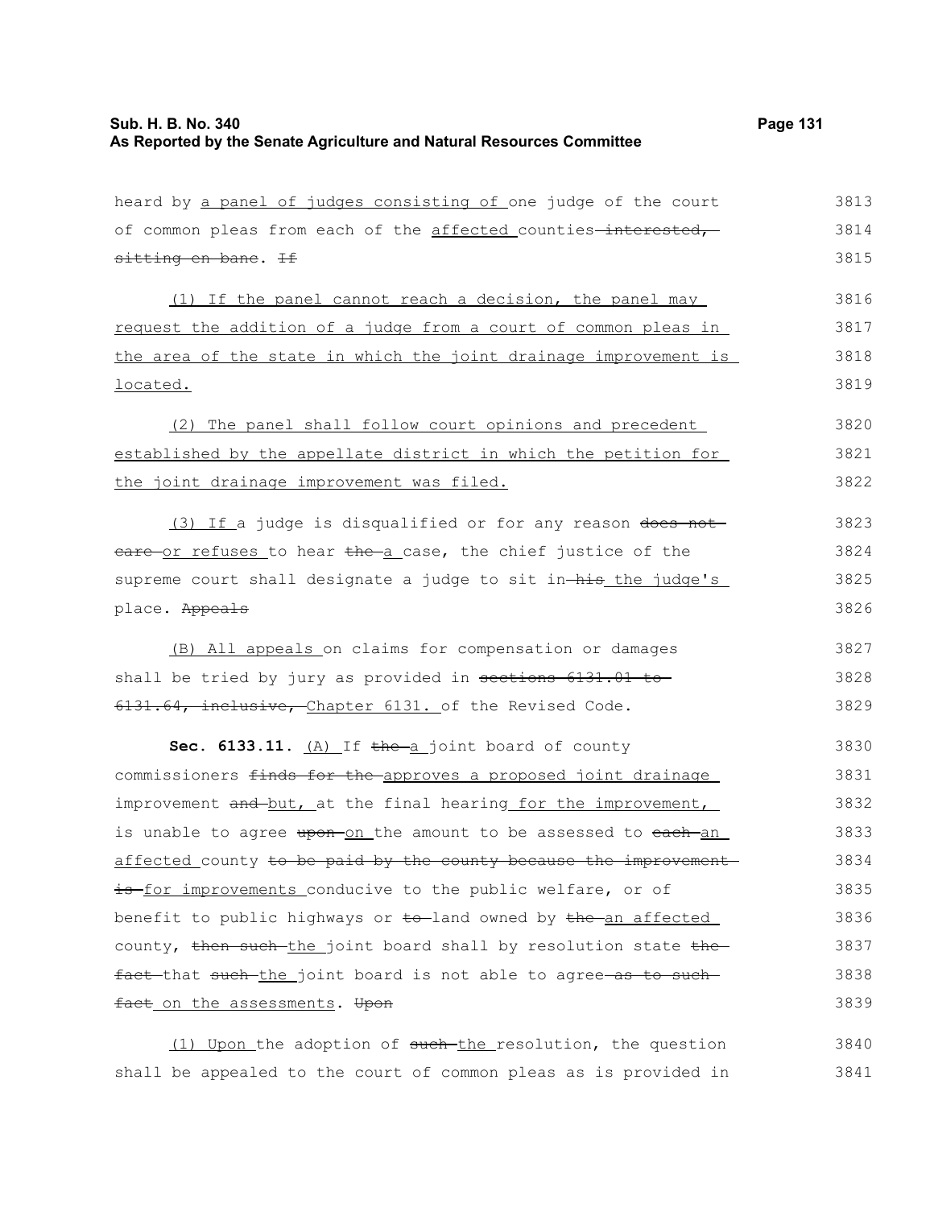heard by a panel of judges consisting of one judge of the court of common pleas from each of the affected counties ~~interested, sitting en banc~~. ~~If~~

(1) If the panel cannot reach a decision, the panel may request the addition of a judge from a court of common pleas in the area of the state in which the joint drainage improvement is located.

(2) The panel shall follow court opinions and precedent established by the appellate district in which the petition for the joint drainage improvement was filed.

(3) If a judge is disqualified or for any reason ~~does not care~~ or refuses to hear ~~the~~ a case, the chief justice of the supreme court shall designate a judge to sit in ~~his~~ the judge's place. ~~Appeals~~

(B) All appeals on claims for compensation or damages shall be tried by jury as provided in ~~sections 6131.01 to 6131.64, inclusive,~~ Chapter 6131. of the Revised Code.

**Sec. 6133.11.** (A) If ~~the~~ a joint board of county commissioners ~~finds for the~~ approves a proposed joint drainage improvement ~~and~~ but, at the final hearing for the improvement, is unable to agree ~~upon~~ on the amount to be assessed to ~~each~~ an affected county ~~to be paid by the county because the improvement is~~ for improvements conducive to the public welfare, or of benefit to public highways or ~~to~~ land owned by ~~the~~ an affected county, ~~then such~~ the joint board shall by resolution state ~~the fact~~ that ~~such~~ the joint board is not able to agree ~~as to such fact~~ on the assessments. ~~Upon~~

(1) Upon the adoption of ~~such~~ the resolution, the question shall be appealed to the court of common pleas as is provided in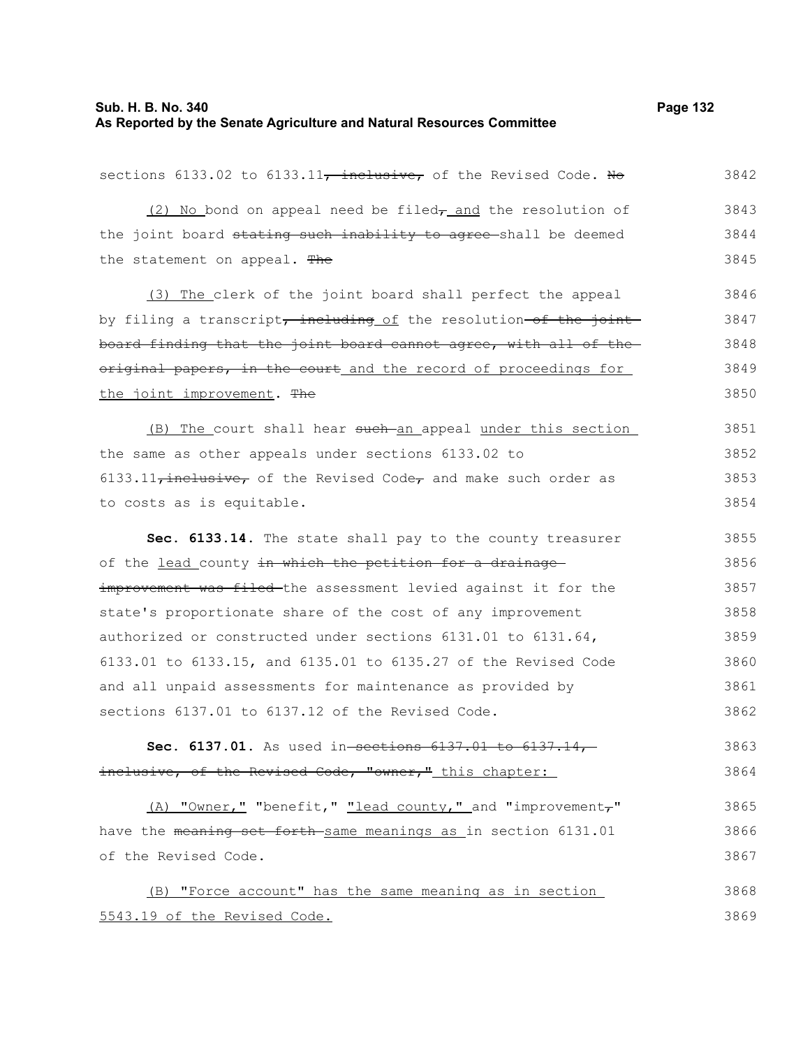sections 6133.02 to 6133.11~~, inclusive,~~ of the Revised Code. ~~No~~

(2) No bond on appeal need be filed~~,~~ and the resolution of the joint board ~~stating such inability to agree~~ shall be deemed the statement on appeal. ~~The~~

(3) The clerk of the joint board shall perfect the appeal by filing a transcript~~, including~~ of the resolution ~~of the joint board finding that the joint board cannot agree, with all of the original papers, in the court~~ and the record of proceedings for the joint improvement. ~~The~~

(B) The court shall hear ~~such~~ an appeal under this section the same as other appeals under sections 6133.02 to 6133.11~~, inclusive,~~ of the Revised Code~~,~~ and make such order as to costs as is equitable.

**Sec. 6133.14.** The state shall pay to the county treasurer of the lead county ~~in which the petition for a drainage improvement was filed~~ the assessment levied against it for the state's proportionate share of the cost of any improvement authorized or constructed under sections 6131.01 to 6131.64, 6133.01 to 6133.15, and 6135.01 to 6135.27 of the Revised Code and all unpaid assessments for maintenance as provided by sections 6137.01 to 6137.12 of the Revised Code.

**Sec. 6137.01.** As used in ~~sections 6137.01 to 6137.14, inclusive, of the Revised Code, "owner,"~~ this chapter:

(A) "Owner," "benefit," "lead county," and "improvement~~,~~" have the ~~meaning set forth~~ same meanings as in section 6131.01 of the Revised Code.

(B) "Force account" has the same meaning as in section 5543.19 of the Revised Code.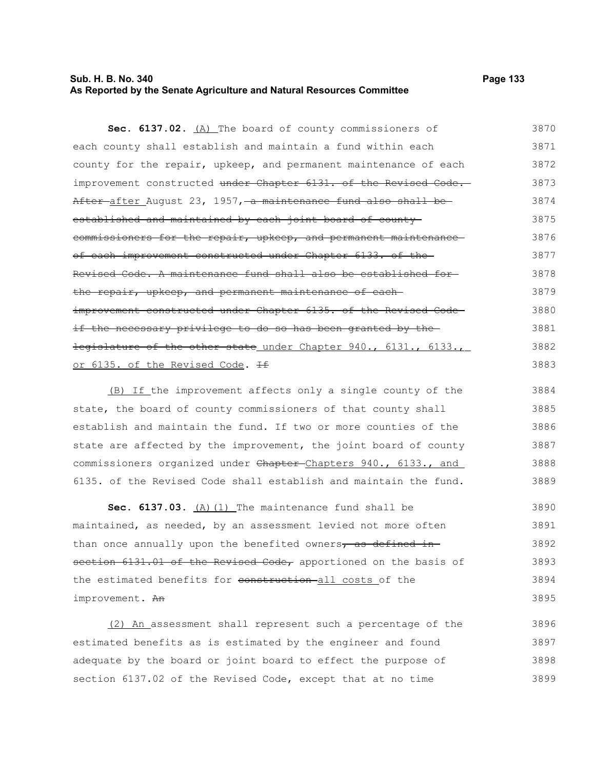**Sec. 6137.02.** (A) The board of county commissioners of each county shall establish and maintain a fund within each county for the repair, upkeep, and permanent maintenance of each improvement constructed ~~under Chapter 6131. of the Revised Code. After~~ after August 23, 1957, ~~a maintenance fund also shall be established and maintained by each joint board of county commissioners for the repair, upkeep, and permanent maintenance of each improvement constructed under Chapter 6133. of the Revised Code. A maintenance fund shall also be established for the repair, upkeep, and permanent maintenance of each improvement constructed under Chapter 6135. of the Revised Code if the necessary privilege to do so has been granted by the legislature of the other state~~ under Chapter 940., 6131., 6133., or 6135. of the Revised Code. ~~If~~

(B) If the improvement affects only a single county of the state, the board of county commissioners of that county shall establish and maintain the fund. If two or more counties of the state are affected by the improvement, the joint board of county commissioners organized under ~~Chapter~~ Chapters 940., 6133., and 6135. of the Revised Code shall establish and maintain the fund.

**Sec. 6137.03.** (A)(1) The maintenance fund shall be maintained, as needed, by an assessment levied not more often than once annually upon the benefited owners~~, as defined in section 6131.01 of the Revised Code,~~ apportioned on the basis of the estimated benefits for ~~construction~~ all costs of the improvement. ~~An~~

(2) An assessment shall represent such a percentage of the estimated benefits as is estimated by the engineer and found adequate by the board or joint board to effect the purpose of section 6137.02 of the Revised Code, except that at no time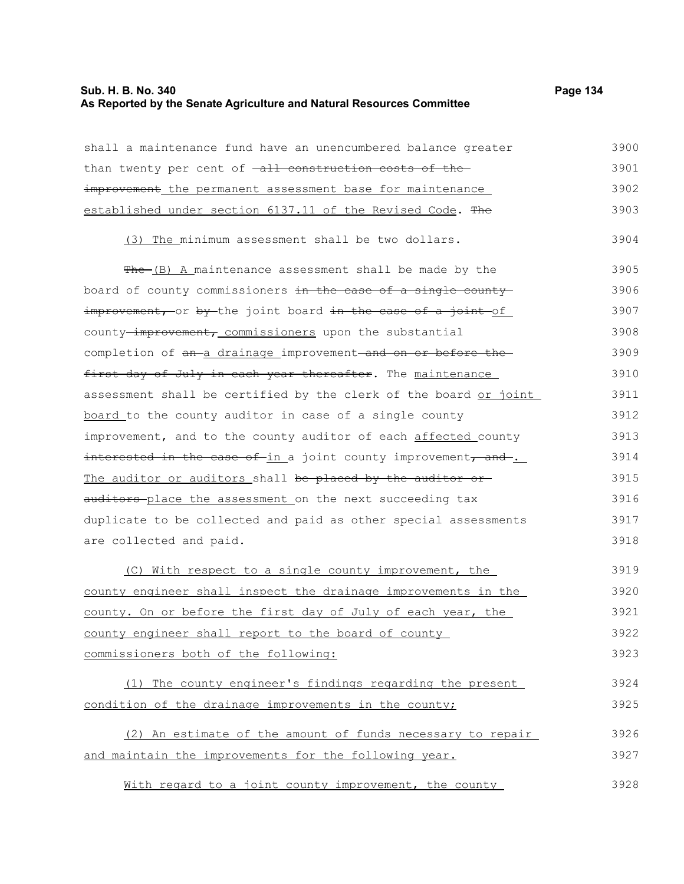shall a maintenance fund have an unencumbered balance greater than twenty per cent of ~~all construction costs of the improvement~~ the permanent assessment base for maintenance established under section 6137.11 of the Revised Code. ~~The~~

(3) The minimum assessment shall be two dollars.

~~The~~ (B) A maintenance assessment shall be made by the board of county commissioners ~~in the case of a single county improvement,~~ or ~~by~~ the joint board ~~in the case of a joint~~ of county ~~improvement,~~ commissioners upon the substantial completion of ~~an~~ a drainage improvement ~~and on or before the first day of July in each year thereafter~~. The maintenance assessment shall be certified by the clerk of the board or joint board to the county auditor in case of a single county improvement, and to the county auditor of each affected county ~~interested in the case of~~ in a joint county improvement~~, and~~. The auditor or auditors shall ~~be placed by the auditor or auditors~~ place the assessment on the next succeeding tax duplicate to be collected and paid as other special assessments are collected and paid.

(C) With respect to a single county improvement, the county engineer shall inspect the drainage improvements in the county. On or before the first day of July of each year, the county engineer shall report to the board of county commissioners both of the following:

(1) The county engineer's findings regarding the present condition of the drainage improvements in the county;

(2) An estimate of the amount of funds necessary to repair and maintain the improvements for the following year.

With regard to a joint county improvement, the county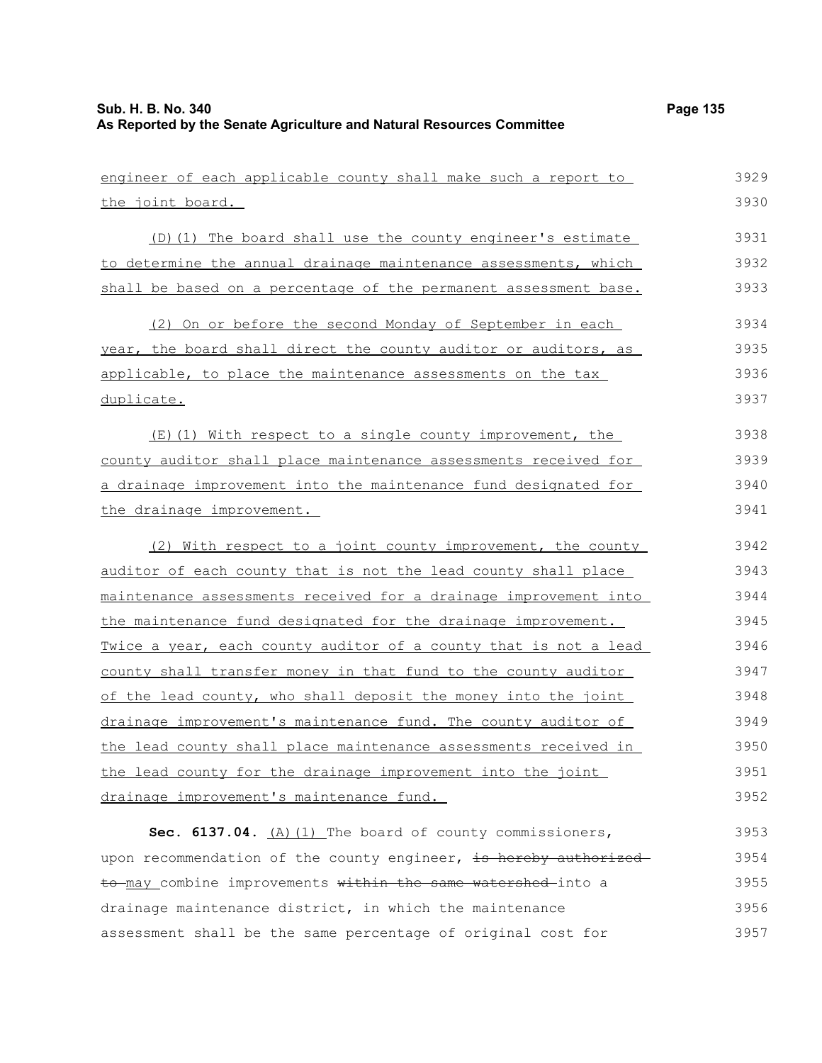engineer of each applicable county shall make such a report to the joint board.

(D)(1) The board shall use the county engineer's estimate to determine the annual drainage maintenance assessments, which shall be based on a percentage of the permanent assessment base.

(2) On or before the second Monday of September in each year, the board shall direct the county auditor or auditors, as applicable, to place the maintenance assessments on the tax duplicate.

(E)(1) With respect to a single county improvement, the county auditor shall place maintenance assessments received for a drainage improvement into the maintenance fund designated for the drainage improvement.

(2) With respect to a joint county improvement, the county auditor of each county that is not the lead county shall place maintenance assessments received for a drainage improvement into the maintenance fund designated for the drainage improvement. Twice a year, each county auditor of a county that is not a lead county shall transfer money in that fund to the county auditor of the lead county, who shall deposit the money into the joint drainage improvement's maintenance fund. The county auditor of the lead county shall place maintenance assessments received in the lead county for the drainage improvement into the joint drainage improvement's maintenance fund.

**Sec. 6137.04.** (A)(1) The board of county commissioners, upon recommendation of the county engineer, ~~is hereby authorized to~~ may combine improvements ~~within the same watershed~~ into a drainage maintenance district, in which the maintenance assessment shall be the same percentage of original cost for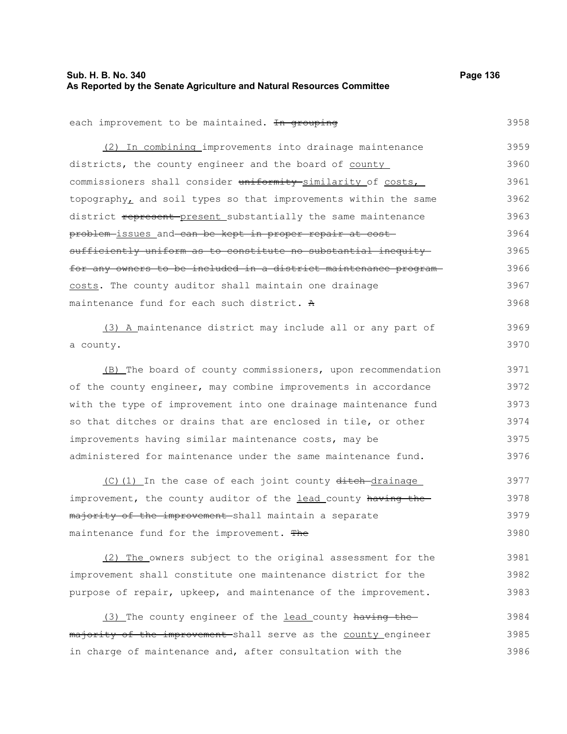each improvement to be maintained. ~~In grouping~~

(2) In combining improvements into drainage maintenance districts, the county engineer and the board of county commissioners shall consider ~~uniformity~~ similarity of costs, topography, and soil types so that improvements within the same district ~~represent~~ present substantially the same maintenance ~~problem~~ issues and ~~can be kept in proper repair at cost sufficiently uniform as to constitute no substantial inequity for any owners to be included in a district maintenance program~~ costs. The county auditor shall maintain one drainage maintenance fund for each such district. ~~A~~

(3) A maintenance district may include all or any part of a county.

(B) The board of county commissioners, upon recommendation of the county engineer, may combine improvements in accordance with the type of improvement into one drainage maintenance fund so that ditches or drains that are enclosed in tile, or other improvements having similar maintenance costs, may be administered for maintenance under the same maintenance fund.

(C)(1) In the case of each joint county ~~ditch~~ drainage improvement, the county auditor of the lead county ~~having the majority of the improvement~~ shall maintain a separate maintenance fund for the improvement. ~~The~~

(2) The owners subject to the original assessment for the improvement shall constitute one maintenance district for the purpose of repair, upkeep, and maintenance of the improvement.

(3) The county engineer of the lead county ~~having the majority of the improvement~~ shall serve as the county engineer in charge of maintenance and, after consultation with the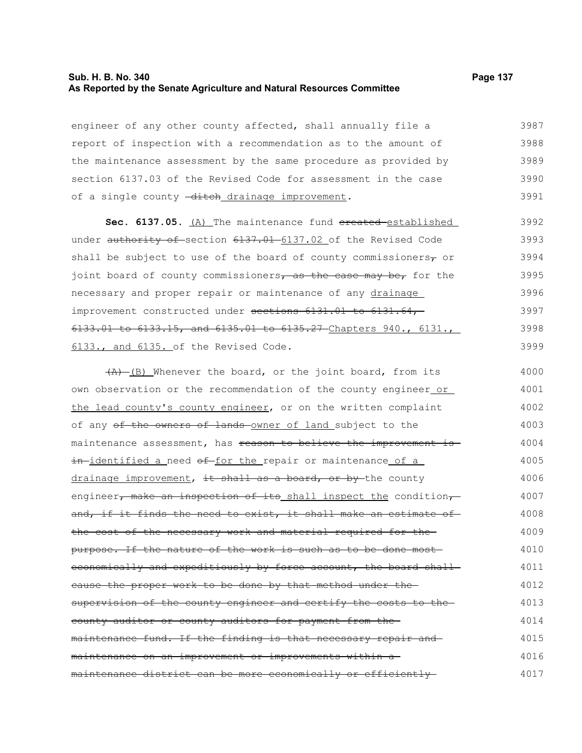engineer of any other county affected, shall annually file a report of inspection with a recommendation as to the amount of the maintenance assessment by the same procedure as provided by section 6137.03 of the Revised Code for assessment in the case of a single county ~~ditch~~ drainage improvement.

**Sec. 6137.05.** (A) The maintenance fund ~~created~~ established under ~~authority of~~ section ~~6137.01~~ 6137.02 of the Revised Code shall be subject to use of the board of county commissioners~~,~~ or joint board of county commissioners~~, as the case may be,~~ for the necessary and proper repair or maintenance of any drainage improvement constructed under ~~sections 6131.01 to 6131.64, 6133.01 to 6133.15, and 6135.01 to 6135.27~~ Chapters 940., 6131., 6133., and 6135. of the Revised Code.

~~(A)~~ (B) Whenever the board, or the joint board, from its own observation or the recommendation of the county engineer or the lead county's county engineer, or on the written complaint of any ~~of the owners of lands~~ owner of land subject to the maintenance assessment, has ~~reason to believe the improvement is in~~ identified a need ~~of~~ for the repair or maintenance of a drainage improvement, ~~it shall as a board, or by~~ the county engineer~~, make an inspection of its~~ shall inspect the condition~~, and, if it finds the need to exist, it shall make an estimate of the cost of the necessary work and material required for the purpose. If the nature of the work is such as to be done most economically and expeditiously by force account, the board shall cause the proper work to be done by that method under the supervision of the county engineer and certify the costs to the county auditor or county auditors for payment from the maintenance fund. If the finding is that necessary repair and maintenance on an improvement or improvements within a maintenance district can be more economically or efficiently~~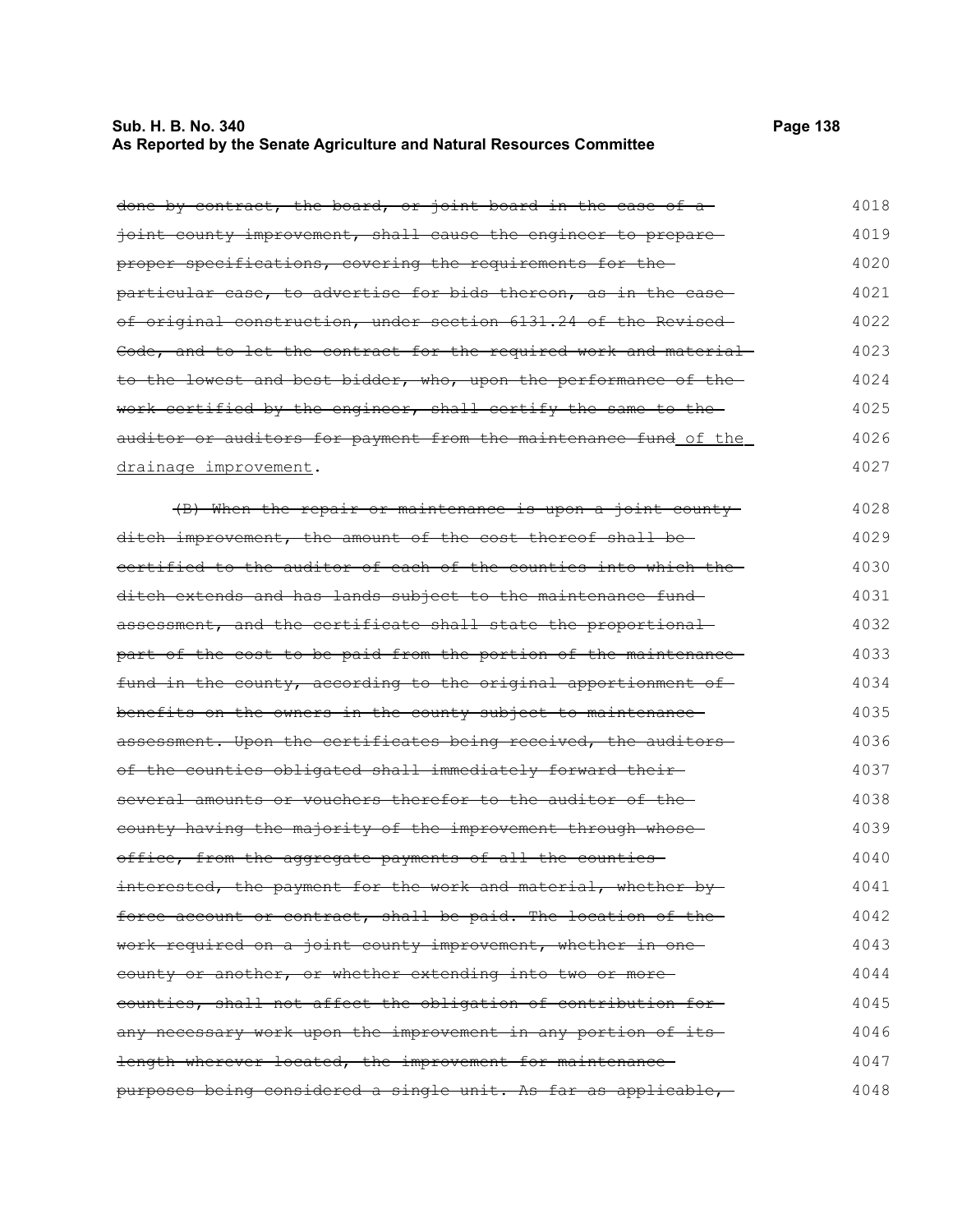~~done by contract, the board, or joint board in the case of a joint county improvement, shall cause the engineer to prepare proper specifications, covering the requirements for the particular case, to advertise for bids thereon, as in the case of original construction, under section 6131.24 of the Revised Code, and to let the contract for the required work and material to the lowest and best bidder, who, upon the performance of the work certified by the engineer, shall certify the same to the auditor or auditors for payment from the maintenance fund~~<u> of the drainage improvement</u>.

~~(B) When the repair or maintenance is upon a joint county ditch improvement, the amount of the cost thereof shall be certified to the auditor of each of the counties into which the ditch extends and has lands subject to the maintenance fund assessment, and the certificate shall state the proportional part of the cost to be paid from the portion of the maintenance fund in the county, according to the original apportionment of benefits on the owners in the county subject to maintenance assessment. Upon the certificates being received, the auditors of the counties obligated shall immediately forward their several amounts or vouchers therefor to the auditor of the county having the majority of the improvement through whose office, from the aggregate payments of all the counties interested, the payment for the work and material, whether by force account or contract, shall be paid. The location of the work required on a joint county improvement, whether in one county or another, or whether extending into two or more counties, shall not affect the obligation of contribution for any necessary work upon the improvement in any portion of its length wherever located, the improvement for maintenance purposes being considered a single unit. As far as applicable,~~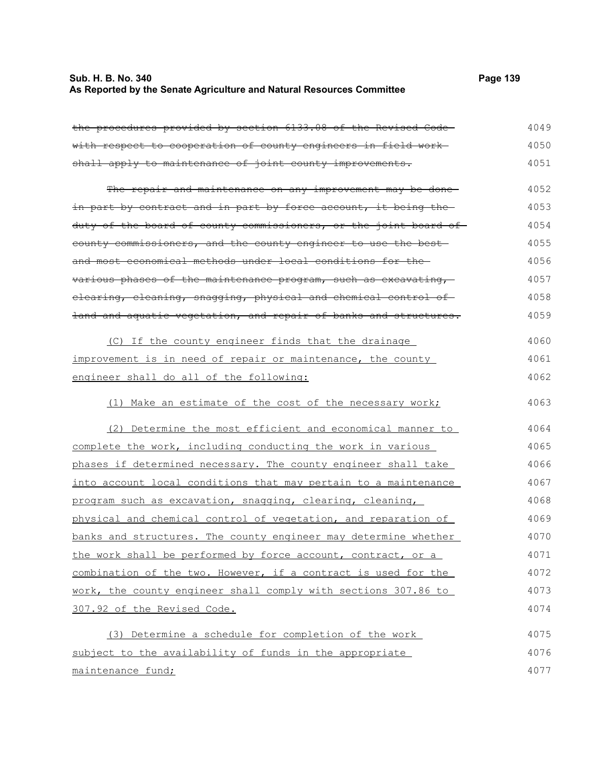~~the procedures provided by section 6133.08 of the Revised Code with respect to cooperation of county engineers in field work shall apply to maintenance of joint county improvements.~~

~~The repair and maintenance on any improvement may be done in part by contract and in part by force account, it being the duty of the board of county commissioners, or the joint board of county commissioners, and the county engineer to use the best and most economical methods under local conditions for the various phases of the maintenance program, such as excavating, clearing, cleaning, snagging, physical and chemical control of land and aquatic vegetation, and repair of banks and structures.~~

<u>(C) If the county engineer finds that the drainage improvement is in need of repair or maintenance, the county engineer shall do all of the following:</u>

<u>(1) Make an estimate of the cost of the necessary work;</u>

<u>(2) Determine the most efficient and economical manner to complete the work, including conducting the work in various phases if determined necessary. The county engineer shall take into account local conditions that may pertain to a maintenance program such as excavation, snagging, clearing, cleaning, physical and chemical control of vegetation, and reparation of banks and structures. The county engineer may determine whether the work shall be performed by force account, contract, or a combination of the two. However, if a contract is used for the work, the county engineer shall comply with sections 307.86 to 307.92 of the Revised Code.</u>

<u>(3) Determine a schedule for completion of the work subject to the availability of funds in the appropriate maintenance fund;</u>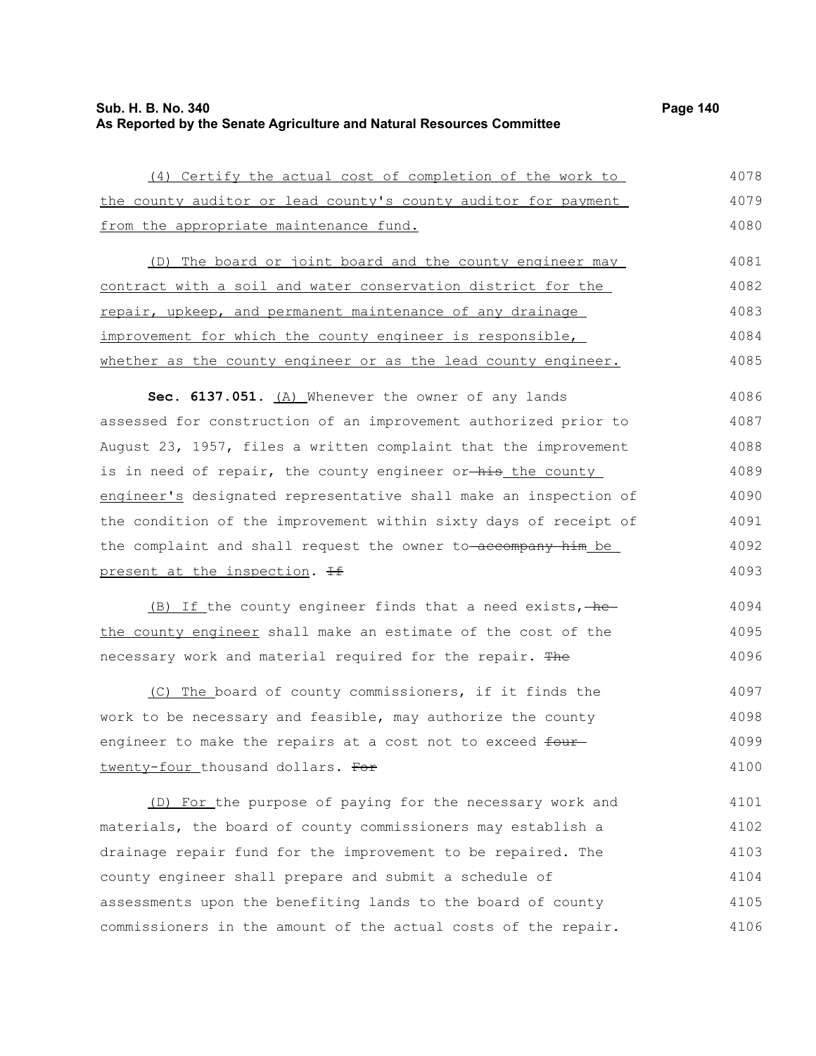(4) Certify the actual cost of completion of the work to the county auditor or lead county's county auditor for payment from the appropriate maintenance fund.

(D) The board or joint board and the county engineer may contract with a soil and water conservation district for the repair, upkeep, and permanent maintenance of any drainage improvement for which the county engineer is responsible, whether as the county engineer or as the lead county engineer.

**Sec. 6137.051.** (A) Whenever the owner of any lands assessed for construction of an improvement authorized prior to August 23, 1957, files a written complaint that the improvement is in need of repair, the county engineer or ~~his~~ the county engineer's designated representative shall make an inspection of the condition of the improvement within sixty days of receipt of the complaint and shall request the owner to ~~accompany him~~ be present at the inspection. ~~If~~

(B) If the county engineer finds that a need exists, ~~he~~ the county engineer shall make an estimate of the cost of the necessary work and material required for the repair. ~~The~~

(C) The board of county commissioners, if it finds the work to be necessary and feasible, may authorize the county engineer to make the repairs at a cost not to exceed ~~four~~ twenty-four thousand dollars. ~~For~~

(D) For the purpose of paying for the necessary work and materials, the board of county commissioners may establish a drainage repair fund for the improvement to be repaired. The county engineer shall prepare and submit a schedule of assessments upon the benefiting lands to the board of county commissioners in the amount of the actual costs of the repair.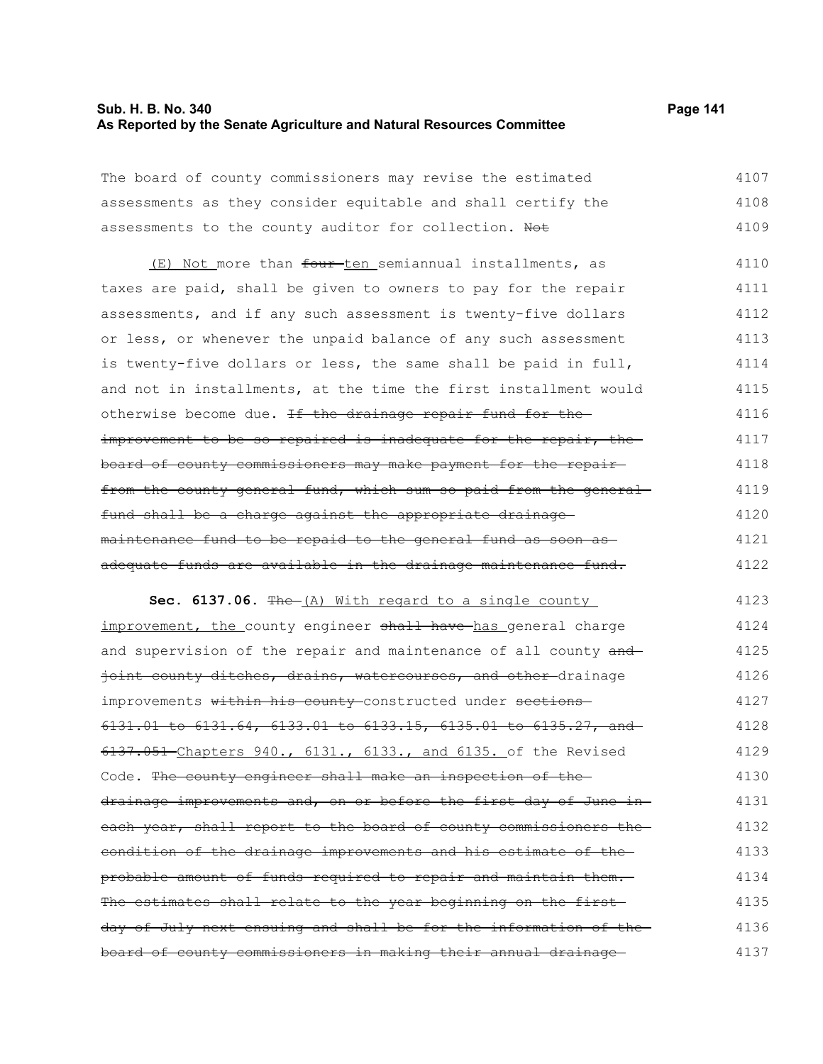The board of county commissioners may revise the estimated assessments as they consider equitable and shall certify the assessments to the county auditor for collection. ~~Not~~

(E) Not more than ~~four~~ ten semiannual installments, as taxes are paid, shall be given to owners to pay for the repair assessments, and if any such assessment is twenty-five dollars or less, or whenever the unpaid balance of any such assessment is twenty-five dollars or less, the same shall be paid in full, and not in installments, at the time the first installment would otherwise become due. ~~If the drainage repair fund for the improvement to be so repaired is inadequate for the repair, the board of county commissioners may make payment for the repair from the county general fund, which sum so paid from the general fund shall be a charge against the appropriate drainage maintenance fund to be repaid to the general fund as soon as adequate funds are available in the drainage maintenance fund.~~

**Sec. 6137.06.** ~~The~~ (A) With regard to a single county improvement, the county engineer ~~shall have~~ has general charge and supervision of the repair and maintenance of all county ~~and joint county ditches, drains, watercourses, and other~~ drainage improvements ~~within his county~~ constructed under ~~sections 6131.01 to 6131.64, 6133.01 to 6133.15, 6135.01 to 6135.27, and 6137.051~~ Chapters 940., 6131., 6133., and 6135. of the Revised Code. ~~The county engineer shall make an inspection of the drainage improvements and, on or before the first day of June in each year, shall report to the board of county commissioners the condition of the drainage improvements and his estimate of the probable amount of funds required to repair and maintain them. The estimates shall relate to the year beginning on the first day of July next ensuing and shall be for the information of the board of county commissioners in making their annual drainage~~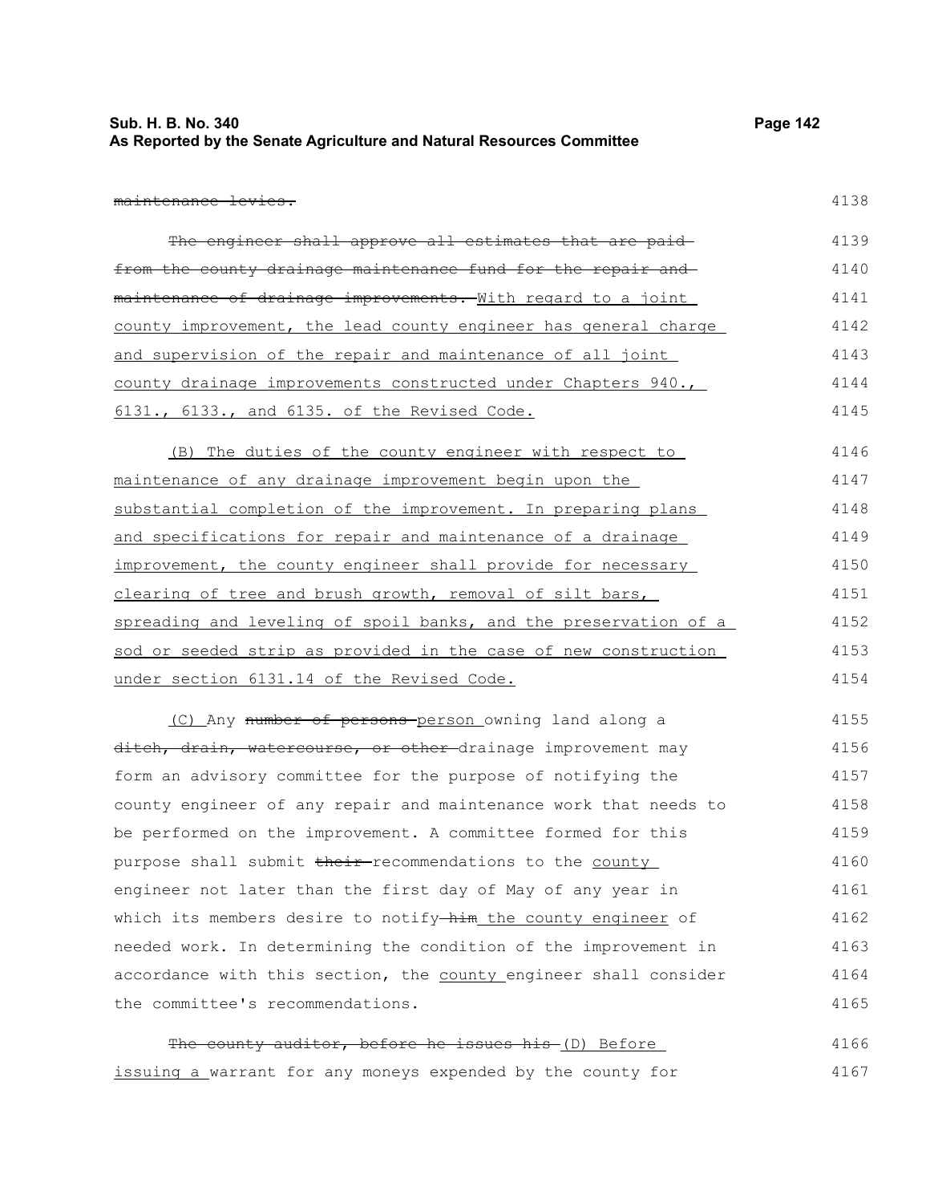~~maintenance levies.~~ 4138

~~The engineer shall approve all estimates that are paid from the county drainage maintenance fund for the repair and maintenance of drainage improvements.~~ With regard to a joint county improvement, the lead county engineer has general charge and supervision of the repair and maintenance of all joint county drainage improvements constructed under Chapters 940., 6131., 6133., and 6135. of the Revised Code. 4139 4140 4141 4142 4143 4144 4145

(B) The duties of the county engineer with respect to maintenance of any drainage improvement begin upon the substantial completion of the improvement. In preparing plans and specifications for repair and maintenance of a drainage improvement, the county engineer shall provide for necessary clearing of tree and brush growth, removal of silt bars, spreading and leveling of spoil banks, and the preservation of a sod or seeded strip as provided in the case of new construction under section 6131.14 of the Revised Code. 4146 4147 4148 4149 4150 4151 4152 4153 4154

(C) Any ~~number of persons~~ person owning land along a ~~ditch, drain, watercourse, or other~~ drainage improvement may form an advisory committee for the purpose of notifying the county engineer of any repair and maintenance work that needs to be performed on the improvement. A committee formed for this purpose shall submit ~~their~~ recommendations to the county engineer not later than the first day of May of any year in which its members desire to notify ~~him~~ the county engineer of needed work. In determining the condition of the improvement in accordance with this section, the county engineer shall consider the committee's recommendations. 4155 4156 4157 4158 4159 4160 4161 4162 4163 4164 4165

~~The county auditor, before he issues his~~ (D) Before issuing a warrant for any moneys expended by the county for 4166 4167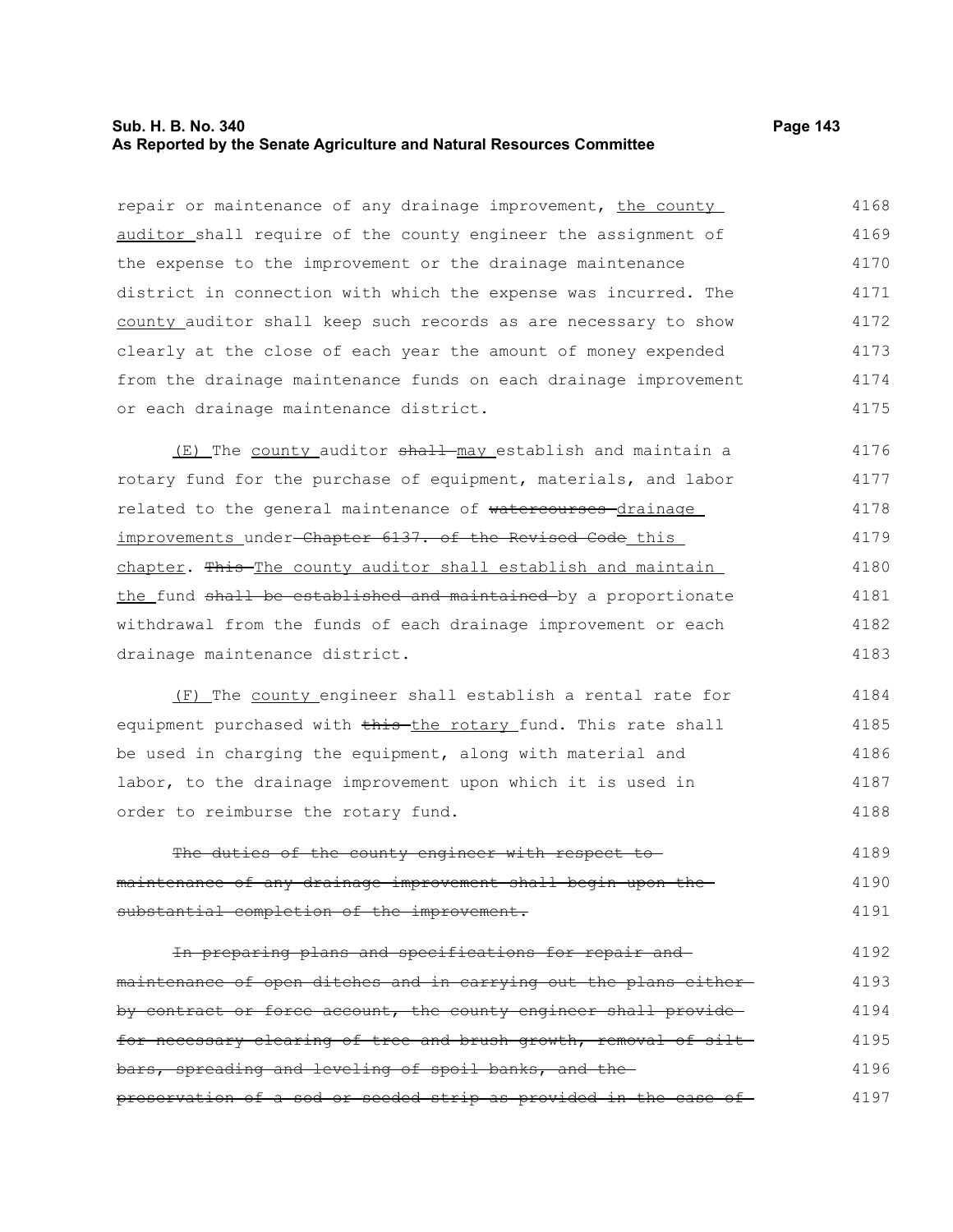repair or maintenance of any drainage improvement, the county auditor shall require of the county engineer the assignment of the expense to the improvement or the drainage maintenance district in connection with which the expense was incurred. The county auditor shall keep such records as are necessary to show clearly at the close of each year the amount of money expended from the drainage maintenance funds on each drainage improvement or each drainage maintenance district.

(E) The county auditor ~~shall~~ may establish and maintain a rotary fund for the purchase of equipment, materials, and labor related to the general maintenance of ~~watercourses~~ drainage improvements under ~~Chapter 6137. of the Revised Code~~ this chapter. ~~This~~ The county auditor shall establish and maintain the fund ~~shall be established and maintained~~ by a proportionate withdrawal from the funds of each drainage improvement or each drainage maintenance district.

(F) The county engineer shall establish a rental rate for equipment purchased with ~~this~~ the rotary fund. This rate shall be used in charging the equipment, along with material and labor, to the drainage improvement upon which it is used in order to reimburse the rotary fund.

~~The duties of the county engineer with respect to maintenance of any drainage improvement shall begin upon the substantial completion of the improvement.~~

~~In preparing plans and specifications for repair and maintenance of open ditches and in carrying out the plans either by contract or force account, the county engineer shall provide for necessary clearing of tree and brush growth, removal of silt bars, spreading and leveling of spoil banks, and the preservation of a sod or seeded strip as provided in the case of~~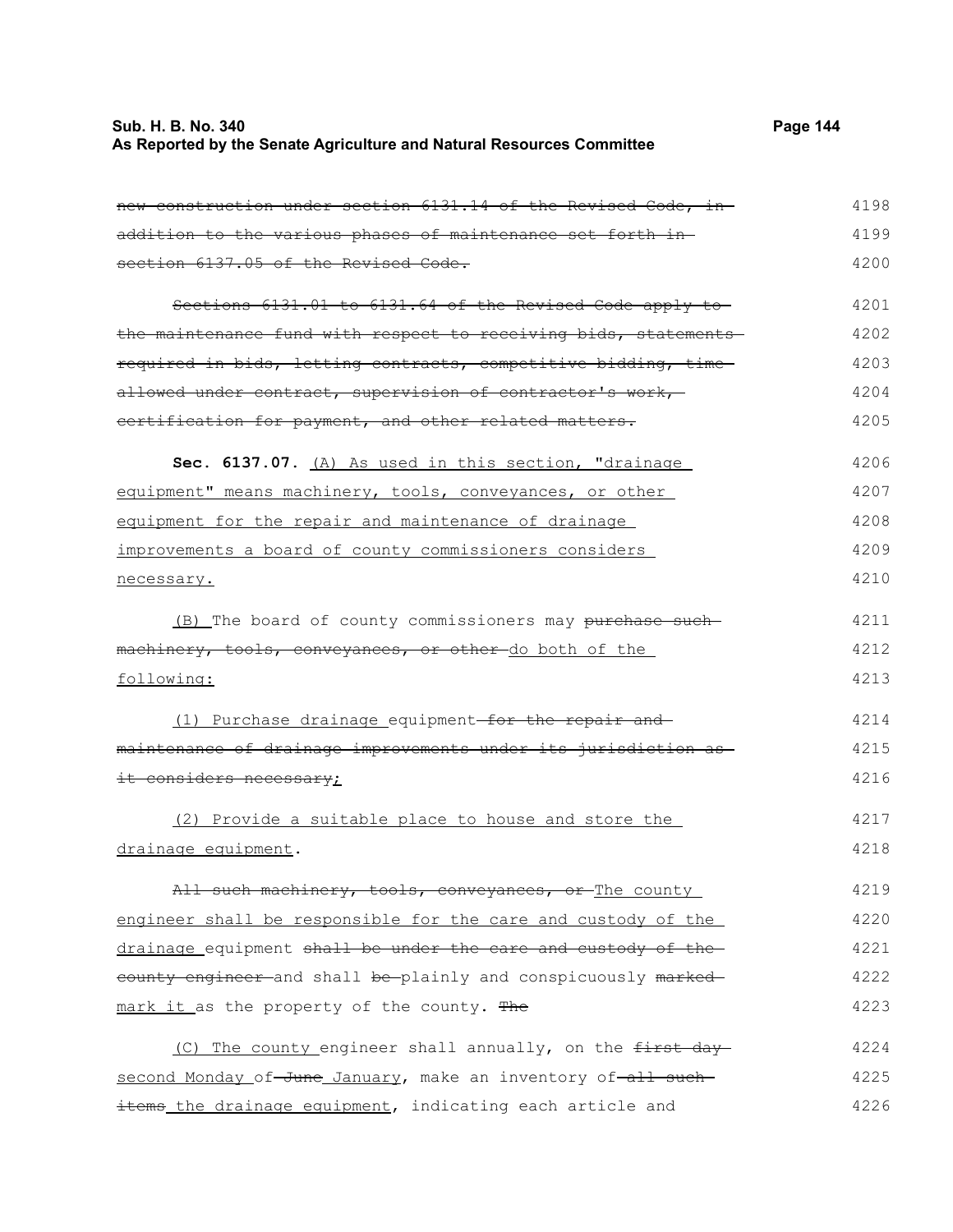~~new construction under section 6131.14 of the Revised Code, in addition to the various phases of maintenance set forth in section 6137.05 of the Revised Code.~~

~~Sections 6131.01 to 6131.64 of the Revised Code apply to the maintenance fund with respect to receiving bids, statements required in bids, letting contracts, competitive bidding, time allowed under contract, supervision of contractor's work, certification for payment, and other related matters.~~

**Sec. 6137.07.** <u>(A) As used in this section, "drainage equipment" means machinery, tools, conveyances, or other equipment for the repair and maintenance of drainage improvements a board of county commissioners considers necessary.</u>

<u>(B)</u> The board of county commissioners may ~~purchase such machinery, tools, conveyances, or other~~ <u>do both of the following:</u>

<u>(1) Purchase drainage</u> equipment ~~for the repair and maintenance of drainage improvements under its jurisdiction as it considers necessary~~<u>;</u>

<u>(2) Provide a suitable place to house and store the drainage equipment</u>.

~~All such machinery, tools, conveyances, or~~ <u>The county engineer shall be responsible for the care and custody of the drainage</u> equipment ~~shall be under the care and custody of the county engineer~~ and shall ~~be~~ plainly and conspicuously ~~marked~~ <u>mark it</u> as the property of the county. ~~The~~

<u>(C) The county</u> engineer shall annually, on the ~~first day~~ <u>second Monday</u> of ~~June~~ <u>January</u>, make an inventory of ~~all such items~~ <u>the drainage equipment</u>, indicating each article and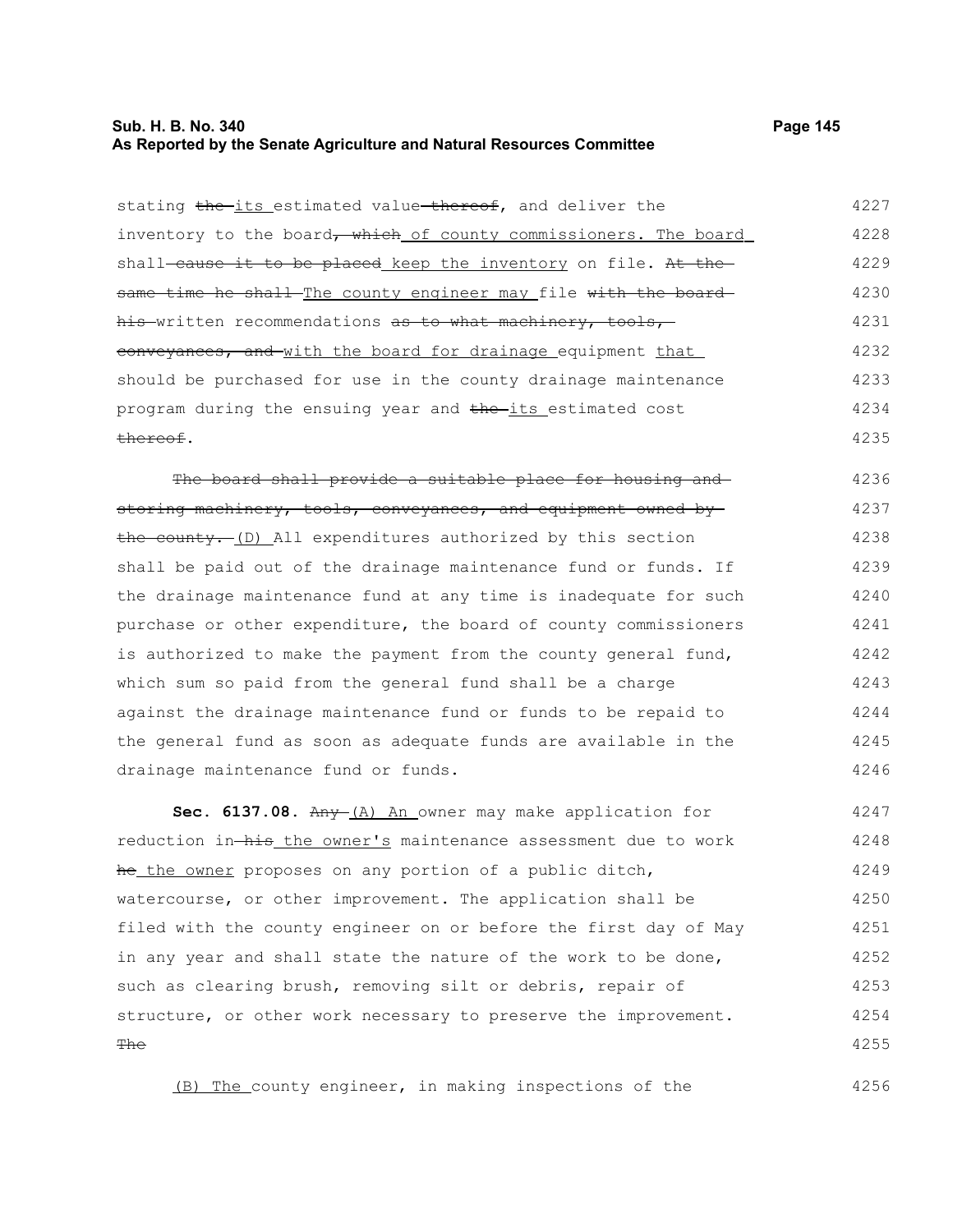stating ~~the~~ its estimated value ~~thereof~~, and deliver the inventory to the board~~, which~~ of county commissioners. The board shall ~~cause it to be placed~~ keep the inventory on file. ~~At the same time he shall~~ The county engineer may file ~~with the board his~~ written recommendations ~~as to what machinery, tools, conveyances, and~~ with the board for drainage equipment that should be purchased for use in the county drainage maintenance program during the ensuing year and ~~the~~ its estimated cost ~~thereof~~.

~~The board shall provide a suitable place for housing and storing machinery, tools, conveyances, and equipment owned by the county.~~ (D) All expenditures authorized by this section shall be paid out of the drainage maintenance fund or funds. If the drainage maintenance fund at any time is inadequate for such purchase or other expenditure, the board of county commissioners is authorized to make the payment from the county general fund, which sum so paid from the general fund shall be a charge against the drainage maintenance fund or funds to be repaid to the general fund as soon as adequate funds are available in the drainage maintenance fund or funds.

**Sec. 6137.08.** ~~Any~~ (A) An owner may make application for reduction in ~~his~~ the owner's maintenance assessment due to work ~~he~~ the owner proposes on any portion of a public ditch, watercourse, or other improvement. The application shall be filed with the county engineer on or before the first day of May in any year and shall state the nature of the work to be done, such as clearing brush, removing silt or debris, repair of structure, or other work necessary to preserve the improvement. ~~The~~

(B) The county engineer, in making inspections of the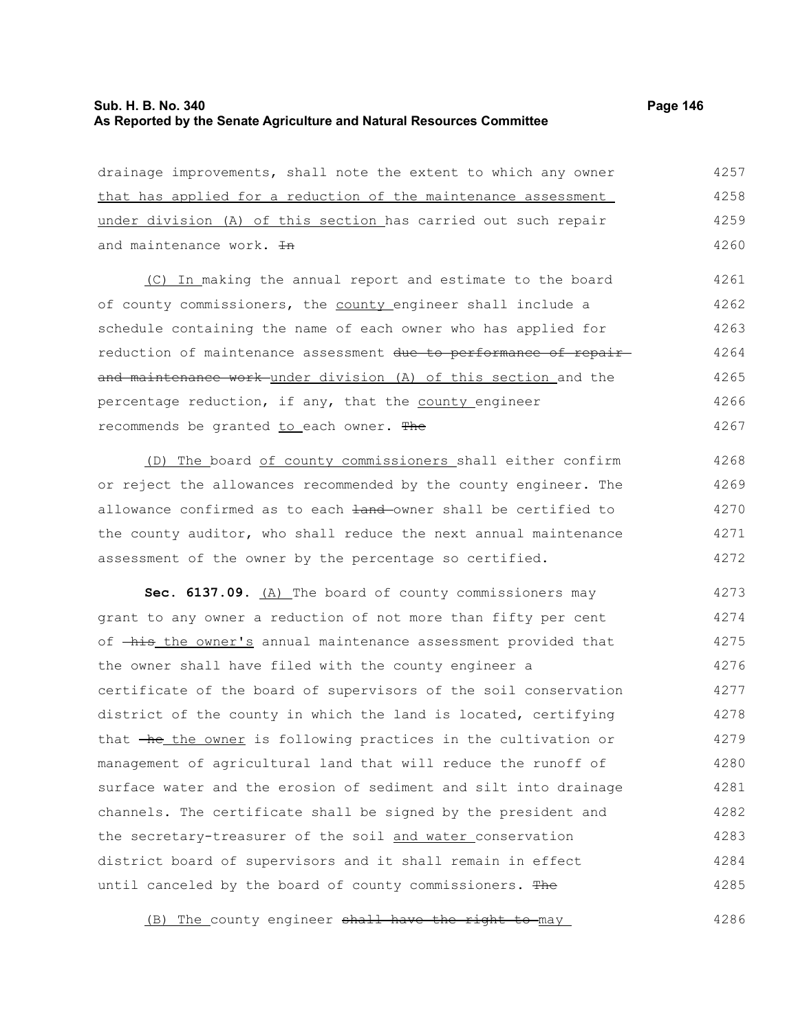drainage improvements, shall note the extent to which any owner that has applied for a reduction of the maintenance assessment under division (A) of this section has carried out such repair and maintenance work. ~~In~~

(C) In making the annual report and estimate to the board of county commissioners, the county engineer shall include a schedule containing the name of each owner who has applied for reduction of maintenance assessment ~~due to performance of repair and maintenance work~~ under division (A) of this section and the percentage reduction, if any, that the county engineer recommends be granted to each owner. ~~The~~

(D) The board of county commissioners shall either confirm or reject the allowances recommended by the county engineer. The allowance confirmed as to each ~~land~~ owner shall be certified to the county auditor, who shall reduce the next annual maintenance assessment of the owner by the percentage so certified.

**Sec. 6137.09.** (A) The board of county commissioners may grant to any owner a reduction of not more than fifty per cent of ~~his~~ the owner's annual maintenance assessment provided that the owner shall have filed with the county engineer a certificate of the board of supervisors of the soil conservation district of the county in which the land is located, certifying that ~~he~~ the owner is following practices in the cultivation or management of agricultural land that will reduce the runoff of surface water and the erosion of sediment and silt into drainage channels. The certificate shall be signed by the president and the secretary-treasurer of the soil and water conservation district board of supervisors and it shall remain in effect until canceled by the board of county commissioners. ~~The~~

(B) The county engineer ~~shall have the right to~~ may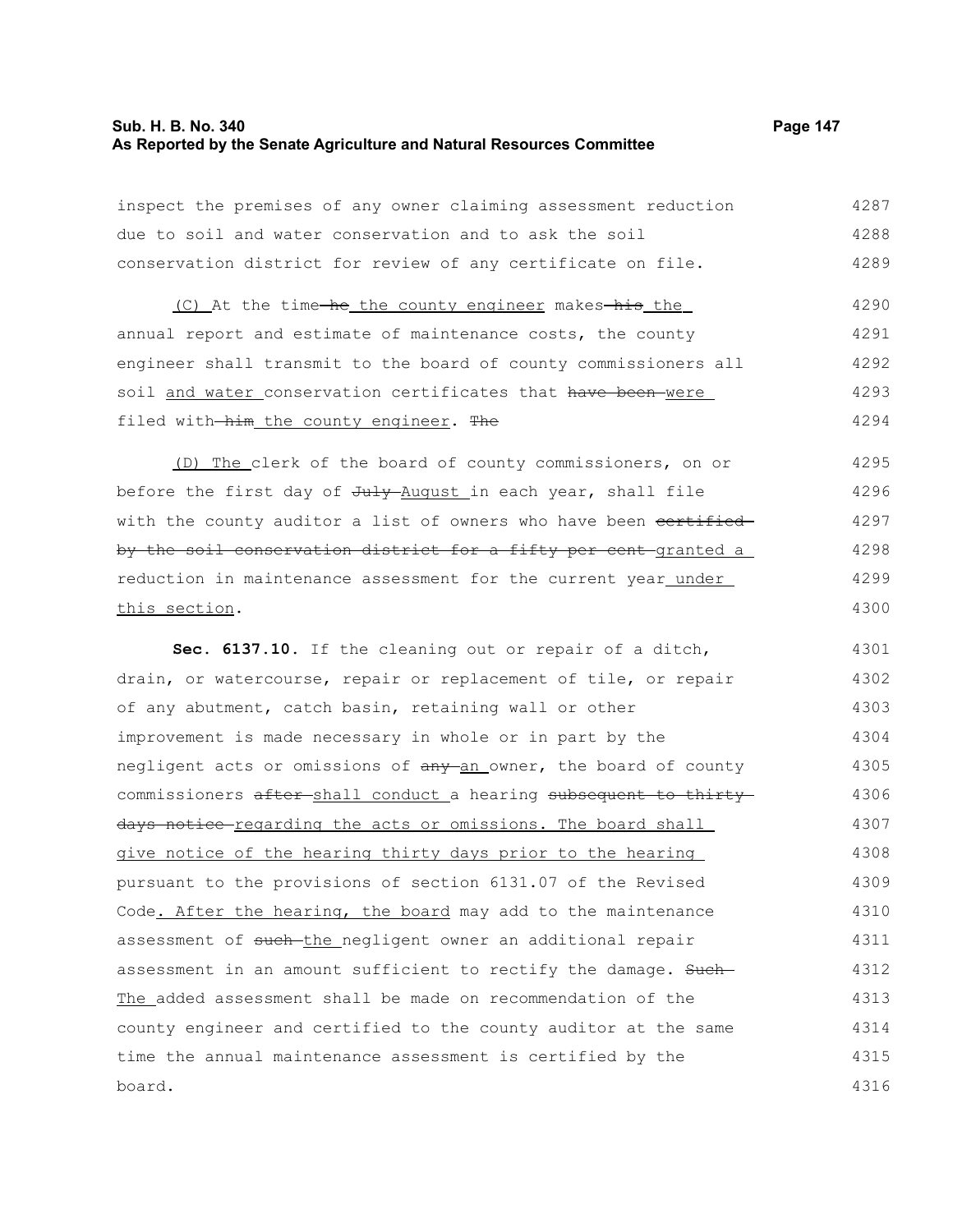inspect the premises of any owner claiming assessment reduction due to soil and water conservation and to ask the soil conservation district for review of any certificate on file.

(C) At the time ~~he~~ the county engineer makes ~~his~~ the annual report and estimate of maintenance costs, the county engineer shall transmit to the board of county commissioners all soil and water conservation certificates that ~~have been~~ were filed with ~~him~~ the county engineer. ~~The~~

(D) The clerk of the board of county commissioners, on or before the first day of ~~July~~ August in each year, shall file with the county auditor a list of owners who have been ~~certified by the soil conservation district for a fifty per cent~~ granted a reduction in maintenance assessment for the current year under this section.

**Sec. 6137.10.** If the cleaning out or repair of a ditch, drain, or watercourse, repair or replacement of tile, or repair of any abutment, catch basin, retaining wall or other improvement is made necessary in whole or in part by the negligent acts or omissions of ~~any~~ an owner, the board of county commissioners ~~after~~ shall conduct a hearing ~~subsequent to thirty days notice~~ regarding the acts or omissions. The board shall give notice of the hearing thirty days prior to the hearing pursuant to the provisions of section 6131.07 of the Revised Code. After the hearing, the board may add to the maintenance assessment of ~~such~~ the negligent owner an additional repair assessment in an amount sufficient to rectify the damage. ~~Such~~ The added assessment shall be made on recommendation of the county engineer and certified to the county auditor at the same time the annual maintenance assessment is certified by the board.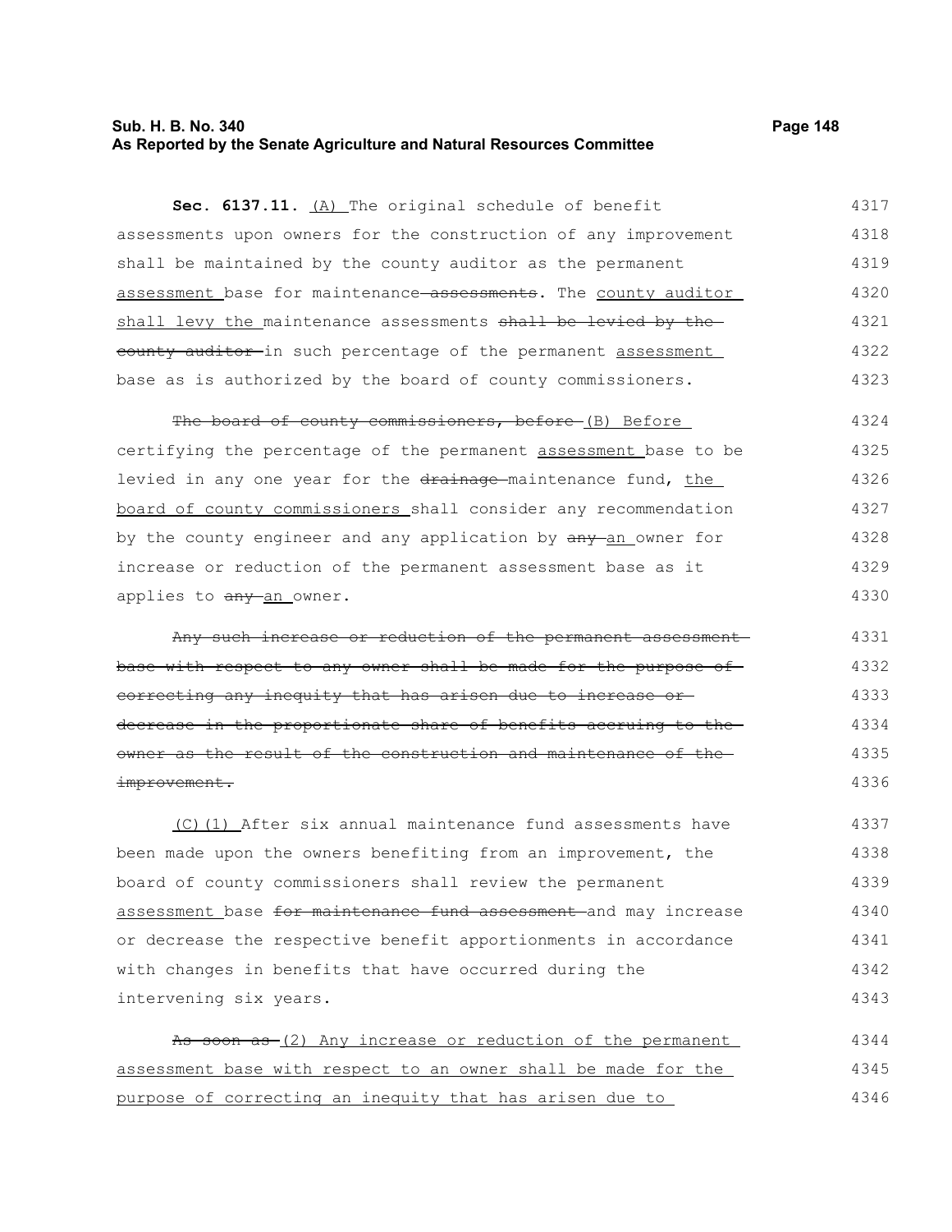**Sec. 6137.11.** <u>(A)</u> The original schedule of benefit assessments upon owners for the construction of any improvement shall be maintained by the county auditor as the permanent <u>assessment</u> base for maintenance ~~assessments~~. The <u>county auditor shall levy the</u> maintenance assessments ~~shall be levied by the county auditor~~ in such percentage of the permanent <u>assessment</u> base as is authorized by the board of county commissioners.

~~The board of county commissioners, before~~ <u>(B) Before</u> certifying the percentage of the permanent <u>assessment</u> base to be levied in any one year for the ~~drainage~~ maintenance fund, <u>the board of county commissioners</u> shall consider any recommendation by the county engineer and any application by ~~any~~ <u>an</u> owner for increase or reduction of the permanent assessment base as it applies to ~~any~~ <u>an</u> owner.

~~Any such increase or reduction of the permanent assessment base with respect to any owner shall be made for the purpose of correcting any inequity that has arisen due to increase or decrease in the proportionate share of benefits accruing to the owner as the result of the construction and maintenance of the improvement.~~

<u>(C)(1)</u> After six annual maintenance fund assessments have been made upon the owners benefiting from an improvement, the board of county commissioners shall review the permanent <u>assessment</u> base ~~for maintenance fund assessment~~ and may increase or decrease the respective benefit apportionments in accordance with changes in benefits that have occurred during the intervening six years.

~~As soon as~~ <u>(2) Any increase or reduction of the permanent assessment base with respect to an owner shall be made for the purpose of correcting an inequity that has arisen due to</u>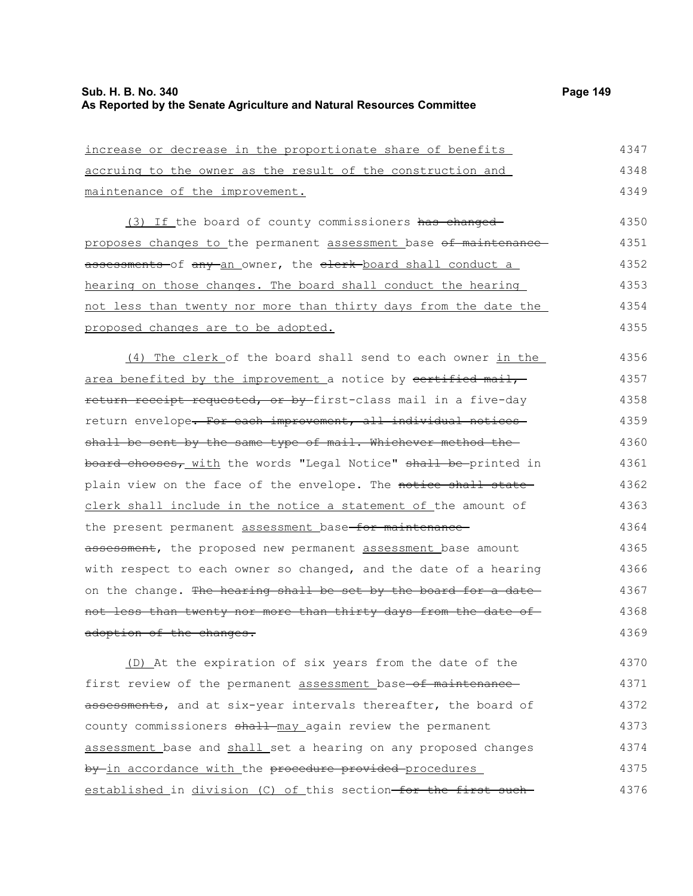increase or decrease in the proportionate share of benefits accruing to the owner as the result of the construction and maintenance of the improvement.

(3) If the board of county commissioners has changed proposes changes to the permanent assessment base of maintenance assessments of any an owner, the clerk board shall conduct a hearing on those changes. The board shall conduct the hearing not less than twenty nor more than thirty days from the date the proposed changes are to be adopted.

(4) The clerk of the board shall send to each owner in the area benefited by the improvement a notice by certified mail, return receipt requested, or by first-class mail in a five-day return envelope. For each improvement, all individual notices shall be sent by the same type of mail. Whichever method the board chooses, with the words "Legal Notice" shall be printed in plain view on the face of the envelope. The notice shall state clerk shall include in the notice a statement of the amount of the present permanent assessment base for maintenance assessment, the proposed new permanent assessment base amount with respect to each owner so changed, and the date of a hearing on the change. The hearing shall be set by the board for a date not less than twenty nor more than thirty days from the date of adoption of the changes.

(D) At the expiration of six years from the date of the first review of the permanent assessment base of maintenance assessments, and at six-year intervals thereafter, the board of county commissioners shall may again review the permanent assessment base and shall set a hearing on any proposed changes by in accordance with the procedure provided procedures established in division (C) of this section for the first such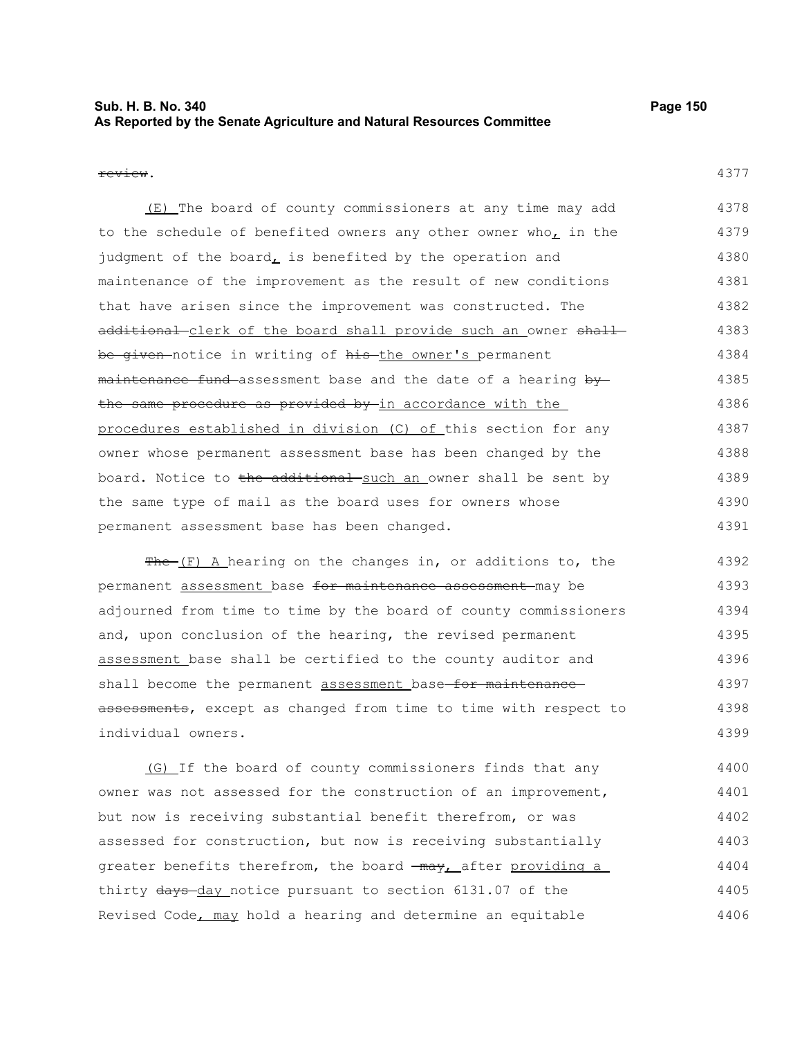~~review~~.

<u>(E)</u> The board of county commissioners at any time may add to the schedule of benefited owners any other owner who<u>,</u> in the judgment of the board<u>,</u> is benefited by the operation and maintenance of the improvement as the result of new conditions that have arisen since the improvement was constructed. The ~~additional~~ <u>clerk of the board shall provide such an</u> owner ~~shall be given~~ notice in writing of ~~his~~ <u>the owner's</u> permanent ~~maintenance fund~~ assessment base and the date of a hearing ~~by the same procedure as provided by~~ <u>in accordance with the procedures established in division (C) of</u> this section for any owner whose permanent assessment base has been changed by the board. Notice to ~~the additional~~ <u>such an</u> owner shall be sent by the same type of mail as the board uses for owners whose permanent assessment base has been changed.

~~The~~ <u>(F) A</u> hearing on the changes in, or additions to, the permanent <u>assessment</u> base ~~for maintenance assessment~~ may be adjourned from time to time by the board of county commissioners and, upon conclusion of the hearing, the revised permanent <u>assessment</u> base shall be certified to the county auditor and shall become the permanent <u>assessment</u> base ~~for maintenance assessments~~, except as changed from time to time with respect to individual owners.

<u>(G)</u> If the board of county commissioners finds that any owner was not assessed for the construction of an improvement, but now is receiving substantial benefit therefrom, or was assessed for construction, but now is receiving substantially greater benefits therefrom, the board ~~may~~<u>,</u> after <u>providing a</u> thirty ~~days~~ <u>day</u> notice pursuant to section 6131.07 of the Revised Code<u>, may</u> hold a hearing and determine an equitable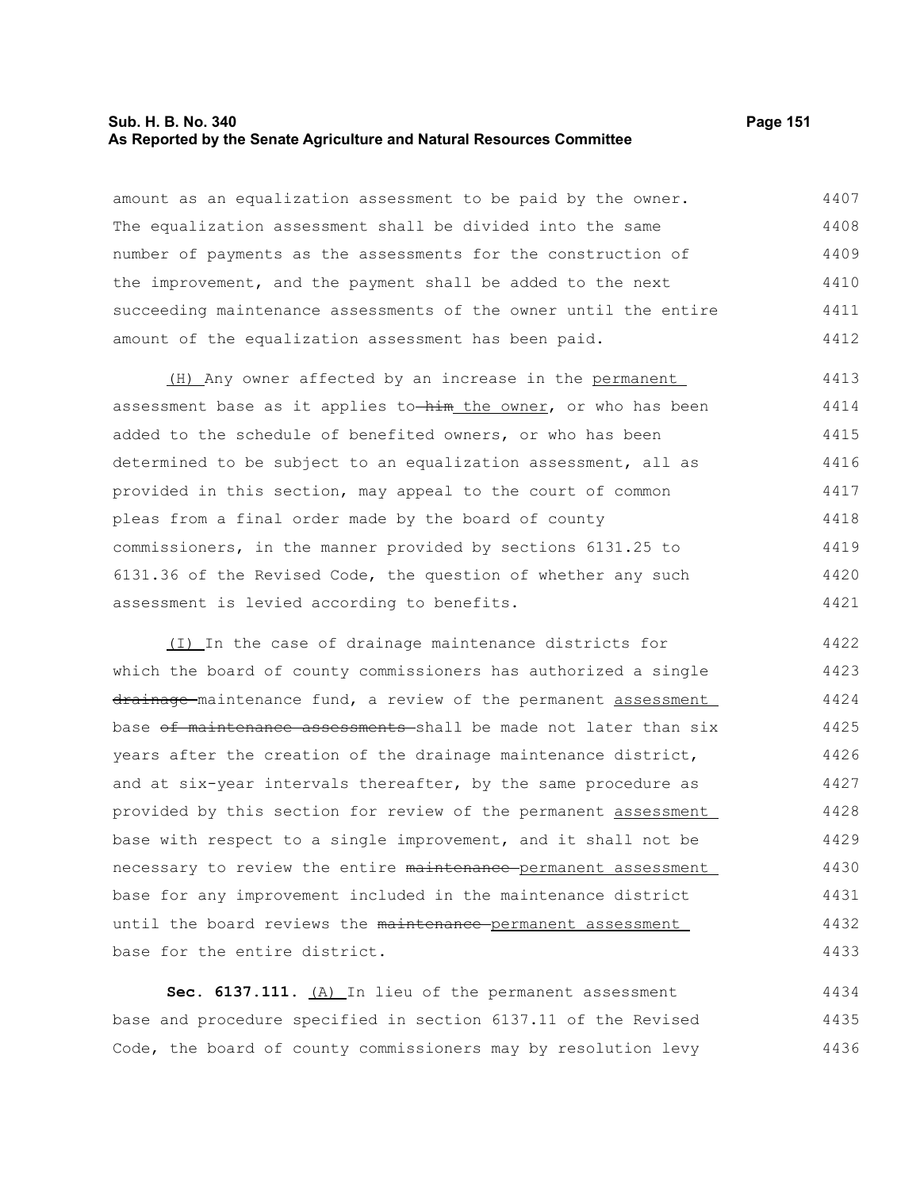amount as an equalization assessment to be paid by the owner. The equalization assessment shall be divided into the same number of payments as the assessments for the construction of the improvement, and the payment shall be added to the next succeeding maintenance assessments of the owner until the entire amount of the equalization assessment has been paid.

(H) Any owner affected by an increase in the permanent assessment base as it applies to ~~him~~ the owner, or who has been added to the schedule of benefited owners, or who has been determined to be subject to an equalization assessment, all as provided in this section, may appeal to the court of common pleas from a final order made by the board of county commissioners, in the manner provided by sections 6131.25 to 6131.36 of the Revised Code, the question of whether any such assessment is levied according to benefits.

(I) In the case of drainage maintenance districts for which the board of county commissioners has authorized a single ~~drainage~~ maintenance fund, a review of the permanent assessment base ~~of maintenance assessments~~ shall be made not later than six years after the creation of the drainage maintenance district, and at six-year intervals thereafter, by the same procedure as provided by this section for review of the permanent assessment base with respect to a single improvement, and it shall not be necessary to review the entire ~~maintenance~~ permanent assessment base for any improvement included in the maintenance district until the board reviews the ~~maintenance~~ permanent assessment base for the entire district.

**Sec. 6137.111.** (A) In lieu of the permanent assessment base and procedure specified in section 6137.11 of the Revised Code, the board of county commissioners may by resolution levy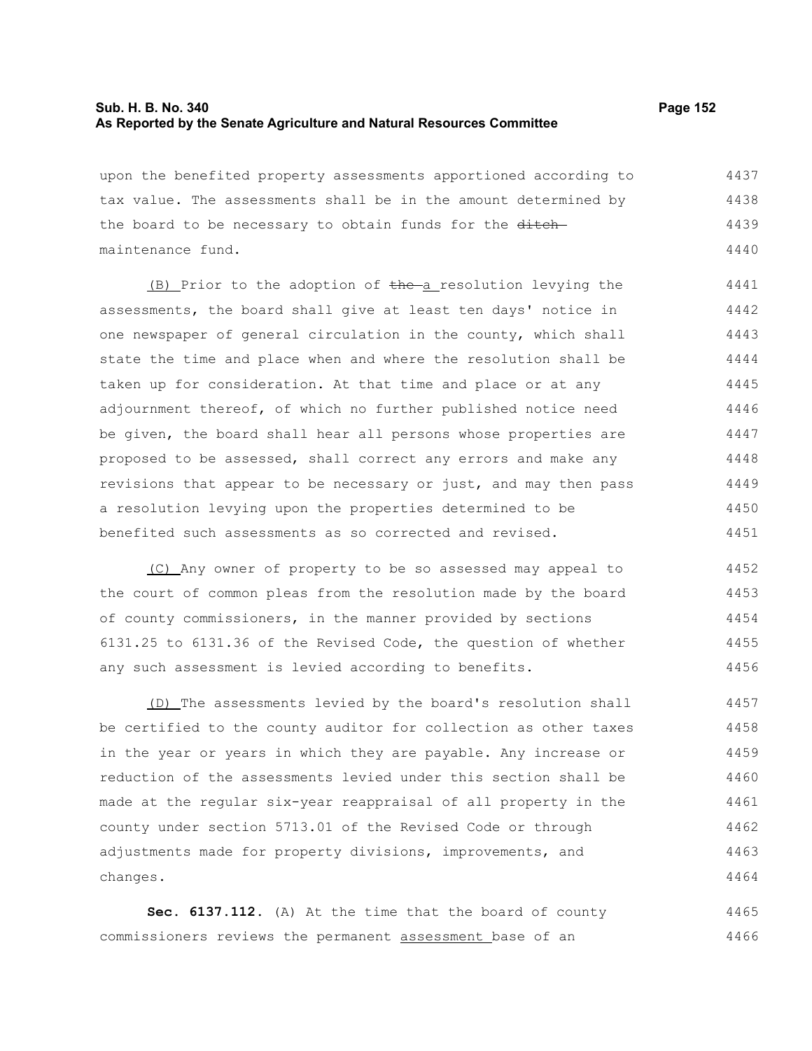upon the benefited property assessments apportioned according to tax value. The assessments shall be in the amount determined by the board to be necessary to obtain funds for the ~~ditch~~ maintenance fund.

(B) Prior to the adoption of ~~the~~ a resolution levying the assessments, the board shall give at least ten days' notice in one newspaper of general circulation in the county, which shall state the time and place when and where the resolution shall be taken up for consideration. At that time and place or at any adjournment thereof, of which no further published notice need be given, the board shall hear all persons whose properties are proposed to be assessed, shall correct any errors and make any revisions that appear to be necessary or just, and may then pass a resolution levying upon the properties determined to be benefited such assessments as so corrected and revised.

(C) Any owner of property to be so assessed may appeal to the court of common pleas from the resolution made by the board of county commissioners, in the manner provided by sections 6131.25 to 6131.36 of the Revised Code, the question of whether any such assessment is levied according to benefits.

(D) The assessments levied by the board's resolution shall be certified to the county auditor for collection as other taxes in the year or years in which they are payable. Any increase or reduction of the assessments levied under this section shall be made at the regular six-year reappraisal of all property in the county under section 5713.01 of the Revised Code or through adjustments made for property divisions, improvements, and changes.

**Sec. 6137.112.** (A) At the time that the board of county commissioners reviews the permanent assessment base of an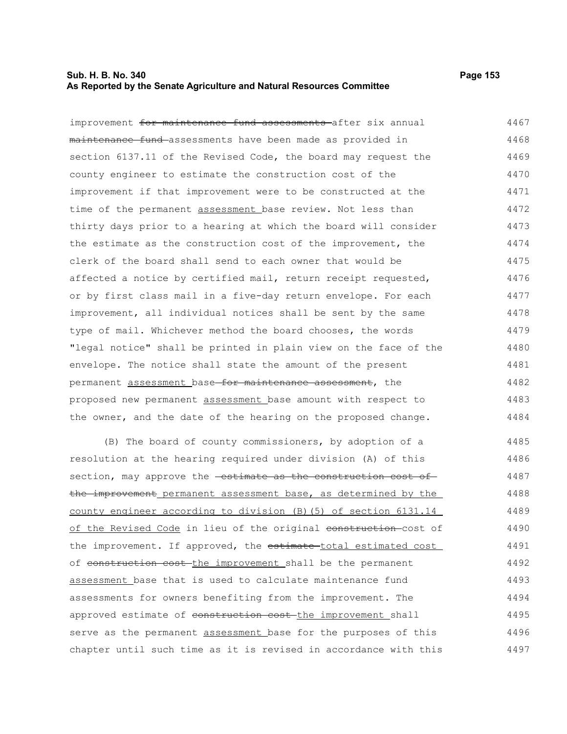improvement ~~for maintenance fund assessments~~ after six annual ~~maintenance fund~~ assessments have been made as provided in section 6137.11 of the Revised Code, the board may request the county engineer to estimate the construction cost of the improvement if that improvement were to be constructed at the time of the permanent <u>assessment</u> base review. Not less than thirty days prior to a hearing at which the board will consider the estimate as the construction cost of the improvement, the clerk of the board shall send to each owner that would be affected a notice by certified mail, return receipt requested, or by first class mail in a five-day return envelope. For each improvement, all individual notices shall be sent by the same type of mail. Whichever method the board chooses, the words "legal notice" shall be printed in plain view on the face of the envelope. The notice shall state the amount of the present permanent <u>assessment</u> base ~~for maintenance assessment~~, the proposed new permanent <u>assessment</u> base amount with respect to the owner, and the date of the hearing on the proposed change.

(B) The board of county commissioners, by adoption of a resolution at the hearing required under division (A) of this section, may approve the ~~estimate as the construction cost of the improvement~~ <u>permanent assessment base, as determined by the county engineer according to division (B)(5) of section 6131.14 of the Revised Code</u> in lieu of the original ~~construction~~ cost of the improvement. If approved, the ~~estimate~~ <u>total estimated cost</u> of ~~construction cost~~ <u>the improvement</u> shall be the permanent <u>assessment</u> base that is used to calculate maintenance fund assessments for owners benefiting from the improvement. The approved estimate of ~~construction cost~~ <u>the improvement</u> shall serve as the permanent <u>assessment</u> base for the purposes of this chapter until such time as it is revised in accordance with this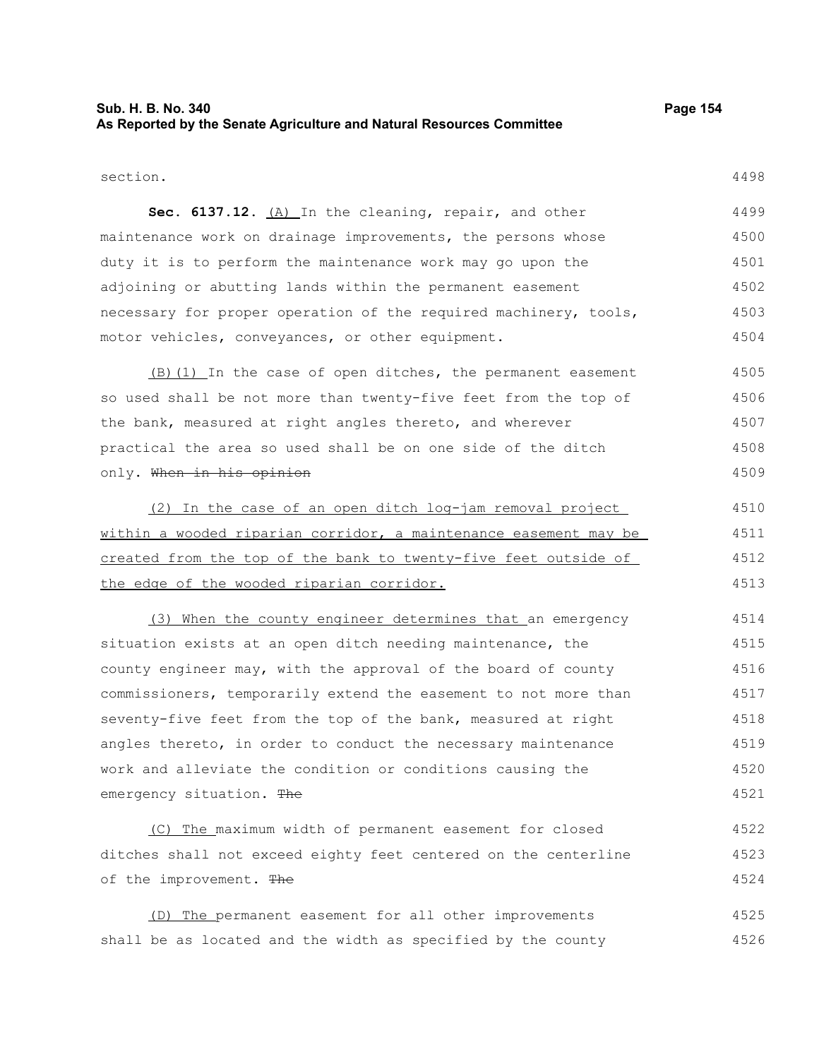section.

**Sec. 6137.12.** (A) In the cleaning, repair, and other maintenance work on drainage improvements, the persons whose duty it is to perform the maintenance work may go upon the adjoining or abutting lands within the permanent easement necessary for proper operation of the required machinery, tools, motor vehicles, conveyances, or other equipment.

(B)(1) In the case of open ditches, the permanent easement so used shall be not more than twenty-five feet from the top of the bank, measured at right angles thereto, and wherever practical the area so used shall be on one side of the ditch only. ~~When in his opinion~~

(2) In the case of an open ditch log-jam removal project within a wooded riparian corridor, a maintenance easement may be created from the top of the bank to twenty-five feet outside of the edge of the wooded riparian corridor.

(3) When the county engineer determines that an emergency situation exists at an open ditch needing maintenance, the county engineer may, with the approval of the board of county commissioners, temporarily extend the easement to not more than seventy-five feet from the top of the bank, measured at right angles thereto, in order to conduct the necessary maintenance work and alleviate the condition or conditions causing the emergency situation. ~~The~~

(C) The maximum width of permanent easement for closed ditches shall not exceed eighty feet centered on the centerline of the improvement. ~~The~~

(D) The permanent easement for all other improvements shall be as located and the width as specified by the county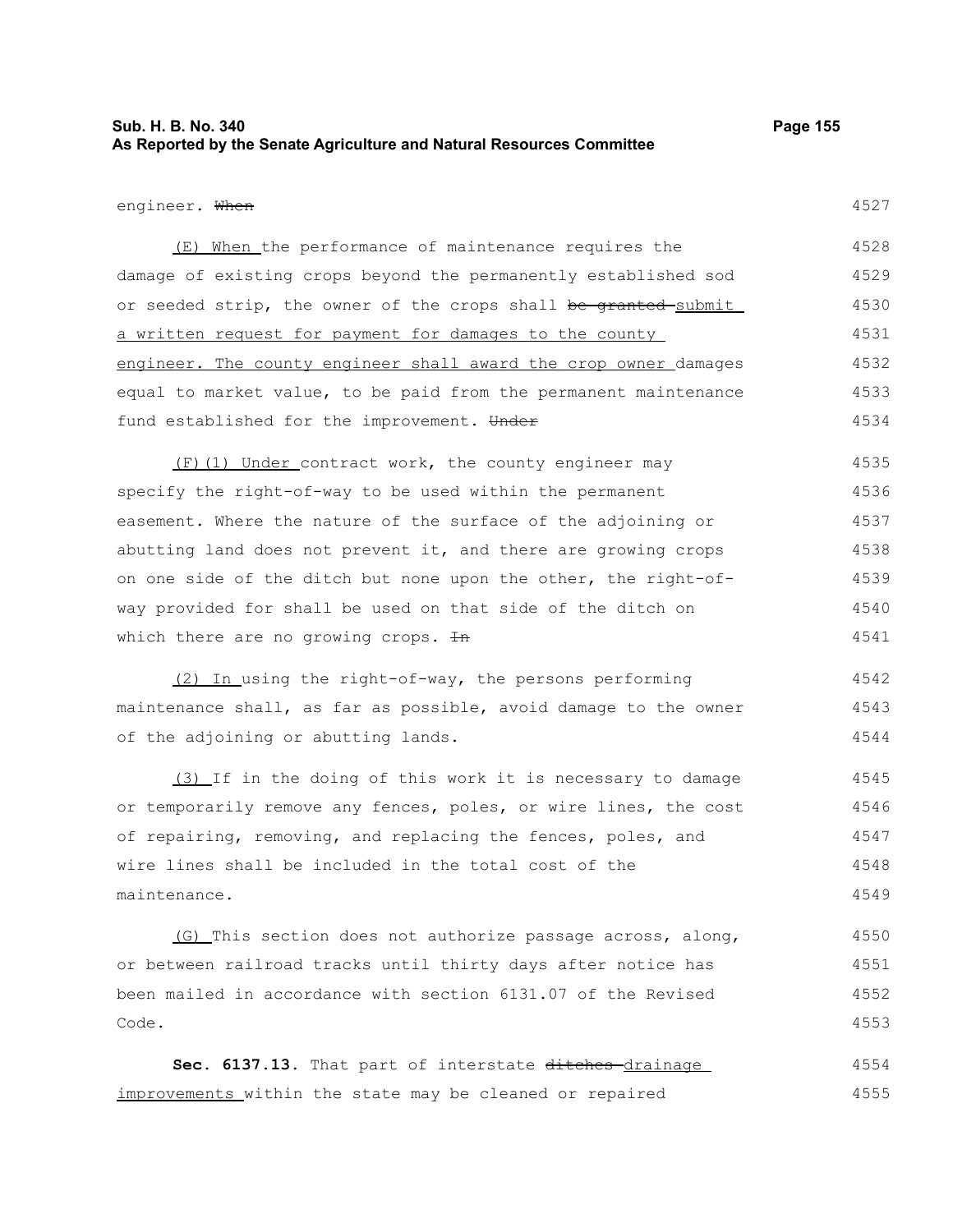engineer. When

(E) When the performance of maintenance requires the damage of existing crops beyond the permanently established sod or seeded strip, the owner of the crops shall be granted submit a written request for payment for damages to the county engineer. The county engineer shall award the crop owner damages equal to market value, to be paid from the permanent maintenance fund established for the improvement. Under

(F)(1) Under contract work, the county engineer may specify the right-of-way to be used within the permanent easement. Where the nature of the surface of the adjoining or abutting land does not prevent it, and there are growing crops on one side of the ditch but none upon the other, the right-of-way provided for shall be used on that side of the ditch on which there are no growing crops. In

(2) In using the right-of-way, the persons performing maintenance shall, as far as possible, avoid damage to the owner of the adjoining or abutting lands.

(3) If in the doing of this work it is necessary to damage or temporarily remove any fences, poles, or wire lines, the cost of repairing, removing, and replacing the fences, poles, and wire lines shall be included in the total cost of the maintenance.

(G) This section does not authorize passage across, along, or between railroad tracks until thirty days after notice has been mailed in accordance with section 6131.07 of the Revised Code.

**Sec. 6137.13.** That part of interstate ditches drainage improvements within the state may be cleaned or repaired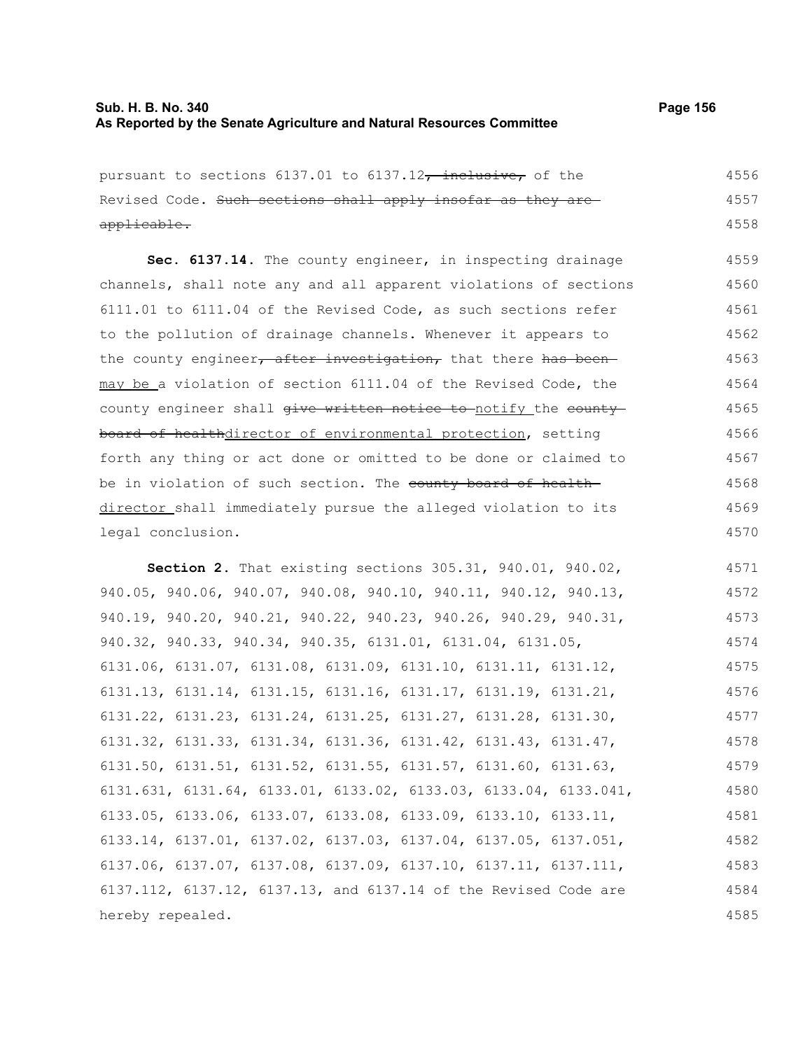pursuant to sections 6137.01 to 6137.12~~, inclusive,~~ of the Revised Code. ~~Such sections shall apply insofar as they are applicable.~~

**Sec. 6137.14.** The county engineer, in inspecting drainage channels, shall note any and all apparent violations of sections 6111.01 to 6111.04 of the Revised Code, as such sections refer to the pollution of drainage channels. Whenever it appears to the county engineer~~, after investigation,~~ that there ~~has been~~ <u>may be</u> a violation of section 6111.04 of the Revised Code, the county engineer shall ~~give written notice to~~ <u>notify</u> the ~~county board of health~~<u>director of environmental protection</u>, setting forth any thing or act done or omitted to be done or claimed to be in violation of such section. The ~~county board of health~~ <u>director</u> shall immediately pursue the alleged violation to its legal conclusion.

**Section 2.** That existing sections 305.31, 940.01, 940.02, 940.05, 940.06, 940.07, 940.08, 940.10, 940.11, 940.12, 940.13, 940.19, 940.20, 940.21, 940.22, 940.23, 940.26, 940.29, 940.31, 940.32, 940.33, 940.34, 940.35, 6131.01, 6131.04, 6131.05, 6131.06, 6131.07, 6131.08, 6131.09, 6131.10, 6131.11, 6131.12, 6131.13, 6131.14, 6131.15, 6131.16, 6131.17, 6131.19, 6131.21, 6131.22, 6131.23, 6131.24, 6131.25, 6131.27, 6131.28, 6131.30, 6131.32, 6131.33, 6131.34, 6131.36, 6131.42, 6131.43, 6131.47, 6131.50, 6131.51, 6131.52, 6131.55, 6131.57, 6131.60, 6131.63, 6131.631, 6131.64, 6133.01, 6133.02, 6133.03, 6133.04, 6133.041, 6133.05, 6133.06, 6133.07, 6133.08, 6133.09, 6133.10, 6133.11, 6133.14, 6137.01, 6137.02, 6137.03, 6137.04, 6137.05, 6137.051, 6137.06, 6137.07, 6137.08, 6137.09, 6137.10, 6137.11, 6137.111, 6137.112, 6137.12, 6137.13, and 6137.14 of the Revised Code are hereby repealed.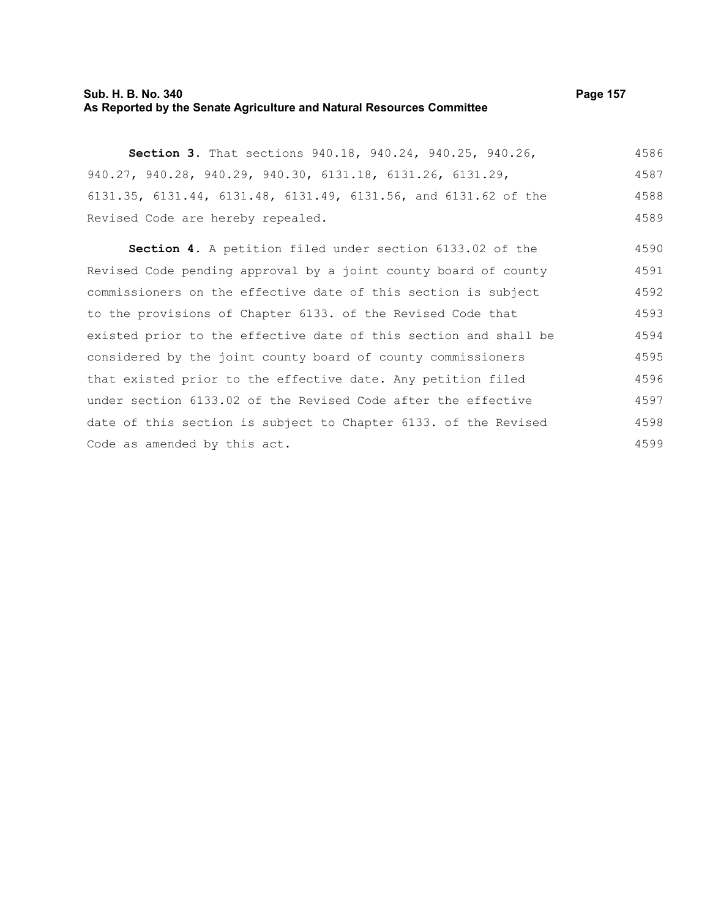**Section 3.** That sections 940.18, 940.24, 940.25, 940.26, 940.27, 940.28, 940.29, 940.30, 6131.18, 6131.26, 6131.29, 6131.35, 6131.44, 6131.48, 6131.49, 6131.56, and 6131.62 of the Revised Code are hereby repealed.

**Section 4.** A petition filed under section 6133.02 of the Revised Code pending approval by a joint county board of county commissioners on the effective date of this section is subject to the provisions of Chapter 6133. of the Revised Code that existed prior to the effective date of this section and shall be considered by the joint county board of county commissioners that existed prior to the effective date. Any petition filed under section 6133.02 of the Revised Code after the effective date of this section is subject to Chapter 6133. of the Revised Code as amended by this act.